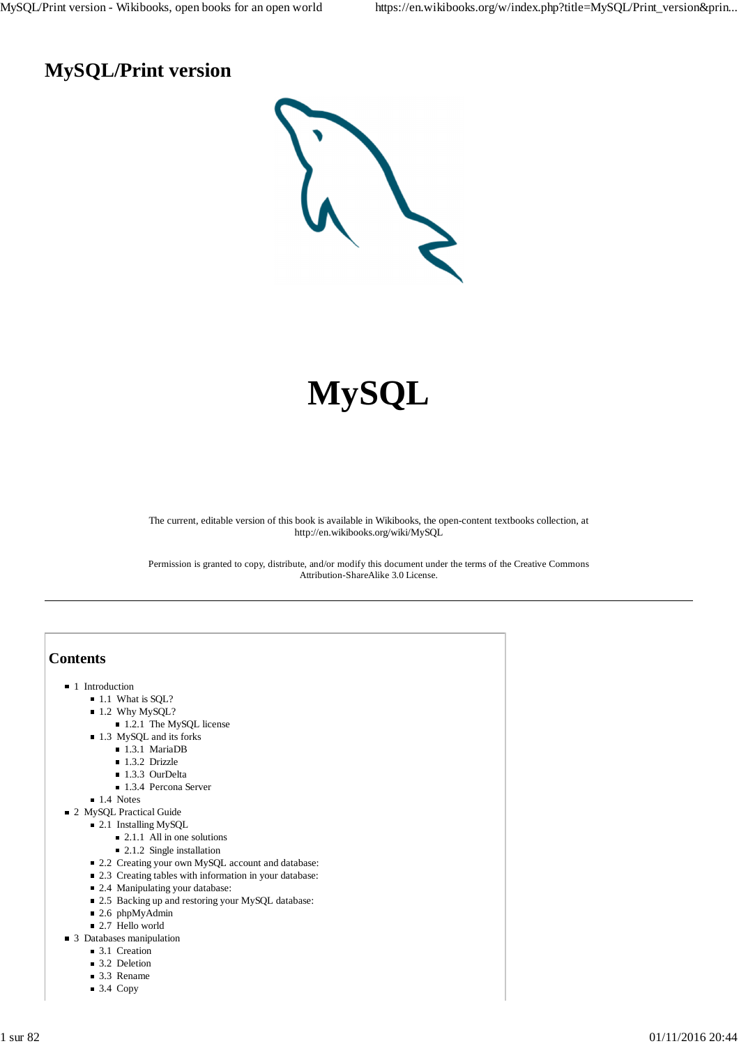# MySQL/Print version

# MySQL

The current, editable version of this book is available in Wikibooks, the open-content textbooks collection, at http://en.wikibooks.org/wiki/MySQL

Permission is granted to copy, distribute, and/or modify this document under the terms of the Creative Commons Attribution-ShareAlike 3.0 License.

---

## Contents

- 1 Introduction
  - 1.1 What is SQL?
  - 1.2 Why MySQL?
    - 1.2.1 The MySQL license
  - 1.3 MySQL and its forks
    - 1.3.1 MariaDB
    - 1.3.2 Drizzle
    - 1.3.3 OurDelta
    - 1.3.4 Percona Server
  - 1.4 Notes
- 2 MySQL Practical Guide
  - 2.1 Installing MySQL
    - 2.1.1 All in one solutions
    - 2.1.2 Single installation
  - 2.2 Creating your own MySQL account and database:
  - 2.3 Creating tables with information in your database:
  - 2.4 Manipulating your database:
  - 2.5 Backing up and restoring your MySQL database:
  - 2.6 phpMyAdmin
  - 2.7 Hello world
- 3 Databases manipulation
  - 3.1 Creation
  - 3.2 Deletion
  - 3.3 Rename
  - 3.4 Copy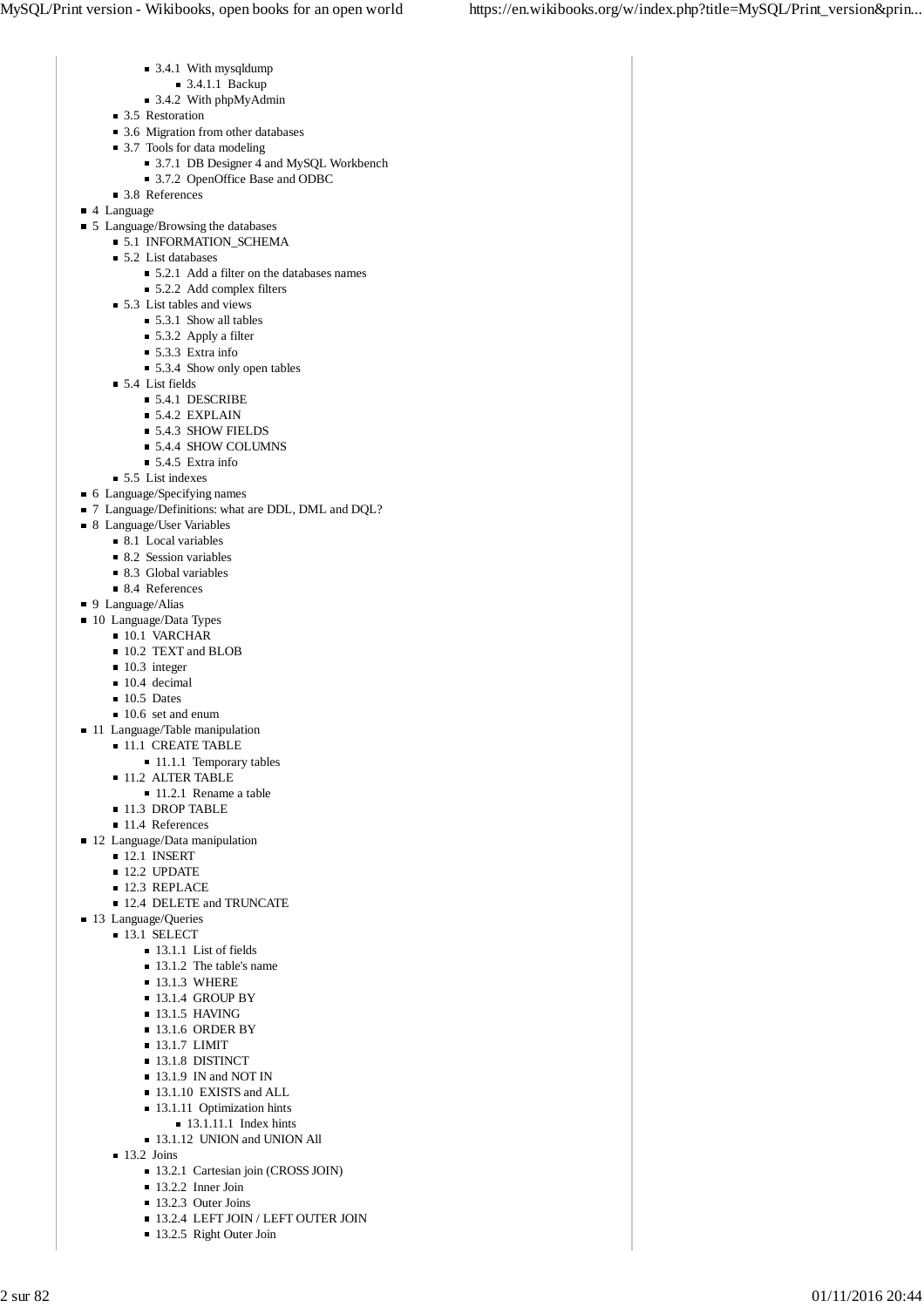- 3.4.1 With mysqldump
  - 3.4.1.1 Backup
- 3.4.2 With phpMyAdmin
- 3.5 Restoration
- 3.6 Migration from other databases
- 3.7 Tools for data modeling
  - 3.7.1 DB Designer 4 and MySQL Workbench
  - 3.7.2 OpenOffice Base and ODBC
- 3.8 References
- 4 Language
- 5 Language/Browsing the databases
  - 5.1 INFORMATION_SCHEMA
  - 5.2 List databases
    - 5.2.1 Add a filter on the databases names
    - 5.2.2 Add complex filters
  - 5.3 List tables and views
    - 5.3.1 Show all tables
    - 5.3.2 Apply a filter
    - 5.3.3 Extra info
    - 5.3.4 Show only open tables
  - 5.4 List fields
    - 5.4.1 DESCRIBE
    - 5.4.2 EXPLAIN
    - 5.4.3 SHOW FIELDS
    - 5.4.4 SHOW COLUMNS
    - 5.4.5 Extra info
  - 5.5 List indexes
- 6 Language/Specifying names
- 7 Language/Definitions: what are DDL, DML and DQL?
- 8 Language/User Variables
  - 8.1 Local variables
  - 8.2 Session variables
  - 8.3 Global variables
  - 8.4 References
- 9 Language/Alias
- 10 Language/Data Types
  - 10.1 VARCHAR
  - 10.2 TEXT and BLOB
  - 10.3 integer
  - 10.4 decimal
  - 10.5 Dates
  - 10.6 set and enum
- 11 Language/Table manipulation
  - 11.1 CREATE TABLE
    - 11.1.1 Temporary tables
  - 11.2 ALTER TABLE
    - 11.2.1 Rename a table
  - 11.3 DROP TABLE
  - 11.4 References
- 12 Language/Data manipulation
  - 12.1 INSERT
  - 12.2 UPDATE
  - 12.3 REPLACE
  - 12.4 DELETE and TRUNCATE
- 13 Language/Queries
  - 13.1 SELECT
    - 13.1.1 List of fields
    - 13.1.2 The table's name
    - 13.1.3 WHERE
    - 13.1.4 GROUP BY
    - 13.1.5 HAVING
    - 13.1.6 ORDER BY
    - 13.1.7 LIMIT
    - 13.1.8 DISTINCT
    - 13.1.9 IN and NOT IN
    - 13.1.10 EXISTS and ALL
    - 13.1.11 Optimization hints
      - 13.1.11.1 Index hints
    - 13.1.12 UNION and UNION All
  - 13.2 Joins
    - 13.2.1 Cartesian join (CROSS JOIN)
    - 13.2.2 Inner Join
    - 13.2.3 Outer Joins
    - 13.2.4 LEFT JOIN / LEFT OUTER JOIN
    - 13.2.5 Right Outer Join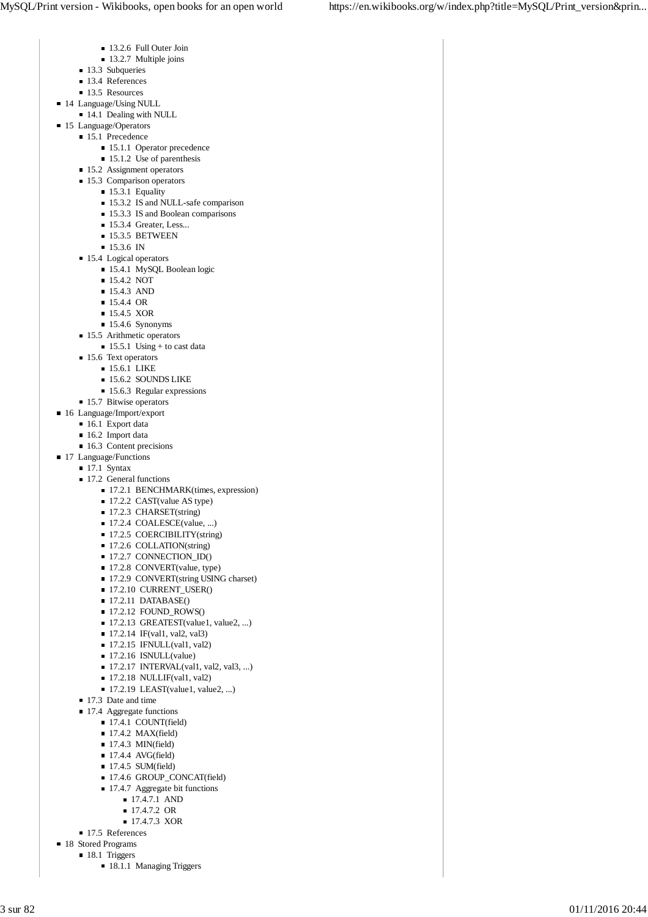- 13.2.6 Full Outer Join
- 13.2.7 Multiple joins
- 13.3 Subqueries
- 13.4 References
- 13.5 Resources

- 14 Language/Using NULL
  - 14.1 Dealing with NULL
- 15 Language/Operators
  - 15.1 Precedence
    - 15.1.1 Operator precedence
    - 15.1.2 Use of parenthesis
  - 15.2 Assignment operators
  - 15.3 Comparison operators
    - 15.3.1 Equality
    - 15.3.2 IS and NULL-safe comparison
    - 15.3.3 IS and Boolean comparisons
    - 15.3.4 Greater, Less...
    - 15.3.5 BETWEEN
    - 15.3.6 IN
  - 15.4 Logical operators
    - 15.4.1 MySQL Boolean logic
    - 15.4.2 NOT
    - 15.4.3 AND
    - 15.4.4 OR
    - 15.4.5 XOR
    - 15.4.6 Synonyms
  - 15.5 Arithmetic operators
    - 15.5.1 Using + to cast data
  - 15.6 Text operators
    - 15.6.1 LIKE
    - 15.6.2 SOUNDS LIKE
    - 15.6.3 Regular expressions
  - 15.7 Bitwise operators
- 16 Language/Import/export
  - 16.1 Export data
  - 16.2 Import data
  - 16.3 Content precisions
- 17 Language/Functions
  - 17.1 Syntax
  - 17.2 General functions
    - 17.2.1 BENCHMARK(times, expression)
    - 17.2.2 CAST(value AS type)
    - 17.2.3 CHARSET(string)
    - 17.2.4 COALESCE(value, ...)
    - 17.2.5 COERCIBILITY(string)
    - 17.2.6 COLLATION(string)
    - 17.2.7 CONNECTION_ID()
    - 17.2.8 CONVERT(value, type)
    - 17.2.9 CONVERT(string USING charset)
    - 17.2.10 CURRENT_USER()
    - 17.2.11 DATABASE()
    - 17.2.12 FOUND_ROWS()
    - 17.2.13 GREATEST(value1, value2, ...)
    - 17.2.14 IF(val1, val2, val3)
    - 17.2.15 IFNULL(val1, val2)
    - 17.2.16 ISNULL(value)
    - 17.2.17 INTERVAL(val1, val2, val3, ...)
    - 17.2.18 NULLIF(val1, val2)
    - 17.2.19 LEAST(value1, value2, ...)
  - 17.3 Date and time
  - 17.4 Aggregate functions
    - 17.4.1 COUNT(field)
    - 17.4.2 MAX(field)
    - 17.4.3 MIN(field)
    - 17.4.4 AVG(field)
    - 17.4.5 SUM(field)
    - 17.4.6 GROUP_CONCAT(field)
    - 17.4.7 Aggregate bit functions
      - 17.4.7.1 AND
      - 17.4.7.2 OR
      - 17.4.7.3 XOR
  - 17.5 References
- 18 Stored Programs
  - 18.1 Triggers
    - 18.1.1 Managing Triggers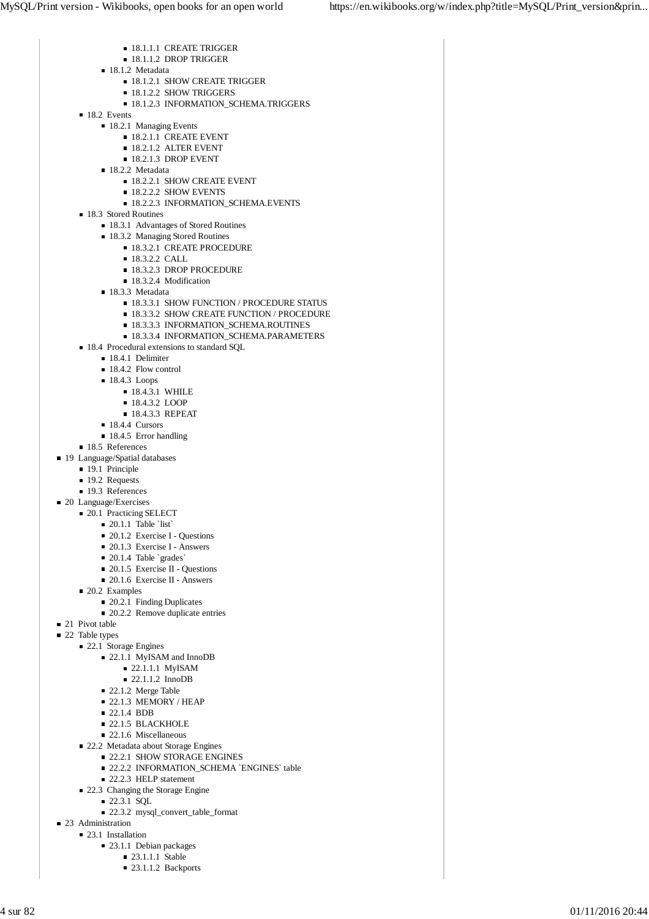- 18.1.1.1 CREATE TRIGGER
        - 18.1.1.2 DROP TRIGGER
      - 18.1.2 Metadata
        - 18.1.2.1 SHOW CREATE TRIGGER
        - 18.1.2.2 SHOW TRIGGERS
        - 18.1.2.3 INFORMATION_SCHEMA.TRIGGERS
    - 18.2 Events
      - 18.2.1 Managing Events
        - 18.2.1.1 CREATE EVENT
        - 18.2.1.2 ALTER EVENT
        - 18.2.1.3 DROP EVENT
      - 18.2.2 Metadata
        - 18.2.2.1 SHOW CREATE EVENT
        - 18.2.2.2 SHOW EVENTS
        - 18.2.2.3 INFORMATION_SCHEMA.EVENTS
    - 18.3 Stored Routines
      - 18.3.1 Advantages of Stored Routines
      - 18.3.2 Managing Stored Routines
        - 18.3.2.1 CREATE PROCEDURE
        - 18.3.2.2 CALL
        - 18.3.2.3 DROP PROCEDURE
        - 18.3.2.4 Modification
      - 18.3.3 Metadata
        - 18.3.3.1 SHOW FUNCTION / PROCEDURE STATUS
        - 18.3.3.2 SHOW CREATE FUNCTION / PROCEDURE
        - 18.3.3.3 INFORMATION_SCHEMA.ROUTINES
        - 18.3.3.4 INFORMATION_SCHEMA.PARAMETERS
    - 18.4 Procedural extensions to standard SQL
      - 18.4.1 Delimiter
      - 18.4.2 Flow control
      - 18.4.3 Loops
        - 18.4.3.1 WHILE
        - 18.4.3.2 LOOP
        - 18.4.3.3 REPEAT
      - 18.4.4 Cursors
      - 18.4.5 Error handling
    - 18.5 References
- 19 Language/Spatial databases
    - 19.1 Principle
    - 19.2 Requests
    - 19.3 References
- 20 Language/Exercises
    - 20.1 Practicing SELECT
      - 20.1.1 Table `list`
      - 20.1.2 Exercise I - Questions
      - 20.1.3 Exercise I - Answers
      - 20.1.4 Table `grades`
      - 20.1.5 Exercise II - Questions
      - 20.1.6 Exercise II - Answers
    - 20.2 Examples
      - 20.2.1 Finding Duplicates
      - 20.2.2 Remove duplicate entries
- 21 Pivot table
- 22 Table types
    - 22.1 Storage Engines
      - 22.1.1 MyISAM and InnoDB
        - 22.1.1.1 MyISAM
        - 22.1.1.2 InnoDB
      - 22.1.2 Merge Table
      - 22.1.3 MEMORY / HEAP
      - 22.1.4 BDB
      - 22.1.5 BLACKHOLE
      - 22.1.6 Miscellaneous
    - 22.2 Metadata about Storage Engines
      - 22.2.1 SHOW STORAGE ENGINES
      - 22.2.2 INFORMATION_SCHEMA `ENGINES` table
      - 22.2.3 HELP statement
    - 22.3 Changing the Storage Engine
      - 22.3.1 SQL
      - 22.3.2 mysql_convert_table_format
- 23 Administration
    - 23.1 Installation
      - 23.1.1 Debian packages
        - 23.1.1.1 Stable
        - 23.1.1.2 Backports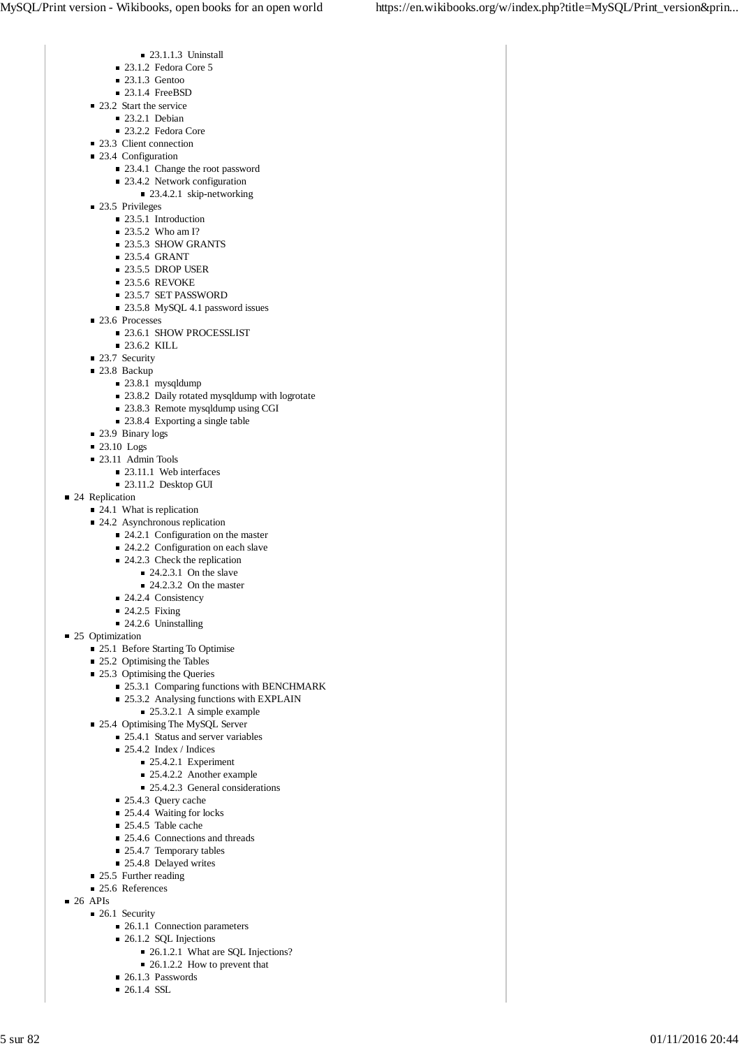- 23.1.1.3 Uninstall
- 23.1.2 Fedora Core 5
- 23.1.3 Gentoo
- 23.1.4 FreeBSD
- 23.2 Start the service
  - 23.2.1 Debian
  - 23.2.2 Fedora Core
- 23.3 Client connection
- 23.4 Configuration
  - 23.4.1 Change the root password
  - 23.4.2 Network configuration
    - 23.4.2.1 skip-networking
- 23.5 Privileges
  - 23.5.1 Introduction
  - 23.5.2 Who am I?
  - 23.5.3 SHOW GRANTS
  - 23.5.4 GRANT
  - 23.5.5 DROP USER
  - 23.5.6 REVOKE
  - 23.5.7 SET PASSWORD
  - 23.5.8 MySQL 4.1 password issues
- 23.6 Processes
  - 23.6.1 SHOW PROCESSLIST
  - 23.6.2 KILL
- 23.7 Security
- 23.8 Backup
  - 23.8.1 mysqldump
  - 23.8.2 Daily rotated mysqldump with logrotate
  - 23.8.3 Remote mysqldump using CGI
  - 23.8.4 Exporting a single table
- 23.9 Binary logs
- 23.10 Logs
- 23.11 Admin Tools
  - 23.11.1 Web interfaces
  - 23.11.2 Desktop GUI
- 24 Replication
  - 24.1 What is replication
  - 24.2 Asynchronous replication
    - 24.2.1 Configuration on the master
    - 24.2.2 Configuration on each slave
    - 24.2.3 Check the replication
      - 24.2.3.1 On the slave
      - 24.2.3.2 On the master
    - 24.2.4 Consistency
    - 24.2.5 Fixing
    - 24.2.6 Uninstalling
- 25 Optimization
  - 25.1 Before Starting To Optimise
  - 25.2 Optimising the Tables
  - 25.3 Optimising the Queries
    - 25.3.1 Comparing functions with BENCHMARK
    - 25.3.2 Analysing functions with EXPLAIN
      - 25.3.2.1 A simple example
  - 25.4 Optimising The MySQL Server
    - 25.4.1 Status and server variables
    - 25.4.2 Index / Indices
      - 25.4.2.1 Experiment
      - 25.4.2.2 Another example
      - 25.4.2.3 General considerations
    - 25.4.3 Query cache
    - 25.4.4 Waiting for locks
    - 25.4.5 Table cache
    - 25.4.6 Connections and threads
    - 25.4.7 Temporary tables
    - 25.4.8 Delayed writes
  - 25.5 Further reading
  - 25.6 References
- 26 APIs
  - 26.1 Security
    - 26.1.1 Connection parameters
    - 26.1.2 SQL Injections
      - 26.1.2.1 What are SQL Injections?
      - 26.1.2.2 How to prevent that
    - 26.1.3 Passwords
    - 26.1.4 SSL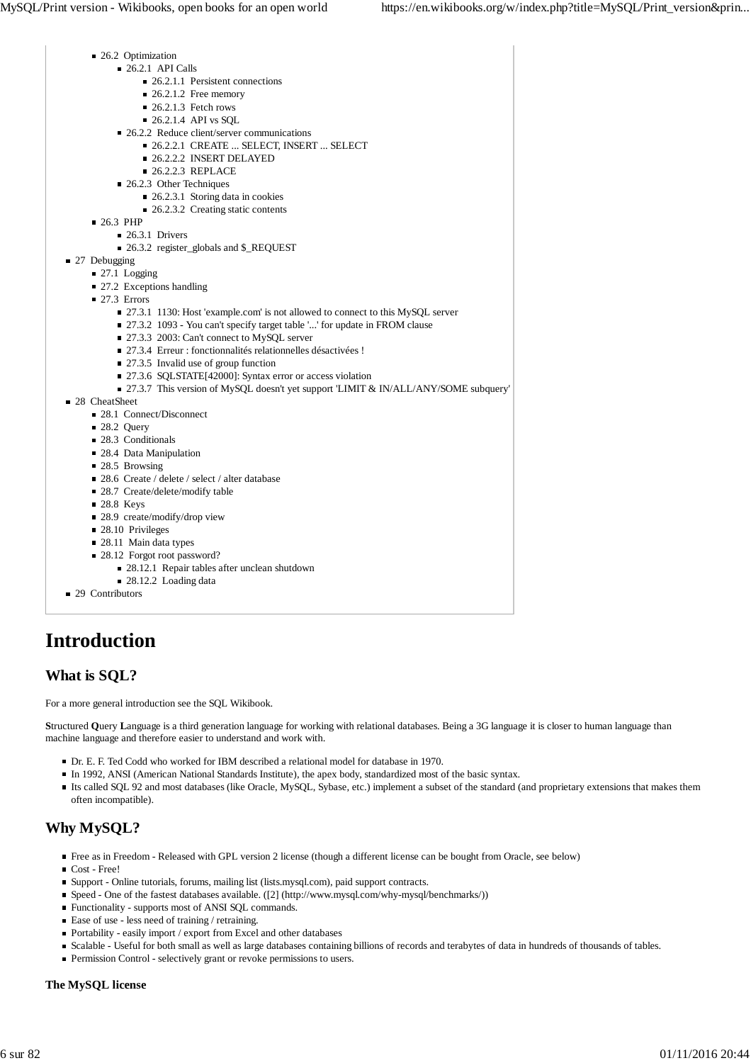- 26.2 Optimization
  - 26.2.1 API Calls
    - 26.2.1.1 Persistent connections
    - 26.2.1.2 Free memory
    - 26.2.1.3 Fetch rows
    - 26.2.1.4 API vs SQL
  - 26.2.2 Reduce client/server communications
    - 26.2.2.1 CREATE ... SELECT, INSERT ... SELECT
    - 26.2.2.2 INSERT DELAYED
    - 26.2.2.3 REPLACE
  - 26.2.3 Other Techniques
    - 26.2.3.1 Storing data in cookies
    - 26.2.3.2 Creating static contents
- 26.3 PHP
  - 26.3.1 Drivers
  - 26.3.2 register_globals and $_REQUEST
- 27 Debugging
  - 27.1 Logging
  - 27.2 Exceptions handling
  - 27.3 Errors
    - 27.3.1 1130: Host 'example.com' is not allowed to connect to this MySQL server
    - 27.3.2 1093 - You can't specify target table '...' for update in FROM clause
    - 27.3.3 2003: Can't connect to MySQL server
    - 27.3.4 Erreur : fonctionnalités relationnelles désactivées !
    - 27.3.5 Invalid use of group function
    - 27.3.6 SQLSTATE[42000]: Syntax error or access violation
    - 27.3.7 This version of MySQL doesn't yet support 'LIMIT & IN/ALL/ANY/SOME subquery'
- 28 CheatSheet
  - 28.1 Connect/Disconnect
  - 28.2 Query
  - 28.3 Conditionals
  - 28.4 Data Manipulation
  - 28.5 Browsing
  - 28.6 Create / delete / select / alter database
  - 28.7 Create/delete/modify table
  - 28.8 Keys
  - 28.9 create/modify/drop view
  - 28.10 Privileges
  - 28.11 Main data types
  - 28.12 Forgot root password?
    - 28.12.1 Repair tables after unclean shutdown
    - 28.12.2 Loading data
- 29 Contributors

# Introduction

## What is SQL?

For a more general introduction see the SQL Wikibook.

**S**tructured **Q**uery **L**anguage is a third generation language for working with relational databases. Being a 3G language it is closer to human language than machine language and therefore easier to understand and work with.

- Dr. E. F. Ted Codd who worked for IBM described a relational model for database in 1970.
- In 1992, ANSI (American National Standards Institute), the apex body, standardized most of the basic syntax.
- Its called SQL 92 and most databases (like Oracle, MySQL, Sybase, etc.) implement a subset of the standard (and proprietary extensions that makes them often incompatible).

## Why MySQL?

- Free as in Freedom - Released with GPL version 2 license (though a different license can be bought from Oracle, see below)
- Cost - Free!
- Support - Online tutorials, forums, mailing list (lists.mysql.com), paid support contracts.
- Speed - One of the fastest databases available. ([2] (http://www.mysql.com/why-mysql/benchmarks/))
- Functionality - supports most of ANSI SQL commands.
- Ease of use - less need of training / retraining.
- Portability - easily import / export from Excel and other databases
- Scalable - Useful for both small as well as large databases containing billions of records and terabytes of data in hundreds of thousands of tables.
- Permission Control - selectively grant or revoke permissions to users.

#### The MySQL license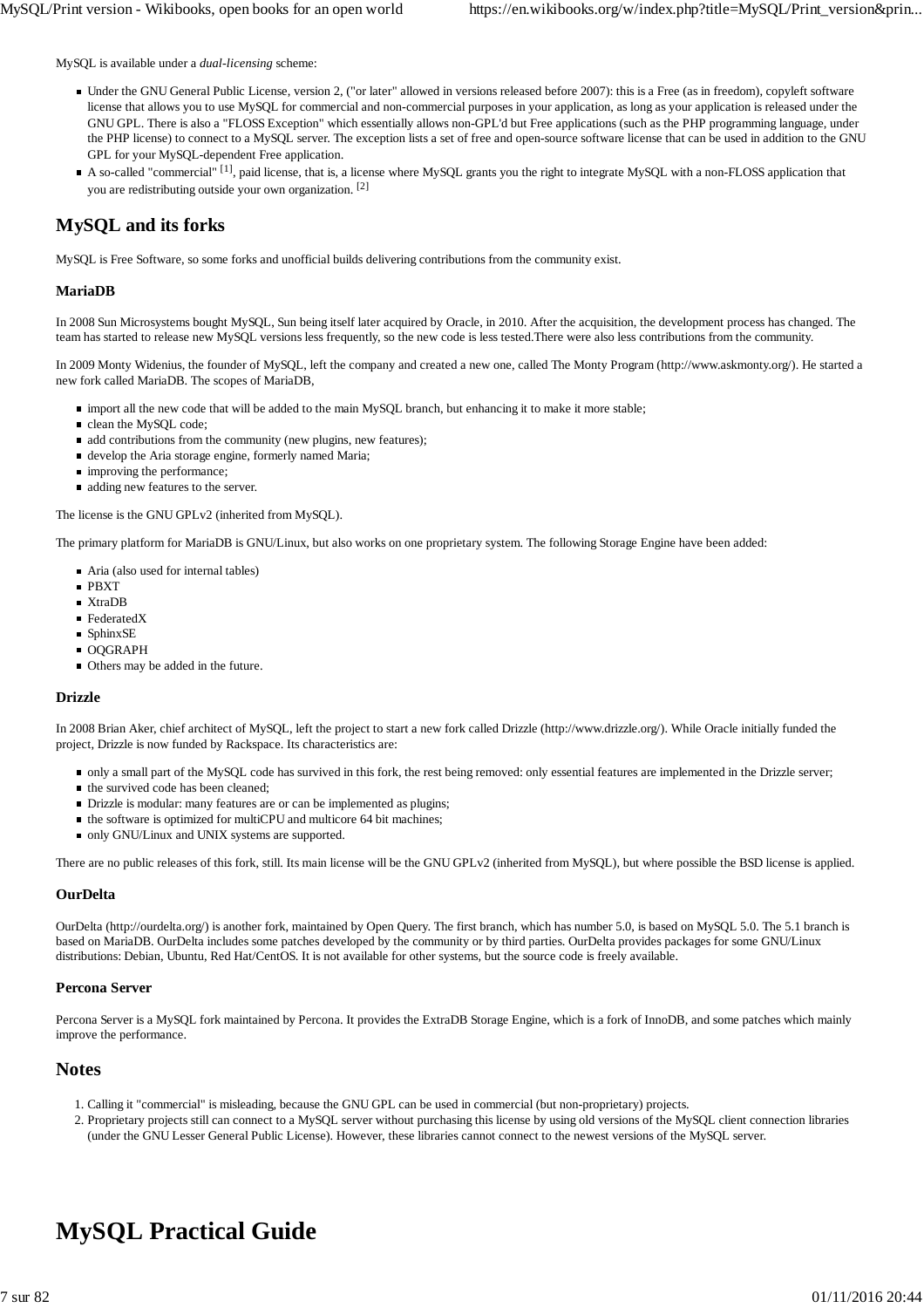MySQL is available under a *dual-licensing* scheme:

- Under the GNU General Public License, version 2, ("or later" allowed in versions released before 2007): this is a Free (as in freedom), copyleft software license that allows you to use MySQL for commercial and non-commercial purposes in your application, as long as your application is released under the GNU GPL. There is also a "FLOSS Exception" which essentially allows non-GPL'd but Free applications (such as the PHP programming language, under the PHP license) to connect to a MySQL server. The exception lists a set of free and open-source software license that can be used in addition to the GNU GPL for your MySQL-dependent Free application.
- A so-called "commercial" [1], paid license, that is, a license where MySQL grants you the right to integrate MySQL with a non-FLOSS application that you are redistributing outside your own organization. [2]

## MySQL and its forks

MySQL is Free Software, so some forks and unofficial builds delivering contributions from the community exist.

### MariaDB

In 2008 Sun Microsystems bought MySQL, Sun being itself later acquired by Oracle, in 2010. After the acquisition, the development process has changed. The team has started to release new MySQL versions less frequently, so the new code is less tested.There were also less contributions from the community.

In 2009 Monty Widenius, the founder of MySQL, left the company and created a new one, called The Monty Program (http://www.askmonty.org/). He started a new fork called MariaDB. The scopes of MariaDB,

- import all the new code that will be added to the main MySQL branch, but enhancing it to make it more stable;
- clean the MySQL code;
- add contributions from the community (new plugins, new features);
- develop the Aria storage engine, formerly named Maria;
- improving the performance;
- adding new features to the server.

The license is the GNU GPLv2 (inherited from MySQL).

The primary platform for MariaDB is GNU/Linux, but also works on one proprietary system. The following Storage Engine have been added:

- Aria (also used for internal tables)
- PBXT
- XtraDB
- FederatedX
- SphinxSE
- OQGRAPH
- Others may be added in the future.

### Drizzle

In 2008 Brian Aker, chief architect of MySQL, left the project to start a new fork called Drizzle (http://www.drizzle.org/). While Oracle initially funded the project, Drizzle is now funded by Rackspace. Its characteristics are:

- only a small part of the MySQL code has survived in this fork, the rest being removed: only essential features are implemented in the Drizzle server;
- the survived code has been cleaned;
- Drizzle is modular: many features are or can be implemented as plugins;
- the software is optimized for multiCPU and multicore 64 bit machines;
- only GNU/Linux and UNIX systems are supported.

There are no public releases of this fork, still. Its main license will be the GNU GPLv2 (inherited from MySQL), but where possible the BSD license is applied.

### OurDelta

OurDelta (http://ourdelta.org/) is another fork, maintained by Open Query. The first branch, which has number 5.0, is based on MySQL 5.0. The 5.1 branch is based on MariaDB. OurDelta includes some patches developed by the community or by third parties. OurDelta provides packages for some GNU/Linux distributions: Debian, Ubuntu, Red Hat/CentOS. It is not available for other systems, but the source code is freely available.

### Percona Server

Percona Server is a MySQL fork maintained by Percona. It provides the ExtraDB Storage Engine, which is a fork of InnoDB, and some patches which mainly improve the performance.

## Notes

1. Calling it "commercial" is misleading, because the GNU GPL can be used in commercial (but non-proprietary) projects.
2. Proprietary projects still can connect to a MySQL server without purchasing this license by using old versions of the MySQL client connection libraries (under the GNU Lesser General Public License). However, these libraries cannot connect to the newest versions of the MySQL server.

# MySQL Practical Guide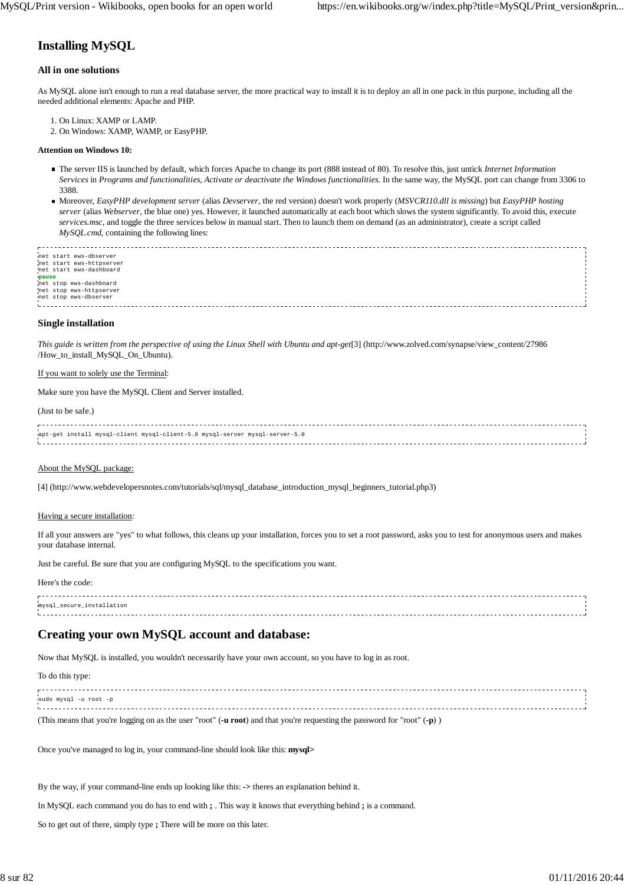# Installing MySQL

## All in one solutions

As MySQL alone isn't enough to run a real database server, the more practical way to install it is to deploy an all in one pack in this purpose, including all the needed additional elements: Apache and PHP.

1. On Linux: XAMP or LAMP.
2. On Windows: XAMP, WAMP, or EasyPHP.

**Attention on Windows 10:**

- The server IIS is launched by default, which forces Apache to change its port (888 instead of 80). To resolve this, just untick *Internet Information Services* in *Programs and functionalities*, *Activate or deactivate the Windows functionalities*. In the same way, the MySQL port can change from 3306 to 3388.
- Moreover, *EasyPHP development server* (alias *Devserver*, the red version) doesn't work properly (*MSVCR110.dll is missing*) but *EasyPHP hosting server* (alias *Webserver*, the blue one) yes. However, it launched automatically at each boot which slows the system significantly. To avoid this, execute *services.msc*, and toggle the three services below in manual start. Then to launch them on demand (as an administrator), create a script called *MySQL.cmd*, containing the following lines:

```
net start ews-dbserver
net start ews-httpserver
net start ews-dashboard
pause
net stop ews-dashboard
net stop ews-httpserver
net stop ews-dbserver
```

## Single installation

*This guide is written from the perspective of using the Linux Shell with Ubuntu and apt-get*[3] (http://www.zolved.com/synapse/view_content/27986/How_to_install_MySQL_On_Ubuntu).

If you want to solely use the Terminal:

Make sure you have the MySQL Client and Server installed.

(Just to be safe.)

```
apt-get install mysql-client mysql-client-5.0 mysql-server mysql-server-5.0
```

About the MySQL package:

[4] (http://www.webdevelopersnotes.com/tutorials/sql/mysql_database_introduction_mysql_beginners_tutorial.php3)

Having a secure installation:

If all your answers are "yes" to what follows, this cleans up your installation, forces you to set a root password, asks you to test for anonymous users and makes your database internal.

Just be careful. Be sure that you are configuring MySQL to the specifications you want.

Here's the code:

```
mysql_secure_installation
```

# Creating your own MySQL account and database:

Now that MySQL is installed, you wouldn't necessarily have your own account, so you have to log in as root.

To do this type:

```
sudo mysql -u root -p
```

(This means that you're logging on as the user "root" (**-u root**) and that you're requesting the password for "root" (**-p**) )

Once you've managed to log in, your command-line should look like this: **mysql>**

By the way, if your command-line ends up looking like this: **->** theres an explanation behind it.

In MySQL each command you do has to end with **;** . This way it knows that everything behind **;** is a command.

So to get out of there, simply type **;** There will be more on this later.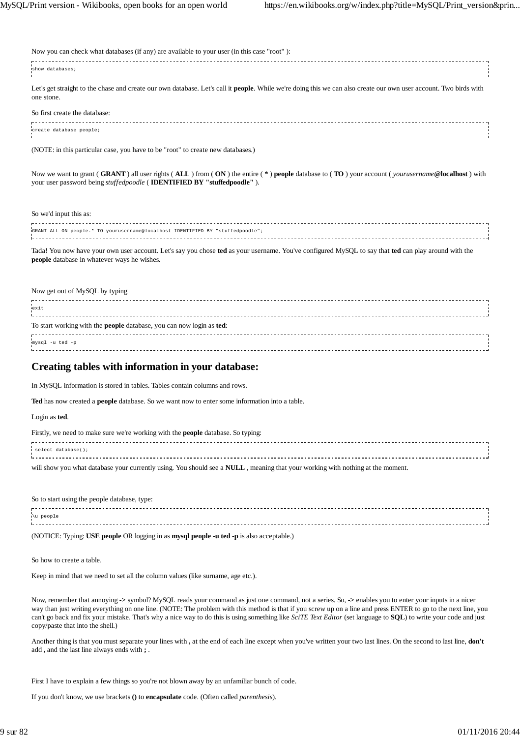Now you can check what databases (if any) are available to your user (in this case "root" ):

```
show databases;
```

Let's get straight to the chase and create our own database. Let's call it **people**. While we're doing this we can also create our own user account. Two birds with one stone.

So first create the database:

```
create database people;
```

(NOTE: in this particular case, you have to be "root" to create new databases.)

Now we want to grant ( **GRANT** ) all user rights ( **ALL** ) from ( **ON** ) the entire ( **\*** ) **people** database to ( **TO** ) your account ( *yourusername***@localhost** ) with your user password being *stuffedpoodle* ( **IDENTIFIED BY "stuffedpoodle"** ).

So we'd input this as:

```
GRANT ALL ON people.* TO yourusername@localhost IDENTIFIED BY "stuffedpoodle";
```

Tada! You now have your own user account. Let's say you chose **ted** as your username. You've configured MySQL to say that **ted** can play around with the **people** database in whatever ways he wishes.

Now get out of MySQL by typing

```
exit
```

To start working with the **people** database, you can now login as **ted**:

```
mysql -u ted -p
```

## Creating tables with information in your database:

In MySQL information is stored in tables. Tables contain columns and rows.

**Ted** has now created a **people** database. So we want now to enter some information into a table.

Login as **ted**.

Firstly, we need to make sure we're working with the **people** database. So typing:

```
 select database();
```

will show you what database your currently using. You should see a **NULL** , meaning that your working with nothing at the moment.

So to start using the people database, type:

```
\u people
```

(NOTICE: Typing: **USE people** OR logging in as **mysql people -u ted -p** is also acceptable.)

So how to create a table.

Keep in mind that we need to set all the column values (like surname, age etc.).

Now, remember that annoying **->** symbol? MySQL reads your command as just one command, not a series. So, **->** enables you to enter your inputs in a nicer way than just writing everything on one line. (NOTE: The problem with this method is that if you screw up on a line and press ENTER to go to the next line, you can't go back and fix your mistake. That's why a nice way to do this is using something like *SciTE Text Editor* (set language to **SQL**) to write your code and just copy/paste that into the shell.)

Another thing is that you must separate your lines with **,** at the end of each line except when you've written your two last lines. On the second to last line, **don't** add **,** and the last line always ends with **;** .

First I have to explain a few things so you're not blown away by an unfamiliar bunch of code.

If you don't know, we use brackets **()** to **encapsulate** code. (Often called *parenthesis*).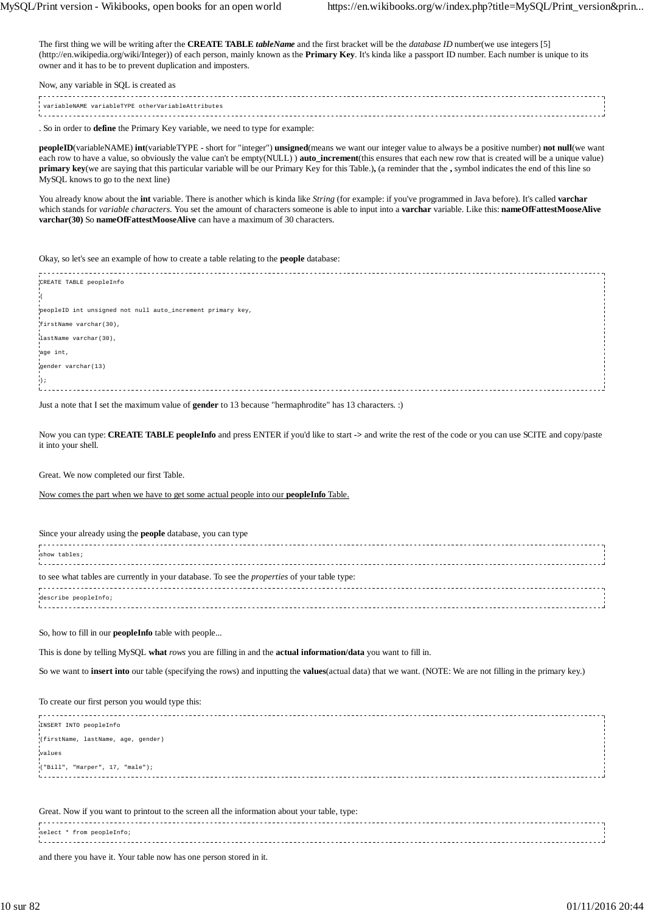The first thing we will be writing after the **CREATE TABLE *tableName*** and the first bracket will be the *database ID* number(we use integers [5] (http://en.wikipedia.org/wiki/Integer)) of each person, mainly known as the **Primary Key**. It's kinda like a passport ID number. Each number is unique to its owner and it has to be to prevent duplication and imposters.

Now, any variable in SQL is created as

```
variableNAME variableTYPE otherVariableAttributes
```

. So in order to **define** the Primary Key variable, we need to type for example:

**peopleID**(variableNAME) **int**(variableTYPE - short for "integer") **unsigned**(means we want our integer value to always be a positive number) **not null**(we want each row to have a value, so obviously the value can't be empty(NULL) ) **auto_increment**(this ensures that each new row that is created will be a unique value) **primary key**(we are saying that this particular variable will be our Primary Key for this Table.)**,** (a reminder that the **,** symbol indicates the end of this line so MySQL knows to go to the next line)

You already know about the **int** variable. There is another which is kinda like *String* (for example: if you've programmed in Java before). It's called **varchar** which stands for *variable characters*. You set the amount of characters someone is able to input into a **varchar** variable. Like this: **nameOfFattestMooseAlive varchar(30)** So **nameOfFattestMooseAlive** can have a maximum of 30 characters.

Okay, so let's see an example of how to create a table relating to the **people** database:

```
CREATE TABLE peopleInfo

(

peopleID int unsigned not null auto_increment primary key,

firstName varchar(30),

lastName varchar(30),

age int,

gender varchar(13)

);
```

Just a note that I set the maximum value of **gender** to 13 because "hermaphrodite" has 13 characters. :)

Now you can type: **CREATE TABLE peopleInfo** and press ENTER if you'd like to start -> and write the rest of the code or you can use SCITE and copy/paste it into your shell.

Great. We now completed our first Table.

Now comes the part when we have to get some actual people into our **peopleInfo** Table.

Since your already using the **people** database, you can type

```
show tables;
```

to see what tables are currently in your database. To see the *properties* of your table type:

```
describe peopleInfo;
```

So, how to fill in our **peopleInfo** table with people...

This is done by telling MySQL **what** *rows* you are filling in and the **actual information/data** you want to fill in.

So we want to **insert into** our table (specifying the rows) and inputting the **values**(actual data) that we want. (NOTE: We are not filling in the primary key.)

To create our first person you would type this:

```
INSERT INTO peopleInfo

(firstName, lastName, age, gender)

values

("Bill", "Harper", 17, "male");
```

Great. Now if you want to printout to the screen all the information about your table, type:

```
select * from peopleInfo;
```

and there you have it. Your table now has one person stored in it.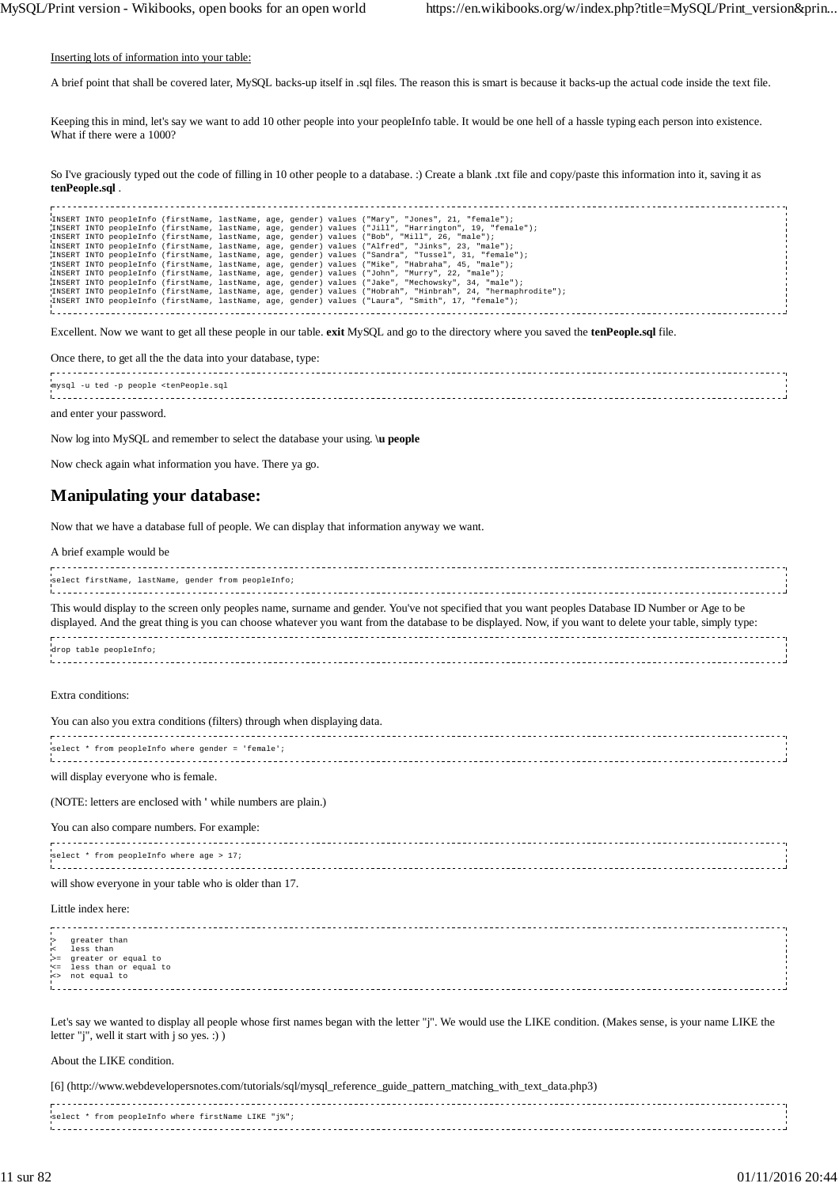Inserting lots of information into your table:

A brief point that shall be covered later, MySQL backs-up itself in .sql files. The reason this is smart is because it backs-up the actual code inside the text file.

Keeping this in mind, let's say we want to add 10 other people into your peopleInfo table. It would be one hell of a hassle typing each person into existence. What if there were a 1000?

So I've graciously typed out the code of filling in 10 other people to a database. :) Create a blank .txt file and copy/paste this information into it, saving it as **tenPeople.sql** .

```
INSERT INTO peopleInfo (firstName, lastName, age, gender) values ("Mary", "Jones", 21, "female");
INSERT INTO peopleInfo (firstName, lastName, age, gender) values ("Jill", "Harrington", 19, "female");
INSERT INTO peopleInfo (firstName, lastName, age, gender) values ("Bob", "Mill", 26, "male");
INSERT INTO peopleInfo (firstName, lastName, age, gender) values ("Alfred", "Jinks", 23, "male");
INSERT INTO peopleInfo (firstName, lastName, age, gender) values ("Sandra", "Tussel", 31, "female");
INSERT INTO peopleInfo (firstName, lastName, age, gender) values ("Mike", "Habraha", 45, "male");
INSERT INTO peopleInfo (firstName, lastName, age, gender) values ("John", "Murry", 22, "male");
INSERT INTO peopleInfo (firstName, lastName, age, gender) values ("Jake", "Mechowsky", 34, "male");
INSERT INTO peopleInfo (firstName, lastName, age, gender) values ("Hobrah", "Hinbrah", 24, "hermaphrodite");
INSERT INTO peopleInfo (firstName, lastName, age, gender) values ("Laura", "Smith", 17, "female");
```

Excellent. Now we want to get all these people in our table. **exit** MySQL and go to the directory where you saved the **tenPeople.sql** file.

Once there, to get all the the data into your database, type:

```
mysql -u ted -p people <tenPeople.sql
```

and enter your password.

Now log into MySQL and remember to select the database your using. **\u people**

Now check again what information you have. There ya go.

## Manipulating your database:

Now that we have a database full of people. We can display that information anyway we want.

A brief example would be

```
select firstName, lastName, gender from peopleInfo;
```

This would display to the screen only peoples name, surname and gender. You've not specified that you want peoples Database ID Number or Age to be displayed. And the great thing is you can choose whatever you want from the database to be displayed. Now, if you want to delete your table, simply type:

```
drop table peopleInfo;
```

Extra conditions:

You can also you extra conditions (filters) through when displaying data.

```
select * from peopleInfo where gender = 'female';
```

will display everyone who is female.

(NOTE: letters are enclosed with ' while numbers are plain.)

You can also compare numbers. For example:

```
select * from peopleInfo where age > 17;
```

will show everyone in your table who is older than 17.

Little index here:

```
>   greater than
<   less than
>=  greater or equal to
<=  less than or equal to
<>  not equal to
```

Let's say we wanted to display all people whose first names began with the letter "j". We would use the LIKE condition. (Makes sense, is your name LIKE the letter "j", well it start with j so yes. :) )

About the LIKE condition.

[6] (http://www.webdevelopersnotes.com/tutorials/sql/mysql_reference_guide_pattern_matching_with_text_data.php3)

```
select * from peopleInfo where firstName LIKE "j%";
```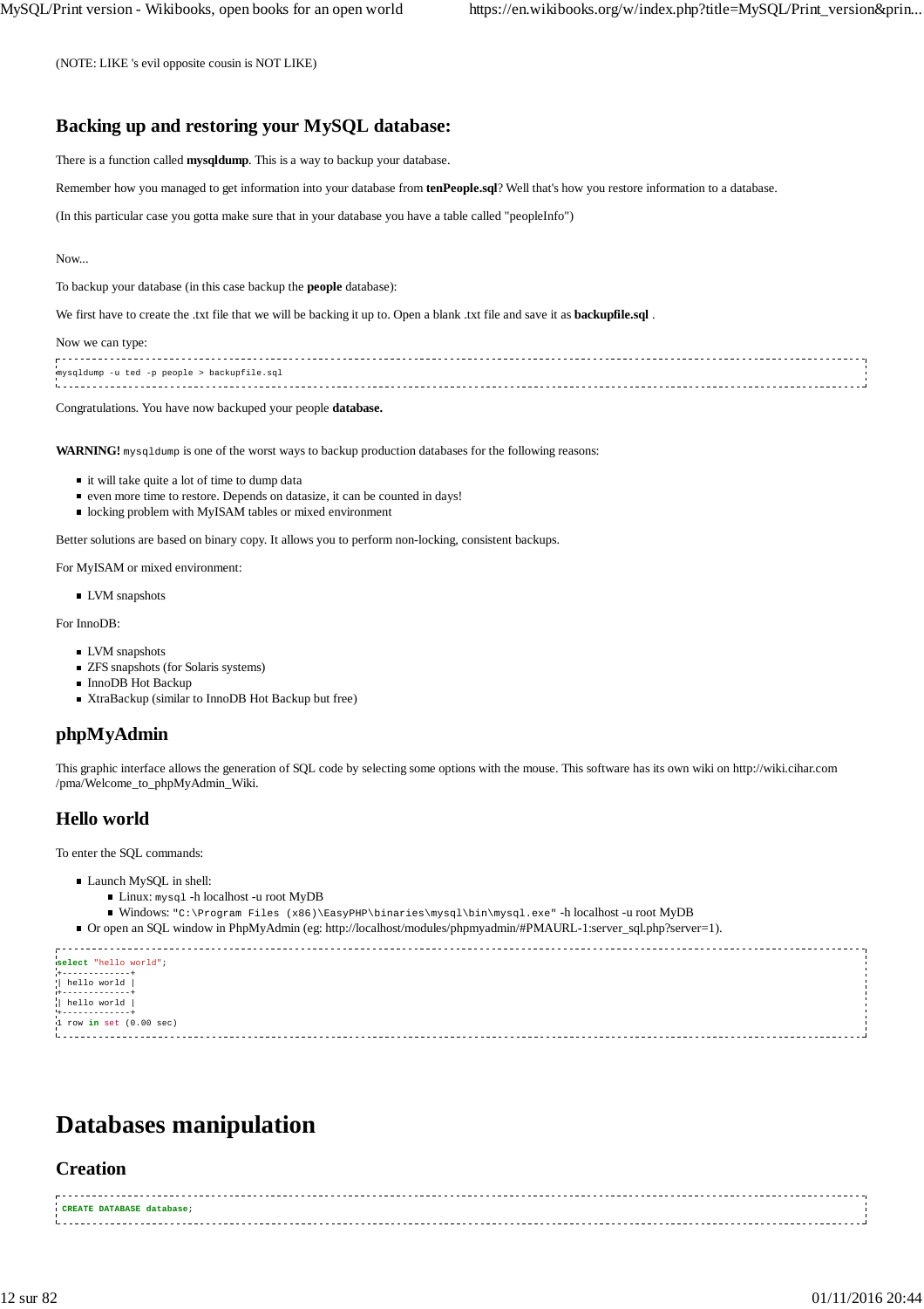(NOTE: LIKE 's evil opposite cousin is NOT LIKE)

## Backing up and restoring your MySQL database:

There is a function called **mysqldump**. This is a way to backup your database.

Remember how you managed to get information into your database from **tenPeople.sql**? Well that's how you restore information to a database.

(In this particular case you gotta make sure that in your database you have a table called "peopleInfo")

Now...

To backup your database (in this case backup the **people** database):

We first have to create the .txt file that we will be backing it up to. Open a blank .txt file and save it as **backupfile.sql** .

Now we can type:

```
mysqldump -u ted -p people > backupfile.sql
```

Congratulations. You have now backuped your people **database.**

**WARNING!** `mysqldump` is one of the worst ways to backup production databases for the following reasons:

- it will take quite a lot of time to dump data
- even more time to restore. Depends on datasize, it can be counted in days!
- locking problem with MyISAM tables or mixed environment

Better solutions are based on binary copy. It allows you to perform non-locking, consistent backups.

For MyISAM or mixed environment:

- LVM snapshots

For InnoDB:

- LVM snapshots
- ZFS snapshots (for Solaris systems)
- InnoDB Hot Backup
- XtraBackup (similar to InnoDB Hot Backup but free)

## phpMyAdmin

This graphic interface allows the generation of SQL code by selecting some options with the mouse. This software has its own wiki on http://wiki.cihar.com/pma/Welcome_to_phpMyAdmin_Wiki.

## Hello world

To enter the SQL commands:

- Launch MySQL in shell:
  - Linux: `mysql` -h localhost -u root MyDB
  - Windows: `"C:\Program Files (x86)\EasyPHP\binaries\mysql\bin\mysql.exe"` -h localhost -u root MyDB
- Or open an SQL window in PhpMyAdmin (eg: http://localhost/modules/phpmyadmin/#PMAURL-1:server_sql.php?server=1).

```
select "hello world";
+-------------+
| hello world |
+-------------+
| hello world |
+-------------+
1 row in set (0.00 sec)
```

# Databases manipulation

## Creation

```
CREATE DATABASE database;
```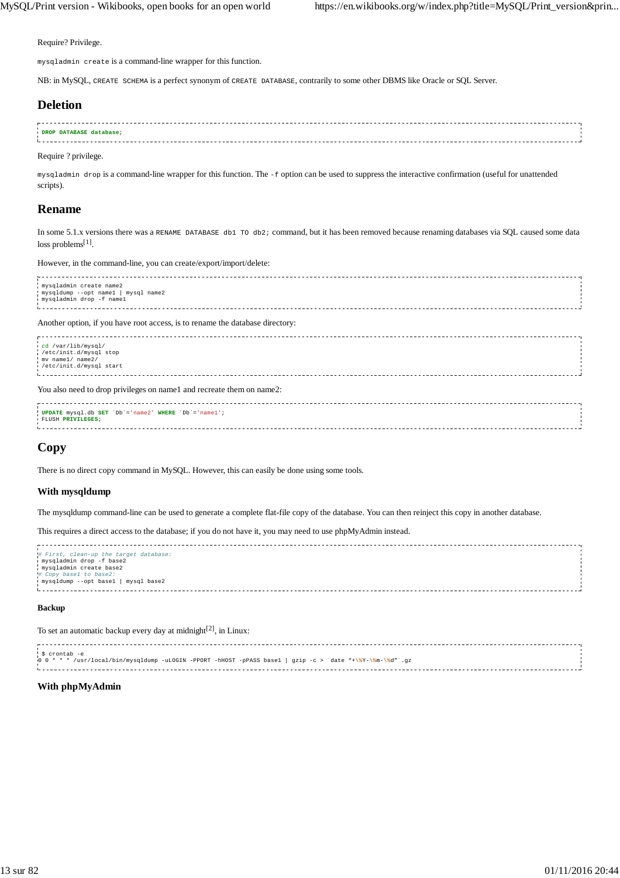Require? Privilege.

`mysqladmin create` is a command-line wrapper for this function.

NB: in MySQL, `CREATE SCHEMA` is a perfect synonym of `CREATE DATABASE`, contrarily to some other DBMS like Oracle or SQL Server.

## Deletion

```
DROP DATABASE database;
```

Require ? privilege.

`mysqladmin drop` is a command-line wrapper for this function. The `-f` option can be used to suppress the interactive confirmation (useful for unattended scripts).

## Rename

In some 5.1.x versions there was a `RENAME DATABASE db1 TO db2;` command, but it has been removed because renaming databases via SQL caused some data loss problems[1].

However, in the command-line, you can create/export/import/delete:

```
mysqladmin create name2
mysqldump --opt name1 | mysql name2
mysqladmin drop -f name1
```

Another option, if you have root access, is to rename the database directory:

```
cd /var/lib/mysql/
/etc/init.d/mysql stop
mv name1/ name2/
/etc/init.d/mysql start
```

You also need to drop privileges on name1 and recreate them on name2:

```
UPDATE mysql.db SET `Db`='name2' WHERE `Db`='name1';
FLUSH PRIVILEGES;
```

## Copy

There is no direct copy command in MySQL. However, this can easily be done using some tools.

### With mysqldump

The mysqldump command-line can be used to generate a complete flat-file copy of the database. You can then reinject this copy in another database.

This requires a direct access to the database; if you do not have it, you may need to use phpMyAdmin instead.

```
# First, clean-up the target database:
mysqladmin drop -f base2
mysqladmin create base2
# Copy base1 to base2:
mysqldump --opt base1 | mysql base2
```

#### Backup

To set an automatic backup every day at midnight[2], in Linux:

```
$ crontab -e
0 0 * * * /usr/local/bin/mysqldump -uLOGIN -PPORT -hHOST -pPASS base1 | gzip -c > `date "+\%Y-\%m-\%d"`.gz
```

### With phpMyAdmin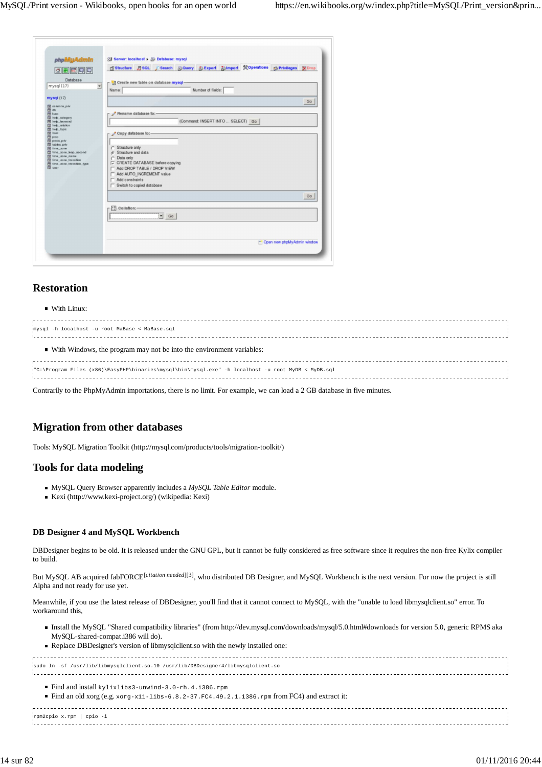## Restoration

- With Linux:

```
mysql -h localhost -u root MaBase < MaBase.sql
```

- With Windows, the program may not be into the environment variables:

```
"C:\Program Files (x86)\EasyPHP\binaries\mysql\bin\mysql.exe" -h localhost -u root MyDB < MyDB.sql
```

Contrarily to the PhpMyAdmin importations, there is no limit. For example, we can load a 2 GB database in five minutes.

## Migration from other databases

Tools: MySQL Migration Toolkit (http://mysql.com/products/tools/migration-toolkit/)

## Tools for data modeling

- MySQL Query Browser apparently includes a *MySQL Table Editor* module.
- Kexi (http://www.kexi-project.org/) (wikipedia: Kexi)

### DB Designer 4 and MySQL Workbench

DBDesigner begins to be old. It is released under the GNU GPL, but it cannot be fully considered as free software since it requires the non-free Kylix compiler to build.

But MySQL AB acquired fabFORCE[*citation needed*][3], who distributed DB Designer, and MySQL Workbench is the next version. For now the project is still Alpha and not ready for use yet.

Meanwhile, if you use the latest release of DBDesigner, you'll find that it cannot connect to MySQL, with the "unable to load libmysqlclient.so" error. To workaround this,

- Install the MySQL "Shared compatibility libraries" (from http://dev.mysql.com/downloads/mysql/5.0.html#downloads for version 5.0, generic RPMS aka MySQL-shared-compat.i386 will do).
- Replace DBDesigner's version of libmysqlclient.so with the newly installed one:

```
sudo ln -sf /usr/lib/libmysqlclient.so.10 /usr/lib/DBDesigner4/libmysqlclient.so
```

- Find and install `kylixlibs3-unwind-3.0-rh.4.i386.rpm`
- Find an old xorg (e.g. `xorg-x11-libs-6.8.2-37.FC4.49.2.1.i386.rpm` from FC4) and extract it:

```
rpm2cpio x.rpm | cpio -i
```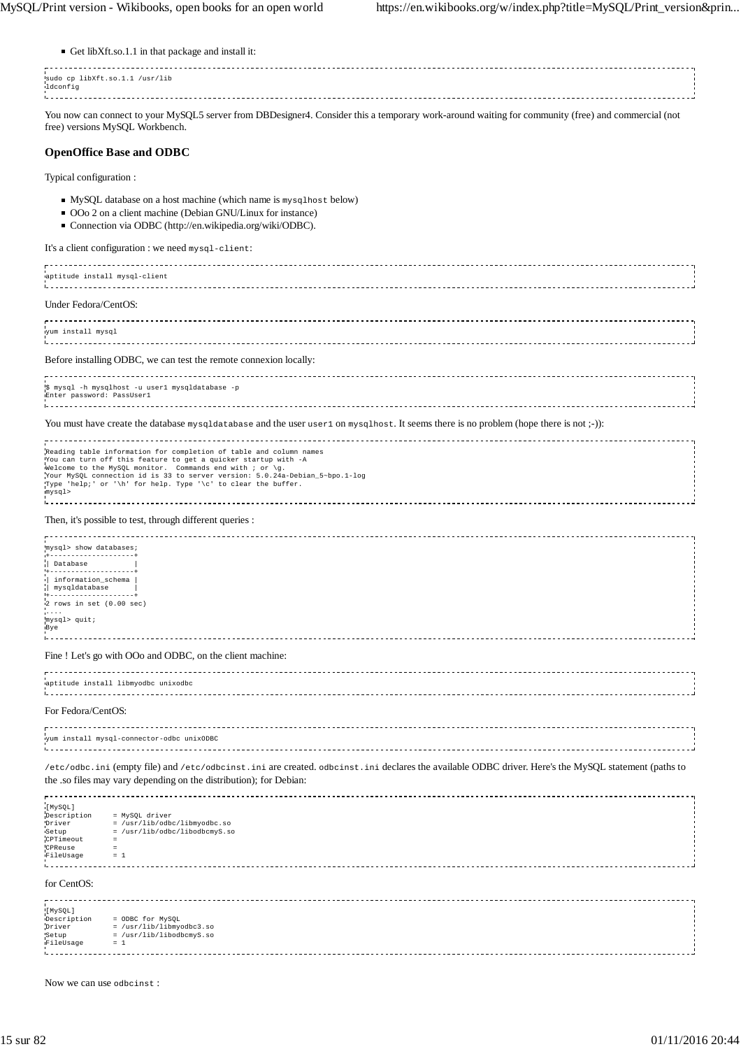- Get libXft.so.1.1 in that package and install it:

```
sudo cp libXft.so.1.1 /usr/lib
ldconfig
```

You now can connect to your MySQL5 server from DBDesigner4. Consider this a temporary work-around waiting for community (free) and commercial (not free) versions MySQL Workbench.

### OpenOffice Base and ODBC

Typical configuration :

- MySQL database on a host machine (which name is `mysqlhost` below)
- OOo 2 on a client machine (Debian GNU/Linux for instance)
- Connection via ODBC (http://en.wikipedia.org/wiki/ODBC).

It's a client configuration : we need `mysql-client`:

```
aptitude install mysql-client
```

Under Fedora/CentOS:

```
yum install mysql
```

Before installing ODBC, we can test the remote connexion locally:

```
$ mysql -h mysqlhost -u user1 mysqldatabase -p
Enter password: PassUser1
```

You must have create the database `mysqldatabase` and the user `user1` on `mysqlhost`. It seems there is no problem (hope there is not ;-)):

```
Reading table information for completion of table and column names
You can turn off this feature to get a quicker startup with -A
Welcome to the MySQL monitor.  Commands end with ; or \g.
Your MySQL connection id is 33 to server version: 5.0.24a-Debian_5~bpo.1-log
Type 'help;' or '\h' for help. Type '\c' to clear the buffer.
mysql>
```

Then, it's possible to test, through different queries :

```
mysql> show databases;
+--------------------+
| Database           |
+--------------------+
| information_schema |
| mysqldatabase      |
+--------------------+
2 rows in set (0.00 sec)
....
mysql> quit;
Bye
```

Fine ! Let's go with OOo and ODBC, on the client machine:

```
aptitude install libmyodbc unixodbc
```

For Fedora/CentOS:

```
yum install mysql-connector-odbc unixODBC
```

`/etc/odbc.ini` (empty file) and `/etc/odbcinst.ini` are created. `odbcinst.ini` declares the available ODBC driver. Here's the MySQL statement (paths to the .so files may vary depending on the distribution); for Debian:

```
[MySQL]
Description     = MySQL driver
Driver          = /usr/lib/odbc/libmyodbc.so
Setup           = /usr/lib/odbc/libodbcmyS.so
CPTimeout       =
CPReuse         =
FileUsage       = 1
```

for CentOS:

```
[MySQL]
Description     = ODBC for MySQL
Driver          = /usr/lib/libmyodbc3.so
Setup           = /usr/lib/libodbcmyS.so
FileUsage       = 1
```

Now we can use `odbcinst` :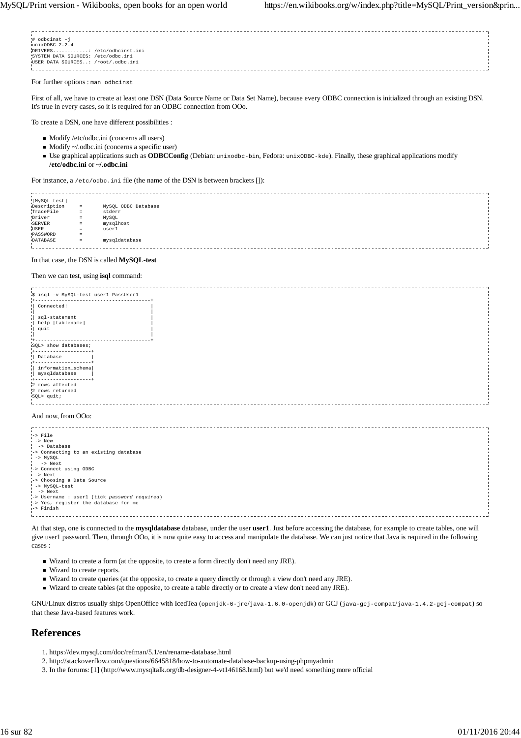```
# odbcinst -j
unixODBC 2.2.4
DRIVERS............: /etc/odbcinst.ini
SYSTEM DATA SOURCES: /etc/odbc.ini
USER DATA SOURCES..: /root/.odbc.ini
```

For further options : `man odbcinst`

First of all, we have to create at least one DSN (Data Source Name or Data Set Name), because every ODBC connection is initialized through an existing DSN. It's true in every cases, so it is required for an ODBC connection from OOo.

To create a DSN, one have different possibilities :

- Modify /etc/odbc.ini (concerns all users)
- Modify ~/.odbc.ini (concerns a specific user)
- Use graphical applications such as **ODBCConfig** (Debian: `unixodbc-bin`, Fedora: `unixODBC-kde`). Finally, these graphical applications modify **/etc/odbc.ini** or **~/.odbc.ini**

For instance, a `/etc/odbc.ini` file (the name of the DSN is between brackets []):

```
[MySQL-test]
Description     =       MySQL ODBC Database
TraceFile       =       stderr
Driver          =       MySQL
SERVER          =       mysqlhost
USER            =       user1
PASSWORD        =
DATABASE        =       mysqldatabase
```

In that case, the DSN is called **MySQL-test**

Then we can test, using **isql** command:

```
$ isql -v MySQL-test user1 PassUser1
+---------------------------------------+
| Connected!                            |
|                                       |
| sql-statement                         |
| help [tablename]                      |
| quit                                  |
|                                       |
+---------------------------------------+
SQL> show databases;
+-------------------+
| Database          |
+-------------------+
| information_schema|
| mysqldatabase     |
+-------------------+
2 rows affected
2 rows returned
SQL> quit;
```

And now, from OOo:

```
-> File
 -> New
  -> Database
-> Connecting to an existing database
 -> MySQL
   -> Next
-> Connect using ODBC
 -> Next
-> Choosing a Data Source
 -> MySQL-test
  -> Next
-> Username : user1 (tick password required)
-> Yes, register the database for me
-> Finish
```

At that step, one is connected to the **mysqldatabase** database, under the user **user1**. Just before accessing the database, for example to create tables, one will give user1 password. Then, through OOo, it is now quite easy to access and manipulate the database. We can just notice that Java is required in the following cases :

- Wizard to create a form (at the opposite, to create a form directly don't need any JRE).
- Wizard to create reports.
- Wizard to create queries (at the opposite, to create a query directly or through a view don't need any JRE).
- Wizard to create tables (at the opposite, to create a table directly or to create a view don't need any JRE).

GNU/Linux distros usually ships OpenOffice with IcedTea (`openjdk-6-jre`/`java-1.6.0-openjdk`) or GCJ (`java-gcj-compat`/`java-1.4.2-gcj-compat`) so that these Java-based features work.

## References

1. https://dev.mysql.com/doc/refman/5.1/en/rename-database.html
2. http://stackoverflow.com/questions/6645818/how-to-automate-database-backup-using-phpmyadmin
3. In the forums: [1] (http://www.mysqltalk.org/db-designer-4-vt146168.html) but we'd need something more official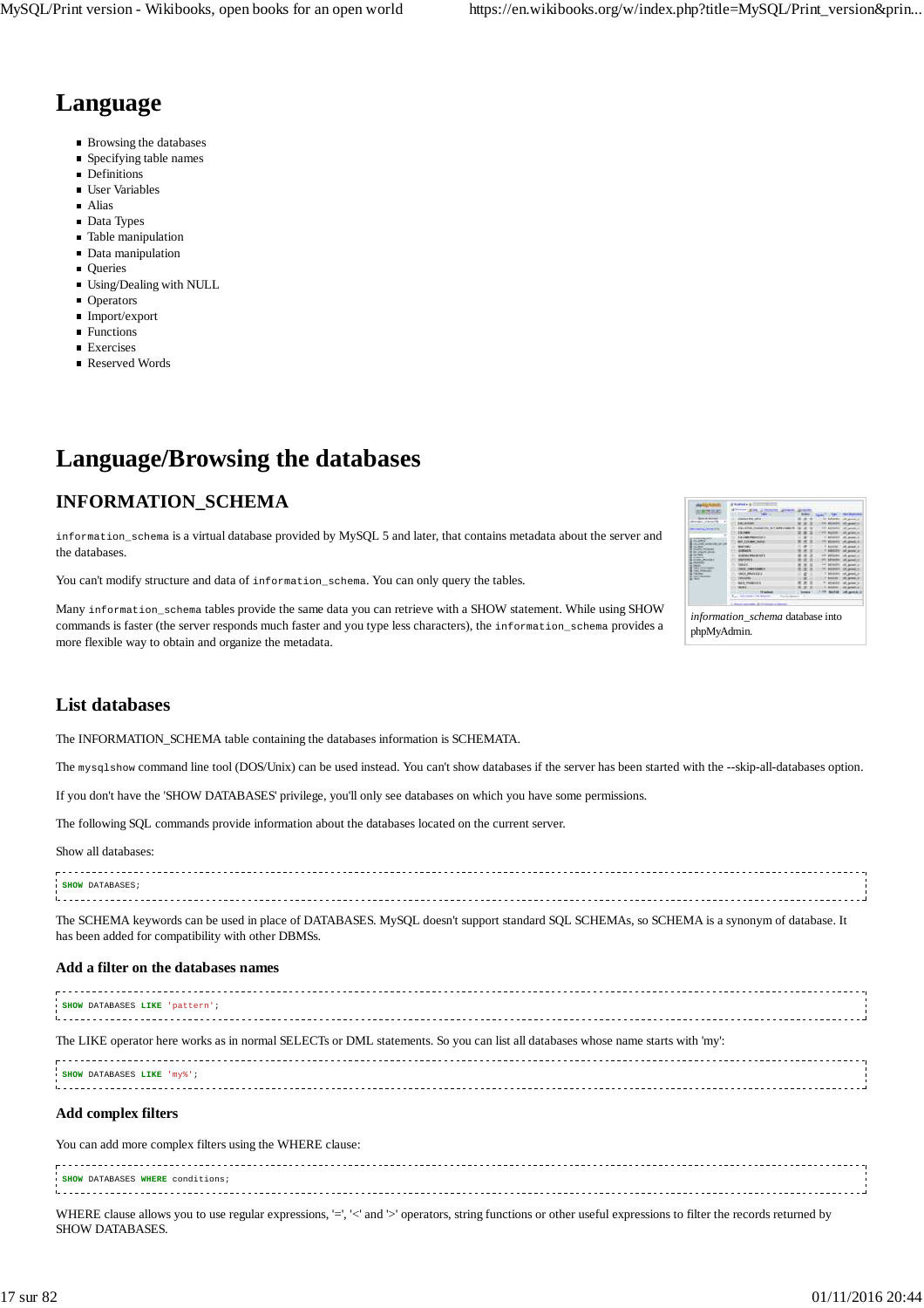# Language

- Browsing the databases
- Specifying table names
- Definitions
- User Variables
- Alias
- Data Types
- Table manipulation
- Data manipulation
- Queries
- Using/Dealing with NULL
- Operators
- Import/export
- Functions
- Exercises
- Reserved Words

# Language/Browsing the databases

## INFORMATION_SCHEMA

*information_schema* database into phpMyAdmin.

`information_schema` is a virtual database provided by MySQL 5 and later, that contains metadata about the server and the databases.

You can't modify structure and data of `information_schema`. You can only query the tables.

Many `information_schema` tables provide the same data you can retrieve with a SHOW statement. While using SHOW commands is faster (the server responds much faster and you type less characters), the `information_schema` provides a more flexible way to obtain and organize the metadata.

## List databases

The INFORMATION_SCHEMA table containing the databases information is SCHEMATA.

The `mysqlshow` command line tool (DOS/Unix) can be used instead. You can't show databases if the server has been started with the --skip-all-databases option.

If you don't have the 'SHOW DATABASES' privilege, you'll only see databases on which you have some permissions.

The following SQL commands provide information about the databases located on the current server.

Show all databases:

```
SHOW DATABASES;
```

The SCHEMA keywords can be used in place of DATABASES. MySQL doesn't support standard SQL SCHEMAs, so SCHEMA is a synonym of database. It has been added for compatibility with other DBMSs.

### Add a filter on the databases names

```
SHOW DATABASES LIKE 'pattern';
```

The LIKE operator here works as in normal SELECTs or DML statements. So you can list all databases whose name starts with 'my':

```
SHOW DATABASES LIKE 'my%';
```

### Add complex filters

You can add more complex filters using the WHERE clause:

```
SHOW DATABASES WHERE conditions;
```

WHERE clause allows you to use regular expressions, '=', '<' and '>' operators, string functions or other useful expressions to filter the records returned by SHOW DATABASES.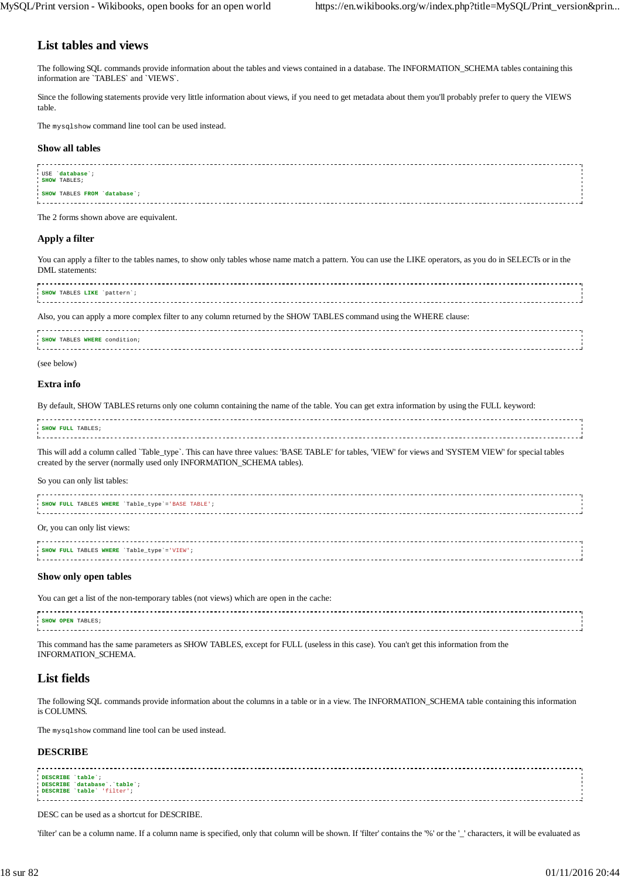## List tables and views

The following SQL commands provide information about the tables and views contained in a database. The INFORMATION_SCHEMA tables containing this information are `TABLES` and `VIEWS`.

Since the following statements provide very little information about views, if you need to get metadata about them you'll probably prefer to query the VIEWS table.

The `mysqlshow` command line tool can be used instead.

### Show all tables

```
USE `database`;
SHOW TABLES;

SHOW TABLES FROM `database`;
```

The 2 forms shown above are equivalent.

### Apply a filter

You can apply a filter to the tables names, to show only tables whose name match a pattern. You can use the LIKE operators, as you do in SELECTs or in the DML statements:

```
SHOW TABLES LIKE `pattern`;
```

Also, you can apply a more complex filter to any column returned by the SHOW TABLES command using the WHERE clause:

```
SHOW TABLES WHERE condition;
```

(see below)

### Extra info

By default, SHOW TABLES returns only one column containing the name of the table. You can get extra information by using the FULL keyword:

```
SHOW FULL TABLES;
```

This will add a column called `Table_type`. This can have three values: 'BASE TABLE' for tables, 'VIEW' for views and 'SYSTEM VIEW' for special tables created by the server (normally used only INFORMATION_SCHEMA tables).

So you can only list tables:

```
SHOW FULL TABLES WHERE `Table_type`='BASE TABLE';
```

Or, you can only list views:

```
SHOW FULL TABLES WHERE `Table_type`='VIEW';
```

### Show only open tables

You can get a list of the non-temporary tables (not views) which are open in the cache:

```
SHOW OPEN TABLES;
```

This command has the same parameters as SHOW TABLES, except for FULL (useless in this case). You can't get this information from the INFORMATION_SCHEMA.

## List fields

The following SQL commands provide information about the columns in a table or in a view. The INFORMATION_SCHEMA table containing this information is COLUMNS.

The `mysqlshow` command line tool can be used instead.

### DESCRIBE

```
DESCRIBE `table`;
DESCRIBE `database`.`table`;
DESCRIBE `table` 'filter';
```

DESC can be used as a shortcut for DESCRIBE.

'filter' can be a column name. If a column name is specified, only that column will be shown. If 'filter' contains the '%' or the '_' characters, it will be evaluated as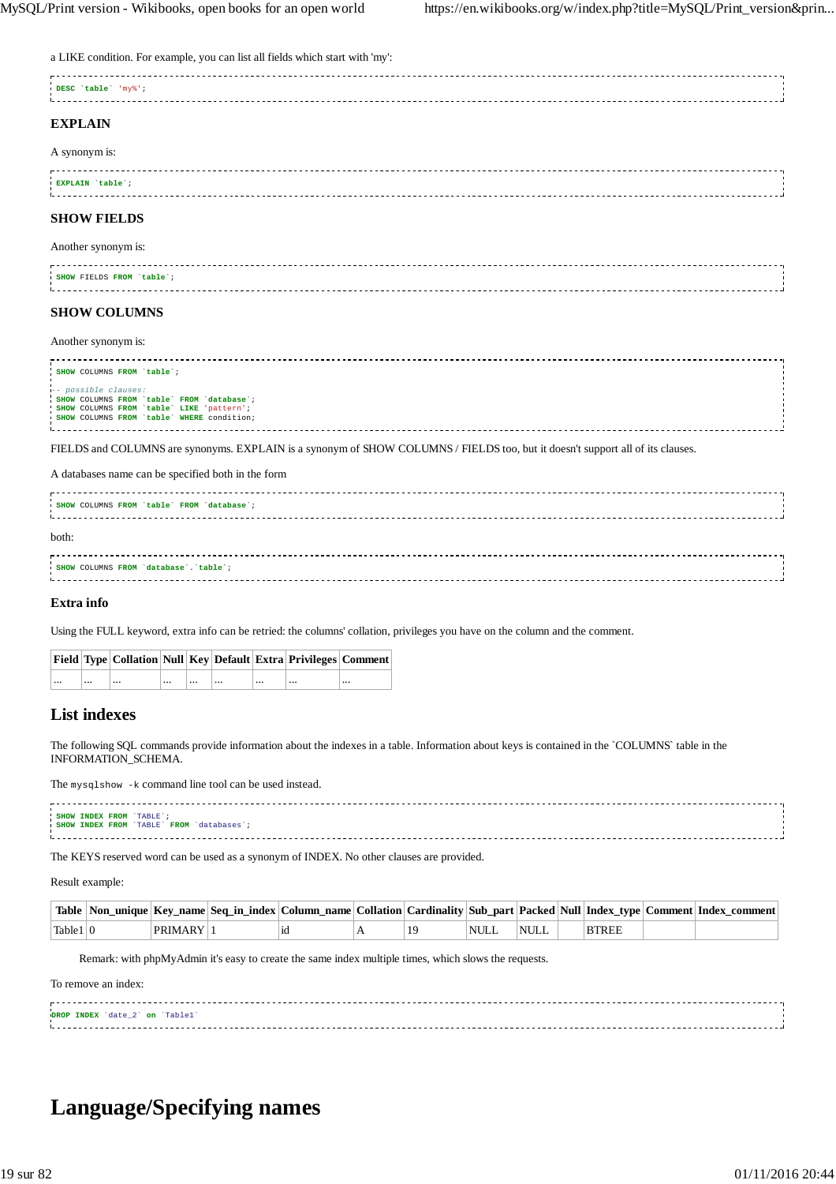a LIKE condition. For example, you can list all fields which start with 'my':

```
DESC `table` 'my%';
```

### EXPLAIN

A synonym is:

```
EXPLAIN `table`;
```

### SHOW FIELDS

Another synonym is:

```
SHOW FIELDS FROM `table`;
```

### SHOW COLUMNS

Another synonym is:

```
SHOW COLUMNS FROM `table`;

-- possible clauses:
SHOW COLUMNS FROM `table` FROM `database`;
SHOW COLUMNS FROM `table` LIKE 'pattern';
SHOW COLUMNS FROM `table` WHERE condition;
```

FIELDS and COLUMNS are synonyms. EXPLAIN is a synonym of SHOW COLUMNS / FIELDS too, but it doesn't support all of its clauses.

A databases name can be specified both in the form

```
SHOW COLUMNS FROM `table` FROM `database`;
```

both:

```
SHOW COLUMNS FROM `database`.`table`;
```

### Extra info

Using the FULL keyword, extra info can be retried: the columns' collation, privileges you have on the column and the comment.

| Field | Type | Collation | Null | Key | Default | Extra | Privileges | Comment |
|---|---|---|---|---|---|---|---|---|
| ... | ... | ... | ... | ... | ... | ... | ... | ... |

## List indexes

The following SQL commands provide information about the indexes in a table. Information about keys is contained in the `COLUMNS` table in the INFORMATION_SCHEMA.

The `mysqlshow -k` command line tool can be used instead.

```
SHOW INDEX FROM `TABLE`;
SHOW INDEX FROM `TABLE` FROM `databases`;
```

The KEYS reserved word can be used as a synonym of INDEX. No other clauses are provided.

Result example:

| Table | Non_unique | Key_name | Seq_in_index | Column_name | Collation | Cardinality | Sub_part | Packed | Null | Index_type | Comment | Index_comment |
|---|---|---|---|---|---|---|---|---|---|---|---|---|
| Table1 | 0 | PRIMARY | 1 | id | A | 19 | NULL | NULL | | BTREE | | |

> Remark: with phpMyAdmin it's easy to create the same index multiple times, which slows the requests.

To remove an index:

```
DROP INDEX `date_2` on `Table1`
```

# Language/Specifying names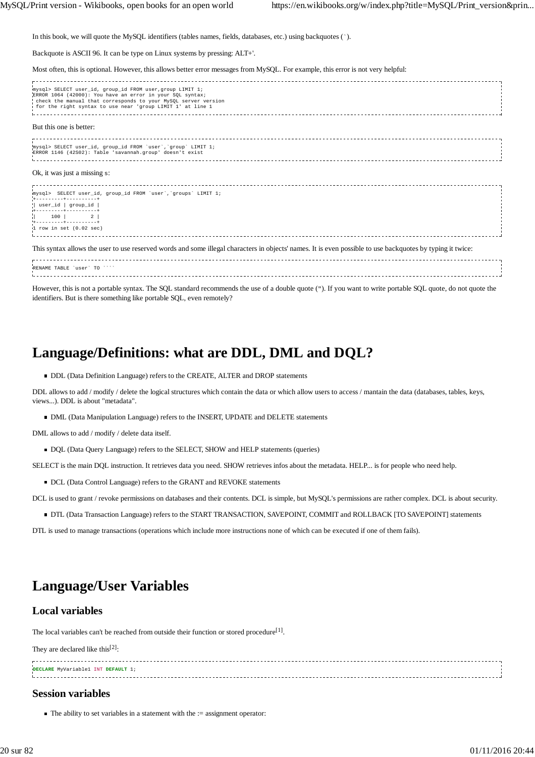In this book, we will quote the MySQL identifiers (tables names, fields, databases, etc.) using backquotes (`).

Backquote is ASCII 96. It can be type on Linux systems by pressing: ALT+'.

Most often, this is optional. However, this allows better error messages from MySQL. For example, this error is not very helpful:

```
mysql> SELECT user_id, group_id FROM user,group LIMIT 1;
ERROR 1064 (42000): You have an error in your SQL syntax;
 check the manual that corresponds to your MySQL server version
 for the right syntax to use near 'group LIMIT 1' at line 1
```

But this one is better:

```
mysql> SELECT user_id, group_id FROM `user`,`group` LIMIT 1;
ERROR 1146 (42S02): Table 'savannah.group' doesn't exist
```

Ok, it was just a missing s:

```
mysql>  SELECT user_id, group_id FROM `user`,`groups` LIMIT 1;
+---------+----------+
| user_id | group_id |
+---------+----------+
|     100 |        2 |
+---------+----------+
1 row in set (0.02 sec)
```

This syntax allows the user to use reserved words and some illegal characters in objects' names. It is even possible to use backquotes by typing it twice:

```
RENAME TABLE `user` TO ````
```

However, this is not a portable syntax. The SQL standard recommends the use of a double quote ("). If you want to write portable SQL quote, do not quote the identifiers. But is there something like portable SQL, even remotely?

# Language/Definitions: what are DDL, DML and DQL?

- DDL (Data Definition Language) refers to the CREATE, ALTER and DROP statements

DDL allows to add / modify / delete the logical structures which contain the data or which allow users to access / mantain the data (databases, tables, keys, views...). DDL is about "metadata".

- DML (Data Manipulation Language) refers to the INSERT, UPDATE and DELETE statements

DML allows to add / modify / delete data itself.

- DQL (Data Query Language) refers to the SELECT, SHOW and HELP statements (queries)

SELECT is the main DQL instruction. It retrieves data you need. SHOW retrieves infos about the metadata. HELP... is for people who need help.

- DCL (Data Control Language) refers to the GRANT and REVOKE statements

DCL is used to grant / revoke permissions on databases and their contents. DCL is simple, but MySQL's permissions are rather complex. DCL is about security.

- DTL (Data Transaction Language) refers to the START TRANSACTION, SAVEPOINT, COMMIT and ROLLBACK [TO SAVEPOINT] statements

DTL is used to manage transactions (operations which include more instructions none of which can be executed if one of them fails).

# Language/User Variables

## Local variables

The local variables can't be reached from outside their function or stored procedure[1].

They are declared like this[2]:

```
DECLARE MyVariable1 INT DEFAULT 1;
```

## Session variables

- The ability to set variables in a statement with the := assignment operator: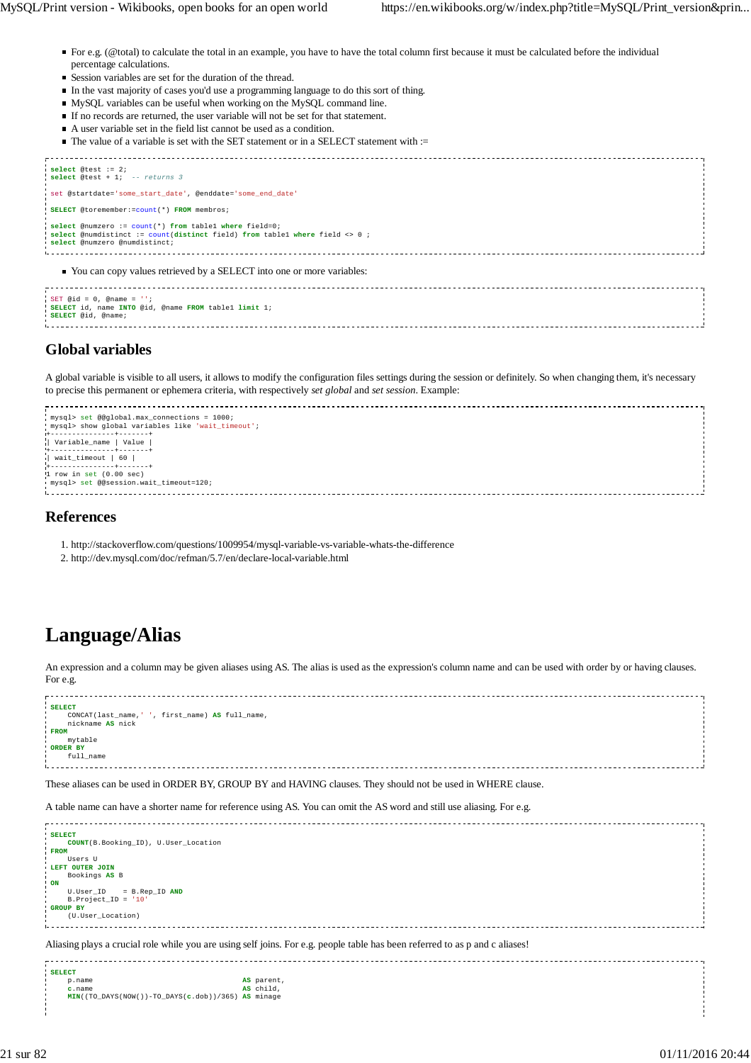- For e.g. (@total) to calculate the total in an example, you have to have the total column first because it must be calculated before the individual percentage calculations.
- Session variables are set for the duration of the thread.
- In the vast majority of cases you'd use a programming language to do this sort of thing.
- MySQL variables can be useful when working on the MySQL command line.
- If no records are returned, the user variable will not be set for that statement.
- A user variable set in the field list cannot be used as a condition.
- The value of a variable is set with the SET statement or in a SELECT statement with :=

```
select @test := 2;
select @test + 1;  -- returns 3

set @startdate='some_start_date', @enddate='some_end_date'

SELECT @toremember:=count(*) FROM membros;

select @numzero := count(*) from table1 where field=0;
select @numdistinct := count(distinct field) from table1 where field <> 0 ;
select @numzero @numdistinct;
```

- You can copy values retrieved by a SELECT into one or more variables:

```
SET @id = 0, @name = '';
SELECT id, name INTO @id, @name FROM table1 limit 1;
SELECT @id, @name;
```

## Global variables

A global variable is visible to all users, it allows to modify the configuration files settings during the session or definitely. So when changing them, it's necessary to precise this permanent or ephemera criteria, with respectively *set global* and *set session*. Example:

```
mysql> set @@global.max_connections = 1000;
mysql> show global variables like 'wait_timeout';
+---------------+-------+
| Variable_name | Value |
+---------------+-------+
| wait_timeout | 60 |
+---------------+-------+
1 row in set (0.00 sec)
mysql> set @@session.wait_timeout=120;
```

## References

1. http://stackoverflow.com/questions/1009954/mysql-variable-vs-variable-whats-the-difference
2. http://dev.mysql.com/doc/refman/5.7/en/declare-local-variable.html

# Language/Alias

An expression and a column may be given aliases using AS. The alias is used as the expression's column name and can be used with order by or having clauses. For e.g.

```
SELECT
    CONCAT(last_name,' ', first_name) AS full_name,
    nickname AS nick
FROM
    mytable
ORDER BY
    full_name
```

These aliases can be used in ORDER BY, GROUP BY and HAVING clauses. They should not be used in WHERE clause.

A table name can have a shorter name for reference using AS. You can omit the AS word and still use aliasing. For e.g.

```
SELECT
    COUNT(B.Booking_ID), U.User_Location
FROM
    Users U
LEFT OUTER JOIN
    Bookings AS B
ON
    U.User_ID    = B.Rep_ID AND
    B.Project_ID = '10'
GROUP BY
    (U.User_Location)
```

Aliasing plays a crucial role while you are using self joins. For e.g. people table has been referred to as p and c aliases!

```
SELECT
    p.name                                    AS parent,
    c.name                                    AS child,
    MIN((TO_DAYS(NOW())-TO_DAYS(c.dob))/365) AS minage
```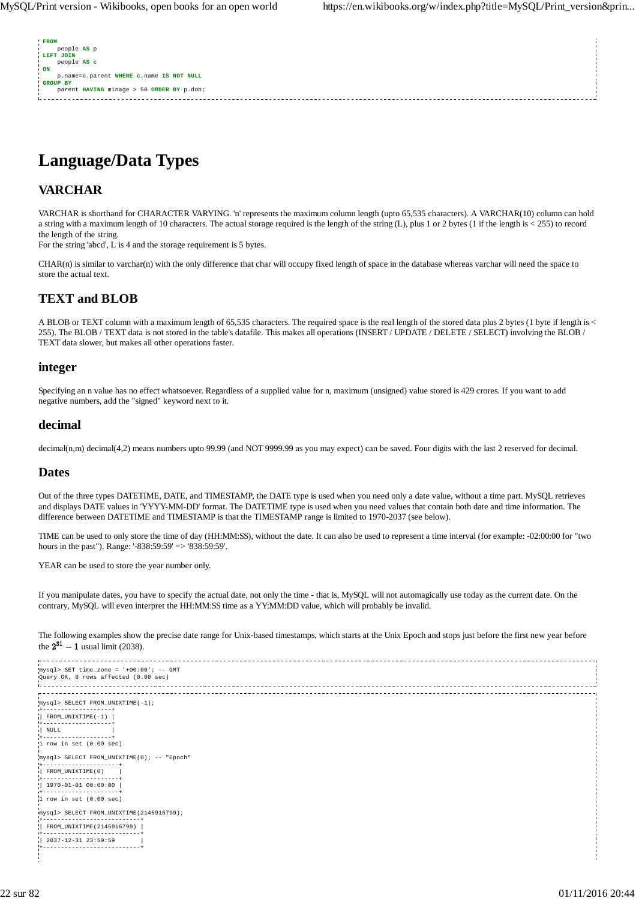```
FROM
    people AS p
LEFT JOIN
    people AS c
ON
    p.name=c.parent WHERE c.name IS NOT NULL
GROUP BY
    parent HAVING minage > 50 ORDER BY p.dob;
```

# Language/Data Types

## VARCHAR

VARCHAR is shorthand for CHARACTER VARYING. 'n' represents the maximum column length (upto 65,535 characters). A VARCHAR(10) column can hold a string with a maximum length of 10 characters. The actual storage required is the length of the string (L), plus 1 or 2 bytes (1 if the length is < 255) to record the length of the string.
For the string 'abcd', L is 4 and the storage requirement is 5 bytes.

CHAR(n) is similar to varchar(n) with the only difference that char will occupy fixed length of space in the database whereas varchar will need the space to store the actual text.

## TEXT and BLOB

A BLOB or TEXT column with a maximum length of 65,535 characters. The required space is the real length of the stored data plus 2 bytes (1 byte if length is < 255). The BLOB / TEXT data is not stored in the table's datafile. This makes all operations (INSERT / UPDATE / DELETE / SELECT) involving the BLOB / TEXT data slower, but makes all other operations faster.

## integer

Specifying an n value has no effect whatsoever. Regardless of a supplied value for n, maximum (unsigned) value stored is 429 crores. If you want to add negative numbers, add the "signed" keyword next to it.

## decimal

decimal(n,m) decimal(4,2) means numbers upto 99.99 (and NOT 9999.99 as you may expect) can be saved. Four digits with the last 2 reserved for decimal.

## Dates

Out of the three types DATETIME, DATE, and TIMESTAMP, the DATE type is used when you need only a date value, without a time part. MySQL retrieves and displays DATE values in 'YYYY-MM-DD' format. The DATETIME type is used when you need values that contain both date and time information. The difference between DATETIME and TIMESTAMP is that the TIMESTAMP range is limited to 1970-2037 (see below).

TIME can be used to only store the time of day (HH:MM:SS), without the date. It can also be used to represent a time interval (for example: -02:00:00 for "two hours in the past"). Range: '-838:59:59' => '838:59:59'.

YEAR can be used to store the year number only.

If you manipulate dates, you have to specify the actual date, not only the time - that is, MySQL will not automagically use today as the current date. On the contrary, MySQL will even interpret the HH:MM:SS time as a YY:MM:DD value, which will probably be invalid.

The following examples show the precise date range for Unix-based timestamps, which starts at the Unix Epoch and stops just before the first new year before the $2^{31} - 1$ usual limit (2038).

```
mysql> SET time_zone = '+00:00'; -- GMT
Query OK, 0 rows affected (0.00 sec)
```

```
mysql> SELECT FROM_UNIXTIME(-1);
+-------------------+
| FROM_UNIXTIME(-1) |
+-------------------+
| NULL              |
+-------------------+
1 row in set (0.00 sec)

mysql> SELECT FROM_UNIXTIME(0); -- "Epoch"
+---------------------+
| FROM_UNIXTIME(0)    |
+---------------------+
| 1970-01-01 00:00:00 |
+---------------------+
1 row in set (0.00 sec)

mysql> SELECT FROM_UNIXTIME(2145916799);
+---------------------------+
| FROM_UNIXTIME(2145916799) |
+---------------------------+
| 2037-12-31 23:59:59       |
+---------------------------+
```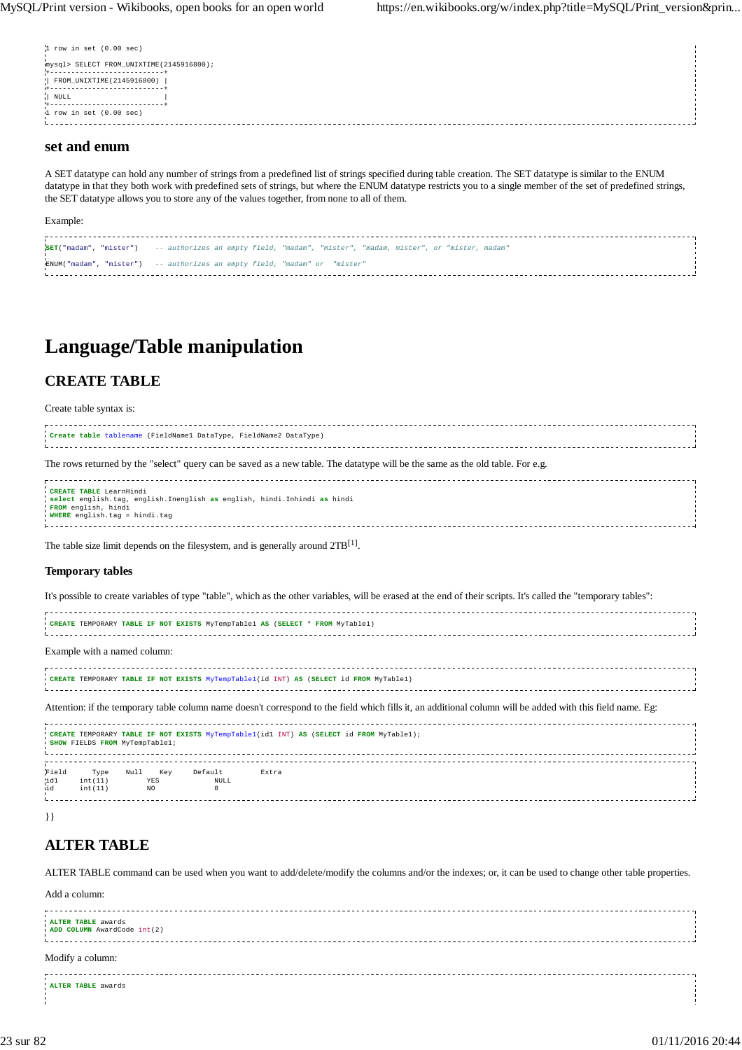```
1 row in set (0.00 sec)

mysql> SELECT FROM_UNIXTIME(2145916800);
+---------------------------+
| FROM_UNIXTIME(2145916800) |
+---------------------------+
| NULL                      |
+---------------------------+
1 row in set (0.00 sec)
```

### set and enum

A SET datatype can hold any number of strings from a predefined list of strings specified during table creation. The SET datatype is similar to the ENUM datatype in that they both work with predefined sets of strings, but where the ENUM datatype restricts you to a single member of the set of predefined strings, the SET datatype allows you to store any of the values together, from none to all of them.

Example:

```
SET("madam", "mister")    -- authorizes an empty field, "madam", "mister", "madam, mister", or "mister, madam"

ENUM("madam", "mister")   -- authorizes an empty field, "madam" or  "mister"
```

# Language/Table manipulation

## CREATE TABLE

Create table syntax is:

```
Create table tablename (FieldName1 DataType, FieldName2 DataType)
```

The rows returned by the "select" query can be saved as a new table. The datatype will be the same as the old table. For e.g.

```
CREATE TABLE LearnHindi
select english.tag, english.Inenglish as english, hindi.Inhindi as hindi
FROM english, hindi
WHERE english.tag = hindi.tag
```

The table size limit depends on the filesystem, and is generally around 2TB[1].

### Temporary tables

It's possible to create variables of type "table", which as the other variables, will be erased at the end of their scripts. It's called the "temporary tables":

```
CREATE TEMPORARY TABLE IF NOT EXISTS MyTempTable1 AS (SELECT * FROM MyTable1)
```

Example with a named column:

```
CREATE TEMPORARY TABLE IF NOT EXISTS MyTempTable1(id INT) AS (SELECT id FROM MyTable1)
```

Attention: if the temporary table column name doesn't correspond to the field which fills it, an additional column will be added with this field name. Eg:

```
CREATE TEMPORARY TABLE IF NOT EXISTS MyTempTable1(id1 INT) AS (SELECT id FROM MyTable1);
SHOW FIELDS FROM MyTempTable1;
```

```
Field      Type    Null    Key     Default         Extra
id1     int(11)         YES             NULL
id      int(11)         NO              0
```

}}

## ALTER TABLE

ALTER TABLE command can be used when you want to add/delete/modify the columns and/or the indexes; or, it can be used to change other table properties.

Add a column:

```
ALTER TABLE awards
ADD COLUMN AwardCode int(2)
```

Modify a column:

```
ALTER TABLE awards
```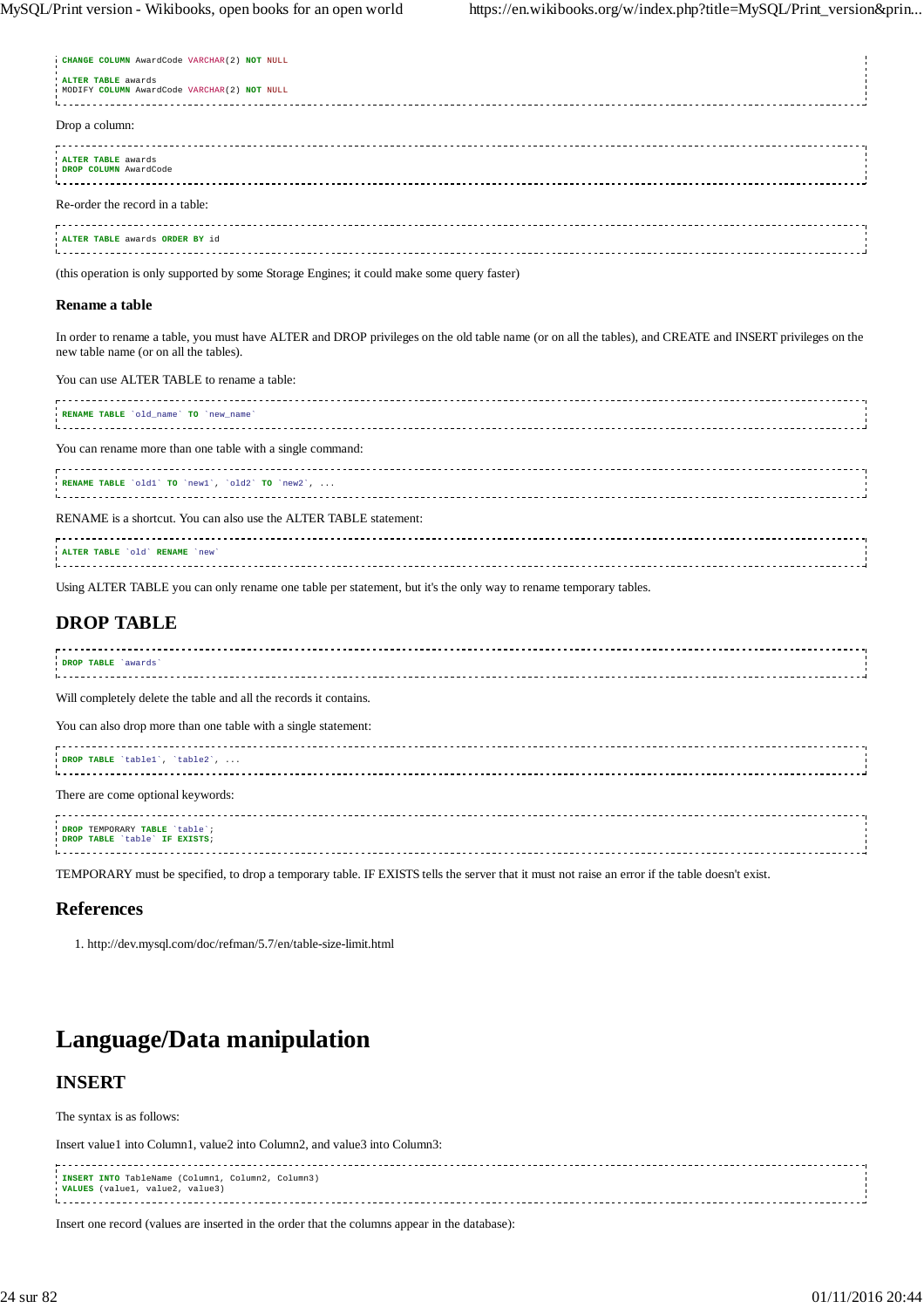```
CHANGE COLUMN AwardCode VARCHAR(2) NOT NULL

ALTER TABLE awards
MODIFY COLUMN AwardCode VARCHAR(2) NOT NULL
```

Drop a column:

```
ALTER TABLE awards
DROP COLUMN AwardCode
```

Re-order the record in a table:

```
ALTER TABLE awards ORDER BY id
```

(this operation is only supported by some Storage Engines; it could make some query faster)

### Rename a table

In order to rename a table, you must have ALTER and DROP privileges on the old table name (or on all the tables), and CREATE and INSERT privileges on the new table name (or on all the tables).

You can use ALTER TABLE to rename a table:

```
RENAME TABLE `old_name` TO `new_name`
```

You can rename more than one table with a single command:

```
RENAME TABLE `old1` TO `new1`, `old2` TO `new2`, ...
```

RENAME is a shortcut. You can also use the ALTER TABLE statement:

```
ALTER TABLE `old` RENAME `new`
```

Using ALTER TABLE you can only rename one table per statement, but it's the only way to rename temporary tables.

## DROP TABLE

```
DROP TABLE `awards`
```

Will completely delete the table and all the records it contains.

You can also drop more than one table with a single statement:

```
DROP TABLE `table1`, `table2`, ...
```

There are come optional keywords:

```
DROP TEMPORARY TABLE `table`;
DROP TABLE `table` IF EXISTS;
```

TEMPORARY must be specified, to drop a temporary table. IF EXISTS tells the server that it must not raise an error if the table doesn't exist.

## References

1. http://dev.mysql.com/doc/refman/5.7/en/table-size-limit.html

# Language/Data manipulation

## INSERT

The syntax is as follows:

Insert value1 into Column1, value2 into Column2, and value3 into Column3:

```
INSERT INTO TableName (Column1, Column2, Column3)
VALUES (value1, value2, value3)
```

Insert one record (values are inserted in the order that the columns appear in the database):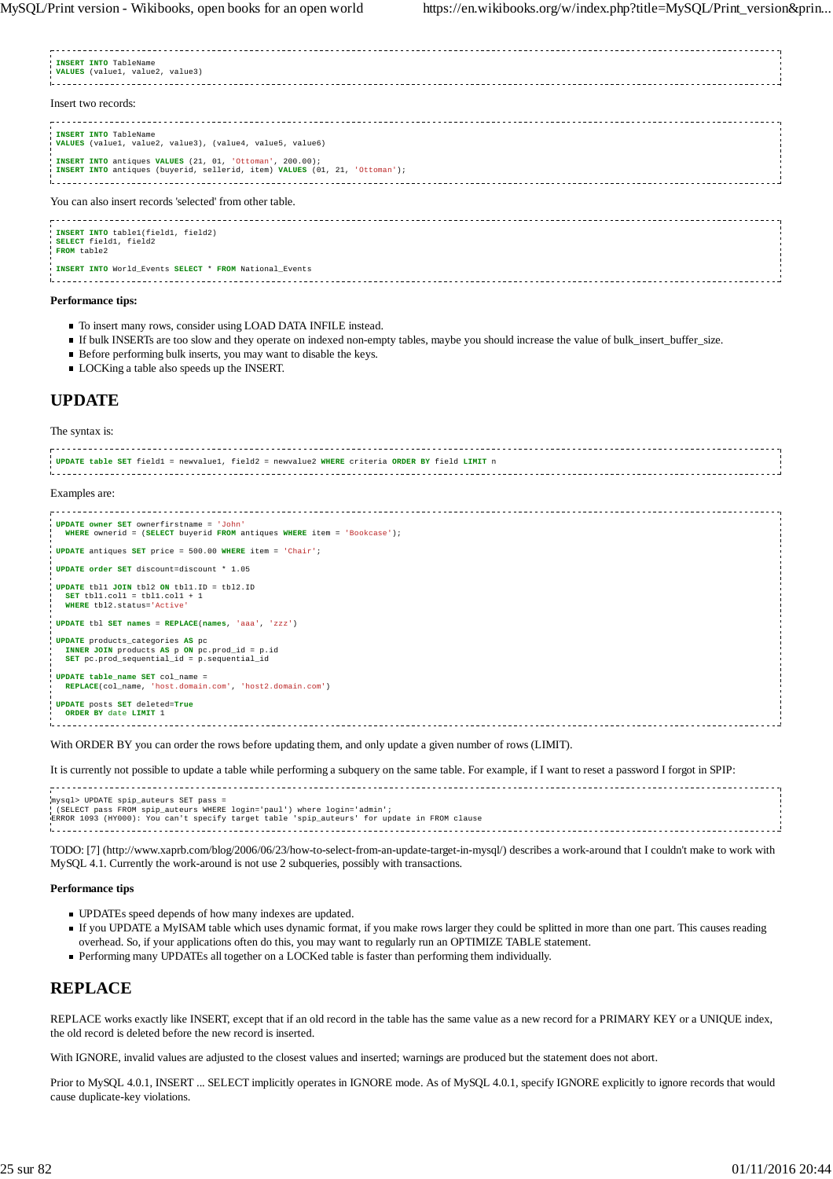```
INSERT INTO TableName
VALUES (value1, value2, value3)
```

Insert two records:

```
INSERT INTO TableName
VALUES (value1, value2, value3), (value4, value5, value6)

INSERT INTO antiques VALUES (21, 01, 'Ottoman', 200.00);
INSERT INTO antiques (buyerid, sellerid, item) VALUES (01, 21, 'Ottoman');
```

You can also insert records 'selected' from other table.

```
INSERT INTO table1(field1, field2)
SELECT field1, field2
FROM table2

INSERT INTO World_Events SELECT * FROM National_Events
```

**Performance tips:**

- To insert many rows, consider using LOAD DATA INFILE instead.
- If bulk INSERTs are too slow and they operate on indexed non-empty tables, maybe you should increase the value of bulk_insert_buffer_size.
- Before performing bulk inserts, you may want to disable the keys.
- LOCKing a table also speeds up the INSERT.

## UPDATE

The syntax is:

```
UPDATE table SET field1 = newvalue1, field2 = newvalue2 WHERE criteria ORDER BY field LIMIT n
```

Examples are:

```
UPDATE owner SET ownerfirstname = 'John'
  WHERE ownerid = (SELECT buyerid FROM antiques WHERE item = 'Bookcase');

UPDATE antiques SET price = 500.00 WHERE item = 'Chair';

UPDATE order SET discount=discount * 1.05

UPDATE tbl1 JOIN tbl2 ON tbl1.ID = tbl2.ID
  SET tbl1.col1 = tbl1.col1 + 1
  WHERE tbl2.status='Active'

UPDATE tbl SET names = REPLACE(names, 'aaa', 'zzz')

UPDATE products_categories AS pc
  INNER JOIN products AS p ON pc.prod_id = p.id
  SET pc.prod_sequential_id = p.sequential_id

UPDATE table_name SET col_name =
  REPLACE(col_name, 'host.domain.com', 'host2.domain.com')

UPDATE posts SET deleted=True
  ORDER BY date LIMIT 1
```

With ORDER BY you can order the rows before updating them, and only update a given number of rows (LIMIT).

It is currently not possible to update a table while performing a subquery on the same table. For example, if I want to reset a password I forgot in SPIP:

```
mysql> UPDATE spip_auteurs SET pass =
 (SELECT pass FROM spip_auteurs WHERE login='paul') where login='admin';
ERROR 1093 (HY000): You can't specify target table 'spip_auteurs' for update in FROM clause
```

TODO: [7] (http://www.xaprb.com/blog/2006/06/23/how-to-select-from-an-update-target-in-mysql/) describes a work-around that I couldn't make to work with MySQL 4.1. Currently the work-around is not use 2 subqueries, possibly with transactions.

**Performance tips**

- UPDATEs speed depends of how many indexes are updated.
- If you UPDATE a MyISAM table which uses dynamic format, if you make rows larger they could be splitted in more than one part. This causes reading overhead. So, if your applications often do this, you may want to regularly run an OPTIMIZE TABLE statement.
- Performing many UPDATEs all together on a LOCKed table is faster than performing them individually.

## REPLACE

REPLACE works exactly like INSERT, except that if an old record in the table has the same value as a new record for a PRIMARY KEY or a UNIQUE index, the old record is deleted before the new record is inserted.

With IGNORE, invalid values are adjusted to the closest values and inserted; warnings are produced but the statement does not abort.

Prior to MySQL 4.0.1, INSERT ... SELECT implicitly operates in IGNORE mode. As of MySQL 4.0.1, specify IGNORE explicitly to ignore records that would cause duplicate-key violations.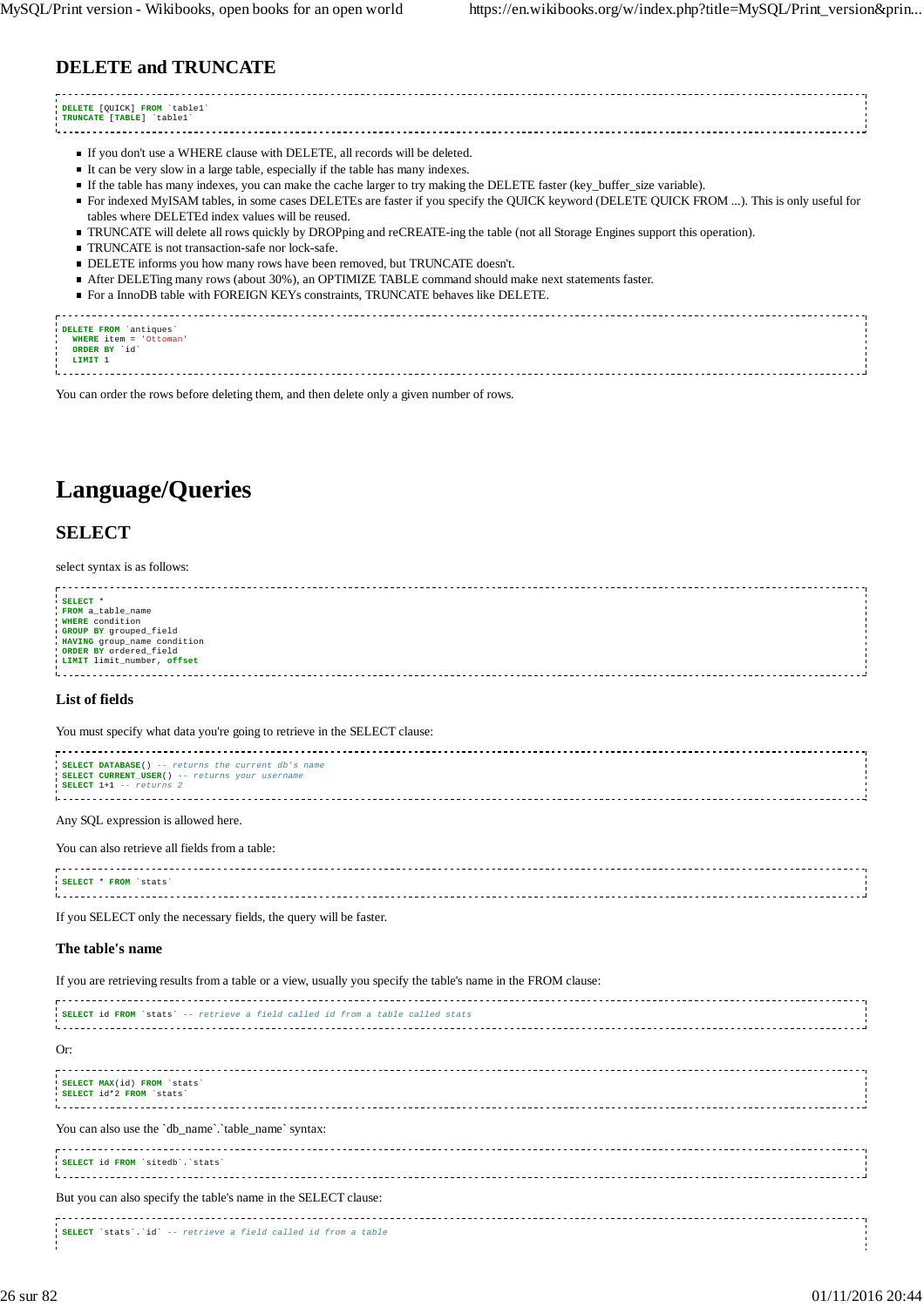### DELETE and TRUNCATE

```
DELETE [QUICK] FROM `table1`
TRUNCATE [TABLE] `table1`
```

- If you don't use a WHERE clause with DELETE, all records will be deleted.
- It can be very slow in a large table, especially if the table has many indexes.
- If the table has many indexes, you can make the cache larger to try making the DELETE faster (key_buffer_size variable).
- For indexed MyISAM tables, in some cases DELETEs are faster if you specify the QUICK keyword (DELETE QUICK FROM ...). This is only useful for tables where DELETEd index values will be reused.
- TRUNCATE will delete all rows quickly by DROPping and reCREATE-ing the table (not all Storage Engines support this operation).
- TRUNCATE is not transaction-safe nor lock-safe.
- DELETE informs you how many rows have been removed, but TRUNCATE doesn't.
- After DELETing many rows (about 30%), an OPTIMIZE TABLE command should make next statements faster.
- For a InnoDB table with FOREIGN KEYs constraints, TRUNCATE behaves like DELETE.

```
DELETE FROM `antiques`
  WHERE item = 'Ottoman'
  ORDER BY `id`
  LIMIT 1
```

You can order the rows before deleting them, and then delete only a given number of rows.

# Language/Queries

## SELECT

select syntax is as follows:

```
SELECT *
FROM a_table_name
WHERE condition
GROUP BY grouped_field
HAVING group_name condition
ORDER BY ordered_field
LIMIT limit_number, offset
```

### List of fields

You must specify what data you're going to retrieve in the SELECT clause:

```
SELECT DATABASE() -- returns the current db's name
SELECT CURRENT_USER() -- returns your username
SELECT 1+1 -- returns 2
```

Any SQL expression is allowed here.

You can also retrieve all fields from a table:

```
SELECT * FROM `stats`
```

If you SELECT only the necessary fields, the query will be faster.

### The table's name

If you are retrieving results from a table or a view, usually you specify the table's name in the FROM clause:

```
SELECT id FROM `stats` -- retrieve a field called id from a table called stats
```

Or:

```
SELECT MAX(id) FROM `stats`
SELECT id*2 FROM `stats`
```

You can also use the `db_name`.`table_name` syntax:

```
SELECT id FROM `sitedb`.`stats`
```

But you can also specify the table's name in the SELECT clause:

```
SELECT `stats`.`id` -- retrieve a field called id from a table
```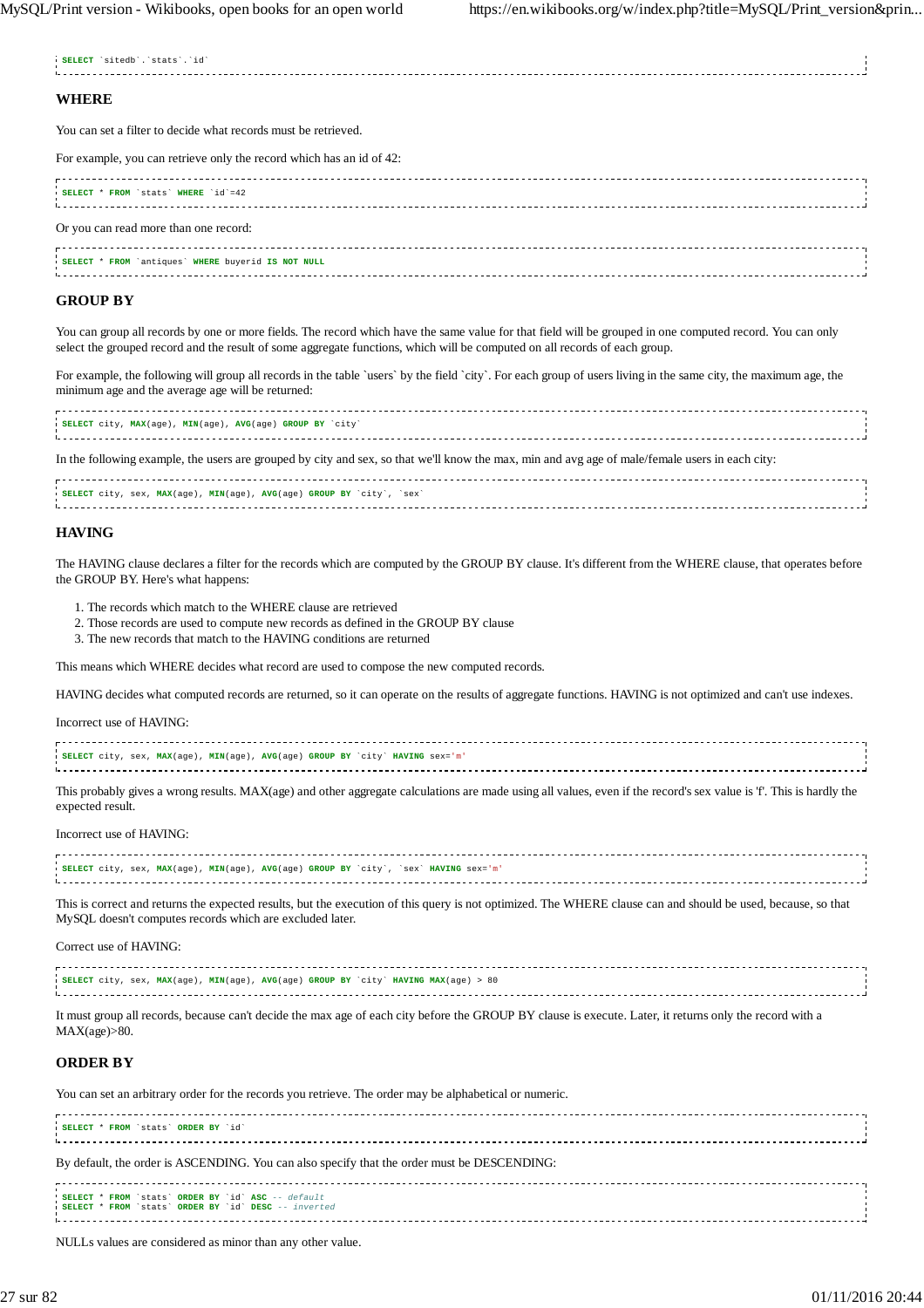```
SELECT `sitedb`.`stats`.`id`
```

### WHERE

You can set a filter to decide what records must be retrieved.

For example, you can retrieve only the record which has an id of 42:

```
SELECT * FROM `stats` WHERE `id`=42
```

Or you can read more than one record:

```
SELECT * FROM `antiques` WHERE buyerid IS NOT NULL
```

### GROUP BY

You can group all records by one or more fields. The record which have the same value for that field will be grouped in one computed record. You can only select the grouped record and the result of some aggregate functions, which will be computed on all records of each group.

For example, the following will group all records in the table `users` by the field `city`. For each group of users living in the same city, the maximum age, the minimum age and the average age will be returned:

```
SELECT city, MAX(age), MIN(age), AVG(age) GROUP BY `city`
```

In the following example, the users are grouped by city and sex, so that we'll know the max, min and avg age of male/female users in each city:

```
SELECT city, sex, MAX(age), MIN(age), AVG(age) GROUP BY `city`, `sex`
```

### HAVING

The HAVING clause declares a filter for the records which are computed by the GROUP BY clause. It's different from the WHERE clause, that operates before the GROUP BY. Here's what happens:

1. The records which match to the WHERE clause are retrieved
2. Those records are used to compute new records as defined in the GROUP BY clause
3. The new records that match to the HAVING conditions are returned

This means which WHERE decides what record are used to compose the new computed records.

HAVING decides what computed records are returned, so it can operate on the results of aggregate functions. HAVING is not optimized and can't use indexes.

Incorrect use of HAVING:

```
SELECT city, sex, MAX(age), MIN(age), AVG(age) GROUP BY `city` HAVING sex='m'
```

This probably gives a wrong results. MAX(age) and other aggregate calculations are made using all values, even if the record's sex value is 'f'. This is hardly the expected result.

Incorrect use of HAVING:

```
SELECT city, sex, MAX(age), MIN(age), AVG(age) GROUP BY `city`, `sex` HAVING sex='m'
```

This is correct and returns the expected results, but the execution of this query is not optimized. The WHERE clause can and should be used, because, so that MySQL doesn't computes records which are excluded later.

Correct use of HAVING:

```
SELECT city, sex, MAX(age), MIN(age), AVG(age) GROUP BY `city` HAVING MAX(age) > 80
```

It must group all records, because can't decide the max age of each city before the GROUP BY clause is execute. Later, it returns only the record with a MAX(age)>80.

### ORDER BY

You can set an arbitrary order for the records you retrieve. The order may be alphabetical or numeric.

```
SELECT * FROM `stats` ORDER BY `id`
```

By default, the order is ASCENDING. You can also specify that the order must be DESCENDING:

```
SELECT * FROM `stats` ORDER BY `id` ASC -- default
SELECT * FROM `stats` ORDER BY `id` DESC -- inverted
```

NULLs values are considered as minor than any other value.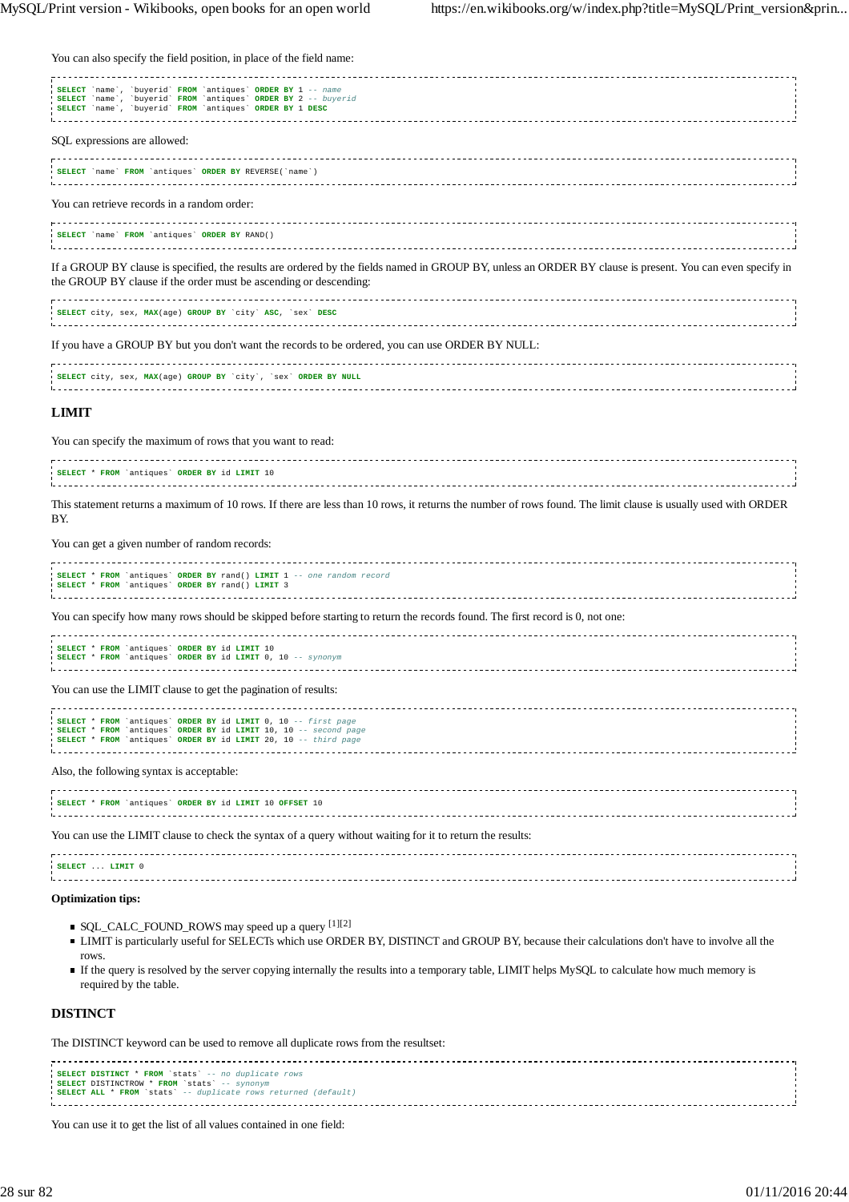You can also specify the field position, in place of the field name:

```
SELECT `name`, `buyerid` FROM `antiques` ORDER BY 1 -- name
SELECT `name`, `buyerid` FROM `antiques` ORDER BY 2 -- buyerid
SELECT `name`, `buyerid` FROM `antiques` ORDER BY 1 DESC
```

SQL expressions are allowed:

```
SELECT `name` FROM `antiques` ORDER BY REVERSE(`name`)
```

You can retrieve records in a random order:

```
SELECT `name` FROM `antiques` ORDER BY RAND()
```

If a GROUP BY clause is specified, the results are ordered by the fields named in GROUP BY, unless an ORDER BY clause is present. You can even specify in the GROUP BY clause if the order must be ascending or descending:

```
SELECT city, sex, MAX(age) GROUP BY `city` ASC, `sex` DESC
```

If you have a GROUP BY but you don't want the records to be ordered, you can use ORDER BY NULL:

```
SELECT city, sex, MAX(age) GROUP BY `city`, `sex` ORDER BY NULL
```

### LIMIT

You can specify the maximum of rows that you want to read:

```
SELECT * FROM `antiques` ORDER BY id LIMIT 10
```

This statement returns a maximum of 10 rows. If there are less than 10 rows, it returns the number of rows found. The limit clause is usually used with ORDER BY.

You can get a given number of random records:

```
SELECT * FROM `antiques` ORDER BY rand() LIMIT 1 -- one random record
SELECT * FROM `antiques` ORDER BY rand() LIMIT 3
```

You can specify how many rows should be skipped before starting to return the records found. The first record is 0, not one:

```
SELECT * FROM `antiques` ORDER BY id LIMIT 10
SELECT * FROM `antiques` ORDER BY id LIMIT 0, 10 -- synonym
```

You can use the LIMIT clause to get the pagination of results:

```
SELECT * FROM `antiques` ORDER BY id LIMIT 0, 10 -- first page
SELECT * FROM `antiques` ORDER BY id LIMIT 10, 10 -- second page
SELECT * FROM `antiques` ORDER BY id LIMIT 20, 10 -- third page
```

Also, the following syntax is acceptable:

```
SELECT * FROM `antiques` ORDER BY id LIMIT 10 OFFSET 10
```

You can use the LIMIT clause to check the syntax of a query without waiting for it to return the results:

```
SELECT ... LIMIT 0
```

**Optimization tips:**

- SQL_CALC_FOUND_ROWS may speed up a query [1][2]
- LIMIT is particularly useful for SELECTs which use ORDER BY, DISTINCT and GROUP BY, because their calculations don't have to involve all the rows.
- If the query is resolved by the server copying internally the results into a temporary table, LIMIT helps MySQL to calculate how much memory is required by the table.

### DISTINCT

The DISTINCT keyword can be used to remove all duplicate rows from the resultset:

```
SELECT DISTINCT * FROM `stats` -- no duplicate rows
SELECT DISTINCTROW * FROM `stats` -- synonym
SELECT ALL * FROM `stats` -- duplicate rows returned (default)
```

You can use it to get the list of all values contained in one field: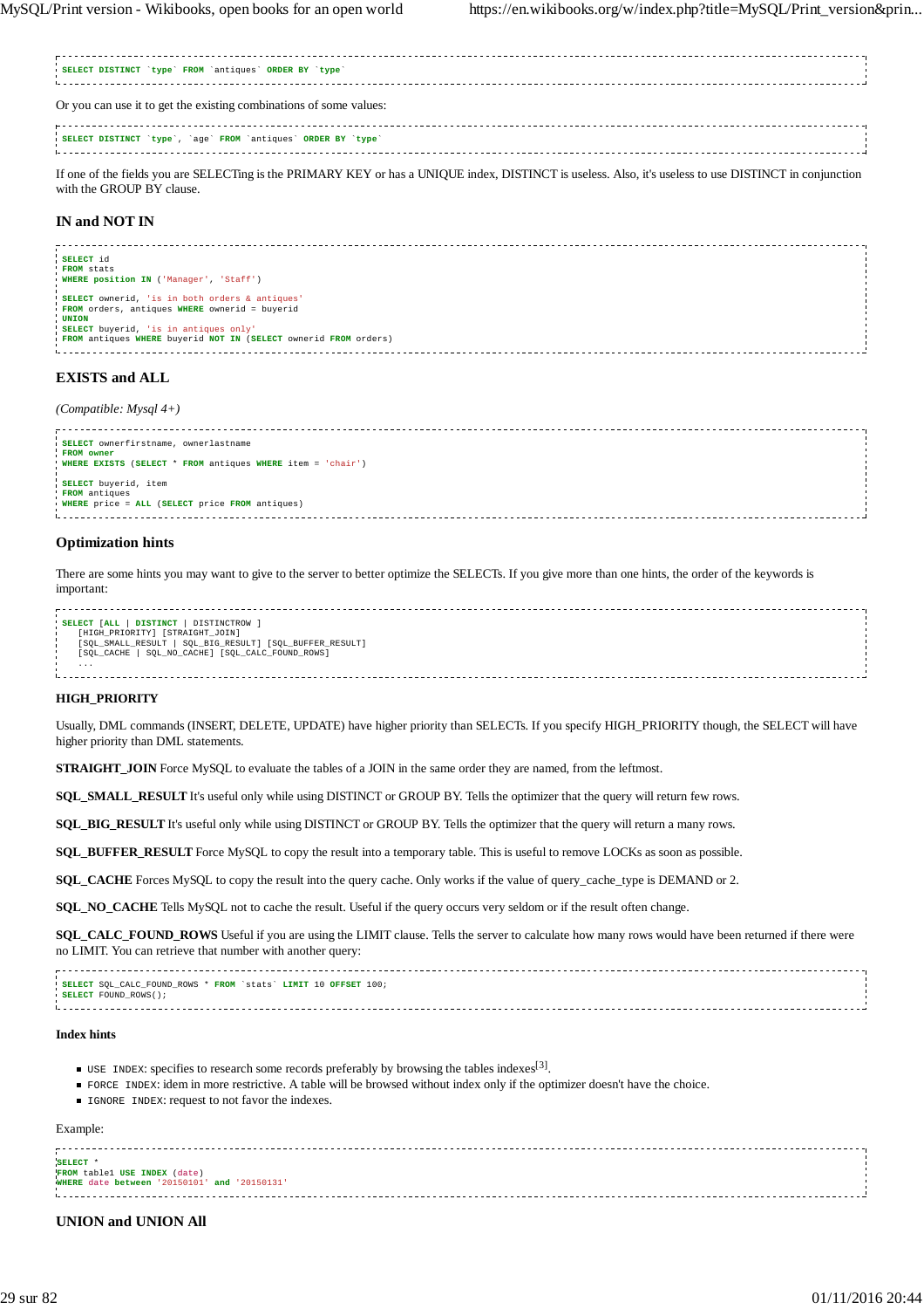```
SELECT DISTINCT `type` FROM `antiques` ORDER BY `type`
```

Or you can use it to get the existing combinations of some values:

```
SELECT DISTINCT `type`, `age` FROM `antiques` ORDER BY `type`
```

If one of the fields you are SELECTing is the PRIMARY KEY or has a UNIQUE index, DISTINCT is useless. Also, it's useless to use DISTINCT in conjunction with the GROUP BY clause.

### IN and NOT IN

```
SELECT id
FROM stats
WHERE position IN ('Manager', 'Staff')

SELECT ownerid, 'is in both orders & antiques'
FROM orders, antiques WHERE ownerid = buyerid
UNION
SELECT buyerid, 'is in antiques only'
FROM antiques WHERE buyerid NOT IN (SELECT ownerid FROM orders)
```

### EXISTS and ALL

*(Compatible: Mysql 4+)*

```
SELECT ownerfirstname, ownerlastname
FROM owner
WHERE EXISTS (SELECT * FROM antiques WHERE item = 'chair')

SELECT buyerid, item
FROM antiques
WHERE price = ALL (SELECT price FROM antiques)
```

### Optimization hints

There are some hints you may want to give to the server to better optimize the SELECTs. If you give more than one hints, the order of the keywords is important:

```
SELECT [ALL | DISTINCT | DISTINCTROW ]
    [HIGH_PRIORITY] [STRAIGHT_JOIN]
    [SQL_SMALL_RESULT | SQL_BIG_RESULT] [SQL_BUFFER_RESULT]
    [SQL_CACHE | SQL_NO_CACHE] [SQL_CALC_FOUND_ROWS]
    ...
```

**HIGH_PRIORITY**

Usually, DML commands (INSERT, DELETE, UPDATE) have higher priority than SELECTs. If you specify HIGH_PRIORITY though, the SELECT will have higher priority than DML statements.

**STRAIGHT_JOIN** Force MySQL to evaluate the tables of a JOIN in the same order they are named, from the leftmost.

**SQL_SMALL_RESULT** It's useful only while using DISTINCT or GROUP BY. Tells the optimizer that the query will return few rows.

**SQL_BIG_RESULT** It's useful only while using DISTINCT or GROUP BY. Tells the optimizer that the query will return a many rows.

**SQL_BUFFER_RESULT** Force MySQL to copy the result into a temporary table. This is useful to remove LOCKs as soon as possible.

**SQL_CACHE** Forces MySQL to copy the result into the query cache. Only works if the value of query_cache_type is DEMAND or 2.

**SQL_NO_CACHE** Tells MySQL not to cache the result. Useful if the query occurs very seldom or if the result often change.

**SQL_CALC_FOUND_ROWS** Useful if you are using the LIMIT clause. Tells the server to calculate how many rows would have been returned if there were no LIMIT. You can retrieve that number with another query:

```
SELECT SQL_CALC_FOUND_ROWS * FROM `stats` LIMIT 10 OFFSET 100;
SELECT FOUND_ROWS();
```

**Index hints**

- `USE INDEX`: specifies to research some records preferably by browsing the tables indexes[3].
- `FORCE INDEX`: idem in more restrictive. A table will be browsed without index only if the optimizer doesn't have the choice.
- `IGNORE INDEX`: request to not favor the indexes.

Example:

```
SELECT *
FROM table1 USE INDEX (date)
WHERE date between '20150101' and '20150131'
```

### UNION and UNION All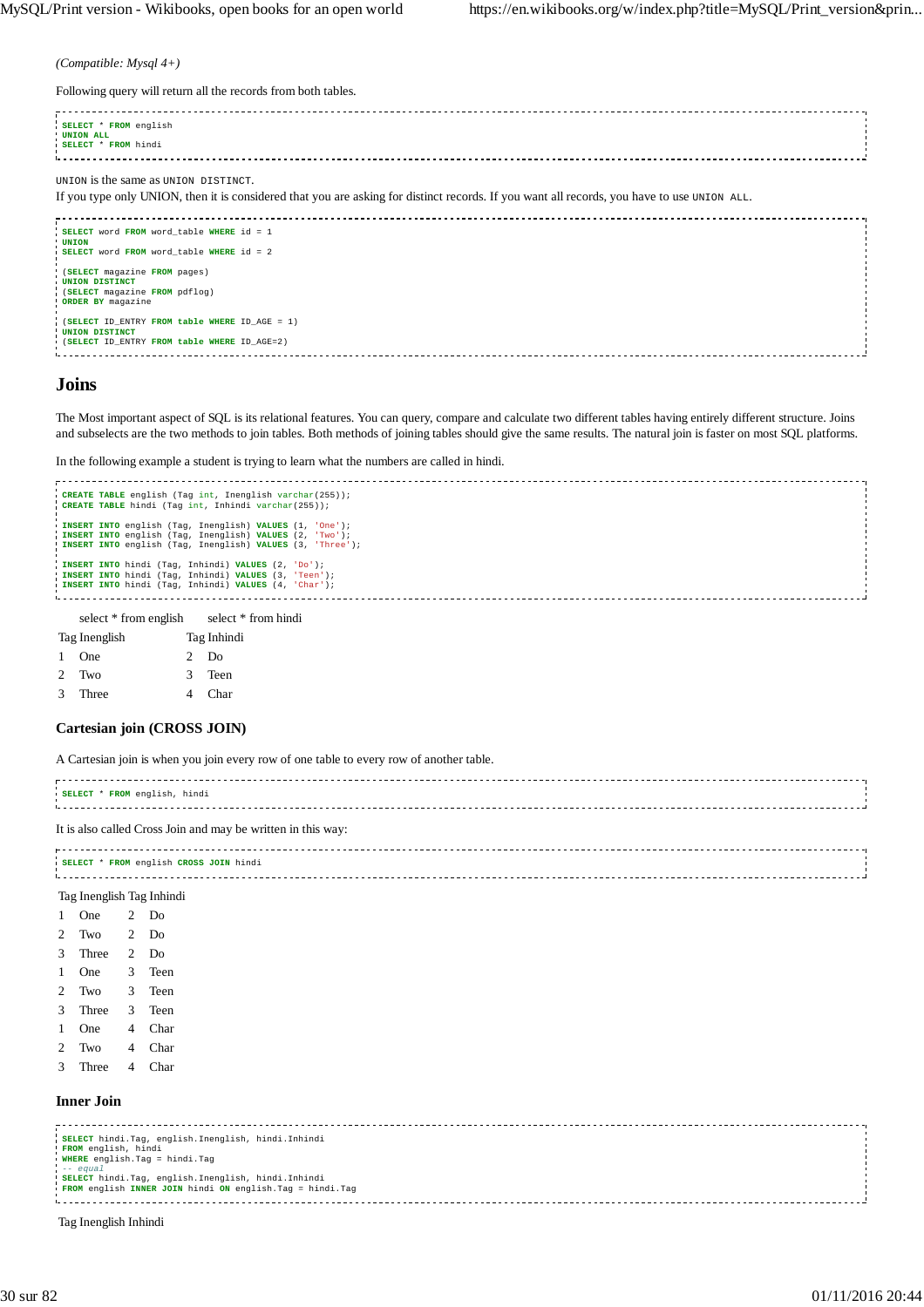*(Compatible: Mysql 4+)*

Following query will return all the records from both tables.

```
SELECT * FROM english
UNION ALL
SELECT * FROM hindi
```

`UNION` is the same as `UNION DISTINCT`.
If you type only UNION, then it is considered that you are asking for distinct records. If you want all records, you have to use `UNION ALL`.

```
SELECT word FROM word_table WHERE id = 1
UNION
SELECT word FROM word_table WHERE id = 2

(SELECT magazine FROM pages)
UNION DISTINCT
(SELECT magazine FROM pdflog)
ORDER BY magazine

(SELECT ID_ENTRY FROM table WHERE ID_AGE = 1)
UNION DISTINCT
(SELECT ID_ENTRY FROM table WHERE ID_AGE=2)
```

## Joins

The Most important aspect of SQL is its relational features. You can query, compare and calculate two different tables having entirely different structure. Joins and subselects are the two methods to join tables. Both methods of joining tables should give the same results. The natural join is faster on most SQL platforms.

In the following example a student is trying to learn what the numbers are called in hindi.

```
CREATE TABLE english (Tag int, Inenglish varchar(255));
CREATE TABLE hindi (Tag int, Inhindi varchar(255));

INSERT INTO english (Tag, Inenglish) VALUES (1, 'One');
INSERT INTO english (Tag, Inenglish) VALUES (2, 'Two');
INSERT INTO english (Tag, Inenglish) VALUES (3, 'Three');

INSERT INTO hindi (Tag, Inhindi) VALUES (2, 'Do');
INSERT INTO hindi (Tag, Inhindi) VALUES (3, 'Teen');
INSERT INTO hindi (Tag, Inhindi) VALUES (4, 'Char');
```

select * from english

| Tag | Inenglish |
|---|---|
| 1 | One |
| 2 | Two |
| 3 | Three |

select * from hindi

| Tag | Inhindi |
|---|---|
| 2 | Do |
| 3 | Teen |
| 4 | Char |

### Cartesian join (CROSS JOIN)

A Cartesian join is when you join every row of one table to every row of another table.

```
SELECT * FROM english, hindi
```

It is also called Cross Join and may be written in this way:

```
SELECT * FROM english CROSS JOIN hindi
```

| Tag | Inenglish | Tag | Inhindi |
|---|---|---|---|
| 1 | One | 2 | Do |
| 2 | Two | 2 | Do |
| 3 | Three | 2 | Do |
| 1 | One | 3 | Teen |
| 2 | Two | 3 | Teen |
| 3 | Three | 3 | Teen |
| 1 | One | 4 | Char |
| 2 | Two | 4 | Char |
| 3 | Three | 4 | Char |

### Inner Join

```
SELECT hindi.Tag, english.Inenglish, hindi.Inhindi
FROM english, hindi
WHERE english.Tag = hindi.Tag
-- equal
SELECT hindi.Tag, english.Inenglish, hindi.Inhindi
FROM english INNER JOIN hindi ON english.Tag = hindi.Tag
```

Tag Inenglish Inhindi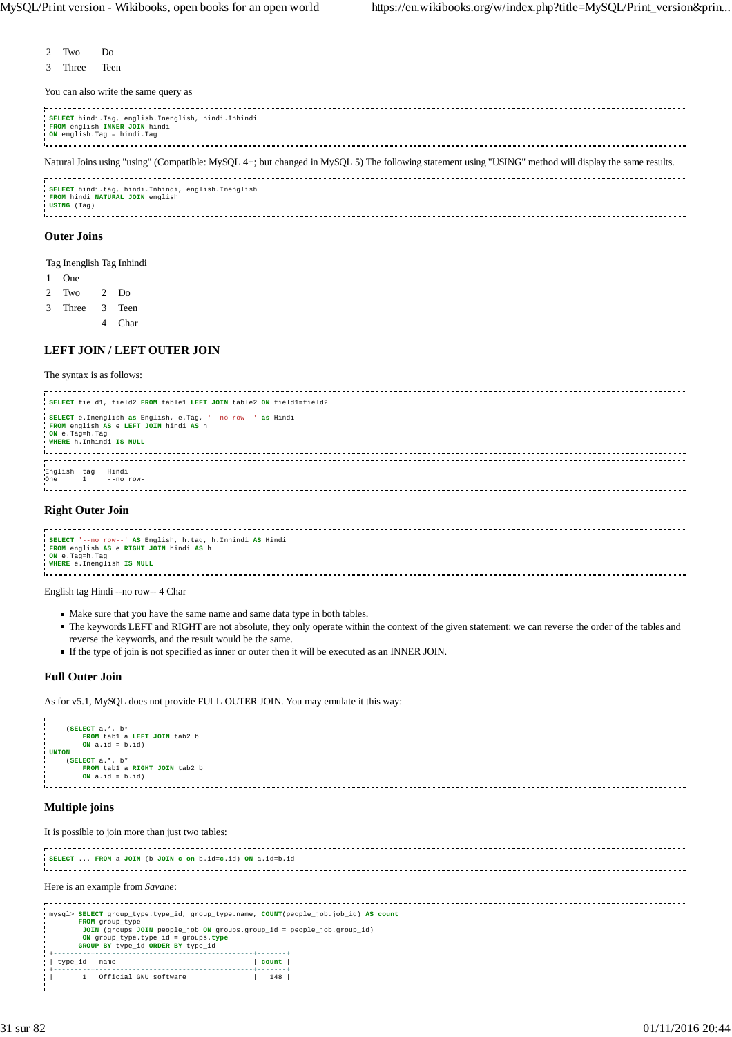| | |
|---|---|
| 2 | Two | Do |
| 3 | Three | Teen |

You can also write the same query as

```
SELECT hindi.Tag, english.Inenglish, hindi.Inhindi
FROM english INNER JOIN hindi
ON english.Tag = hindi.Tag
```

Natural Joins using "using" (Compatible: MySQL 4+; but changed in MySQL 5) The following statement using "USING" method will display the same results.

```
SELECT hindi.tag, hindi.Inhindi, english.Inenglish
FROM hindi NATURAL JOIN english
USING (Tag)
```

### Outer Joins

| Tag | Inenglish | Tag | Inhindi |
|---|---|---|---|
| 1 | One | | |
| 2 | Two | 2 | Do |
| 3 | Three | 3 | Teen |
| | | 4 | Char |

### LEFT JOIN / LEFT OUTER JOIN

The syntax is as follows:

```
SELECT field1, field2 FROM table1 LEFT JOIN table2 ON field1=field2

SELECT e.Inenglish as English, e.Tag, '--no row--' as Hindi
FROM english AS e LEFT JOIN hindi AS h
ON e.Tag=h.Tag
WHERE h.Inhindi IS NULL
```

```
English  tag   Hindi
One      1     --no row-
```

### Right Outer Join

```
SELECT '--no row--' AS English, h.tag, h.Inhindi AS Hindi
FROM english AS e RIGHT JOIN hindi AS h
ON e.Tag=h.Tag
WHERE e.Inenglish IS NULL
```

English tag Hindi --no row-- 4 Char

- Make sure that you have the same name and same data type in both tables.
- The keywords LEFT and RIGHT are not absolute, they only operate within the context of the given statement: we can reverse the order of the tables and reverse the keywords, and the result would be the same.
- If the type of join is not specified as inner or outer then it will be executed as an INNER JOIN.

### Full Outer Join

As for v5.1, MySQL does not provide FULL OUTER JOIN. You may emulate it this way:

```
    (SELECT a.*, b*
        FROM tab1 a LEFT JOIN tab2 b
        ON a.id = b.id)
UNION
    (SELECT a.*, b*
        FROM tab1 a RIGHT JOIN tab2 b
        ON a.id = b.id)
```

### Multiple joins

It is possible to join more than just two tables:

```
SELECT ... FROM a JOIN (b JOIN c on b.id=c.id) ON a.id=b.id
```

Here is an example from *Savane*:

```
mysql> SELECT group_type.type_id, group_type.name, COUNT(people_job.job_id) AS count
       FROM group_type
        JOIN (groups JOIN people_job ON groups.group_id = people_job.group_id)
        ON group_type.type_id = groups.type
       GROUP BY type_id ORDER BY type_id
+---------+--------------------------------------+-------+
| type_id | name                                 | count |
+---------+--------------------------------------+-------+
|       1 | Official GNU software                |   148 |
```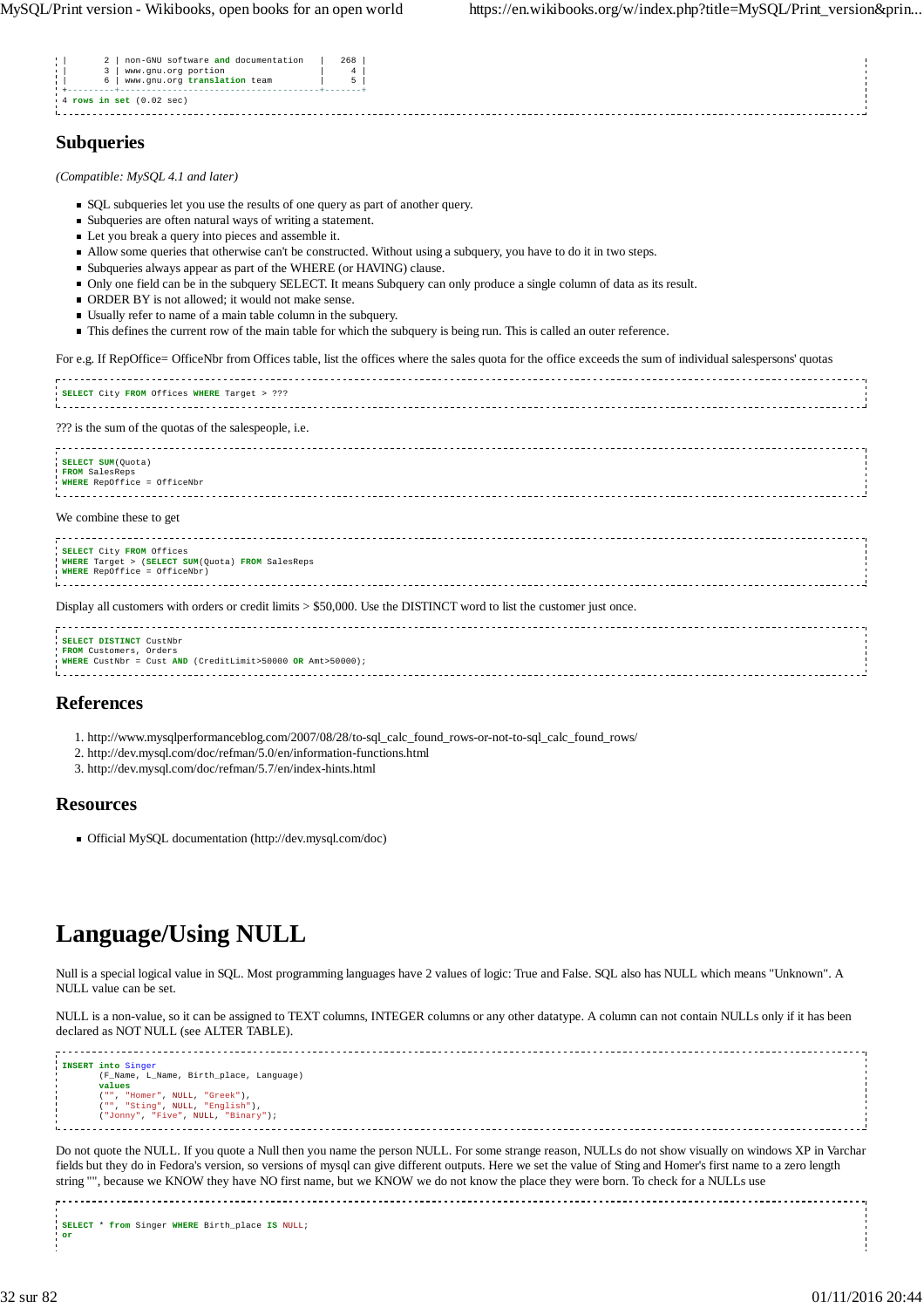```
|       2 | non-GNU software and documentation   |   268 |
|       3 | www.gnu.org portion                  |     4 |
|       6 | www.gnu.org translation team         |     5 |
+---------+--------------------------------------+-------+
4 rows in set (0.02 sec)
```

## Subqueries

*(Compatible: MySQL 4.1 and later)*

- SQL subqueries let you use the results of one query as part of another query.
- Subqueries are often natural ways of writing a statement.
- Let you break a query into pieces and assemble it.
- Allow some queries that otherwise can't be constructed. Without using a subquery, you have to do it in two steps.
- Subqueries always appear as part of the WHERE (or HAVING) clause.
- Only one field can be in the subquery SELECT. It means Subquery can only produce a single column of data as its result.
- ORDER BY is not allowed; it would not make sense.
- Usually refer to name of a main table column in the subquery.
- This defines the current row of the main table for which the subquery is being run. This is called an outer reference.

For e.g. If RepOffice= OfficeNbr from Offices table, list the offices where the sales quota for the office exceeds the sum of individual salespersons' quotas

```
SELECT City FROM Offices WHERE Target > ???
```

??? is the sum of the quotas of the salespeople, i.e.

```
SELECT SUM(Quota)
FROM SalesReps
WHERE RepOffice = OfficeNbr
```

We combine these to get

```
SELECT City FROM Offices
WHERE Target > (SELECT SUM(Quota) FROM SalesReps
WHERE RepOffice = OfficeNbr)
```

Display all customers with orders or credit limits > $50,000. Use the DISTINCT word to list the customer just once.

```
SELECT DISTINCT CustNbr
FROM Customers, Orders
WHERE CustNbr = Cust AND (CreditLimit>50000 OR Amt>50000);
```

## References

1. http://www.mysqlperformanceblog.com/2007/08/28/to-sql_calc_found_rows-or-not-to-sql_calc_found_rows/
2. http://dev.mysql.com/doc/refman/5.0/en/information-functions.html
3. http://dev.mysql.com/doc/refman/5.7/en/index-hints.html

## Resources

- Official MySQL documentation (http://dev.mysql.com/doc)

# Language/Using NULL

Null is a special logical value in SQL. Most programming languages have 2 values of logic: True and False. SQL also has NULL which means "Unknown". A NULL value can be set.

NULL is a non-value, so it can be assigned to TEXT columns, INTEGER columns or any other datatype. A column can not contain NULLs only if it has been declared as NOT NULL (see ALTER TABLE).

```
INSERT into Singer
       (F_Name, L_Name, Birth_place, Language)
       values
       ("", "Homer", NULL, "Greek"),
       ("", "Sting", NULL, "English"),
       ("Jonny", "Five", NULL, "Binary");
```

Do not quote the NULL. If you quote a Null then you name the person NULL. For some strange reason, NULLs do not show visually on windows XP in Varchar fields but they do in Fedora's version, so versions of mysql can give different outputs. Here we set the value of Sting and Homer's first name to a zero length string "", because we KNOW they have NO first name, but we KNOW we do not know the place they were born. To check for a NULLs use

```
SELECT * from Singer WHERE Birth_place IS NULL;
or
```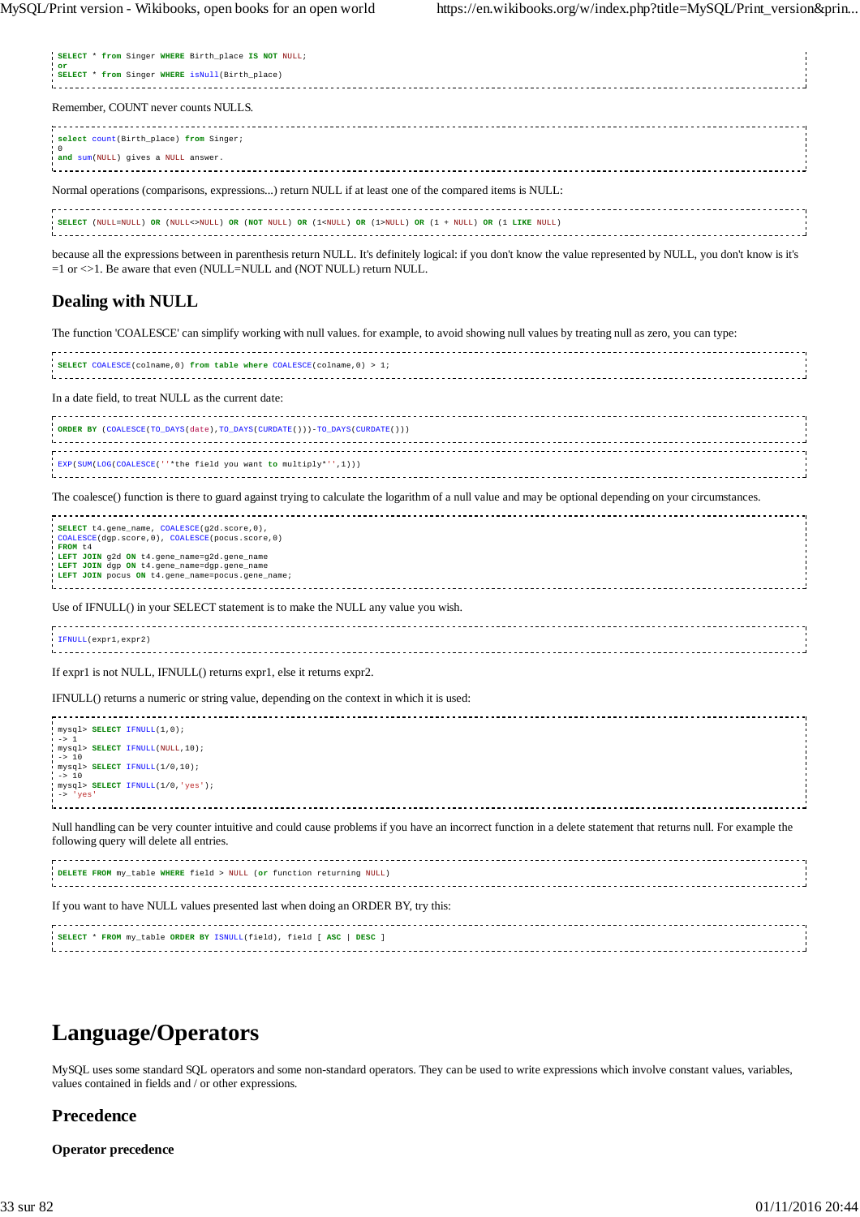```
SELECT * from Singer WHERE Birth_place IS NOT NULL;
or
SELECT * from Singer WHERE isNull(Birth_place)
```

Remember, COUNT never counts NULLS.

```
select count(Birth_place) from Singer;
0
and sum(NULL) gives a NULL answer.
```

Normal operations (comparisons, expressions...) return NULL if at least one of the compared items is NULL:

```
SELECT (NULL=NULL) OR (NULL<>NULL) OR (NOT NULL) OR (1<NULL) OR (1>NULL) OR (1 + NULL) OR (1 LIKE NULL)
```

because all the expressions between in parenthesis return NULL. It's definitely logical: if you don't know the value represented by NULL, you don't know is it's =1 or <>1. Be aware that even (NULL=NULL) and (NOT NULL) return NULL.

## Dealing with NULL

The function 'COALESCE' can simplify working with null values. for example, to avoid showing null values by treating null as zero, you can type:

```
SELECT COALESCE(colname,0) from table where COALESCE(colname,0) > 1;
```

In a date field, to treat NULL as the current date:

```
ORDER BY (COALESCE(TO_DAYS(date),TO_DAYS(CURDATE()))-TO_DAYS(CURDATE()))
```

```
EXP(SUM(LOG(COALESCE(''*the field you want to multiply*'',1)))
```

The coalesce() function is there to guard against trying to calculate the logarithm of a null value and may be optional depending on your circumstances.

```
SELECT t4.gene_name, COALESCE(g2d.score,0),
COALESCE(dgp.score,0), COALESCE(pocus.score,0)
FROM t4
LEFT JOIN g2d ON t4.gene_name=g2d.gene_name
LEFT JOIN dgp ON t4.gene_name=dgp.gene_name
LEFT JOIN pocus ON t4.gene_name=pocus.gene_name;
```

Use of IFNULL() in your SELECT statement is to make the NULL any value you wish.

```
IFNULL(expr1,expr2)
```

If expr1 is not NULL, IFNULL() returns expr1, else it returns expr2.

IFNULL() returns a numeric or string value, depending on the context in which it is used:

```
mysql> SELECT IFNULL(1,0);
-> 1
mysql> SELECT IFNULL(NULL,10);
-> 10
mysql> SELECT IFNULL(1/0,10);
-> 10
mysql> SELECT IFNULL(1/0,'yes');
-> 'yes'
```

Null handling can be very counter intuitive and could cause problems if you have an incorrect function in a delete statement that returns null. For example the following query will delete all entries.

```
DELETE FROM my_table WHERE field > NULL (or function returning NULL)
```

If you want to have NULL values presented last when doing an ORDER BY, try this:

```
SELECT * FROM my_table ORDER BY ISNULL(field), field [ ASC | DESC ]
```

# Language/Operators

MySQL uses some standard SQL operators and some non-standard operators. They can be used to write expressions which involve constant values, variables, values contained in fields and / or other expressions.

## Precedence

**Operator precedence**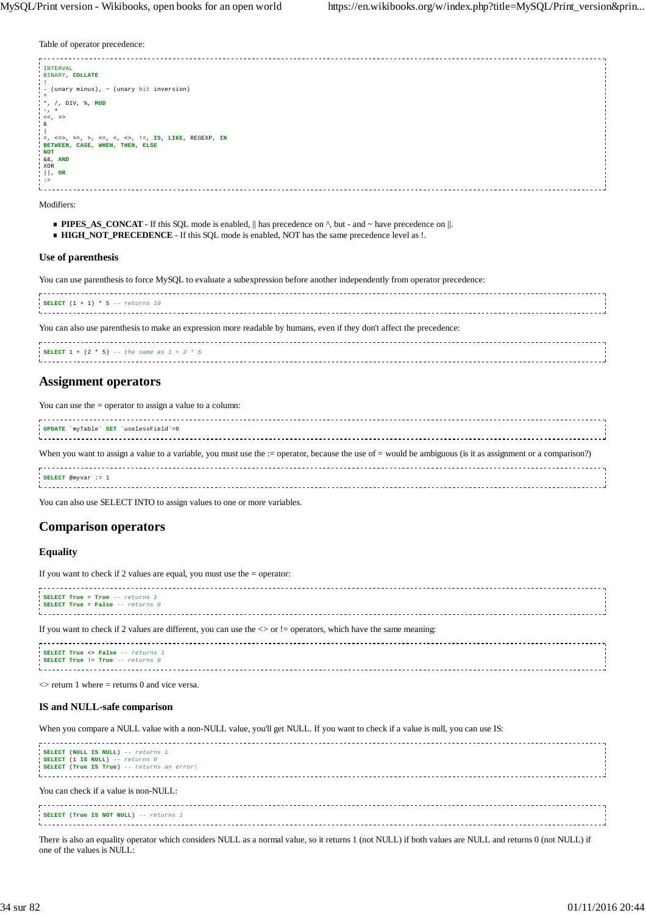Table of operator precedence:

```
INTERVAL
BINARY, COLLATE
!
- (unary minus), ~ (unary bit inversion)
^
*, /, DIV, %, MOD
-, +
<<, >>
&
|
=, <=>, >=, >, <=, <, <>, !=, IS, LIKE, REGEXP, IN
BETWEEN, CASE, WHEN, THEN, ELSE
NOT
&&, AND
XOR
||, OR
:=
```

Modifiers:

- **PIPES_AS_CONCAT** - If this SQL mode is enabled, || has precedence on ^, but - and ~ have precedence on ||.
- **HIGH_NOT_PRECEDENCE** - If this SQL mode is enabled, NOT has the same precedence level as !.

### Use of parenthesis

You can use parenthesis to force MySQL to evaluate a subexpression before another independently from operator precedence:

```
SELECT (1 + 1) * 5 -- returns 10
```

You can also use parenthesis to make an expression more readable by humans, even if they don't affect the precedence:

```
SELECT 1 + (2 * 5) -- the same as 1 + 2 * 5
```

## Assignment operators

You can use the = operator to assign a value to a column:

```
UPDATE `myTable` SET `uselessField`=0
```

When you want to assign a value to a variable, you must use the := operator, because the use of = would be ambiguous (is it as assignment or a comparison?)

```
SELECT @myvar := 1
```

You can also use SELECT INTO to assign values to one or more variables.

## Comparison operators

### Equality

If you want to check if 2 values are equal, you must use the = operator:

```
SELECT True = True -- returns 1
SELECT True = False -- returns 0
```

If you want to check if 2 values are different, you can use the <> or != operators, which have the same meaning:

```
SELECT True <> False -- returns 1
SELECT True != True -- returns 0
```

<> return 1 where = returns 0 and vice versa.

### IS and NULL-safe comparison

When you compare a NULL value with a non-NULL value, you'll get NULL. If you want to check if a value is null, you can use IS:

```
SELECT (NULL IS NULL) -- returns 1
SELECT (1 IS NULL) -- returns 0
SELECT (True IS True) -- returns an error!
```

You can check if a value is non-NULL:

```
SELECT (True IS NOT NULL) -- returns 1
```

There is also an equality operator which considers NULL as a normal value, so it returns 1 (not NULL) if both values are NULL and returns 0 (not NULL) if one of the values is NULL: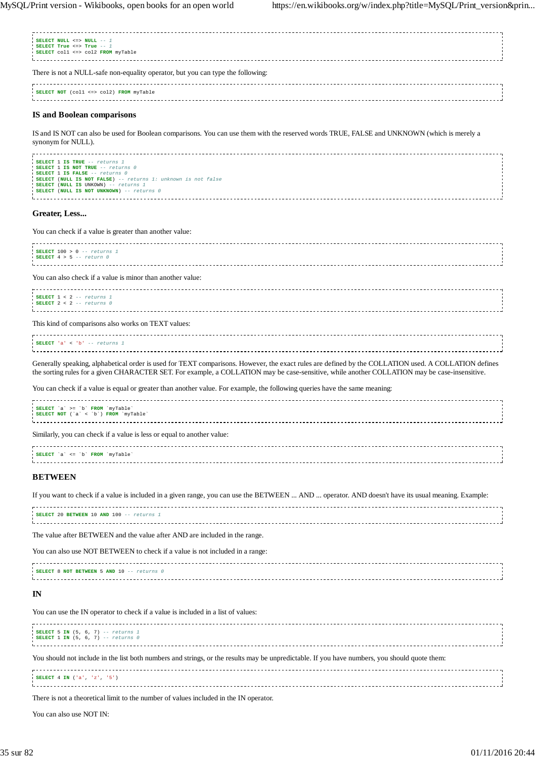```
SELECT NULL <=> NULL -- 1
SELECT True <=> True -- 1
SELECT col1 <=> col2 FROM myTable
```

There is not a NULL-safe non-equality operator, but you can type the following:

```
SELECT NOT (col1 <=> col2) FROM myTable
```

### IS and Boolean comparisons

IS and IS NOT can also be used for Boolean comparisons. You can use them with the reserved words TRUE, FALSE and UNKNOWN (which is merely a synonym for NULL).

```
SELECT 1 IS TRUE -- returns 1
SELECT 1 IS NOT TRUE -- returns 0
SELECT 1 IS FALSE -- returns 0
SELECT (NULL IS NOT FALSE) -- returns 1: unknown is not false
SELECT (NULL IS UNKOWN) -- returns 1
SELECT (NULL IS NOT UNKNOWN) -- returns 0
```

### Greater, Less...

You can check if a value is greater than another value:

```
SELECT 100 > 0 -- returns 1
SELECT 4 > 5 -- return 0
```

You can also check if a value is minor than another value:

```
SELECT 1 < 2 -- returns 1
SELECT 2 < 2 -- returns 0
```

This kind of comparisons also works on TEXT values:

```
SELECT 'a' < 'b' -- returns 1
```

Generally speaking, alphabetical order is used for TEXT comparisons. However, the exact rules are defined by the COLLATION used. A COLLATION defines the sorting rules for a given CHARACTER SET. For example, a COLLATION may be case-sensitive, while another COLLATION may be case-insensitive.

You can check if a value is equal or greater than another value. For example, the following queries have the same meaning:

```
SELECT `a` >= `b` FROM `myTable`
SELECT NOT (`a` < `b`) FROM `myTable`
```

Similarly, you can check if a value is less or equal to another value:

```
SELECT `a` <= `b` FROM `myTable`
```

### BETWEEN

If you want to check if a value is included in a given range, you can use the BETWEEN ... AND ... operator. AND doesn't have its usual meaning. Example:

```
SELECT 20 BETWEEN 10 AND 100 -- returns 1
```

The value after BETWEEN and the value after AND are included in the range.

You can also use NOT BETWEEN to check if a value is not included in a range:

```
SELECT 8 NOT BETWEEN 5 AND 10 -- returns 0
```

### IN

You can use the IN operator to check if a value is included in a list of values:

```
SELECT 5 IN (5, 6, 7) -- returns 1
SELECT 1 IN (5, 6, 7) -- returns 0
```

You should not include in the list both numbers and strings, or the results may be unpredictable. If you have numbers, you should quote them:

```
SELECT 4 IN ('a', 'z', '5')
```

There is not a theoretical limit to the number of values included in the IN operator.

You can also use NOT IN: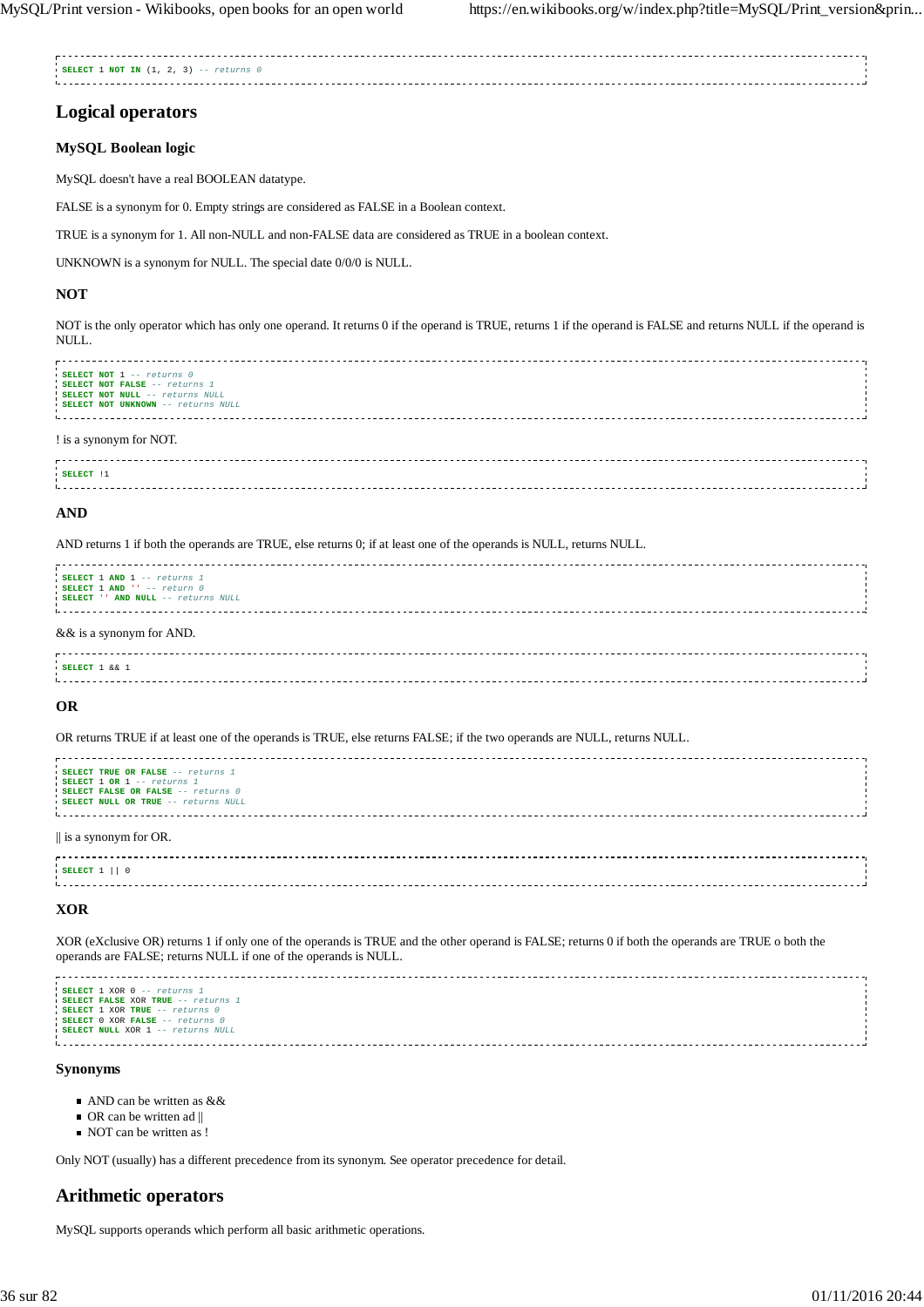```
SELECT 1 NOT IN (1, 2, 3) -- returns 0
```

## Logical operators

### MySQL Boolean logic

MySQL doesn't have a real BOOLEAN datatype.

FALSE is a synonym for 0. Empty strings are considered as FALSE in a Boolean context.

TRUE is a synonym for 1. All non-NULL and non-FALSE data are considered as TRUE in a boolean context.

UNKNOWN is a synonym for NULL. The special date 0/0/0 is NULL.

### NOT

NOT is the only operator which has only one operand. It returns 0 if the operand is TRUE, returns 1 if the operand is FALSE and returns NULL if the operand is NULL.

```
SELECT NOT 1 -- returns 0
SELECT NOT FALSE -- returns 1
SELECT NOT NULL -- returns NULL
SELECT NOT UNKNOWN -- returns NULL
```

! is a synonym for NOT.

```
SELECT !1
```

### AND

AND returns 1 if both the operands are TRUE, else returns 0; if at least one of the operands is NULL, returns NULL.

```
SELECT 1 AND 1 -- returns 1
SELECT 1 AND '' -- return 0
SELECT '' AND NULL -- returns NULL
```

&& is a synonym for AND.

```
SELECT 1 && 1
```

### OR

OR returns TRUE if at least one of the operands is TRUE, else returns FALSE; if the two operands are NULL, returns NULL.

```
SELECT TRUE OR FALSE -- returns 1
SELECT 1 OR 1 -- returns 1
SELECT FALSE OR FALSE -- returns 0
SELECT NULL OR TRUE -- returns NULL
```

|| is a synonym for OR.

```
SELECT 1 || 0
```

### XOR

XOR (eXclusive OR) returns 1 if only one of the operands is TRUE and the other operand is FALSE; returns 0 if both the operands are TRUE o both the operands are FALSE; returns NULL if one of the operands is NULL.

```
SELECT 1 XOR 0 -- returns 1
SELECT FALSE XOR TRUE -- returns 1
SELECT 1 XOR TRUE -- returns 0
SELECT 0 XOR FALSE -- returns 0
SELECT NULL XOR 1 -- returns NULL
```

### Synonyms

- AND can be written as &&
- OR can be written ad ||
- NOT can be written as !

Only NOT (usually) has a different precedence from its synonym. See operator precedence for detail.

## Arithmetic operators

MySQL supports operands which perform all basic arithmetic operations.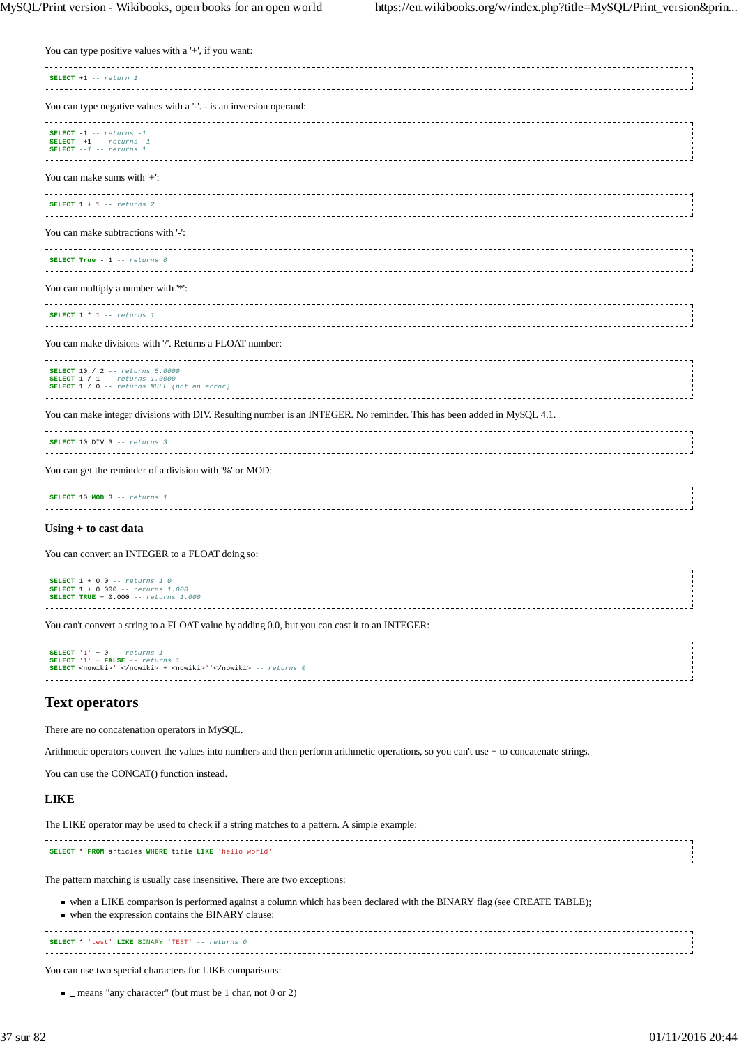You can type positive values with a '+', if you want:

```
SELECT +1 -- return 1
```

You can type negative values with a '-'. - is an inversion operand:

```
SELECT -1 -- returns -1
SELECT -+1 -- returns -1
SELECT --1 -- returns 1
```

You can make sums with '+':

```
SELECT 1 + 1 -- returns 2
```

You can make subtractions with '-':

```
SELECT True - 1 -- returns 0
```

You can multiply a number with '*':

```
SELECT 1 * 1 -- returns 1
```

You can make divisions with '/'. Returns a FLOAT number:

```
SELECT 10 / 2 -- returns 5.0000
SELECT 1 / 1 -- returns 1.0000
SELECT 1 / 0 -- returns NULL (not an error)
```

You can make integer divisions with DIV. Resulting number is an INTEGER. No reminder. This has been added in MySQL 4.1.

```
SELECT 10 DIV 3 -- returns 3
```

You can get the reminder of a division with '%' or MOD:

```
SELECT 10 MOD 3 -- returns 1
```

### Using + to cast data

You can convert an INTEGER to a FLOAT doing so:

```
SELECT 1 + 0.0 -- returns 1.0
SELECT 1 + 0.000 -- returns 1.000
SELECT TRUE + 0.000 -- returns 1.000
```

You can't convert a string to a FLOAT value by adding 0.0, but you can cast it to an INTEGER:

```
SELECT '1' + 0 -- returns 1
SELECT '1' + FALSE -- returns 1
SELECT <nowiki>''</nowiki> + <nowiki>''</nowiki> -- returns 0
```

## Text operators

There are no concatenation operators in MySQL.

Arithmetic operators convert the values into numbers and then perform arithmetic operations, so you can't use + to concatenate strings.

You can use the CONCAT() function instead.

### LIKE

The LIKE operator may be used to check if a string matches to a pattern. A simple example:

```
SELECT * FROM articles WHERE title LIKE 'hello world'
```

The pattern matching is usually case insensitive. There are two exceptions:

- when a LIKE comparison is performed against a column which has been declared with the BINARY flag (see CREATE TABLE);
- when the expression contains the BINARY clause:

```
SELECT * 'test' LIKE BINARY 'TEST' -- returns 0
```

You can use two special characters for LIKE comparisons:

- _ means "any character" (but must be 1 char, not 0 or 2)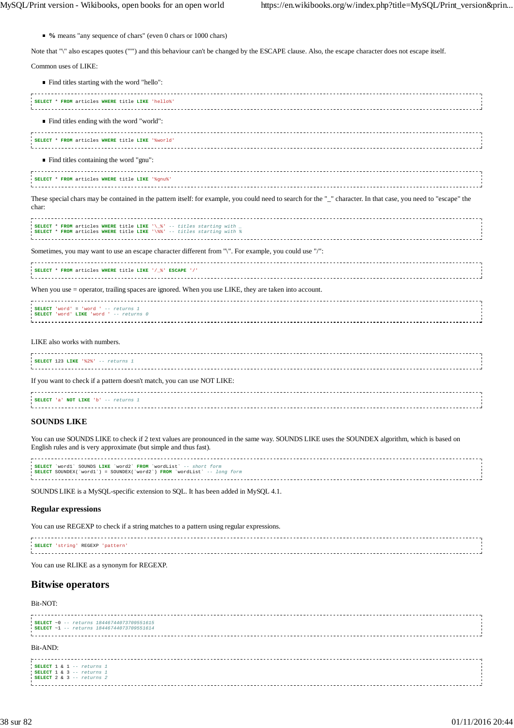- **%** means "any sequence of chars" (even 0 chars or 1000 chars)

Note that "\" also escapes quotes ("'") and this behaviour can't be changed by the ESCAPE clause. Also, the escape character does not escape itself.

Common uses of LIKE:

- Find titles starting with the word "hello":

```
SELECT * FROM articles WHERE title LIKE 'hello%'
```

- Find titles ending with the word "world":

```
SELECT * FROM articles WHERE title LIKE '%world'
```

- Find titles containing the word "gnu":

```
SELECT * FROM articles WHERE title LIKE '%gnu%'
```

These special chars may be contained in the pattern itself: for example, you could need to search for the "_" character. In that case, you need to "escape" the char:

```
SELECT * FROM articles WHERE title LIKE '\_%' -- titles starting with _
SELECT * FROM articles WHERE title LIKE '\%%' -- titles starting with %
```

Sometimes, you may want to use an escape character different from "\". For example, you could use "/":

```
SELECT * FROM articles WHERE title LIKE '/_%' ESCAPE '/'
```

When you use = operator, trailing spaces are ignored. When you use LIKE, they are taken into account.

```
SELECT 'word' = 'word ' -- returns 1
SELECT 'word' LIKE 'word ' -- returns 0
```

LIKE also works with numbers.

```
SELECT 123 LIKE '%2%' -- returns 1
```

If you want to check if a pattern doesn't match, you can use NOT LIKE:

```
SELECT 'a' NOT LIKE 'b' -- returns 1
```

### SOUNDS LIKE

You can use SOUNDS LIKE to check if 2 text values are pronounced in the same way. SOUNDS LIKE uses the SOUNDEX algorithm, which is based on English rules and is very approximate (but simple and thus fast).

```
SELECT `word1` SOUNDS LIKE `word2` FROM `wordList` -- short form
SELECT SOUNDEX(`word1`) = SOUNDEX(`word2`) FROM `wordList` -- long form
```

SOUNDS LIKE is a MySQL-specific extension to SQL. It has been added in MySQL 4.1.

### Regular expressions

You can use REGEXP to check if a string matches to a pattern using regular expressions.

```
SELECT 'string' REGEXP 'pattern'
```

You can use RLIKE as a synonym for REGEXP.

## Bitwise operators

Bit-NOT:

```
SELECT ~0 -- returns 18446744073709551615
SELECT ~1 -- returns 18446744073709551614
```

Bit-AND:

```
SELECT 1 & 1 -- returns 1
SELECT 1 & 3 -- returns 1
SELECT 2 & 3 -- returns 2
```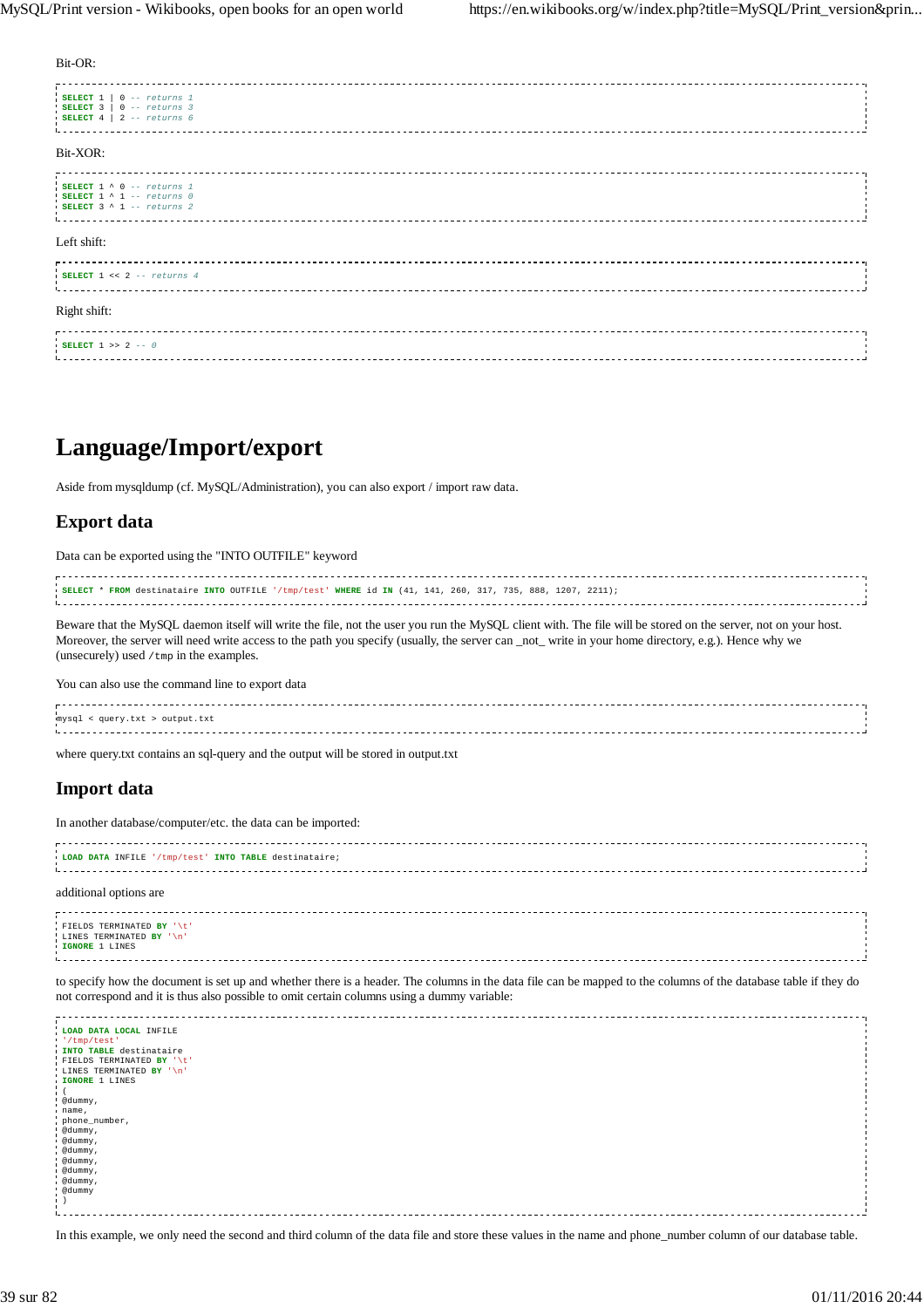Bit-OR:

```
SELECT 1 | 0 -- returns 1
SELECT 3 | 0 -- returns 3
SELECT 4 | 2 -- returns 6
```

Bit-XOR:

```
SELECT 1 ^ 0 -- returns 1
SELECT 1 ^ 1 -- returns 0
SELECT 3 ^ 1 -- returns 2
```

Left shift:

```
SELECT 1 << 2 -- returns 4
```

Right shift:

```
SELECT 1 >> 2 -- 0
```

# Language/Import/export

Aside from mysqldump (cf. MySQL/Administration), you can also export / import raw data.

## Export data

Data can be exported using the "INTO OUTFILE" keyword

```
SELECT * FROM destinataire INTO OUTFILE '/tmp/test' WHERE id IN (41, 141, 260, 317, 735, 888, 1207, 2211);
```

Beware that the MySQL daemon itself will write the file, not the user you run the MySQL client with. The file will be stored on the server, not on your host. Moreover, the server will need write access to the path you specify (usually, the server can _not_ write in your home directory, e.g.). Hence why we (unsecurely) used `/tmp` in the examples.

You can also use the command line to export data

```
mysql < query.txt > output.txt
```

where query.txt contains an sql-query and the output will be stored in output.txt

## Import data

In another database/computer/etc. the data can be imported:

```
LOAD DATA INFILE '/tmp/test' INTO TABLE destinataire;
```

additional options are

```
FIELDS TERMINATED BY '\t'
LINES TERMINATED BY '\n'
IGNORE 1 LINES
```

to specify how the document is set up and whether there is a header. The columns in the data file can be mapped to the columns of the database table if they do not correspond and it is thus also possible to omit certain columns using a dummy variable:

```
LOAD DATA LOCAL INFILE
'/tmp/test'
INTO TABLE destinataire
FIELDS TERMINATED BY '\t'
LINES TERMINATED BY '\n'
IGNORE 1 LINES
(
@dummy,
name,
phone_number,
@dummy,
@dummy,
@dummy,
@dummy,
@dummy,
@dummy,
@dummy
)
```

In this example, we only need the second and third column of the data file and store these values in the name and phone_number column of our database table.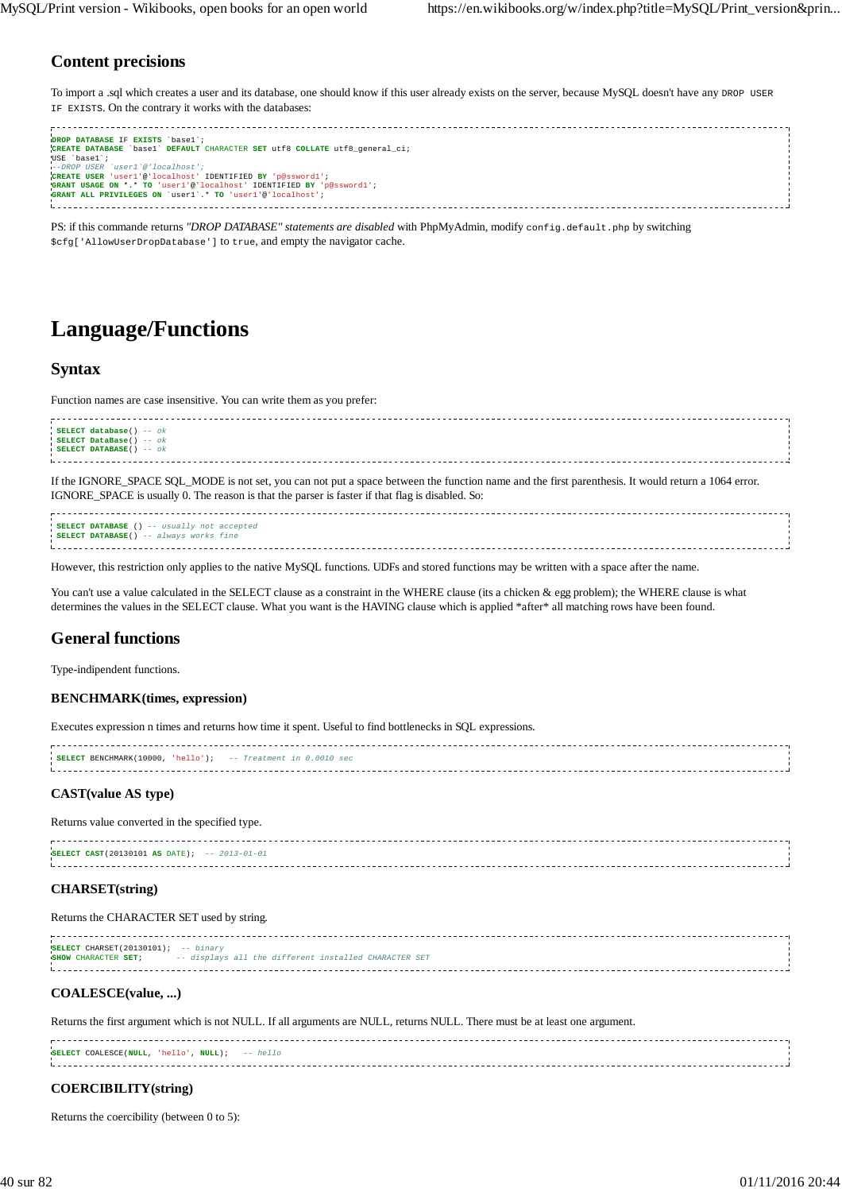### Content precisions

To import a .sql which creates a user and its database, one should know if this user already exists on the server, because MySQL doesn't have any `DROP USER IF EXISTS`. On the contrary it works with the databases:

```
DROP DATABASE IF EXISTS `base1`;
CREATE DATABASE `base1` DEFAULT CHARACTER SET utf8 COLLATE utf8_general_ci;
USE `base1`;
--DROP USER `user1`@'localhost';
CREATE USER 'user1'@'localhost' IDENTIFIED BY 'p@ssword1';
GRANT USAGE ON *.* TO 'user1'@'localhost' IDENTIFIED BY 'p@ssword1';
GRANT ALL PRIVILEGES ON `user1`.* TO 'user1'@'localhost';
```

PS: if this commande returns *"DROP DATABASE" statements are disabled* with PhpMyAdmin, modify `config.default.php` by switching `$cfg['AllowUserDropDatabase']` to `true`, and empty the navigator cache.

# Language/Functions

## Syntax

Function names are case insensitive. You can write them as you prefer:

```
SELECT database() -- ok
SELECT DataBase() -- ok
SELECT DATABASE() -- ok
```

If the IGNORE_SPACE SQL_MODE is not set, you can not put a space between the function name and the first parenthesis. It would return a 1064 error. IGNORE_SPACE is usually 0. The reason is that the parser is faster if that flag is disabled. So:

```
SELECT DATABASE () -- usually not accepted
SELECT DATABASE() -- always works fine
```

However, this restriction only applies to the native MySQL functions. UDFs and stored functions may be written with a space after the name.

You can't use a value calculated in the SELECT clause as a constraint in the WHERE clause (its a chicken & egg problem); the WHERE clause is what determines the values in the SELECT clause. What you want is the HAVING clause which is applied *after* all matching rows have been found.

## General functions

Type-indipendent functions.

### BENCHMARK(times, expression)

Executes expression n times and returns how time it spent. Useful to find bottlenecks in SQL expressions.

```
SELECT BENCHMARK(10000, 'hello');   -- Treatment in 0.0010 sec
```

### CAST(value AS type)

Returns value converted in the specified type.

```
SELECT CAST(20130101 AS DATE);  -- 2013-01-01
```

### CHARSET(string)

Returns the CHARACTER SET used by string.

```
SELECT CHARSET(20130101);  -- binary
SHOW CHARACTER SET;        -- displays all the different installed CHARACTER SET
```

### COALESCE(value, ...)

Returns the first argument which is not NULL. If all arguments are NULL, returns NULL. There must be at least one argument.

```
SELECT COALESCE(NULL, 'hello', NULL);   -- hello
```

### COERCIBILITY(string)

Returns the coercibility (between 0 to 5):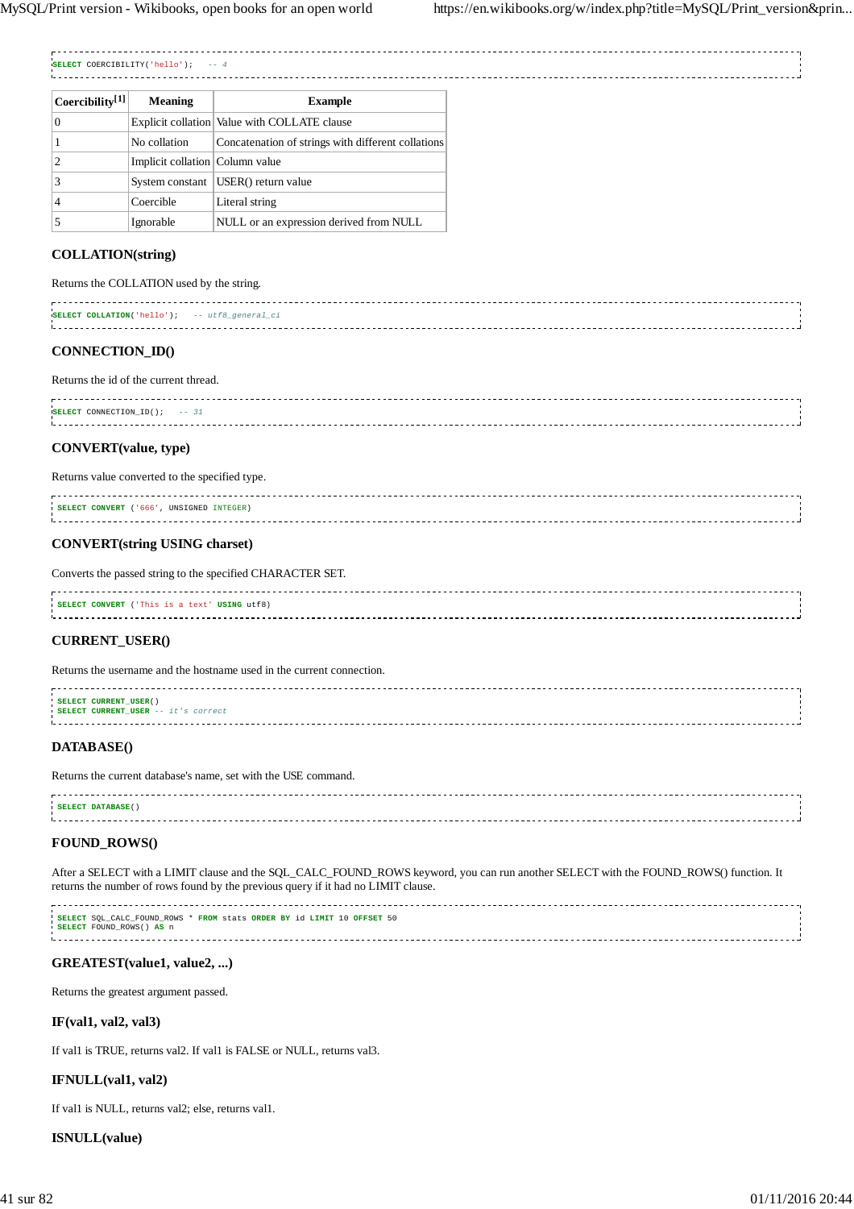```
SELECT COERCIBILITY('hello');   -- 4
```

| Coercibility[1] | Meaning | Example |
|---|---|---|
| 0 | Explicit collation | Value with COLLATE clause |
| 1 | No collation | Concatenation of strings with different collations |
| 2 | Implicit collation | Column value |
| 3 | System constant | USER() return value |
| 4 | Coercible | Literal string |
| 5 | Ignorable | NULL or an expression derived from NULL |

### COLLATION(string)

Returns the COLLATION used by the string.

```
SELECT COLLATION('hello');   -- utf8_general_ci
```

### CONNECTION_ID()

Returns the id of the current thread.

```
SELECT CONNECTION_ID();   -- 31
```

### CONVERT(value, type)

Returns value converted to the specified type.

```
SELECT CONVERT ('666', UNSIGNED INTEGER)
```

### CONVERT(string USING charset)

Converts the passed string to the specified CHARACTER SET.

```
SELECT CONVERT ('This is a text' USING utf8)
```

### CURRENT_USER()

Returns the username and the hostname used in the current connection.

```
SELECT CURRENT_USER()
SELECT CURRENT_USER -- it's correct
```

### DATABASE()

Returns the current database's name, set with the USE command.

```
SELECT DATABASE()
```

### FOUND_ROWS()

After a SELECT with a LIMIT clause and the SQL_CALC_FOUND_ROWS keyword, you can run another SELECT with the FOUND_ROWS() function. It returns the number of rows found by the previous query if it had no LIMIT clause.

```
SELECT SQL_CALC_FOUND_ROWS * FROM stats ORDER BY id LIMIT 10 OFFSET 50
SELECT FOUND_ROWS() AS n
```

### GREATEST(value1, value2, ...)

Returns the greatest argument passed.

### IF(val1, val2, val3)

If val1 is TRUE, returns val2. If val1 is FALSE or NULL, returns val3.

### IFNULL(val1, val2)

If val1 is NULL, returns val2; else, returns val1.

### ISNULL(value)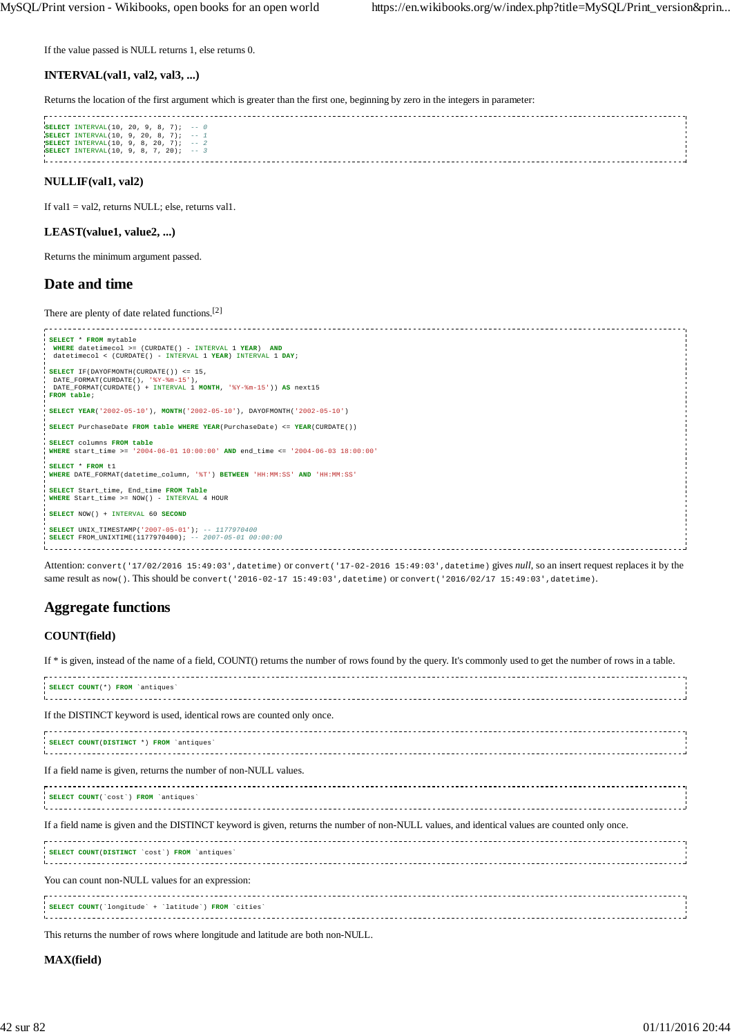If the value passed is NULL returns 1, else returns 0.

### INTERVAL(val1, val2, val3, ...)

Returns the location of the first argument which is greater than the first one, beginning by zero in the integers in parameter:

```
SELECT INTERVAL(10, 20, 9, 8, 7);  -- 0
SELECT INTERVAL(10, 9, 20, 8, 7);  -- 1
SELECT INTERVAL(10, 9, 8, 20, 7);  -- 2
SELECT INTERVAL(10, 9, 8, 7, 20);  -- 3
```

### NULLIF(val1, val2)

If val1 = val2, returns NULL; else, returns val1.

### LEAST(value1, value2, ...)

Returns the minimum argument passed.

## Date and time

There are plenty of date related functions.[2]

```
SELECT * FROM mytable
 WHERE datetimecol >= (CURDATE() - INTERVAL 1 YEAR)  AND
 datetimecol < (CURDATE() - INTERVAL 1 YEAR) INTERVAL 1 DAY;

SELECT IF(DAYOFMONTH(CURDATE()) <= 15,
 DATE_FORMAT(CURDATE(), '%Y-%m-15'),
 DATE_FORMAT(CURDATE() + INTERVAL 1 MONTH, '%Y-%m-15')) AS next15
FROM table;

SELECT YEAR('2002-05-10'), MONTH('2002-05-10'), DAYOFMONTH('2002-05-10')

SELECT PurchaseDate FROM table WHERE YEAR(PurchaseDate) <= YEAR(CURDATE())

SELECT columns FROM table
WHERE start_time >= '2004-06-01 10:00:00' AND end_time <= '2004-06-03 18:00:00'

SELECT * FROM t1
WHERE DATE_FORMAT(datetime_column, '%T') BETWEEN 'HH:MM:SS' AND 'HH:MM:SS'

SELECT Start_time, End_time FROM Table
WHERE Start_time >= NOW() - INTERVAL 4 HOUR

SELECT NOW() + INTERVAL 60 SECOND

SELECT UNIX_TIMESTAMP('2007-05-01'); -- 1177970400
SELECT FROM_UNIXTIME(1177970400); -- 2007-05-01 00:00:00
```

Attention: `convert('17/02/2016 15:49:03',datetime)` or `convert('17-02-2016 15:49:03',datetime)` gives *null*, so an insert request replaces it by the same result as `now()`. This should be `convert('2016-02-17 15:49:03',datetime)` or `convert('2016/02/17 15:49:03',datetime)`.

## Aggregate functions

### COUNT(field)

If * is given, instead of the name of a field, COUNT() returns the number of rows found by the query. It's commonly used to get the number of rows in a table.

```
SELECT COUNT(*) FROM `antiques`
```

If the DISTINCT keyword is used, identical rows are counted only once.

```
SELECT COUNT(DISTINCT *) FROM `antiques`
```

If a field name is given, returns the number of non-NULL values.

```
SELECT COUNT(`cost`) FROM `antiques`
```

If a field name is given and the DISTINCT keyword is given, returns the number of non-NULL values, and identical values are counted only once.

```
SELECT COUNT(DISTINCT `cost`) FROM `antiques`
```

You can count non-NULL values for an expression:

```
SELECT COUNT(`longitude` + `latitude`) FROM `cities`
```

This returns the number of rows where longitude and latitude are both non-NULL.

### MAX(field)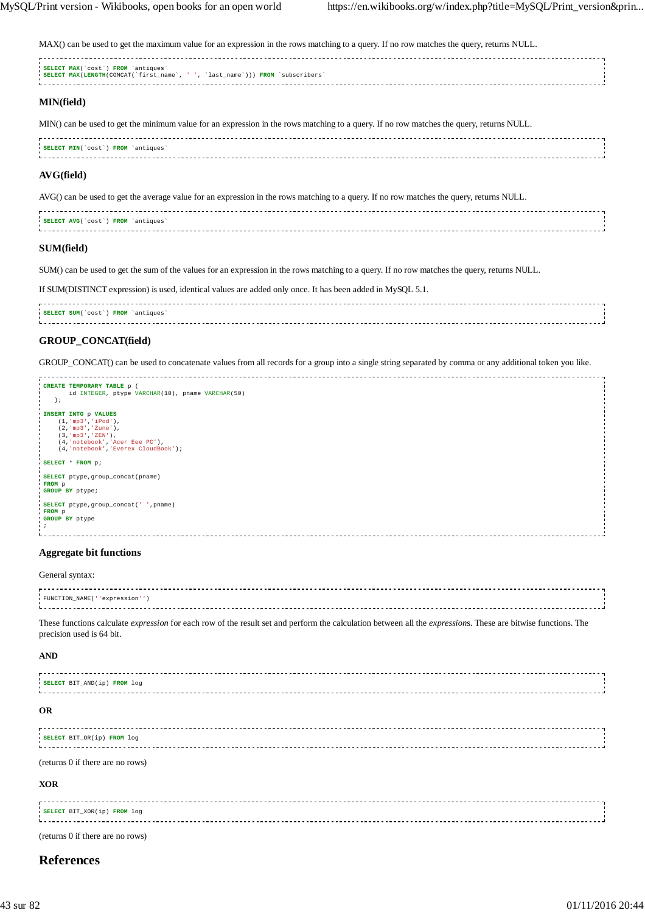MAX() can be used to get the maximum value for an expression in the rows matching to a query. If no row matches the query, returns NULL.

```
SELECT MAX(`cost`) FROM `antiques`
SELECT MAX(LENGTH(CONCAT(`first_name`, ' ', `last_name`))) FROM `subscribers`
```

### MIN(field)

MIN() can be used to get the minimum value for an expression in the rows matching to a query. If no row matches the query, returns NULL.

```
SELECT MIN(`cost`) FROM `antiques`
```

### AVG(field)

AVG() can be used to get the average value for an expression in the rows matching to a query. If no row matches the query, returns NULL.

```
SELECT AVG(`cost`) FROM `antiques`
```

### SUM(field)

SUM() can be used to get the sum of the values for an expression in the rows matching to a query. If no row matches the query, returns NULL.

If SUM(DISTINCT expression) is used, identical values are added only once. It has been added in MySQL 5.1.

```
SELECT SUM(`cost`) FROM `antiques`
```

### GROUP_CONCAT(field)

GROUP_CONCAT() can be used to concatenate values from all records for a group into a single string separated by comma or any additional token you like.

```
CREATE TEMPORARY TABLE p (
       id INTEGER, ptype VARCHAR(10), pname VARCHAR(50)
   );

INSERT INTO p VALUES
    (1,'mp3','iPod'),
    (2,'mp3','Zune'),
    (3,'mp3','ZEN'),
    (4,'notebook','Acer Eee PC'),
    (4,'notebook','Everex CloudBook');

SELECT * FROM p;

SELECT ptype,group_concat(pname)
FROM p
GROUP BY ptype;

SELECT ptype,group_concat(' ',pname)
FROM p
GROUP BY ptype
;
```

### Aggregate bit functions

General syntax:

```
FUNCTION_NAME(''expression'')
```

These functions calculate *expression* for each row of the result set and perform the calculation between all the *expressions*. These are bitwise functions. The precision used is 64 bit.

#### AND

```
SELECT BIT_AND(ip) FROM log
```

#### OR

```
SELECT BIT_OR(ip) FROM log
```

(returns 0 if there are no rows)

#### XOR

```
SELECT BIT_XOR(ip) FROM log
```

(returns 0 if there are no rows)

## References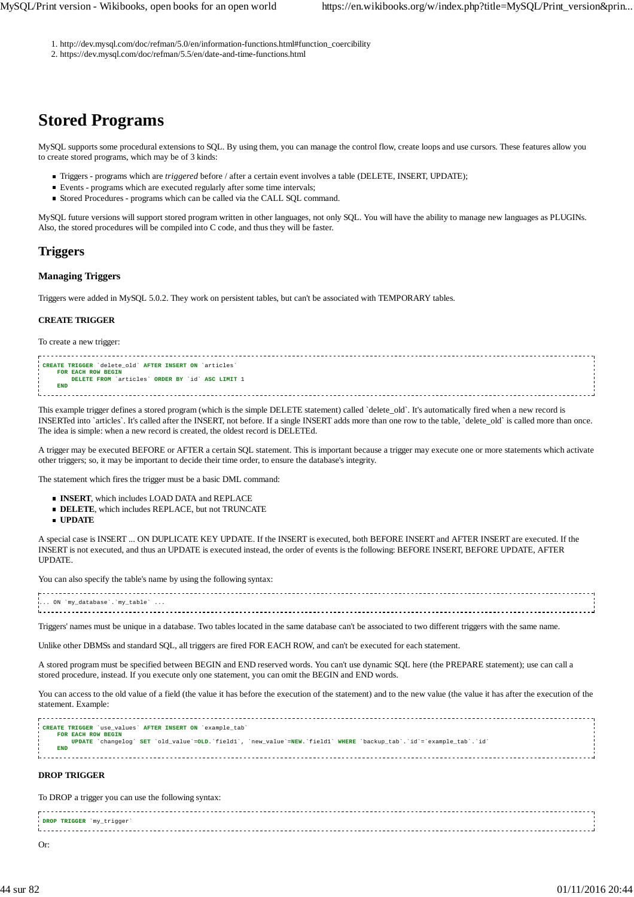1. http://dev.mysql.com/doc/refman/5.0/en/information-functions.html#function_coercibility
2. https://dev.mysql.com/doc/refman/5.5/en/date-and-time-functions.html

# Stored Programs

MySQL supports some procedural extensions to SQL. By using them, you can manage the control flow, create loops and use cursors. These features allow you to create stored programs, which may be of 3 kinds:

- Triggers - programs which are *triggered* before / after a certain event involves a table (DELETE, INSERT, UPDATE);
- Events - programs which are executed regularly after some time intervals;
- Stored Procedures - programs which can be called via the CALL SQL command.

MySQL future versions will support stored program written in other languages, not only SQL. You will have the ability to manage new languages as PLUGINs. Also, the stored procedures will be compiled into C code, and thus they will be faster.

## Triggers

### Managing Triggers

Triggers were added in MySQL 5.0.2. They work on persistent tables, but can't be associated with TEMPORARY tables.

#### CREATE TRIGGER

To create a new trigger:

```
CREATE TRIGGER `delete_old` AFTER INSERT ON `articles`
    FOR EACH ROW BEGIN
        DELETE FROM `articles` ORDER BY `id` ASC LIMIT 1
    END
```

This example trigger defines a stored program (which is the simple DELETE statement) called `delete_old`. It's automatically fired when a new record is INSERTed into `articles`. It's called after the INSERT, not before. If a single INSERT adds more than one row to the table, `delete_old` is called more than once. The idea is simple: when a new record is created, the oldest record is DELETEd.

A trigger may be executed BEFORE or AFTER a certain SQL statement. This is important because a trigger may execute one or more statements which activate other triggers; so, it may be important to decide their time order, to ensure the database's integrity.

The statement which fires the trigger must be a basic DML command:

- **INSERT**, which includes LOAD DATA and REPLACE
- **DELETE**, which includes REPLACE, but not TRUNCATE
- **UPDATE**

A special case is INSERT ... ON DUPLICATE KEY UPDATE. If the INSERT is executed, both BEFORE INSERT and AFTER INSERT are executed. If the INSERT is not executed, and thus an UPDATE is executed instead, the order of events is the following: BEFORE INSERT, BEFORE UPDATE, AFTER UPDATE.

You can also specify the table's name by using the following syntax:

```
... ON `my_database`.`my_table` ...
```

Triggers' names must be unique in a database. Two tables located in the same database can't be associated to two different triggers with the same name.

Unlike other DBMSs and standard SQL, all triggers are fired FOR EACH ROW, and can't be executed for each statement.

A stored program must be specified between BEGIN and END reserved words. You can't use dynamic SQL here (the PREPARE statement); use can call a stored procedure, instead. If you execute only one statement, you can omit the BEGIN and END words.

You can access to the old value of a field (the value it has before the execution of the statement) and to the new value (the value it has after the execution of the statement). Example:

```
CREATE TRIGGER `use_values` AFTER INSERT ON `example_tab`
    FOR EACH ROW BEGIN
        UPDATE `changelog` SET `old_value`=OLD.`field1`, `new_value`=NEW.`field1` WHERE `backup_tab`.`id`=`example_tab`.`id`
    END
```

#### DROP TRIGGER

To DROP a trigger you can use the following syntax:

```
DROP TRIGGER `my_trigger`
```

Or: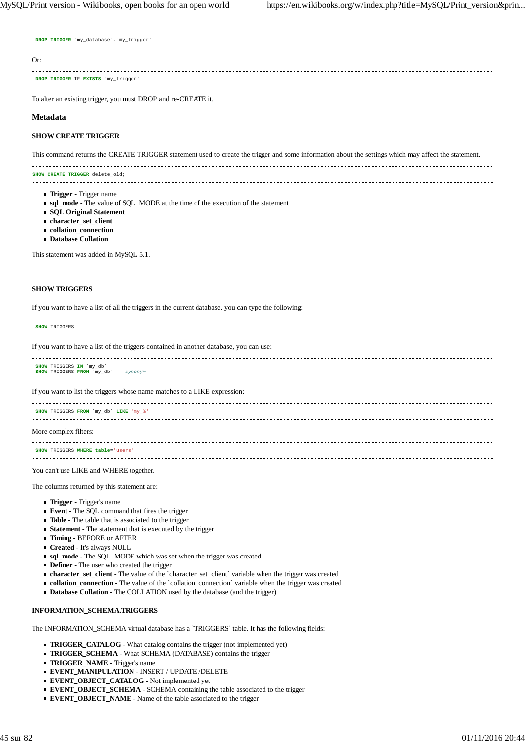```
DROP TRIGGER `my_database`.`my_trigger`
```

Or:

```
DROP TRIGGER IF EXISTS `my_trigger`
```

To alter an existing trigger, you must DROP and re-CREATE it.

### Metadata

#### SHOW CREATE TRIGGER

This command returns the CREATE TRIGGER statement used to create the trigger and some information about the settings which may affect the statement.

```
SHOW CREATE TRIGGER delete_old;
```

- **Trigger** - Trigger name
- **sql_mode** - The value of SQL_MODE at the time of the execution of the statement
- **SQL Original Statement**
- **character_set_client**
- **collation_connection**
- **Database Collation**

This statement was added in MySQL 5.1.

#### SHOW TRIGGERS

If you want to have a list of all the triggers in the current database, you can type the following:

```
SHOW TRIGGERS
```

If you want to have a list of the triggers contained in another database, you can use:

```
SHOW TRIGGERS IN `my_db`
SHOW TRIGGERS FROM `my_db` -- synonym
```

If you want to list the triggers whose name matches to a LIKE expression:

```
SHOW TRIGGERS FROM `my_db` LIKE 'my_%'
```

More complex filters:

```
SHOW TRIGGERS WHERE table='users'
```

You can't use LIKE and WHERE together.

The columns returned by this statement are:

- **Trigger** - Trigger's name
- **Event** - The SQL command that fires the trigger
- **Table** - The table that is associated to the trigger
- **Statement** - The statement that is executed by the trigger
- **Timing** - BEFORE or AFTER
- **Created** - It's always NULL
- **sql_mode** - The SQL_MODE which was set when the trigger was created
- **Definer** - The user who created the trigger
- **character_set_client** - The value of the `character_set_client` variable when the trigger was created
- **collation_connection** - The value of the `collation_connection` variable when the trigger was created
- **Database Collation** - The COLLATION used by the database (and the trigger)

#### INFORMATION_SCHEMA.TRIGGERS

The INFORMATION_SCHEMA virtual database has a `TRIGGERS` table. It has the following fields:

- **TRIGGER_CATALOG** - What catalog contains the trigger (not implemented yet)
- **TRIGGER_SCHEMA** - What SCHEMA (DATABASE) contains the trigger
- **TRIGGER_NAME** - Trigger's name
- **EVENT_MANIPULATION** - INSERT / UPDATE /DELETE
- **EVENT_OBJECT_CATALOG** - Not implemented yet
- **EVENT_OBJECT_SCHEMA** - SCHEMA containing the table associated to the trigger
- **EVENT_OBJECT_NAME** - Name of the table associated to the trigger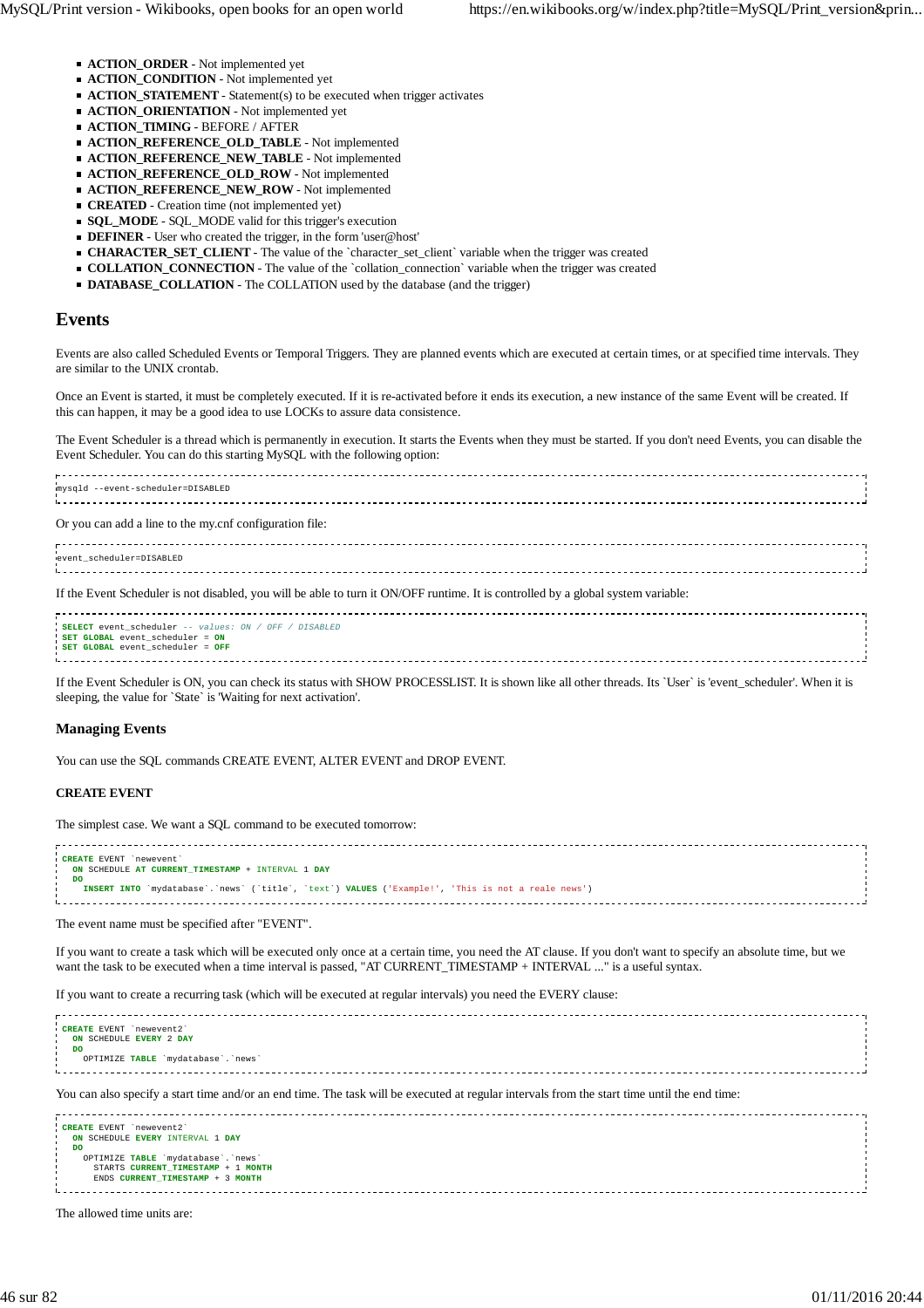- **ACTION_ORDER** - Not implemented yet
- **ACTION_CONDITION** - Not implemented yet
- **ACTION_STATEMENT** - Statement(s) to be executed when trigger activates
- **ACTION_ORIENTATION** - Not implemented yet
- **ACTION_TIMING** - BEFORE / AFTER
- **ACTION_REFERENCE_OLD_TABLE** - Not implemented
- **ACTION_REFERENCE_NEW_TABLE** - Not implemented
- **ACTION_REFERENCE_OLD_ROW** - Not implemented
- **ACTION_REFERENCE_NEW_ROW** - Not implemented
- **CREATED** - Creation time (not implemented yet)
- **SQL_MODE** - SQL_MODE valid for this trigger's execution
- **DEFINER** - User who created the trigger, in the form 'user@host'
- **CHARACTER_SET_CLIENT** - The value of the `character_set_client` variable when the trigger was created
- **COLLATION_CONNECTION** - The value of the `collation_connection` variable when the trigger was created
- **DATABASE_COLLATION** - The COLLATION used by the database (and the trigger)

## Events

Events are also called Scheduled Events or Temporal Triggers. They are planned events which are executed at certain times, or at specified time intervals. They are similar to the UNIX crontab.

Once an Event is started, it must be completely executed. If it is re-activated before it ends its execution, a new instance of the same Event will be created. If this can happen, it may be a good idea to use LOCKs to assure data consistence.

The Event Scheduler is a thread which is permanently in execution. It starts the Events when they must be started. If you don't need Events, you can disable the Event Scheduler. You can do this starting MySQL with the following option:

```
mysqld --event-scheduler=DISABLED
```

Or you can add a line to the my.cnf configuration file:

```
event_scheduler=DISABLED
```

If the Event Scheduler is not disabled, you will be able to turn it ON/OFF runtime. It is controlled by a global system variable:

```sql
SELECT event_scheduler -- values: ON / OFF / DISABLED
SET GLOBAL event_scheduler = ON
SET GLOBAL event_scheduler = OFF
```

If the Event Scheduler is ON, you can check its status with SHOW PROCESSLIST. It is shown like all other threads. Its `User` is 'event_scheduler'. When it is sleeping, the value for `State` is 'Waiting for next activation'.

### Managing Events

You can use the SQL commands CREATE EVENT, ALTER EVENT and DROP EVENT.

#### CREATE EVENT

The simplest case. We want a SQL command to be executed tomorrow:

```sql
CREATE EVENT `newevent`
  ON SCHEDULE AT CURRENT_TIMESTAMP + INTERVAL 1 DAY
  DO
    INSERT INTO `mydatabase`.`news` (`title`, `text`) VALUES ('Example!', 'This is not a reale news')
```

The event name must be specified after "EVENT".

If you want to create a task which will be executed only once at a certain time, you need the AT clause. If you don't want to specify an absolute time, but we want the task to be executed when a time interval is passed, "AT CURRENT_TIMESTAMP + INTERVAL ..." is a useful syntax.

If you want to create a recurring task (which will be executed at regular intervals) you need the EVERY clause:

```sql
CREATE EVENT `newevent2`
  ON SCHEDULE EVERY 2 DAY
  DO
    OPTIMIZE TABLE `mydatabase`.`news`
```

You can also specify a start time and/or an end time. The task will be executed at regular intervals from the start time until the end time:

```sql
CREATE EVENT `newevent2`
  ON SCHEDULE EVERY INTERVAL 1 DAY
  DO
    OPTIMIZE TABLE `mydatabase`.`news`
      STARTS CURRENT_TIMESTAMP + 1 MONTH
      ENDS CURRENT_TIMESTAMP + 3 MONTH
```

The allowed time units are: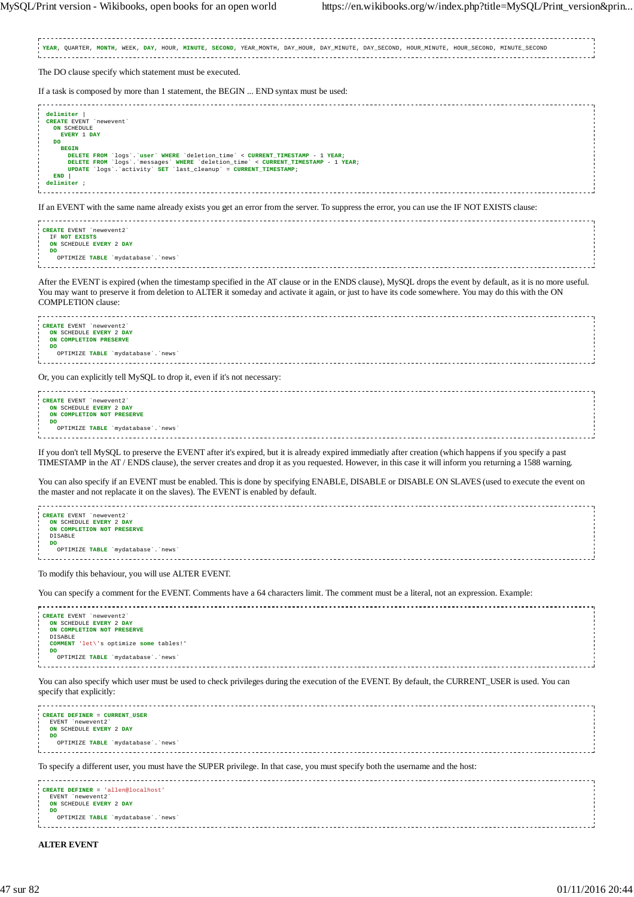```
YEAR, QUARTER, MONTH, WEEK, DAY, HOUR, MINUTE, SECOND, YEAR_MONTH, DAY_HOUR, DAY_MINUTE, DAY_SECOND, HOUR_MINUTE, HOUR_SECOND, MINUTE_SECOND
```

The DO clause specify which statement must be executed.

If a task is composed by more than 1 statement, the BEGIN ... END syntax must be used:

```
delimiter |
CREATE EVENT `newevent`
  ON SCHEDULE
    EVERY 1 DAY
  DO
    BEGIN
      DELETE FROM `logs`.`user` WHERE `deletion_time` < CURRENT_TIMESTAMP - 1 YEAR;
      DELETE FROM `logs`.`messages` WHERE `deletion_time` < CURRENT_TIMESTAMP - 1 YEAR;
      UPDATE `logs`.`activity` SET `last_cleanup` = CURRENT_TIMESTAMP;
  END |
delimiter ;
```

If an EVENT with the same name already exists you get an error from the server. To suppress the error, you can use the IF NOT EXISTS clause:

```
CREATE EVENT `newevent2`
  IF NOT EXISTS
  ON SCHEDULE EVERY 2 DAY
  DO
    OPTIMIZE TABLE `mydatabase`.`news`
```

After the EVENT is expired (when the timestamp specified in the AT clause or in the ENDS clause), MySQL drops the event by default, as it is no more useful. You may want to preserve it from deletion to ALTER it someday and activate it again, or just to have its code somewhere. You may do this with the ON COMPLETION clause:

```
CREATE EVENT `newevent2`
  ON SCHEDULE EVERY 2 DAY
  ON COMPLETION PRESERVE
  DO
    OPTIMIZE TABLE `mydatabase`.`news`
```

Or, you can explicitly tell MySQL to drop it, even if it's not necessary:

```
CREATE EVENT `newevent2`
  ON SCHEDULE EVERY 2 DAY
  ON COMPLETION NOT PRESERVE
  DO
    OPTIMIZE TABLE `mydatabase`.`news`
```

If you don't tell MySQL to preserve the EVENT after it's expired, but it is already expired immediatly after creation (which happens if you specify a past TIMESTAMP in the AT / ENDS clause), the server creates and drop it as you requested. However, in this case it will inform you returning a 1588 warning.

You can also specify if an EVENT must be enabled. This is done by specifying ENABLE, DISABLE or DISABLE ON SLAVES (used to execute the event on the master and not replacate it on the slaves). The EVENT is enabled by default.

```
CREATE EVENT `newevent2`
  ON SCHEDULE EVERY 2 DAY
  ON COMPLETION NOT PRESERVE
  DISABLE
  DO
    OPTIMIZE TABLE `mydatabase`.`news`
```

To modify this behaviour, you will use ALTER EVENT.

You can specify a comment for the EVENT. Comments have a 64 characters limit. The comment must be a literal, not an expression. Example:

```
CREATE EVENT `newevent2`
  ON SCHEDULE EVERY 2 DAY
  ON COMPLETION NOT PRESERVE
  DISABLE
  COMMENT 'let\'s optimize some tables!'
  DO
    OPTIMIZE TABLE `mydatabase`.`news`
```

You can also specify which user must be used to check privileges during the execution of the EVENT. By default, the CURRENT_USER is used. You can specify that explicitly:

```
CREATE DEFINER = CURRENT_USER
  EVENT `newevent2`
  ON SCHEDULE EVERY 2 DAY
  DO
    OPTIMIZE TABLE `mydatabase`.`news`
```

To specify a different user, you must have the SUPER privilege. In that case, you must specify both the username and the host:

```
CREATE DEFINER = 'allen@localhost'
  EVENT `newevent2`
  ON SCHEDULE EVERY 2 DAY
  DO
    OPTIMIZE TABLE `mydatabase`.`news`
```

**ALTER EVENT**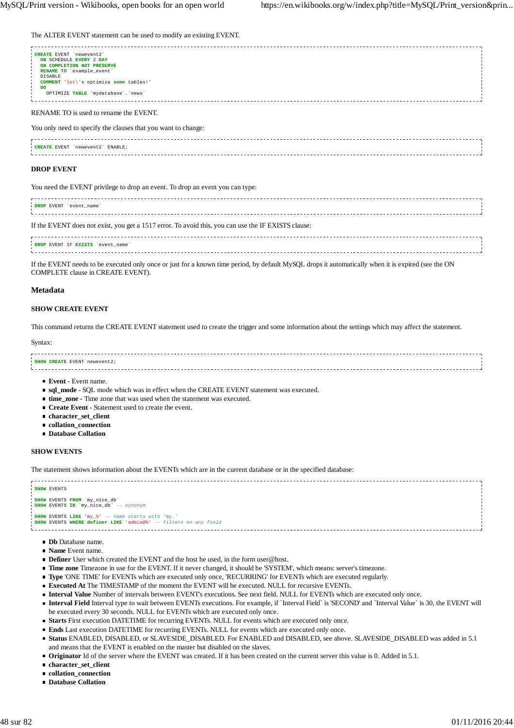The ALTER EVENT statement can be used to modify an existing EVENT.

```
CREATE EVENT `newevent2`
  ON SCHEDULE EVERY 2 DAY
  ON COMPLETION NOT PRESERVE
  RENAME TO `example_event`
  DISABLE
  COMMENT 'let\'s optimize some tables!'
  DO
    OPTIMIZE TABLE `mydatabase`.`news`
```

RENAME TO is used to rename the EVENT.

You only need to specify the clauses that you want to change:

```
CREATE EVENT `newevent2` ENABLE;
```

#### DROP EVENT

You need the EVENT privilege to drop an event. To drop an event you can type:

```
DROP EVENT `event_name`
```

If the EVENT does not exist, you get a 1517 error. To avoid this, you can use the IF EXISTS clause:

```
DROP EVENT IF EXISTS `event_name`
```

If the EVENT needs to be executed only once or just for a known time period, by default MySQL drops it automatically when it is expired (see the ON COMPLETE clause in CREATE EVENT).

### Metadata

#### SHOW CREATE EVENT

This command returns the CREATE EVENT statement used to create the trigger and some information about the settings which may affect the statement.

Syntax:

```
SHOW CREATE EVENT newevent2;
```

- **Event** - Event name.
- **sql_mode** - SQL mode which was in effect when the CREATE EVENT statement was executed.
- **time_zone** - Time zone that was used when the statement was executed.
- **Create Event** - Statement used to create the event.
- **character_set_client**
- **collation_connection**
- **Database Collation**

#### SHOW EVENTS

The statement shows information about the EVENTs which are in the current database or in the specified database:

```
SHOW EVENTS

SHOW EVENTS FROM `my_nice_db`
SHOW EVENTS IN `my_nice_db` -- synonym

SHOW EVENTS LIKE 'my_%' -- name starts with 'my_'
SHOW EVENTS WHERE definer LIKE 'admin@%' -- filters on any field
```

- **Db** Database name.
- **Name** Event name.
- **Definer** User which created the EVENT and the host he used, in the form user@host.
- **Time zone** Timezone in use for the EVENT. If it never changed, it should be 'SYSTEM', which means: server's timezone.
- **Type** 'ONE TIME' for EVENTs which are executed only once, 'RECURRING' for EVENTs which are executed regularly.
- **Executed At** The TIMESTAMP of the moment the EVENT will be executed. NULL for recursive EVENTs.
- **Interval Value** Number of intervals between EVENT's executions. See next field. NULL for EVENTs which are executed only once.
- **Interval Field** Interval type to wait between EVENTs executions. For example, if `Interval Field` is 'SECOND' and `Interval Value` is 30, the EVENT will be executed every 30 seconds. NULL for EVENTs which are executed only once.
- **Starts** First execution DATETIME for recurring EVENTs. NULL for events which are executed only once.
- **Ends** Last execution DATETIME for recurring EVENTs. NULL for events which are executed only once.
- **Status** ENABLED, DISABLED, or SLAVESIDE_DISABLED. For ENABLED and DISABLED, see above. SLAVESIDE_DISABLED was added in 5.1 and means that the EVENT is enabled on the master but disabled on the slaves.
- **Originator** Id of the server where the EVENT was created. If it has been created on the current server this value is 0. Added in 5.1.
- **character_set_client**
- **collation_connection**
- **Database Collation**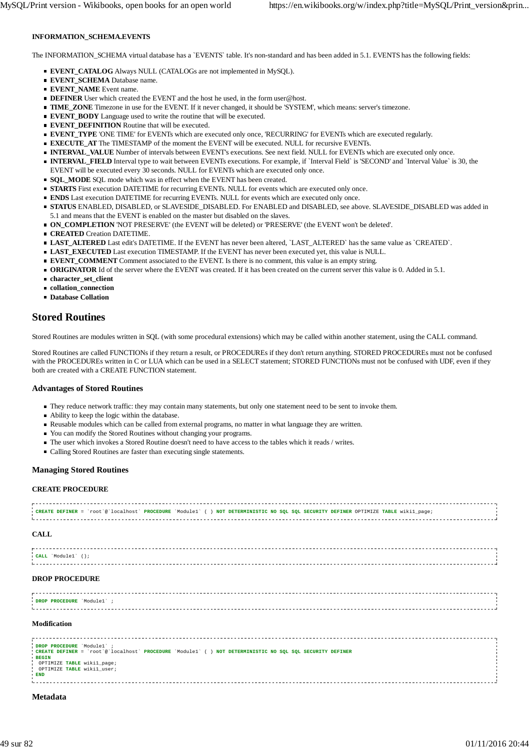#### INFORMATION_SCHEMA.EVENTS

The INFORMATION_SCHEMA virtual database has a `EVENTS` table. It's non-standard and has been added in 5.1. EVENTS has the following fields:

- **EVENT_CATALOG** Always NULL (CATALOGs are not implemented in MySQL).
- **EVENT_SCHEMA** Database name.
- **EVENT_NAME** Event name.
- **DEFINER** User which created the EVENT and the host he used, in the form user@host.
- **TIME_ZONE** Timezone in use for the EVENT. If it never changed, it should be 'SYSTEM', which means: server's timezone.
- **EVENT_BODY** Language used to write the routine that will be executed.
- **EVENT_DEFINITION** Routine that will be executed.
- **EVENT_TYPE** 'ONE TIME' for EVENTs which are executed only once, 'RECURRING' for EVENTs which are executed regularly.
- **EXECUTE_AT** The TIMESTAMP of the moment the EVENT will be executed. NULL for recursive EVENTs.
- **INTERVAL_VALUE** Number of intervals between EVENT's executions. See next field. NULL for EVENTs which are executed only once.
- **INTERVAL_FIELD** Interval type to wait between EVENTs executions. For example, if `Interval Field` is 'SECOND' and `Interval Value` is 30, the EVENT will be executed every 30 seconds. NULL for EVENTs which are executed only once.
- **SQL_MODE** SQL mode which was in effect when the EVENT has been created.
- **STARTS** First execution DATETIME for recurring EVENTs. NULL for events which are executed only once.
- **ENDS** Last execution DATETIME for recurring EVENTs. NULL for events which are executed only once.
- **STATUS** ENABLED, DISABLED, or SLAVESIDE_DISABLED. For ENABLED and DISABLED, see above. SLAVESIDE_DISABLED was added in 5.1 and means that the EVENT is enabled on the master but disabled on the slaves.
- **ON_COMPLETION** 'NOT PRESERVE' (the EVENT will be deleted) or 'PRESERVE' (the EVENT won't be deleted'.
- **CREATED** Creation DATETIME.
- **LAST_ALTERED** Last edit's DATETIME. If the EVENT has never been altered, `LAST_ALTERED` has the same value as `CREATED`.
- **LAST_EXECUTED** Last execution TIMESTAMP. If the EVENT has never been executed yet, this value is NULL.
- **EVENT_COMMENT** Comment associated to the EVENT. Is there is no comment, this value is an empty string.
- **ORIGINATOR** Id of the server where the EVENT was created. If it has been created on the current server this value is 0. Added in 5.1.
- **character_set_client**
- **collation_connection**
- **Database Collation**

## Stored Routines

Stored Routines are modules written in SQL (with some procedural extensions) which may be called within another statement, using the CALL command.

Stored Routines are called FUNCTIONs if they return a result, or PROCEDUREs if they don't return anything. STORED PROCEDUREs must not be confused with the PROCEDUREs written in C or LUA which can be used in a SELECT statement; STORED FUNCTIONs must not be confused with UDF, even if they both are created with a CREATE FUNCTION statement.

### Advantages of Stored Routines

- They reduce network traffic: they may contain many statements, but only one statement need to be sent to invoke them.
- Ability to keep the logic within the database.
- Reusable modules which can be called from external programs, no matter in what language they are written.
- You can modify the Stored Routines without changing your programs.
- The user which invokes a Stored Routine doesn't need to have access to the tables which it reads / writes.
- Calling Stored Routines are faster than executing single statements.

### Managing Stored Routines

#### CREATE PROCEDURE

```
CREATE DEFINER = `root`@`localhost` PROCEDURE `Module1` ( ) NOT DETERMINISTIC NO SQL SQL SECURITY DEFINER OPTIMIZE TABLE wiki1_page;
```

#### CALL

```
CALL `Module1` ();
```

#### DROP PROCEDURE

```
DROP PROCEDURE `Module1` ;
```

#### Modification

```
DROP PROCEDURE `Module1` ;
CREATE DEFINER = `root`@`localhost` PROCEDURE `Module1` ( ) NOT DETERMINISTIC NO SQL SQL SECURITY DEFINER
BEGIN
 OPTIMIZE TABLE wiki1_page;
 OPTIMIZE TABLE wiki1_user;
END
```

### Metadata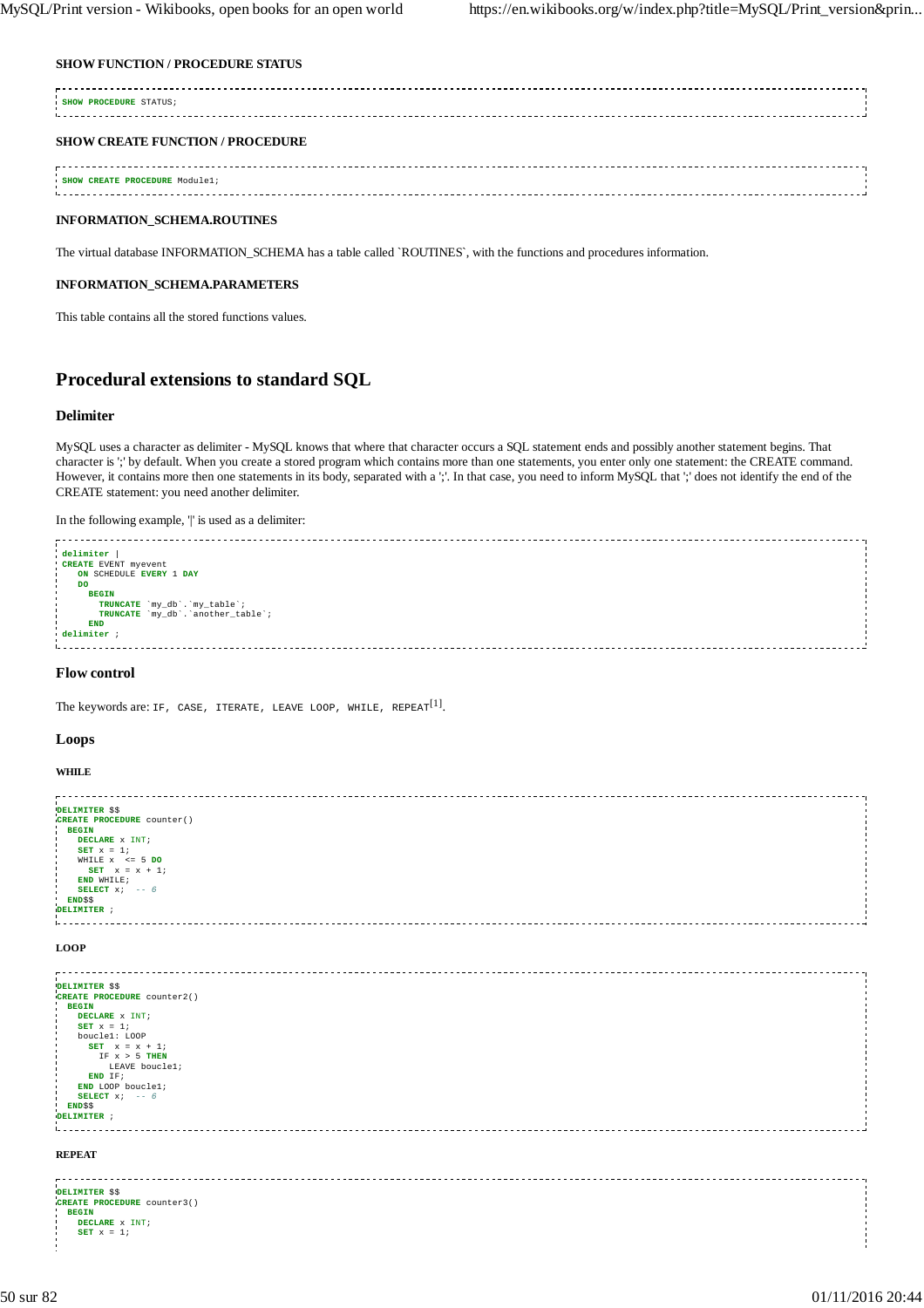#### SHOW FUNCTION / PROCEDURE STATUS

```
SHOW PROCEDURE STATUS;
```

#### SHOW CREATE FUNCTION / PROCEDURE

```
SHOW CREATE PROCEDURE Module1;
```

#### INFORMATION_SCHEMA.ROUTINES

The virtual database INFORMATION_SCHEMA has a table called `ROUTINES`, with the functions and procedures information.

#### INFORMATION_SCHEMA.PARAMETERS

This table contains all the stored functions values.

## Procedural extensions to standard SQL

### Delimiter

MySQL uses a character as delimiter - MySQL knows that where that character occurs a SQL statement ends and possibly another statement begins. That character is ';' by default. When you create a stored program which contains more than one statements, you enter only one statement: the CREATE command. However, it contains more then one statements in its body, separated with a ';'. In that case, you need to inform MySQL that ';' does not identify the end of the CREATE statement: you need another delimiter.

In the following example, '|' is used as a delimiter:

```
delimiter |
CREATE EVENT myevent
   ON SCHEDULE EVERY 1 DAY
   DO
     BEGIN
       TRUNCATE `my_db`.`my_table`;
       TRUNCATE `my_db`.`another_table`;
     END
delimiter ;
```

### Flow control

The keywords are: `IF, CASE, ITERATE, LEAVE LOOP, WHILE, REPEAT`[1].

### Loops

#### WHILE

```
DELIMITER $$
CREATE PROCEDURE counter()
  BEGIN
    DECLARE x INT;
    SET x = 1;
    WHILE x  <= 5 DO
      SET  x = x + 1;
    END WHILE;
    SELECT x;  -- 6
  END$$
DELIMITER ;
```

#### LOOP

```
DELIMITER $$
CREATE PROCEDURE counter2()
  BEGIN
    DECLARE x INT;
    SET x = 1;
    boucle1: LOOP
      SET  x = x + 1;
        IF x > 5 THEN
          LEAVE boucle1;
      END IF;
    END LOOP boucle1;
    SELECT x;  -- 6
  END$$
DELIMITER ;
```

#### REPEAT

```
DELIMITER $$
CREATE PROCEDURE counter3()
  BEGIN
    DECLARE x INT;
    SET x = 1;
```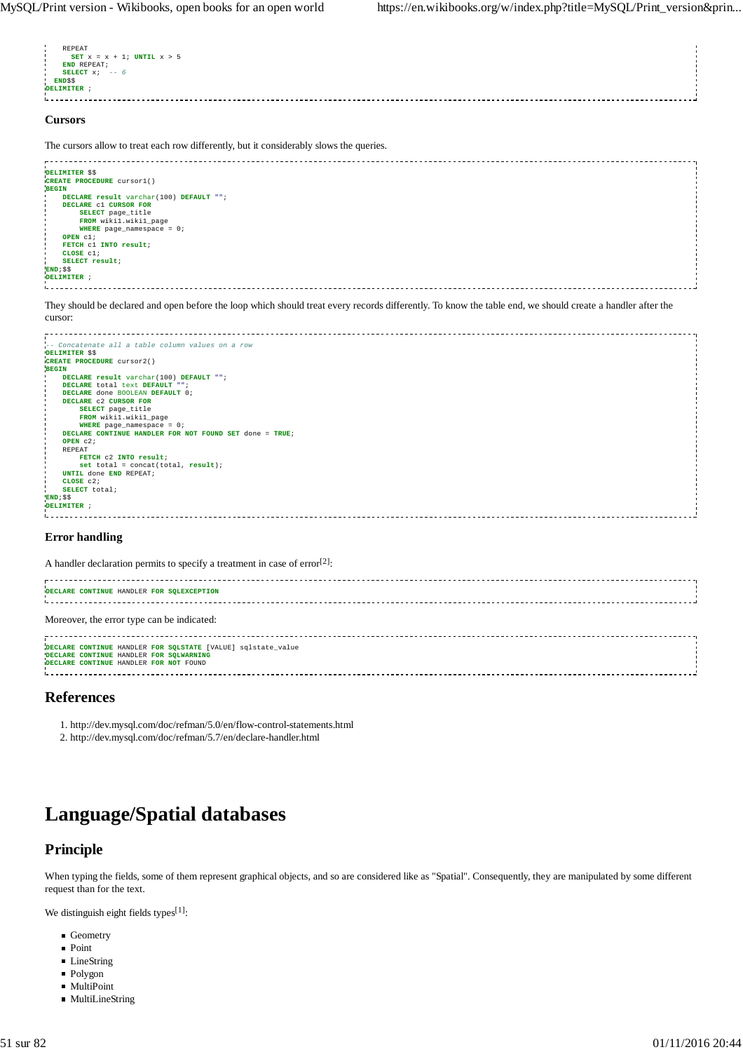```
    REPEAT
      SET x = x + 1; UNTIL x > 5
    END REPEAT;
    SELECT x;  -- 6
  END$$
DELIMITER ;
```

### Cursors

The cursors allow to treat each row differently, but it considerably slows the queries.

```
DELIMITER $$
CREATE PROCEDURE cursor1()
BEGIN
    DECLARE result varchar(100) DEFAULT "";
    DECLARE c1 CURSOR FOR
        SELECT page_title
        FROM wiki1.wiki1_page
        WHERE page_namespace = 0;
    OPEN c1;
    FETCH c1 INTO result;
    CLOSE c1;
    SELECT result;
END;$$
DELIMITER ;
```

They should be declared and open before the loop which should treat every records differently. To know the table end, we should create a handler after the cursor:

```
-- Concatenate all a table column values on a row
DELIMITER $$
CREATE PROCEDURE cursor2()
BEGIN
    DECLARE result varchar(100) DEFAULT "";
    DECLARE total text DEFAULT "";
    DECLARE done BOOLEAN DEFAULT 0;
    DECLARE c2 CURSOR FOR
        SELECT page_title
        FROM wiki1.wiki1_page
        WHERE page_namespace = 0;
    DECLARE CONTINUE HANDLER FOR NOT FOUND SET done = TRUE;
    OPEN c2;
    REPEAT
        FETCH c2 INTO result;
        set total = concat(total, result);
    UNTIL done END REPEAT;
    CLOSE c2;
    SELECT total;
END;$$
DELIMITER ;
```

### Error handling

A handler declaration permits to specify a treatment in case of error[2]:

```
DECLARE CONTINUE HANDLER FOR SQLEXCEPTION
```

Moreover, the error type can be indicated:

```
DECLARE CONTINUE HANDLER FOR SQLSTATE [VALUE] sqlstate_value
DECLARE CONTINUE HANDLER FOR SQLWARNING
DECLARE CONTINUE HANDLER FOR NOT FOUND
```

## References

1. http://dev.mysql.com/doc/refman/5.0/en/flow-control-statements.html
2. http://dev.mysql.com/doc/refman/5.7/en/declare-handler.html

# Language/Spatial databases

## Principle

When typing the fields, some of them represent graphical objects, and so are considered like as "Spatial". Consequently, they are manipulated by some different request than for the text.

We distinguish eight fields types[1]:

- Geometry
- Point
- LineString
- Polygon
- MultiPoint
- MultiLineString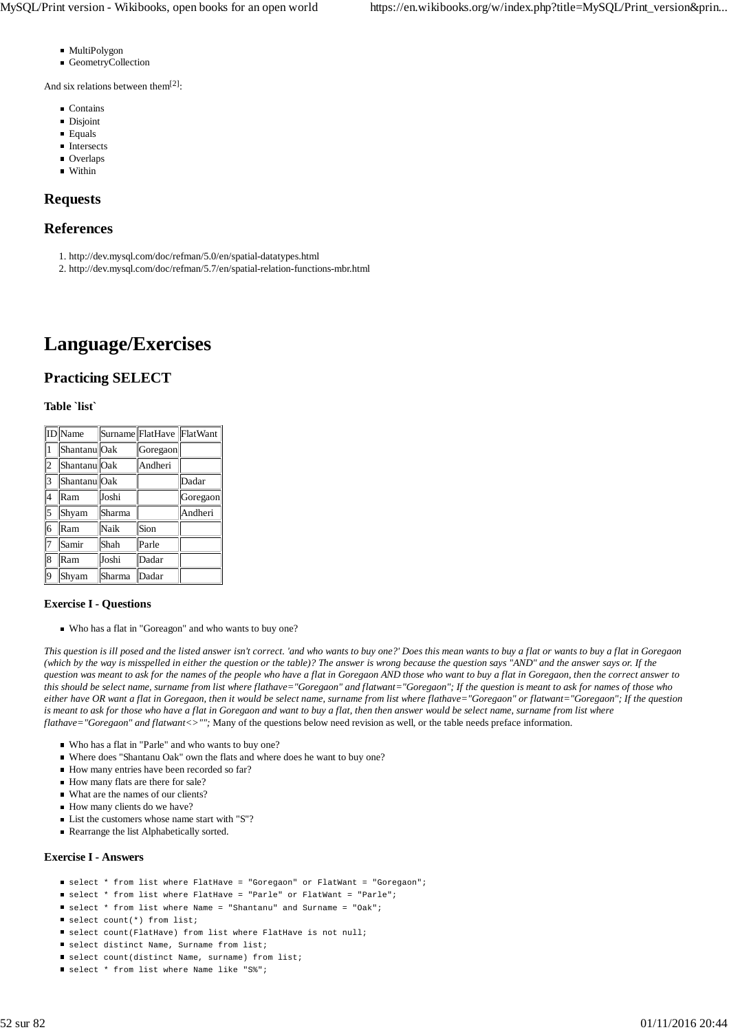- MultiPolygon
- GeometryCollection

And six relations between them[2]:

- Contains
- Disjoint
- Equals
- Intersects
- Overlaps
- Within

## Requests

## References

1. http://dev.mysql.com/doc/refman/5.0/en/spatial-datatypes.html
2. http://dev.mysql.com/doc/refman/5.7/en/spatial-relation-functions-mbr.html

# Language/Exercises

## Practicing SELECT

### Table `list`

| ID | Name | Surname | FlatHave | FlatWant |
|---|---|---|---|---|
| 1 | Shantanu | Oak | Goregaon | |
| 2 | Shantanu | Oak | Andheri | |
| 3 | Shantanu | Oak | | Dadar |
| 4 | Ram | Joshi | | Goregaon |
| 5 | Shyam | Sharma | | Andheri |
| 6 | Ram | Naik | Sion | |
| 7 | Samir | Shah | Parle | |
| 8 | Ram | Joshi | Dadar | |
| 9 | Shyam | Sharma | Dadar | |

### Exercise I - Questions

- Who has a flat in "Goreagon" and who wants to buy one?

*This question is ill posed and the listed answer isn't correct. 'and who wants to buy one?' Does this mean wants to buy a flat or wants to buy a flat in Goregaon (which by the way is misspelled in either the question or the table)? The answer is wrong because the question says "AND" and the answer says or. If the question was meant to ask for the names of the people who have a flat in Goregaon AND those who want to buy a flat in Goregaon, then the correct answer to this should be select name, surname from list where flathave="Goregaon" and flatwant="Goregaon"; If the question is meant to ask for names of those who either have OR want a flat in Goregaon, then it would be select name, surname from list where flathave="Goregaon" or flatwant="Goregaon"; If the question is meant to ask for those who have a flat in Goregaon and want to buy a flat, then then answer would be select name, surname from list where flathave="Goregaon" and flatwant<>"";* Many of the questions below need revision as well, or the table needs preface information.

- Who has a flat in "Parle" and who wants to buy one?
- Where does "Shantanu Oak" own the flats and where does he want to buy one?
- How many entries have been recorded so far?
- How many flats are there for sale?
- What are the names of our clients?
- How many clients do we have?
- List the customers whose name start with "S"?
- Rearrange the list Alphabetically sorted.

### Exercise I - Answers

- `select * from list where FlatHave = "Goregaon" or FlatWant = "Goregaon";`
- `select * from list where FlatHave = "Parle" or FlatWant = "Parle";`
- `select * from list where Name = "Shantanu" and Surname = "Oak";`
- `select count(*) from list;`
- `select count(FlatHave) from list where FlatHave is not null;`
- `select distinct Name, Surname from list;`
- `select count(distinct Name, surname) from list;`
- `select * from list where Name like "S%";`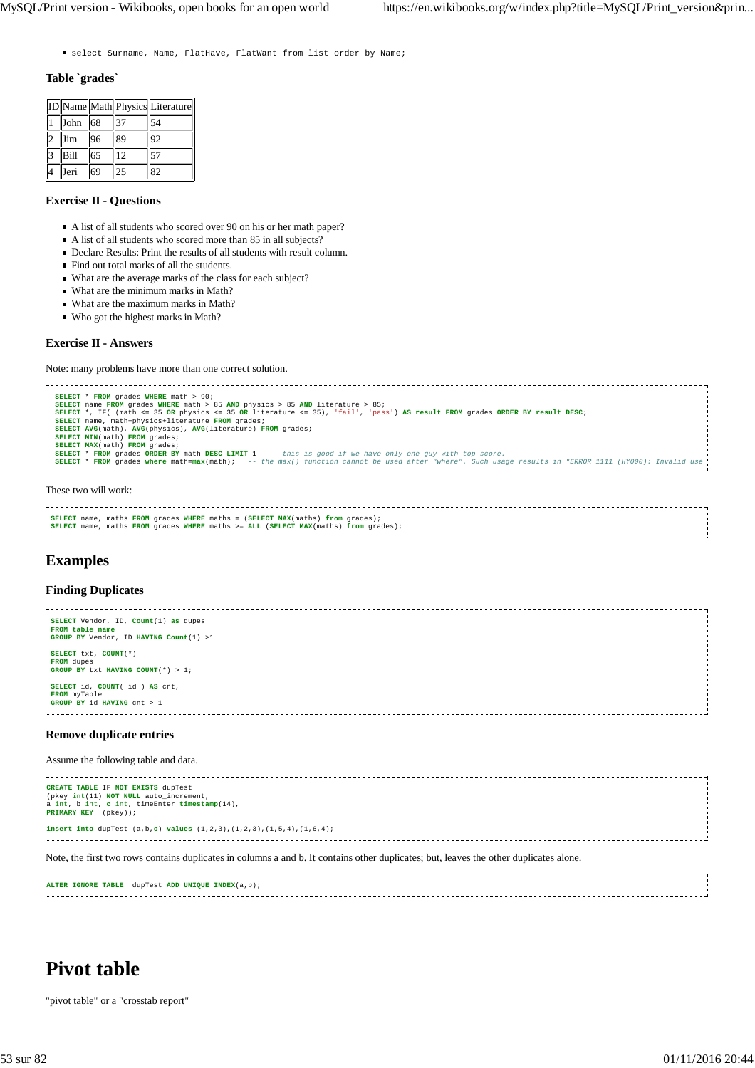- select Surname, Name, FlatHave, FlatWant from list order by Name;

### Table `grades`

| ID | Name | Math | Physics | Literature |
|---|---|---|---|---|
| 1 | John | 68 | 37 | 54 |
| 2 | Jim | 96 | 89 | 92 |
| 3 | Bill | 65 | 12 | 57 |
| 4 | Jeri | 69 | 25 | 82 |

### Exercise II - Questions

- A list of all students who scored over 90 on his or her math paper?
- A list of all students who scored more than 85 in all subjects?
- Declare Results: Print the results of all students with result column.
- Find out total marks of all the students.
- What are the average marks of the class for each subject?
- What are the minimum marks in Math?
- What are the maximum marks in Math?
- Who got the highest marks in Math?

### Exercise II - Answers

Note: many problems have more than one correct solution.

```
SELECT * FROM grades WHERE math > 90;
SELECT name FROM grades WHERE math > 85 AND physics > 85 AND literature > 85;
SELECT *, IF( (math <= 35 OR physics <= 35 OR literature <= 35), 'fail', 'pass') AS result FROM grades ORDER BY result DESC;
SELECT name, math+physics+literature FROM grades;
SELECT AVG(math), AVG(physics), AVG(literature) FROM grades;
SELECT MIN(math) FROM grades;
SELECT MAX(math) FROM grades;
SELECT * FROM grades ORDER BY math DESC LIMIT 1   -- this is good if we have only one guy with top score.
SELECT * FROM grades where math=max(math);   -- the max() function cannot be used after "where". Such usage results in "ERROR 1111 (HY000): Invalid use
```

These two will work:

```
SELECT name, maths FROM grades WHERE maths = (SELECT MAX(maths) from grades);
SELECT name, maths FROM grades WHERE maths >= ALL (SELECT MAX(maths) from grades);
```

## Examples

### Finding Duplicates

```
SELECT Vendor, ID, Count(1) as dupes
FROM table_name
GROUP BY Vendor, ID HAVING Count(1) >1

SELECT txt, COUNT(*)
FROM dupes
GROUP BY txt HAVING COUNT(*) > 1;

SELECT id, COUNT( id ) AS cnt,
FROM myTable
GROUP BY id HAVING cnt > 1
```

### Remove duplicate entries

Assume the following table and data.

```
CREATE TABLE IF NOT EXISTS dupTest
(pkey int(11) NOT NULL auto_increment,
a int, b int, c int, timeEnter timestamp(14),
PRIMARY KEY  (pkey));

insert into dupTest (a,b,c) values (1,2,3),(1,2,3),(1,5,4),(1,6,4);
```

Note, the first two rows contains duplicates in columns a and b. It contains other duplicates; but, leaves the other duplicates alone.

```
ALTER IGNORE TABLE  dupTest ADD UNIQUE INDEX(a,b);
```

# Pivot table

"pivot table" or a "crosstab report"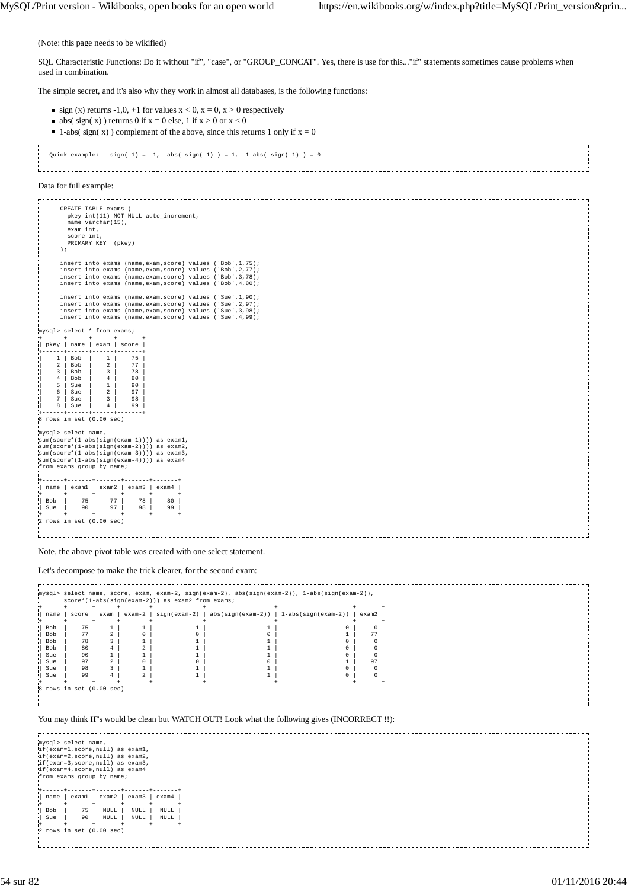(Note: this page needs to be wikified)

SQL Characteristic Functions: Do it without "if", "case", or "GROUP_CONCAT". Yes, there is use for this..."if" statements sometimes cause problems when used in combination.

The simple secret, and it's also why they work in almost all databases, is the following functions:

- sign (x) returns -1,0, +1 for values x < 0, x = 0, x > 0 respectively
- abs( sign( x) ) returns 0 if x = 0 else, 1 if x > 0 or x < 0
- 1-abs( sign( x) ) complement of the above, since this returns 1 only if x = 0

```
  Quick example:   sign(-1) = -1,  abs( sign(-1) ) = 1,  1-abs( sign(-1) ) = 0
```

Data for full example:

```
      CREATE TABLE exams (
        pkey int(11) NOT NULL auto_increment,
        name varchar(15),
        exam int,
        score int,
        PRIMARY KEY  (pkey)
      );

      insert into exams (name,exam,score) values ('Bob',1,75);
      insert into exams (name,exam,score) values ('Bob',2,77);
      insert into exams (name,exam,score) values ('Bob',3,78);
      insert into exams (name,exam,score) values ('Bob',4,80);

      insert into exams (name,exam,score) values ('Sue',1,90);
      insert into exams (name,exam,score) values ('Sue',2,97);
      insert into exams (name,exam,score) values ('Sue',3,98);
      insert into exams (name,exam,score) values ('Sue',4,99);

mysql> select * from exams;
+------+------+------+-------+
| pkey | name | exam | score |
+------+------+------+-------+
|    1 | Bob  |    1 |    75 |
|    2 | Bob  |    2 |    77 |
|    3 | Bob  |    3 |    78 |
|    4 | Bob  |    4 |    80 |
|    5 | Sue  |    1 |    90 |
|    6 | Sue  |    2 |    97 |
|    7 | Sue  |    3 |    98 |
|    8 | Sue  |    4 |    99 |
+------+------+------+-------+
8 rows in set (0.00 sec)

mysql> select name,
sum(score*(1-abs(sign(exam-1)))) as exam1,
sum(score*(1-abs(sign(exam-2)))) as exam2,
sum(score*(1-abs(sign(exam-3)))) as exam3,
sum(score*(1-abs(sign(exam-4)))) as exam4
from exams group by name;

+------+-------+-------+-------+-------+
| name | exam1 | exam2 | exam3 | exam4 |
+------+-------+-------+-------+-------+
| Bob  |    75 |    77 |    78 |    80 |
| Sue  |    90 |    97 |    98 |    99 |
+------+-------+-------+-------+-------+
2 rows in set (0.00 sec)
```

Note, the above pivot table was created with one select statement.

Let's decompose to make the trick clearer, for the second exam:

```
mysql> select name, score, exam, exam-2, sign(exam-2), abs(sign(exam-2)), 1-abs(sign(exam-2)),
       score*(1-abs(sign(exam-2))) as exam2 from exams;
+------+-------+------+--------+--------------+-------------------+---------------------+-------+
| name | score | exam | exam-2 | sign(exam-2) | abs(sign(exam-2)) | 1-abs(sign(exam-2)) | exam2 |
+------+-------+------+--------+--------------+-------------------+---------------------+-------+
| Bob  |    75 |    1 |     -1 |           -1 |                 1 |                   0 |     0 |
| Bob  |    77 |    2 |      0 |            0 |                 0 |                   1 |    77 |
| Bob  |    78 |    3 |      1 |            1 |                 1 |                   0 |     0 |
| Bob  |    80 |    4 |      2 |            1 |                 1 |                   0 |     0 |
| Sue  |    90 |    1 |     -1 |           -1 |                 1 |                   0 |     0 |
| Sue  |    97 |    2 |      0 |            0 |                 0 |                   1 |    97 |
| Sue  |    98 |    3 |      1 |            1 |                 1 |                   0 |     0 |
| Sue  |    99 |    4 |      2 |            1 |                 1 |                   0 |     0 |
+------+-------+------+--------+--------------+-------------------+---------------------+-------+
8 rows in set (0.00 sec)
```

You may think IF's would be clean but WATCH OUT! Look what the following gives (INCORRECT !!):

```
mysql> select name,
if(exam=1,score,null) as exam1,
if(exam=2,score,null) as exam2,
if(exam=3,score,null) as exam3,
if(exam=4,score,null) as exam4
from exams group by name;

+------+-------+-------+-------+-------+
| name | exam1 | exam2 | exam3 | exam4 |
+------+-------+-------+-------+-------+
| Bob  |    75 |  NULL |  NULL |  NULL |
| Sue  |    90 |  NULL |  NULL |  NULL |
+------+-------+-------+-------+-------+
2 rows in set (0.00 sec)
```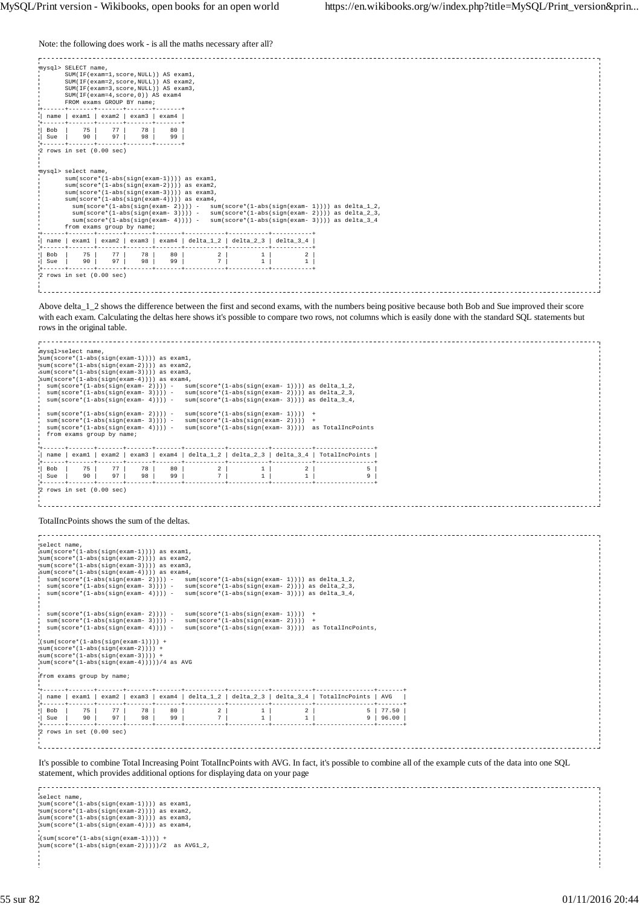Note: the following does work - is all the maths necessary after all?

```
mysql> SELECT name,
       SUM(IF(exam=1,score,NULL)) AS exam1,
       SUM(IF(exam=2,score,NULL)) AS exam2,
       SUM(IF(exam=3,score,NULL)) AS exam3,
       SUM(IF(exam=4,score,0)) AS exam4
       FROM exams GROUP BY name;
+------+-------+-------+-------+-------+
| name | exam1 | exam2 | exam3 | exam4 |
+------+-------+-------+-------+-------+
| Bob  |    75 |    77 |    78 |    80 |
| Sue  |    90 |    97 |    98 |    99 |
+------+-------+-------+-------+-------+
2 rows in set (0.00 sec)


mysql> select name,
       sum(score*(1-abs(sign(exam-1)))) as exam1,
       sum(score*(1-abs(sign(exam-2)))) as exam2,
       sum(score*(1-abs(sign(exam-3)))) as exam3,
       sum(score*(1-abs(sign(exam-4)))) as exam4,
         sum(score*(1-abs(sign(exam- 2)))) -   sum(score*(1-abs(sign(exam- 1)))) as delta_1_2,
         sum(score*(1-abs(sign(exam- 3)))) -   sum(score*(1-abs(sign(exam- 2)))) as delta_2_3,
         sum(score*(1-abs(sign(exam- 4)))) -   sum(score*(1-abs(sign(exam- 3)))) as delta_3_4
       from exams group by name;
+------+-------+-------+-------+-------+-----------+-----------+-----------+
| name | exam1 | exam2 | exam3 | exam4 | delta_1_2 | delta_2_3 | delta_3_4 |
+------+-------+-------+-------+-------+-----------+-----------+-----------+
| Bob  |    75 |    77 |    78 |    80 |         2 |         1 |         2 |
| Sue  |    90 |    97 |    98 |    99 |         7 |         1 |         1 |
+------+-------+-------+-------+-------+-----------+-----------+-----------+
2 rows in set (0.00 sec)
```

Above delta_1_2 shows the difference between the first and second exams, with the numbers being positive because both Bob and Sue improved their score with each exam. Calculating the deltas here shows it's possible to compare two rows, not columns which is easily done with the standard SQL statements but rows in the original table.

```
mysql>select name,
sum(score*(1-abs(sign(exam-1)))) as exam1,
sum(score*(1-abs(sign(exam-2)))) as exam2,
sum(score*(1-abs(sign(exam-3)))) as exam3,
sum(score*(1-abs(sign(exam-4)))) as exam4,
  sum(score*(1-abs(sign(exam- 2)))) -   sum(score*(1-abs(sign(exam- 1)))) as delta_1_2,
  sum(score*(1-abs(sign(exam- 3)))) -   sum(score*(1-abs(sign(exam- 2)))) as delta_2_3,
  sum(score*(1-abs(sign(exam- 4)))) -   sum(score*(1-abs(sign(exam- 3)))) as delta_3_4,

  sum(score*(1-abs(sign(exam- 2)))) -   sum(score*(1-abs(sign(exam- 1))))  +
  sum(score*(1-abs(sign(exam- 3)))) -   sum(score*(1-abs(sign(exam- 2))))  +
  sum(score*(1-abs(sign(exam- 4)))) -   sum(score*(1-abs(sign(exam- 3))))  as TotalIncPoints
  from exams group by name;

+------+-------+-------+-------+-------+-----------+-----------+-----------+----------------+
| name | exam1 | exam2 | exam3 | exam4 | delta_1_2 | delta_2_3 | delta_3_4 | TotalIncPoints |
+------+-------+-------+-------+-------+-----------+-----------+-----------+----------------+
| Bob  |    75 |    77 |    78 |    80 |         2 |         1 |         2 |              5 |
| Sue  |    90 |    97 |    98 |    99 |         7 |         1 |         1 |              9 |
+------+-------+-------+-------+-------+-----------+-----------+-----------+----------------+
2 rows in set (0.00 sec)
```

TotalIncPoints shows the sum of the deltas.

```
select name,
sum(score*(1-abs(sign(exam-1)))) as exam1,
sum(score*(1-abs(sign(exam-2)))) as exam2,
sum(score*(1-abs(sign(exam-3)))) as exam3,
sum(score*(1-abs(sign(exam-4)))) as exam4,
  sum(score*(1-abs(sign(exam- 2)))) -   sum(score*(1-abs(sign(exam- 1)))) as delta_1_2,
  sum(score*(1-abs(sign(exam- 3)))) -   sum(score*(1-abs(sign(exam- 2)))) as delta_2_3,
  sum(score*(1-abs(sign(exam- 4)))) -   sum(score*(1-abs(sign(exam- 3)))) as delta_3_4,


  sum(score*(1-abs(sign(exam- 2)))) -   sum(score*(1-abs(sign(exam- 1))))  +
  sum(score*(1-abs(sign(exam- 3)))) -   sum(score*(1-abs(sign(exam- 2))))  +
  sum(score*(1-abs(sign(exam- 4)))) -   sum(score*(1-abs(sign(exam- 3))))  as TotalIncPoints,

(sum(score*(1-abs(sign(exam-1)))) +
sum(score*(1-abs(sign(exam-2)))) +
sum(score*(1-abs(sign(exam-3)))) +
sum(score*(1-abs(sign(exam-4)))))/4 as AVG

from exams group by name;

+------+-------+-------+-------+-------+-----------+-----------+-----------+----------------+-------+
| name | exam1 | exam2 | exam3 | exam4 | delta_1_2 | delta_2_3 | delta_3_4 | TotalIncPoints | AVG   |
+------+-------+-------+-------+-------+-----------+-----------+-----------+----------------+-------+
| Bob  |    75 |    77 |    78 |    80 |         2 |         1 |         2 |              5 | 77.50 |
| Sue  |    90 |    97 |    98 |    99 |         7 |         1 |         1 |              9 | 96.00 |
+------+-------+-------+-------+-------+-----------+-----------+-----------+----------------+-------+
2 rows in set (0.00 sec)
```

It's possible to combine Total Increasing Point TotalIncPoints with AVG. In fact, it's possible to combine all of the example cuts of the data into one SQL statement, which provides additional options for displaying data on your page

```
select name,
sum(score*(1-abs(sign(exam-1)))) as exam1,
sum(score*(1-abs(sign(exam-2)))) as exam2,
sum(score*(1-abs(sign(exam-3)))) as exam3,
sum(score*(1-abs(sign(exam-4)))) as exam4,

(sum(score*(1-abs(sign(exam-1)))) +
sum(score*(1-abs(sign(exam-2)))))/2  as AVG1_2,
```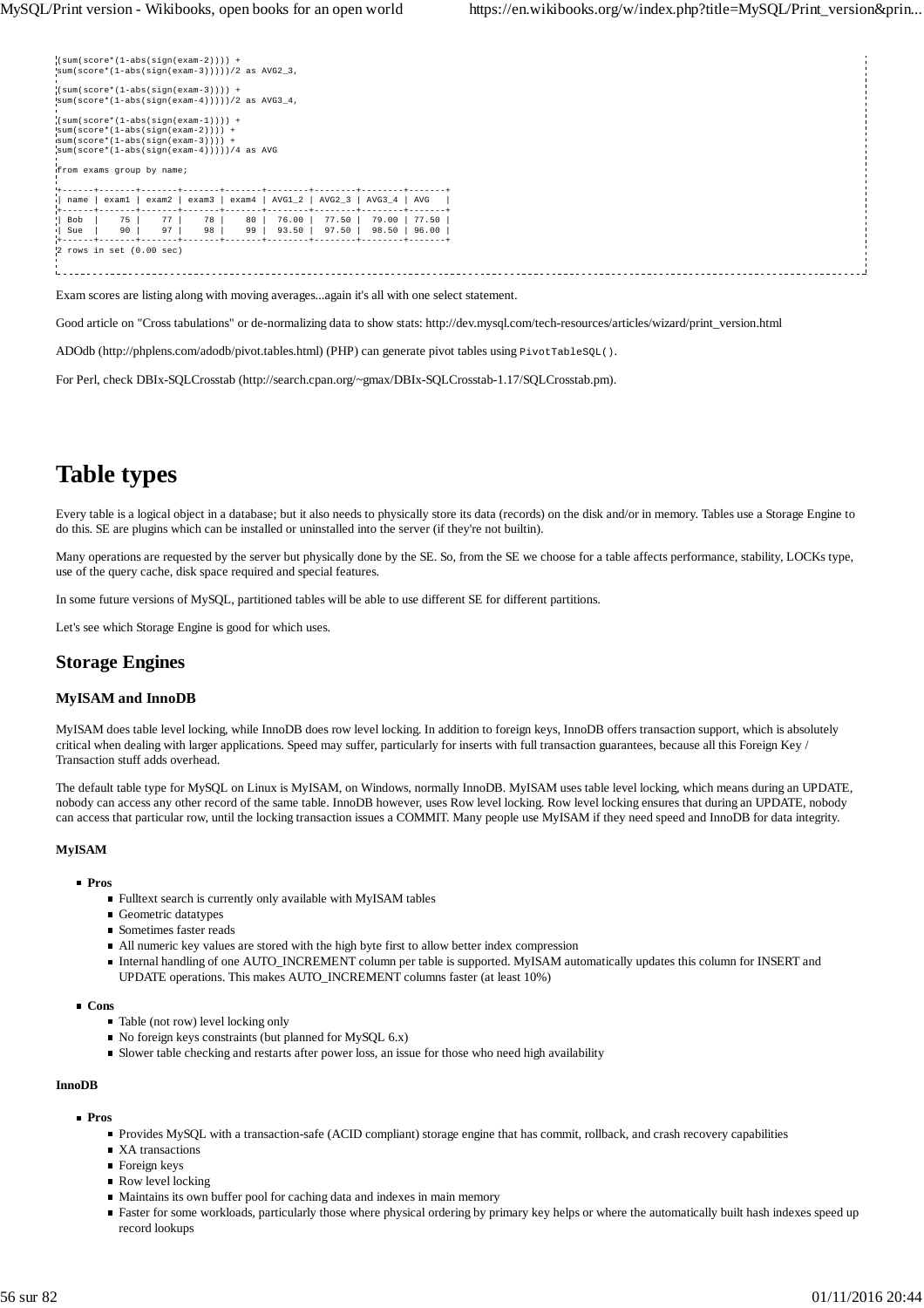```
(sum(score*(1-abs(sign(exam-2)))) +
sum(score*(1-abs(sign(exam-3)))))/2 as AVG2_3,

(sum(score*(1-abs(sign(exam-3)))) +
sum(score*(1-abs(sign(exam-4)))))/2 as AVG3_4,

(sum(score*(1-abs(sign(exam-1)))) +
sum(score*(1-abs(sign(exam-2)))) +
sum(score*(1-abs(sign(exam-3)))) +
sum(score*(1-abs(sign(exam-4)))))/4 as AVG

from exams group by name;

+------+-------+-------+-------+-------+--------+--------+--------+-------+
| name | exam1 | exam2 | exam3 | exam4 | AVG1_2 | AVG2_3 | AVG3_4 | AVG   |
+------+-------+-------+-------+-------+--------+--------+--------+-------+
| Bob  |    75 |    77 |    78 |    80 |  76.00 |  77.50 |  79.00 | 77.50 |
| Sue  |    90 |    97 |    98 |    99 |  93.50 |  97.50 |  98.50 | 96.00 |
+------+-------+-------+-------+-------+--------+--------+--------+-------+
2 rows in set (0.00 sec)
```

Exam scores are listing along with moving averages...again it's all with one select statement.

Good article on "Cross tabulations" or de-normalizing data to show stats: http://dev.mysql.com/tech-resources/articles/wizard/print_version.html

ADOdb (http://phplens.com/adodb/pivot.tables.html) (PHP) can generate pivot tables using `PivotTableSQL()`.

For Perl, check DBIx-SQLCrosstab (http://search.cpan.org/~gmax/DBIx-SQLCrosstab-1.17/SQLCrosstab.pm).

# Table types

Every table is a logical object in a database; but it also needs to physically store its data (records) on the disk and/or in memory. Tables use a Storage Engine to do this. SE are plugins which can be installed or uninstalled into the server (if they're not builtin).

Many operations are requested by the server but physically done by the SE. So, from the SE we choose for a table affects performance, stability, LOCKs type, use of the query cache, disk space required and special features.

In some future versions of MySQL, partitioned tables will be able to use different SE for different partitions.

Let's see which Storage Engine is good for which uses.

## Storage Engines

### MyISAM and InnoDB

MyISAM does table level locking, while InnoDB does row level locking. In addition to foreign keys, InnoDB offers transaction support, which is absolutely critical when dealing with larger applications. Speed may suffer, particularly for inserts with full transaction guarantees, because all this Foreign Key / Transaction stuff adds overhead.

The default table type for MySQL on Linux is MyISAM, on Windows, normally InnoDB. MyISAM uses table level locking, which means during an UPDATE, nobody can access any other record of the same table. InnoDB however, uses Row level locking. Row level locking ensures that during an UPDATE, nobody can access that particular row, until the locking transaction issues a COMMIT. Many people use MyISAM if they need speed and InnoDB for data integrity.

#### MyISAM

- **Pros**
  - Fulltext search is currently only available with MyISAM tables
  - Geometric datatypes
  - Sometimes faster reads
  - All numeric key values are stored with the high byte first to allow better index compression
  - Internal handling of one AUTO_INCREMENT column per table is supported. MyISAM automatically updates this column for INSERT and UPDATE operations. This makes AUTO_INCREMENT columns faster (at least 10%)
- **Cons**
  - Table (not row) level locking only
  - No foreign keys constraints (but planned for MySQL 6.x)
  - Slower table checking and restarts after power loss, an issue for those who need high availability

#### InnoDB

- **Pros**
  - Provides MySQL with a transaction-safe (ACID compliant) storage engine that has commit, rollback, and crash recovery capabilities
  - XA transactions
  - Foreign keys
  - Row level locking
  - Maintains its own buffer pool for caching data and indexes in main memory
  - Faster for some workloads, particularly those where physical ordering by primary key helps or where the automatically built hash indexes speed up record lookups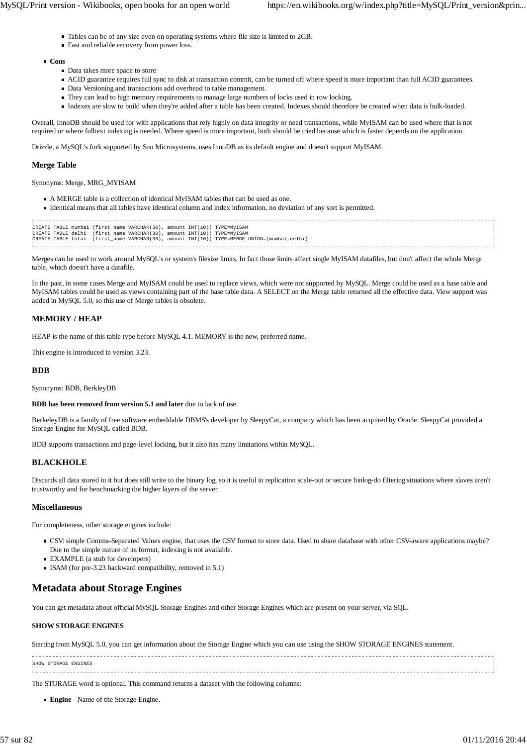- Tables can be of any size even on operating systems where file size is limited to 2GB.
- Fast and reliable recovery from power loss.

- **Cons**
  - Data takes more space to store
  - ACID guarantee requires full sync to disk at transaction commit, can be turned off where speed is more important than full ACID guarantees.
  - Data Versioning and transactions add overhead to table management.
  - They can lead to high memory requirements to manage large numbers of locks used in row locking.
  - Indexes are slow to build when they're added after a table has been created. Indexes should therefore be created when data is bulk-loaded.

Overall, InnoDB should be used for with applications that rely highly on data integrity or need transactions, while MyISAM can be used where that is not required or where fulltext indexing is needed. Where speed is more important, both should be tried because which is faster depends on the application.

Drizzle, a MySQL's fork supported by Sun Microsystems, uses InnoDB as its default engine and doesn't support MyISAM.

### Merge Table

Synonyms: Merge, MRG_MYISAM

- A MERGE table is a collection of identical MyISAM tables that can be used as one.
- Identical means that all tables have identical column and index information, no deviation of any sort is permitted.

```
CREATE TABLE mumbai (first_name VARCHAR(30), amount INT(10)) TYPE=MyISAM
CREATE TABLE delhi  (first_name VARCHAR(30), amount INT(10)) TYPE=MyISAM
CREATE TABLE total  (first_name VARCHAR(30), amount INT(10)) TYPE=MERGE UNION=(mumbai,delhi)
```

Merges can be used to work around MySQL's or system's filesize limits. In fact those limits affect single MyISAM datafiles, but don't affect the whole Merge table, which doesn't have a datafile.

In the past, in some cases Merge and MyISAM could be used to replace views, which were not supported by MySQL. Merge could be used as a base table and MyISAM tables could be used as views containing part of the base table data. A SELECT on the Merge table returned all the effective data. View support was added in MySQL 5.0, so this use of Merge tables is obsolete.

### MEMORY / HEAP

HEAP is the name of this table type before MySQL 4.1. MEMORY is the new, preferred name.

This engine is introduced in version 3.23.

### BDB

Synonyms: BDB, BerkleyDB

**BDB has been removed from version 5.1 and later** due to lack of use.

BerkeleyDB is a family of free software embeddable DBMS's developer by SleepyCat, a company which has been acquired by Oracle. SleepyCat provided a Storage Engine for MySQL called BDB.

BDB supports transactions and page-level locking, but it also has many limitations within MySQL.

### BLACKHOLE

Discards all data stored in it but does still write to the binary log, so it is useful in replication scale-out or secure binlog-do filtering situations where slaves aren't trustworthy and for benchmarking the higher layers of the server.

### Miscellaneous

For completeness, other storage engines include:

- CSV: simple Comma-Separated Values engine, that uses the CSV format to store data. Used to share database with other CSV-aware applications maybe? Due to the simple nature of its format, indexing is not available.
- EXAMPLE (a stub for developers)
- ISAM (for pre-3.23 backward compatibility, removed in 5.1)

## Metadata about Storage Engines

You can get metadata about official MySQL Storage Engines and other Storage Engines which are present on your server, via SQL.

#### SHOW STORAGE ENGINES

Starting from MySQL 5.0, you can get information about the Storage Engine which you can use using the SHOW STORAGE ENGINES statement.

```
SHOW STORAGE ENGINES
```

The STORAGE word is optional. This command returns a dataset with the following columns:

- **Engine** - Name of the Storage Engine.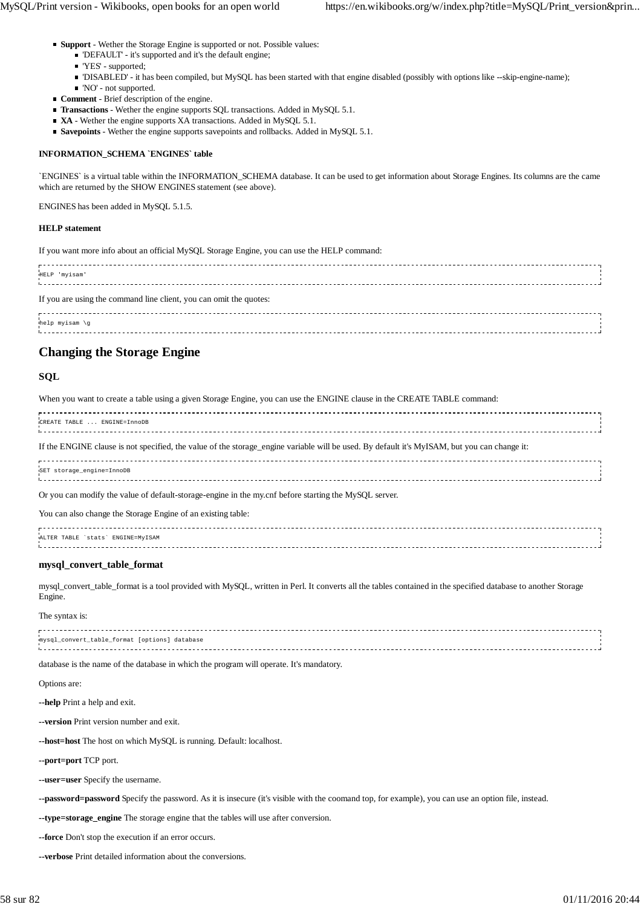- **Support** - Wether the Storage Engine is supported or not. Possible values:
  - 'DEFAULT' - it's supported and it's the default engine;
  - 'YES' - supported;
  - 'DISABLED' - it has been compiled, but MySQL has been started with that engine disabled (possibly with options like --skip-engine-name);
  - 'NO' - not supported.
- **Comment** - Brief description of the engine.
- **Transactions** - Wether the engine supports SQL transactions. Added in MySQL 5.1.
- **XA** - Wether the engine supports XA transactions. Added in MySQL 5.1.
- **Savepoints** - Wether the engine supports savepoints and rollbacks. Added in MySQL 5.1.

#### INFORMATION_SCHEMA `ENGINES` table

`ENGINES` is a virtual table within the INFORMATION_SCHEMA database. It can be used to get information about Storage Engines. Its columns are the came which are returned by the SHOW ENGINES statement (see above).

ENGINES has been added in MySQL 5.1.5.

#### HELP statement

If you want more info about an official MySQL Storage Engine, you can use the HELP command:

```
HELP 'myisam'
```

If you are using the command line client, you can omit the quotes:

```
help myisam \g
```

## Changing the Storage Engine

### SQL

When you want to create a table using a given Storage Engine, you can use the ENGINE clause in the CREATE TABLE command:

```
CREATE TABLE ... ENGINE=InnoDB
```

If the ENGINE clause is not specified, the value of the storage_engine variable will be used. By default it's MyISAM, but you can change it:

```
SET storage_engine=InnoDB
```

Or you can modify the value of default-storage-engine in the my.cnf before starting the MySQL server.

You can also change the Storage Engine of an existing table:

```
ALTER TABLE `stats` ENGINE=MyISAM
```

### mysql_convert_table_format

mysql_convert_table_format is a tool provided with MySQL, written in Perl. It converts all the tables contained in the specified database to another Storage Engine.

The syntax is:

```
mysql_convert_table_format [options] database
```

database is the name of the database in which the program will operate. It's mandatory.

Options are:

**--help** Print a help and exit.

**--version** Print version number and exit.

**--host=host** The host on which MySQL is running. Default: localhost.

**--port=port** TCP port.

**--user=user** Specify the username.

**--password=password** Specify the password. As it is insecure (it's visible with the coomand top, for example), you can use an option file, instead.

**--type=storage_engine** The storage engine that the tables will use after conversion.

**--force** Don't stop the execution if an error occurs.

**--verbose** Print detailed information about the conversions.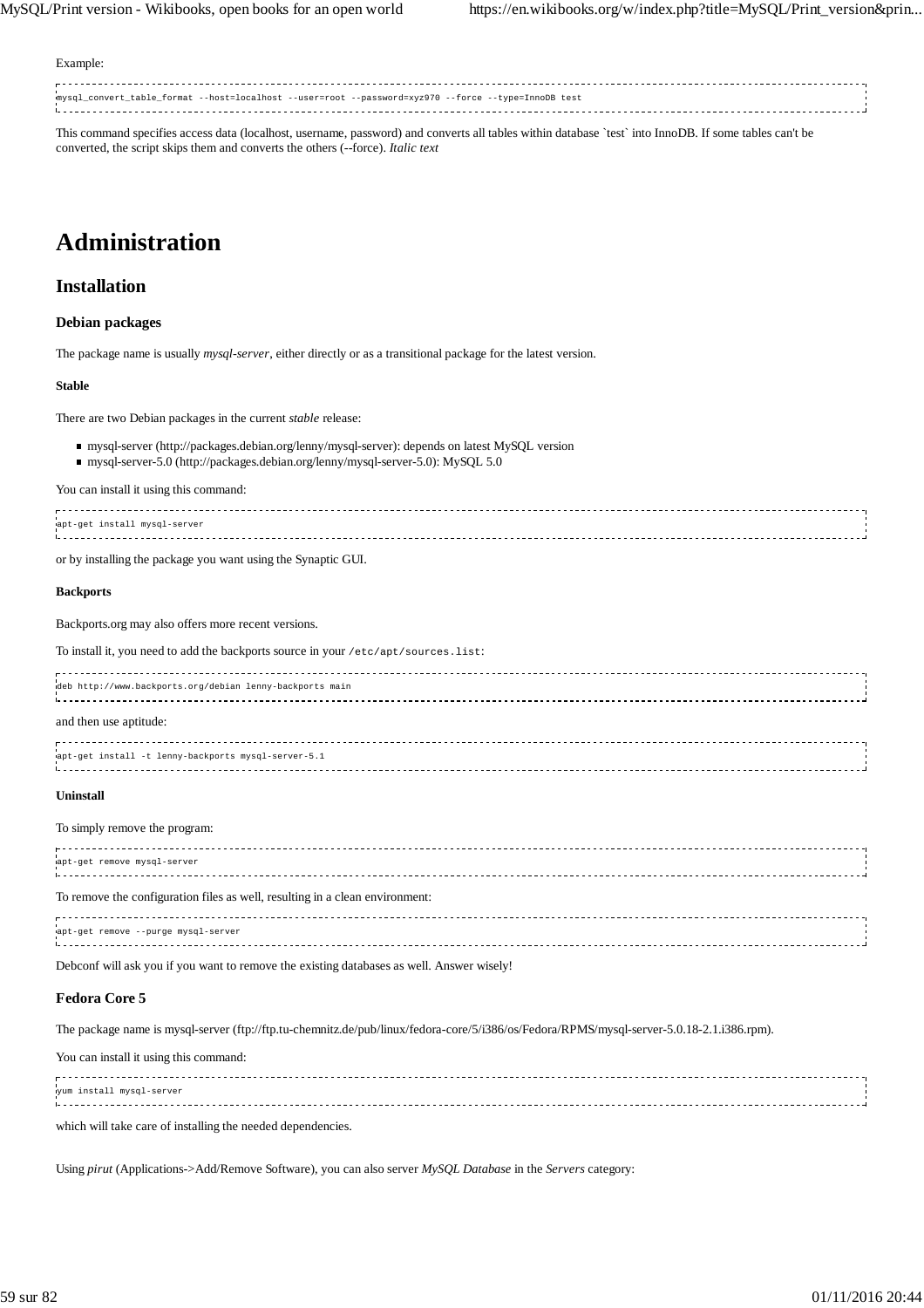Example:

```
mysql_convert_table_format --host=localhost --user=root --password=xyz970 --force --type=InnoDB test
```

This command specifies access data (localhost, username, password) and converts all tables within database `test` into InnoDB. If some tables can't be converted, the script skips them and converts the others (--force). *Italic text*

# Administration

## Installation

### Debian packages

The package name is usually *mysql-server*, either directly or as a transitional package for the latest version.

#### Stable

There are two Debian packages in the current *stable* release:

- mysql-server (http://packages.debian.org/lenny/mysql-server): depends on latest MySQL version
- mysql-server-5.0 (http://packages.debian.org/lenny/mysql-server-5.0): MySQL 5.0

You can install it using this command:

```
apt-get install mysql-server
```

or by installing the package you want using the Synaptic GUI.

#### Backports

Backports.org may also offers more recent versions.

To install it, you need to add the backports source in your `/etc/apt/sources.list`:

```
deb http://www.backports.org/debian lenny-backports main
```

and then use aptitude:

```
apt-get install -t lenny-backports mysql-server-5.1
```

#### Uninstall

To simply remove the program:

```
apt-get remove mysql-server
```

To remove the configuration files as well, resulting in a clean environment:

```
apt-get remove --purge mysql-server
```

Debconf will ask you if you want to remove the existing databases as well. Answer wisely!

### Fedora Core 5

The package name is mysql-server (ftp://ftp.tu-chemnitz.de/pub/linux/fedora-core/5/i386/os/Fedora/RPMS/mysql-server-5.0.18-2.1.i386.rpm).

You can install it using this command:

```
yum install mysql-server
```

which will take care of installing the needed dependencies.

Using *pirut* (Applications->Add/Remove Software), you can also server *MySQL Database* in the *Servers* category: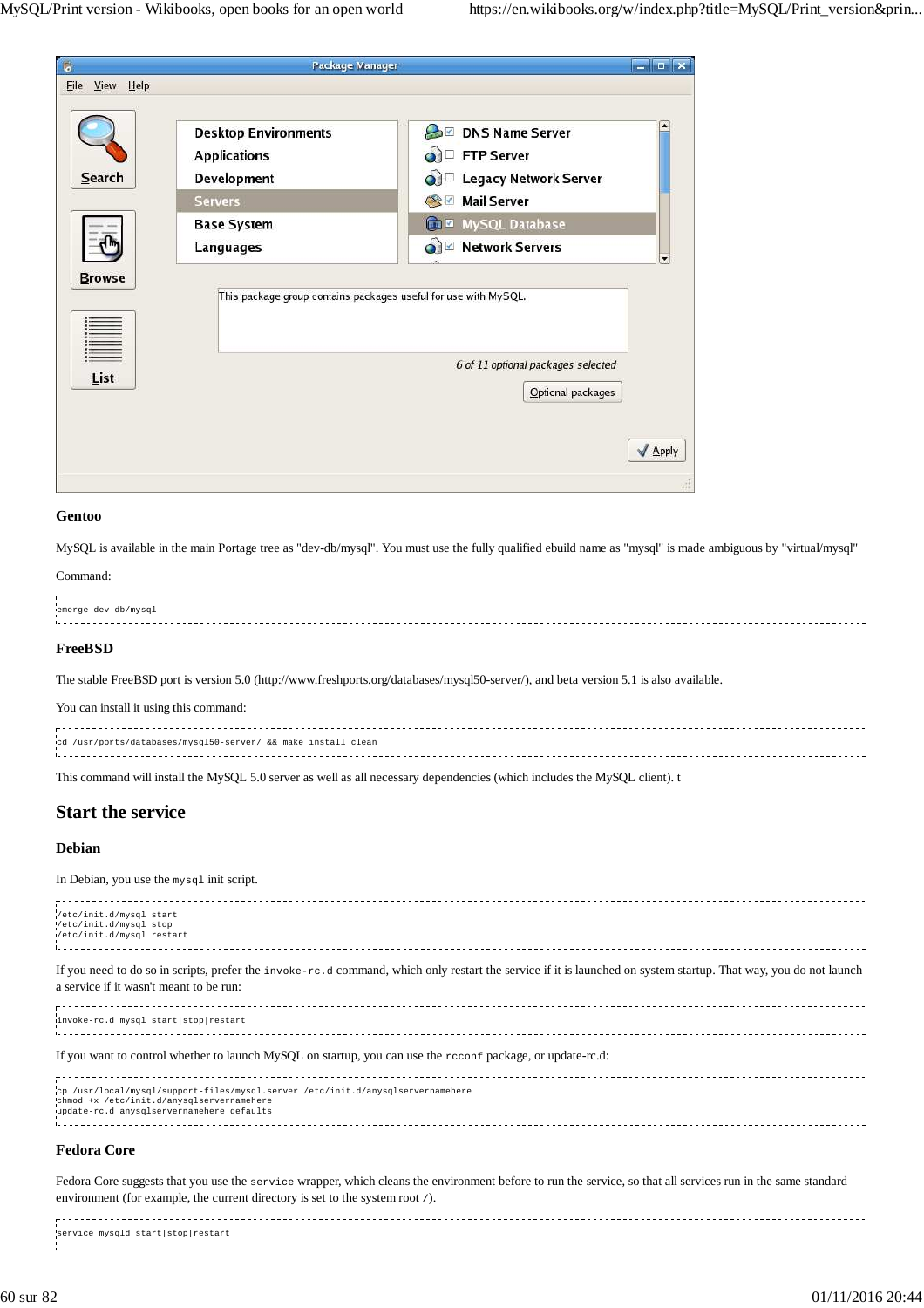#### Gentoo

MySQL is available in the main Portage tree as "dev-db/mysql". You must use the fully qualified ebuild name as "mysql" is made ambiguous by "virtual/mysql"

Command:

```
emerge dev-db/mysql
```

#### FreeBSD

The stable FreeBSD port is version 5.0 (http://www.freshports.org/databases/mysql50-server/), and beta version 5.1 is also available.

You can install it using this command:

```
cd /usr/ports/databases/mysql50-server/ && make install clean
```

This command will install the MySQL 5.0 server as well as all necessary dependencies (which includes the MySQL client). t

### Start the service

#### Debian

In Debian, you use the `mysql` init script.

```
/etc/init.d/mysql start
/etc/init.d/mysql stop
/etc/init.d/mysql restart
```

If you need to do so in scripts, prefer the `invoke-rc.d` command, which only restart the service if it is launched on system startup. That way, you do not launch a service if it wasn't meant to be run:

```
invoke-rc.d mysql start|stop|restart
```

If you want to control whether to launch MySQL on startup, you can use the `rcconf` package, or update-rc.d:

```
cp /usr/local/mysql/support-files/mysql.server /etc/init.d/anysqlservernamehere
chmod +x /etc/init.d/anysqlservernamehere
update-rc.d anysqlservernamehere defaults
```

#### Fedora Core

Fedora Core suggests that you use the `service` wrapper, which cleans the environment before to run the service, so that all services run in the same standard environment (for example, the current directory is set to the system root `/`).

```
service mysqld start|stop|restart
```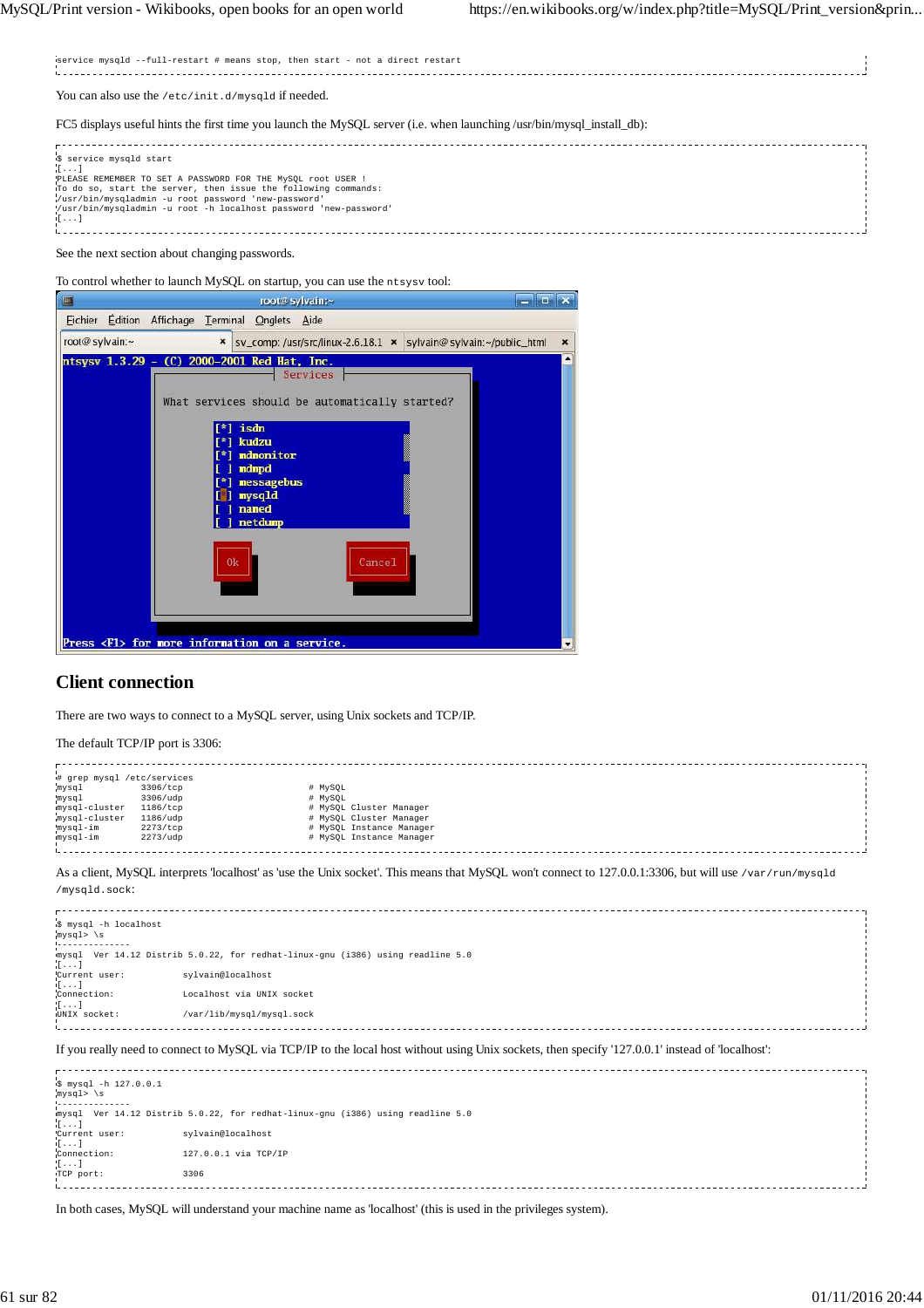```
service mysqld --full-restart # means stop, then start - not a direct restart
```

You can also use the `/etc/init.d/mysqld` if needed.

FC5 displays useful hints the first time you launch the MySQL server (i.e. when launching /usr/bin/mysql_install_db):

```
$ service mysqld start
[...]
PLEASE REMEMBER TO SET A PASSWORD FOR THE MySQL root USER !
To do so, start the server, then issue the following commands:
/usr/bin/mysqladmin -u root password 'new-password'
/usr/bin/mysqladmin -u root -h localhost password 'new-password'
[...]
```

See the next section about changing passwords.

To control whether to launch MySQL on startup, you can use the `ntsysv` tool:

## Client connection

There are two ways to connect to a MySQL server, using Unix sockets and TCP/IP.

The default TCP/IP port is 3306:

```
# grep mysql /etc/services
mysql           3306/tcp                        # MySQL
mysql           3306/udp                        # MySQL
mysql-cluster   1186/tcp                        # MySQL Cluster Manager
mysql-cluster   1186/udp                        # MySQL Cluster Manager
mysql-im        2273/tcp                        # MySQL Instance Manager
mysql-im        2273/udp                        # MySQL Instance Manager
```

As a client, MySQL interprets 'localhost' as 'use the Unix socket'. This means that MySQL won't connect to 127.0.0.1:3306, but will use `/var/run/mysqld/mysqld.sock`:

```
$ mysql -h localhost
mysql> \s
--------------
mysql  Ver 14.12 Distrib 5.0.22, for redhat-linux-gnu (i386) using readline 5.0
[...]
Current user:           sylvain@localhost
[...]
Connection:             Localhost via UNIX socket
[...]
UNIX socket:            /var/lib/mysql/mysql.sock
```

If you really need to connect to MySQL via TCP/IP to the local host without using Unix sockets, then specify '127.0.0.1' instead of 'localhost':

```
$ mysql -h 127.0.0.1
mysql> \s
--------------
mysql  Ver 14.12 Distrib 5.0.22, for redhat-linux-gnu (i386) using readline 5.0
[...]
Current user:           sylvain@localhost
[...]
Connection:             127.0.0.1 via TCP/IP
[...]
TCP port:               3306
```

In both cases, MySQL will understand your machine name as 'localhost' (this is used in the privileges system).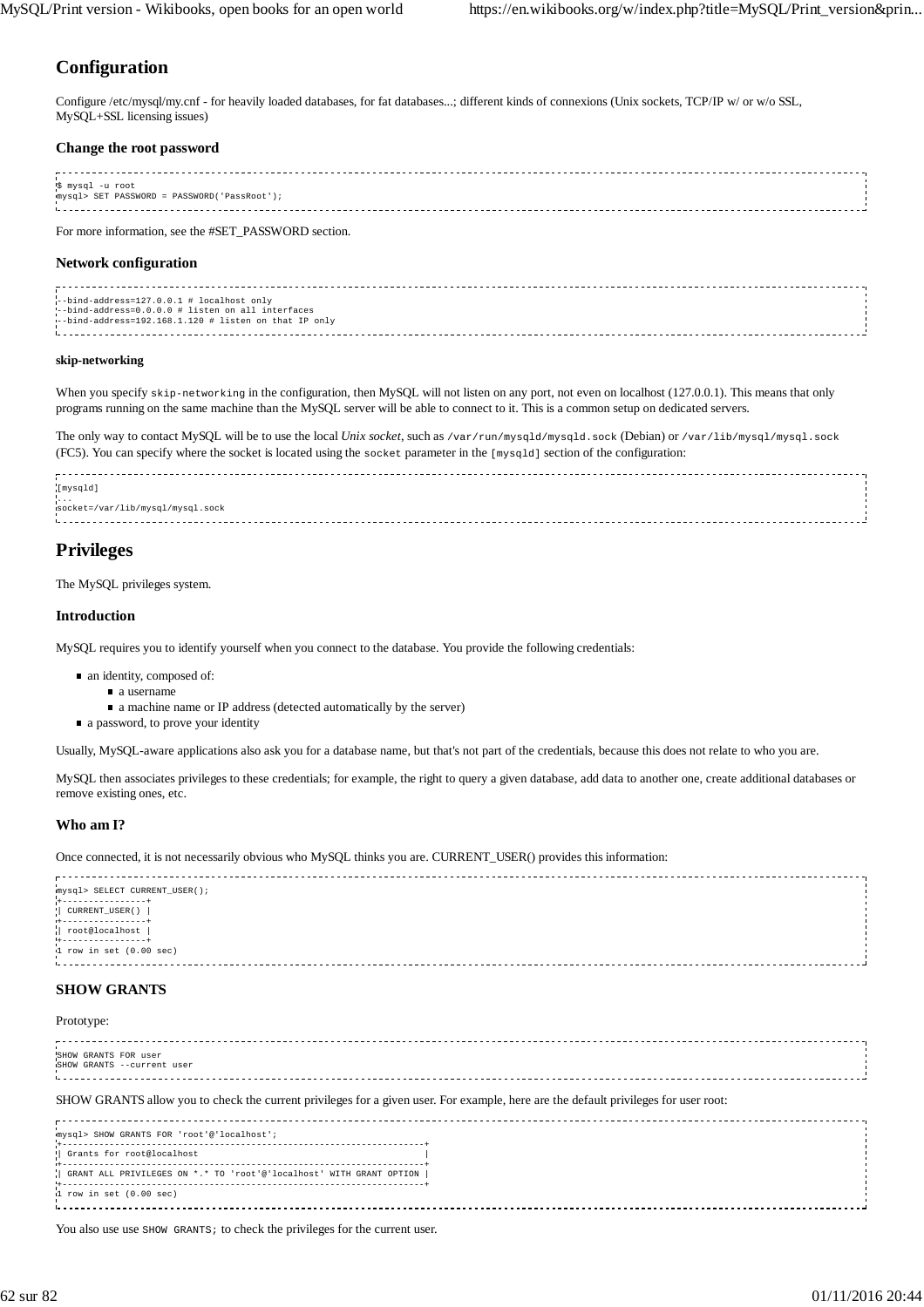## Configuration

Configure /etc/mysql/my.cnf - for heavily loaded databases, for fat databases...; different kinds of connexions (Unix sockets, TCP/IP w/ or w/o SSL, MySQL+SSL licensing issues)

### Change the root password

```
$ mysql -u root
mysql> SET PASSWORD = PASSWORD('PassRoot');
```

For more information, see the #SET_PASSWORD section.

### Network configuration

```
--bind-address=127.0.0.1 # localhost only
--bind-address=0.0.0.0 # listen on all interfaces
--bind-address=192.168.1.120 # listen on that IP only
```

#### skip-networking

When you specify `skip-networking` in the configuration, then MySQL will not listen on any port, not even on localhost (127.0.0.1). This means that only programs running on the same machine than the MySQL server will be able to connect to it. This is a common setup on dedicated servers.

The only way to contact MySQL will be to use the local *Unix socket*, such as `/var/run/mysqld/mysqld.sock` (Debian) or `/var/lib/mysql/mysql.sock` (FC5). You can specify where the socket is located using the `socket` parameter in the `[mysqld]` section of the configuration:

```
[mysqld]
...
socket=/var/lib/mysql/mysql.sock
```

## Privileges

The MySQL privileges system.

### Introduction

MySQL requires you to identify yourself when you connect to the database. You provide the following credentials:

- an identity, composed of:
  - a username
  - a machine name or IP address (detected automatically by the server)
- a password, to prove your identity

Usually, MySQL-aware applications also ask you for a database name, but that's not part of the credentials, because this does not relate to who you are.

MySQL then associates privileges to these credentials; for example, the right to query a given database, add data to another one, create additional databases or remove existing ones, etc.

### Who am I?

Once connected, it is not necessarily obvious who MySQL thinks you are. CURRENT_USER() provides this information:

```
mysql> SELECT CURRENT_USER();
+----------------+
| CURRENT_USER() |
+----------------+
| root@localhost |
+----------------+
1 row in set (0.00 sec)
```

### SHOW GRANTS

Prototype:

```
SHOW GRANTS FOR user
SHOW GRANTS --current user
```

SHOW GRANTS allow you to check the current privileges for a given user. For example, here are the default privileges for user root:

```
mysql> SHOW GRANTS FOR 'root'@'localhost';
+---------------------------------------------------------------------+
| Grants for root@localhost                                           |
+---------------------------------------------------------------------+
| GRANT ALL PRIVILEGES ON *.* TO 'root'@'localhost' WITH GRANT OPTION |
+---------------------------------------------------------------------+
1 row in set (0.00 sec)
```

You also use use `SHOW GRANTS;` to check the privileges for the current user.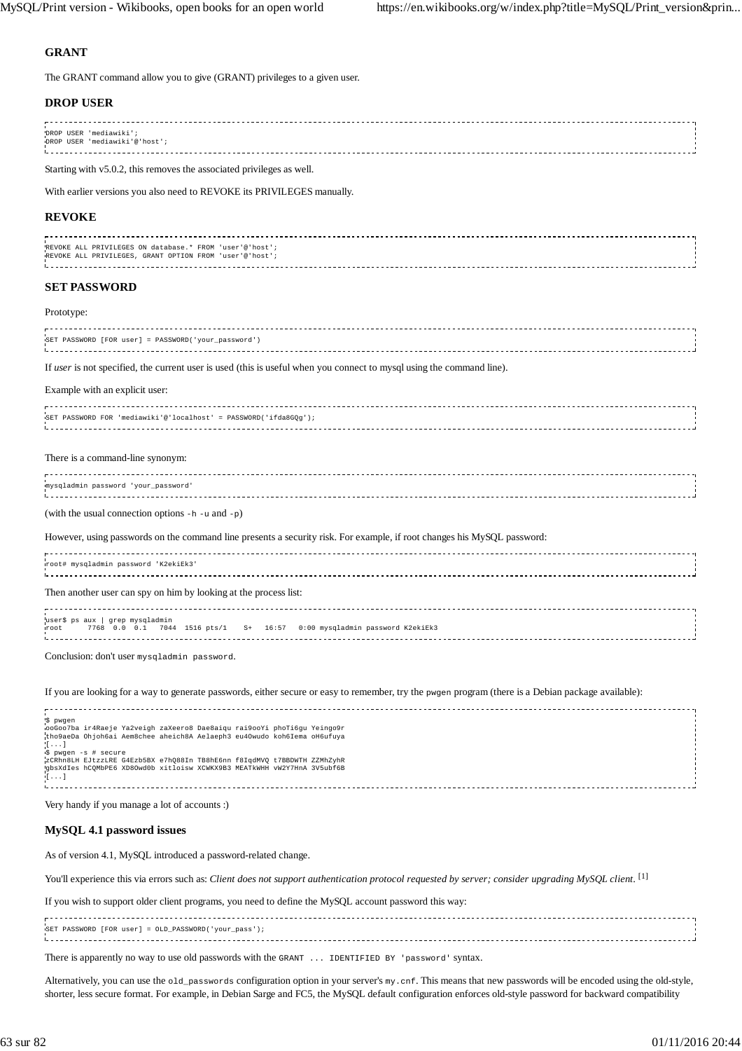### GRANT

The GRANT command allow you to give (GRANT) privileges to a given user.

### DROP USER

```
DROP USER 'mediawiki';
DROP USER 'mediawiki'@'host';
```

Starting with v5.0.2, this removes the associated privileges as well.

With earlier versions you also need to REVOKE its PRIVILEGES manually.

### REVOKE

```
REVOKE ALL PRIVILEGES ON database.* FROM 'user'@'host';
REVOKE ALL PRIVILEGES, GRANT OPTION FROM 'user'@'host';
```

### SET PASSWORD

Prototype:

```
SET PASSWORD [FOR user] = PASSWORD('your_password')
```

If *user* is not specified, the current user is used (this is useful when you connect to mysql using the command line).

Example with an explicit user:

```
SET PASSWORD FOR 'mediawiki'@'localhost' = PASSWORD('ifda8GQg');
```

There is a command-line synonym:

```
mysqladmin password 'your_password'
```

(with the usual connection options `-h` `-u` and `-p`)

However, using passwords on the command line presents a security risk. For example, if root changes his MySQL password:

```
root# mysqladmin password 'K2ekiEk3'
```

Then another user can spy on him by looking at the process list:

```
user$ ps aux | grep mysqladmin
root      7768  0.0  0.1   7044  1516 pts/1    S+   16:57   0:00 mysqladmin password K2ekiEk3
```

Conclusion: don't user `mysqladmin password`.

If you are looking for a way to generate passwords, either secure or easy to remember, try the `pwgen` program (there is a Debian package available):

```
$ pwgen
ooGoo7ba ir4Raeje Ya2veigh zaXeero8 Dae8aiqu rai9ooYi phoTi6gu Yeingo9r
tho9aeDa Ohjoh6ai Aem8chee aheich8A Aelaeph3 eu4Owudo koh6Iema oH6ufuya
[...]
$ pwgen -s # secure
zCRhn8LH EJtzzLRE G4Ezb5BX e7hQ88In TB8hE6nn f8IqdMVQ t7BBDWTH ZZMhZyhR
gbsXdIes hCQMbPE6 XD8Owd0b xitloisw XCWKX9B3 MEATkWHH vW2Y7HnA 3V5ubf6B
[...]
```

Very handy if you manage a lot of accounts :)

### MySQL 4.1 password issues

As of version 4.1, MySQL introduced a password-related change.

You'll experience this via errors such as: *Client does not support authentication protocol requested by server; consider upgrading MySQL client*. [1]

If you wish to support older client programs, you need to define the MySQL account password this way:

```
SET PASSWORD [FOR user] = OLD_PASSWORD('your_pass');
```

There is apparently no way to use old passwords with the `GRANT ... IDENTIFIED BY 'password'` syntax.

Alternatively, you can use the `old_passwords` configuration option in your server's `my.cnf`. This means that new passwords will be encoded using the old-style, shorter, less secure format. For example, in Debian Sarge and FC5, the MySQL default configuration enforces old-style password for backward compatibility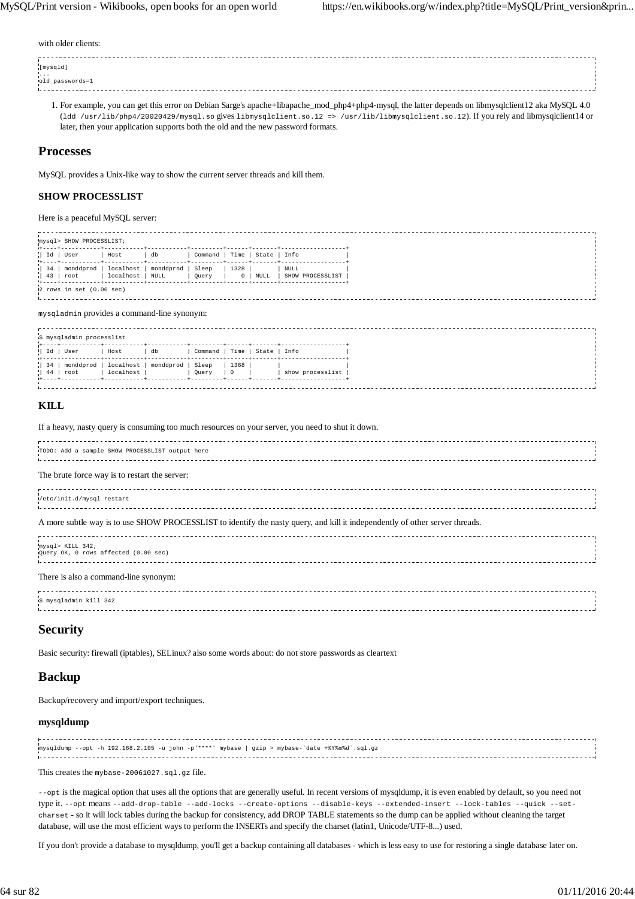with older clients:

```
[mysqld]
...
old_passwords=1
```

1. For example, you can get this error on Debian Sarge's apache+libapache_mod_php4+php4-mysql, the latter depends on libmysqlclient12 aka MySQL 4.0 (`ldd /usr/lib/php4/20020429/mysql.so` gives `libmysqlclient.so.12 => /usr/lib/libmysqlclient.so.12`). If you rely and libmysqlclient14 or later, then your application supports both the old and the new password formats.

## Processes

MySQL provides a Unix-like way to show the current server threads and kill them.

### SHOW PROCESSLIST

Here is a peaceful MySQL server:

```
mysql> SHOW PROCESSLIST;
+----+-----------+-----------+-----------+---------+------+-------+------------------+
| Id | User      | Host      | db        | Command | Time | State | Info             |
+----+-----------+-----------+-----------+---------+------+-------+------------------+
| 34 | monddprod | localhost | monddprod | Sleep   | 1328 |       | NULL             |
| 43 | root      | localhost | NULL      | Query   |    0 | NULL  | SHOW PROCESSLIST |
+----+-----------+-----------+-----------+---------+------+-------+------------------+
2 rows in set (0.00 sec)
```

`mysqladmin` provides a command-line synonym:

```
$ mysqladmin processlist
+----+-----------+-----------+-----------+---------+------+-------+------------------+
| Id | User      | Host      | db        | Command | Time | State | Info             |
+----+-----------+-----------+-----------+---------+------+-------+------------------+
| 34 | monddprod | localhost | monddprod | Sleep   | 1368 |       |                  |
| 44 | root      | localhost |           | Query   | 0    |       | show processlist |
+----+-----------+-----------+-----------+---------+------+-------+------------------+
```

### KILL

If a heavy, nasty query is consuming too much resources on your server, you need to shut it down.

```
TODO: Add a sample SHOW PROCESSLIST output here
```

The brute force way is to restart the server:

```
/etc/init.d/mysql restart
```

A more subtle way is to use SHOW PROCESSLIST to identify the nasty query, and kill it independently of other server threads.

```
mysql> KILL 342;
Query OK, 0 rows affected (0.00 sec)
```

There is also a command-line synonym:

```
$ mysqladmin kill 342
```

## Security

Basic security: firewall (iptables), SELinux? also some words about: do not store passwords as cleartext

## Backup

Backup/recovery and import/export techniques.

### mysqldump

```
mysqldump --opt -h 192.168.2.105 -u john -p'****' mybase | gzip > mybase-`date +%Y%m%d`.sql.gz
```

This creates the `mybase-20061027.sql.gz` file.

`--opt` is the magical option that uses all the options that are generally useful. In recent versions of mysqldump, it is even enabled by default, so you need not type it. `--opt` means `--add-drop-table --add-locks --create-options --disable-keys --extended-insert --lock-tables --quick --set-charset` - so it will lock tables during the backup for consistency, add DROP TABLE statements so the dump can be applied without cleaning the target database, will use the most efficient ways to perform the INSERTs and specify the charset (latin1, Unicode/UTF-8...) used.

If you don't provide a database to mysqldump, you'll get a backup containing all databases - which is less easy to use for restoring a single database later on.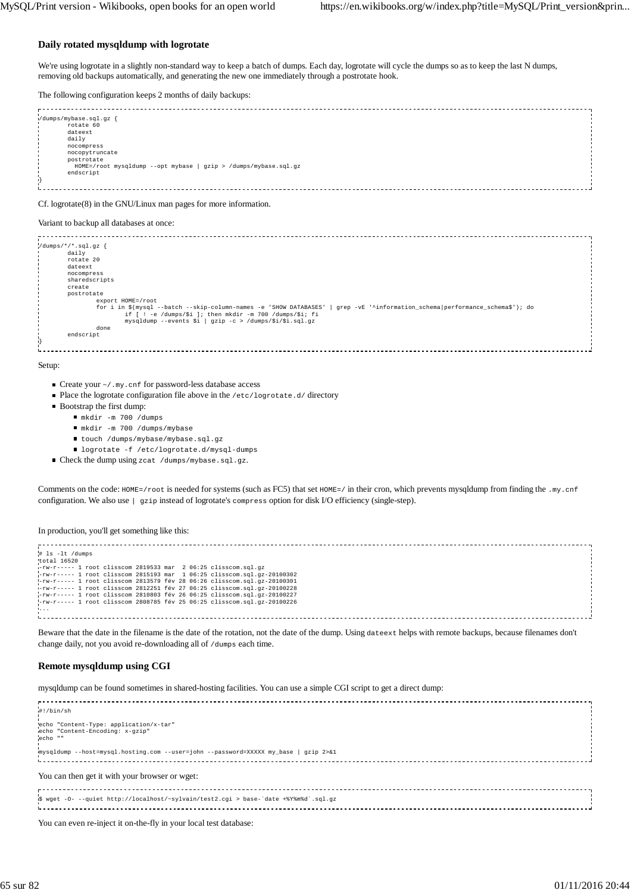### Daily rotated mysqldump with logrotate

We're using logrotate in a slightly non-standard way to keep a batch of dumps. Each day, logrotate will cycle the dumps so as to keep the last N dumps, removing old backups automatically, and generating the new one immediately through a postrotate hook.

The following configuration keeps 2 months of daily backups:

```
/dumps/mybase.sql.gz {
        rotate 60
        dateext
        daily
        nocompress
        nocopytruncate
        postrotate
          HOME=/root mysqldump --opt mybase | gzip > /dumps/mybase.sql.gz
        endscript
}
```

Cf. logrotate(8) in the GNU/Linux man pages for more information.

Variant to backup all databases at once:

```
/dumps/*/*.sql.gz {
        daily
        rotate 20
        dateext
        nocompress
        sharedscripts
        create
        postrotate
                export HOME=/root
                for i in $(mysql --batch --skip-column-names -e 'SHOW DATABASES' | grep -vE '^information_schema|performance_schema$'); do
                        if [ ! -e /dumps/$i ]; then mkdir -m 700 /dumps/$i; fi
                        mysqldump --events $i | gzip -c > /dumps/$i/$i.sql.gz
                done
        endscript
}
```

Setup:

- Create your `~/.my.cnf` for password-less database access
- Place the logrotate configuration file above in the `/etc/logrotate.d/` directory
- Bootstrap the first dump:
  - `mkdir -m 700 /dumps`
  - `mkdir -m 700 /dumps/mybase`
  - `touch /dumps/mybase/mybase.sql.gz`
  - `logrotate -f /etc/logrotate.d/mysql-dumps`
- Check the dump using `zcat /dumps/mybase.sql.gz`.

Comments on the code: `HOME=/root` is needed for systems (such as FC5) that set `HOME=/` in their cron, which prevents mysqldump from finding the `.my.cnf` configuration. We also use `| gzip` instead of logrotate's `compress` option for disk I/O efficiency (single-step).

In production, you'll get something like this:

```
# ls -lt /dumps
total 16520
-rw-r----- 1 root clisscom 2819533 mar  2 06:25 clisscom.sql.gz
-rw-r----- 1 root clisscom 2815193 mar  1 06:25 clisscom.sql.gz-20100302
-rw-r----- 1 root clisscom 2813579 fév 28 06:26 clisscom.sql.gz-20100301
-rw-r----- 1 root clisscom 2812251 fév 27 06:25 clisscom.sql.gz-20100228
-rw-r----- 1 root clisscom 2810803 fév 26 06:25 clisscom.sql.gz-20100227
-rw-r----- 1 root clisscom 2808785 fév 25 06:25 clisscom.sql.gz-20100226
...
```

Beware that the date in the filename is the date of the rotation, not the date of the dump. Using `dateext` helps with remote backups, because filenames don't change daily, not you avoid re-downloading all of `/dumps` each time.

### Remote mysqldump using CGI

mysqldump can be found sometimes in shared-hosting facilities. You can use a simple CGI script to get a direct dump:

```
#!/bin/sh

echo "Content-Type: application/x-tar"
echo "Content-Encoding: x-gzip"
echo ""

mysqldump --host=mysql.hosting.com --user=john --password=XXXXX my_base | gzip 2>&1
```

You can then get it with your browser or wget:

```
$ wget -O- --quiet http://localhost/~sylvain/test2.cgi > base-`date +%Y%m%d`.sql.gz
```

You can even re-inject it on-the-fly in your local test database: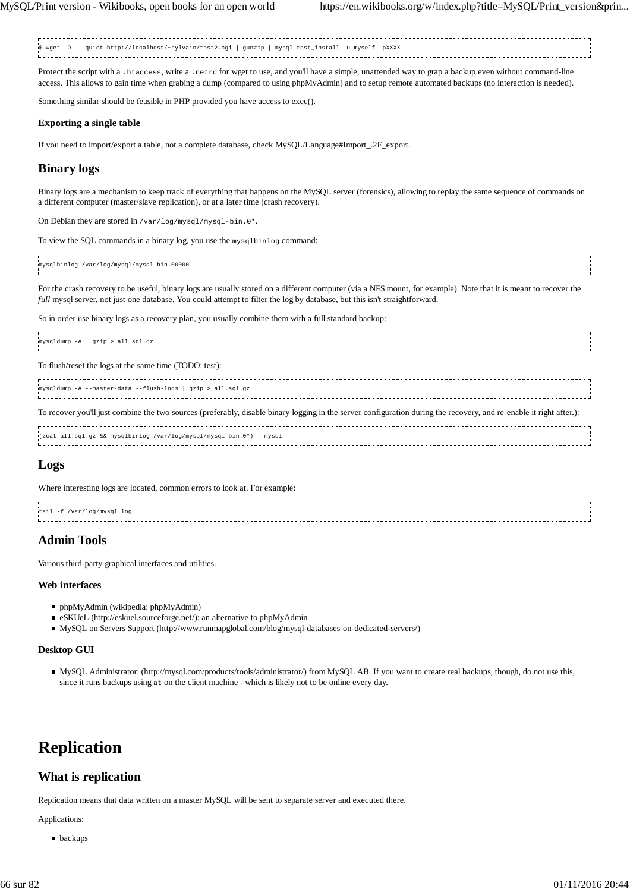```
$ wget -O- --quiet http://localhost/~sylvain/test2.cgi | gunzip | mysql test_install -u myself -pXXXX
```

Protect the script with a `.htaccess`, write a `.netrc` for wget to use, and you'll have a simple, unattended way to grap a backup even without command-line access. This allows to gain time when grabing a dump (compared to using phpMyAdmin) and to setup remote automated backups (no interaction is needed).

Something similar should be feasible in PHP provided you have access to exec().

### Exporting a single table

If you need to import/export a table, not a complete database, check MySQL/Language#Import_.2F_export.

## Binary logs

Binary logs are a mechanism to keep track of everything that happens on the MySQL server (forensics), allowing to replay the same sequence of commands on a different computer (master/slave replication), or at a later time (crash recovery).

On Debian they are stored in `/var/log/mysql/mysql-bin.0*`.

To view the SQL commands in a binary log, you use the `mysqlbinlog` command:

```
mysqlbinlog /var/log/mysql/mysql-bin.000001
```

For the crash recovery to be useful, binary logs are usually stored on a different computer (via a NFS mount, for example). Note that it is meant to recover the *full* mysql server, not just one database. You could attempt to filter the log by database, but this isn't straightforward.

So in order use binary logs as a recovery plan, you usually combine them with a full standard backup:

```
mysqldump -A | gzip > all.sql.gz
```

To flush/reset the logs at the same time (TODO: test):

```
mysqldump -A --master-data --flush-logs | gzip > all.sql.gz
```

To recover you'll just combine the two sources (preferably, disable binary logging in the server configuration during the recovery, and re-enable it right after.):

```
(zcat all.sql.gz && mysqlbinlog /var/log/mysql/mysql-bin.0*) | mysql
```

## Logs

Where interesting logs are located, common errors to look at. For example:

```
tail -f /var/log/mysql.log
```

## Admin Tools

Various third-party graphical interfaces and utilities.

### Web interfaces

- phpMyAdmin (wikipedia: phpMyAdmin)
- eSKUeL (http://eskuel.sourceforge.net/): an alternative to phpMyAdmin
- MySQL on Servers Support (http://www.runmapglobal.com/blog/mysql-databases-on-dedicated-servers/)

### Desktop GUI

- MySQL Administrator: (http://mysql.com/products/tools/administrator/) from MySQL AB. If you want to create real backups, though, do not use this, since it runs backups using `at` on the client machine - which is likely not to be online every day.

# Replication

## What is replication

Replication means that data written on a master MySQL will be sent to separate server and executed there.

Applications:

- backups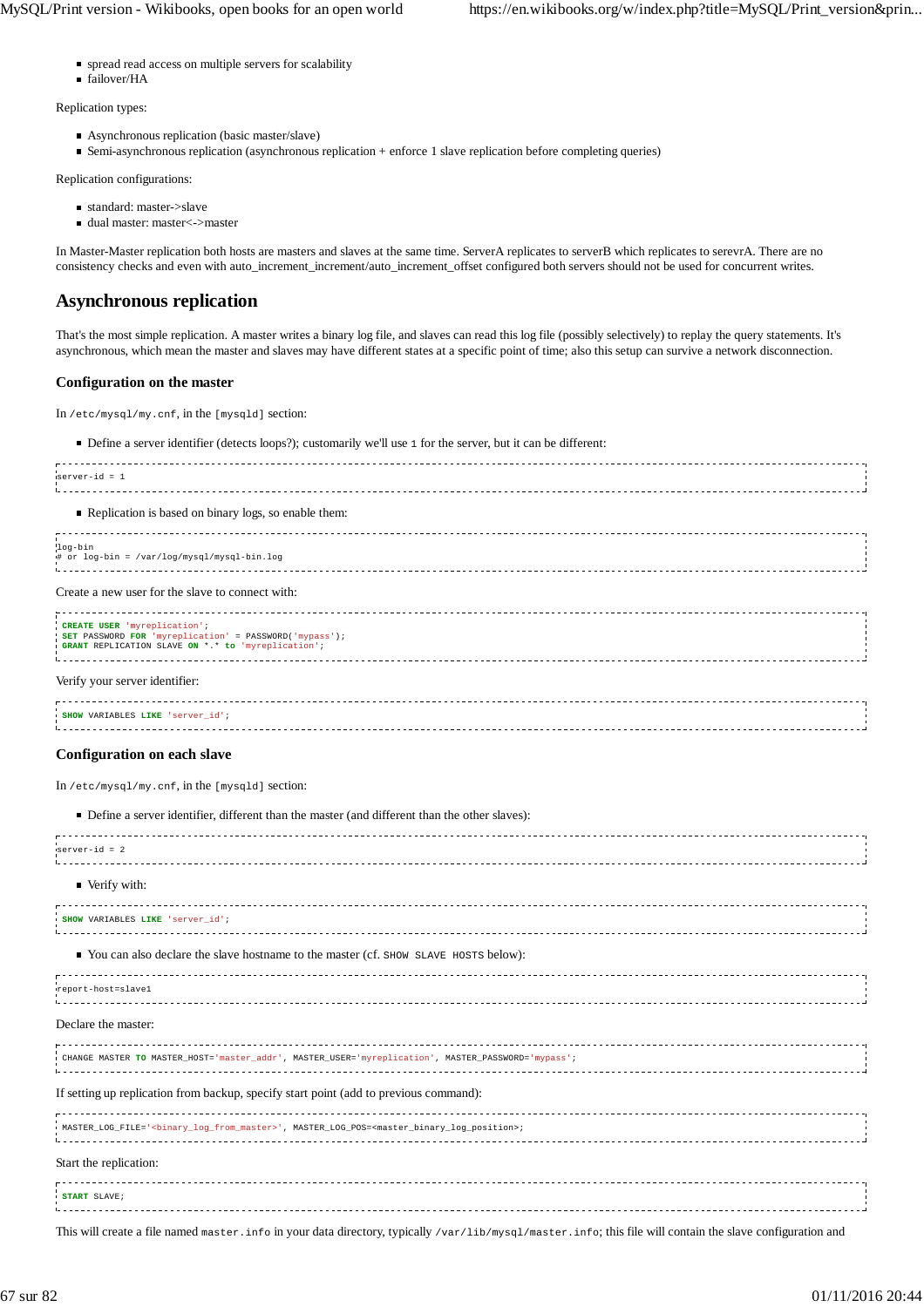- spread read access on multiple servers for scalability
- failover/HA

Replication types:

- Asynchronous replication (basic master/slave)
- Semi-asynchronous replication (asynchronous replication + enforce 1 slave replication before completing queries)

Replication configurations:

- standard: master->slave
- dual master: master<->master

In Master-Master replication both hosts are masters and slaves at the same time. ServerA replicates to serverB which replicates to serevrA. There are no consistency checks and even with auto_increment_increment/auto_increment_offset configured both servers should not be used for concurrent writes.

## Asynchronous replication

That's the most simple replication. A master writes a binary log file, and slaves can read this log file (possibly selectively) to replay the query statements. It's asynchronous, which mean the master and slaves may have different states at a specific point of time; also this setup can survive a network disconnection.

### Configuration on the master

In `/etc/mysql/my.cnf`, in the `[mysqld]` section:

- Define a server identifier (detects loops?); customarily we'll use `1` for the server, but it can be different:

```
server-id = 1
```

- Replication is based on binary logs, so enable them:

```
log-bin
# or log-bin = /var/log/mysql/mysql-bin.log
```

Create a new user for the slave to connect with:

```
CREATE USER 'myreplication';
SET PASSWORD FOR 'myreplication' = PASSWORD('mypass');
GRANT REPLICATION SLAVE ON *.* to 'myreplication';
```

Verify your server identifier:

```
SHOW VARIABLES LIKE 'server_id';
```

### Configuration on each slave

In `/etc/mysql/my.cnf`, in the `[mysqld]` section:

- Define a server identifier, different than the master (and different than the other slaves):

```
server-id = 2
```

- Verify with:

```
SHOW VARIABLES LIKE 'server_id';
```

- You can also declare the slave hostname to the master (cf. `SHOW SLAVE HOSTS` below):

```
report-host=slave1
```

Declare the master:

```
CHANGE MASTER TO MASTER_HOST='master_addr', MASTER_USER='myreplication', MASTER_PASSWORD='mypass';
```

If setting up replication from backup, specify start point (add to previous command):

```
MASTER_LOG_FILE='<binary_log_from_master>', MASTER_LOG_POS=<master_binary_log_position>;
```

Start the replication:

```
START SLAVE;
```

This will create a file named `master.info` in your data directory, typically `/var/lib/mysql/master.info`; this file will contain the slave configuration and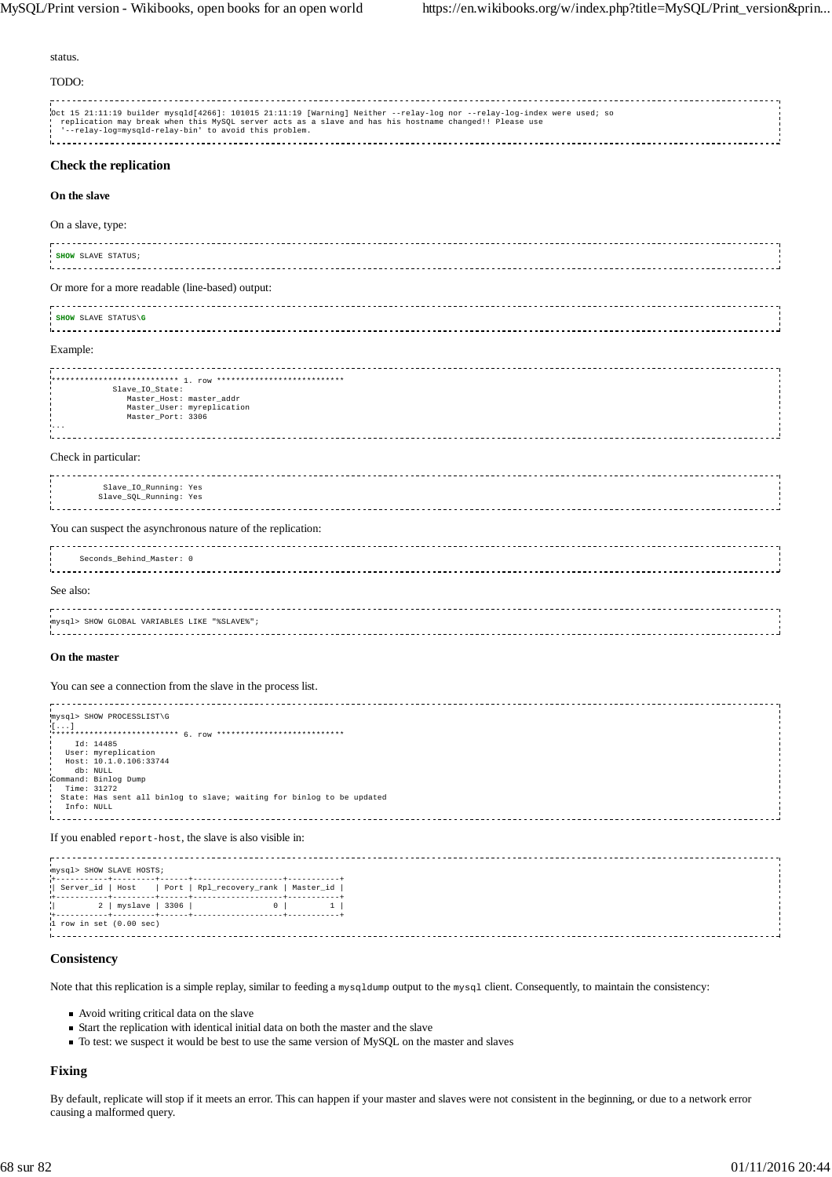status.

TODO:

```
Oct 15 21:11:19 builder mysqld[4266]: 101015 21:11:19 [Warning] Neither --relay-log nor --relay-log-index were used; so
  replication may break when this MySQL server acts as a slave and has his hostname changed!! Please use
  '--relay-log=mysqld-relay-bin' to avoid this problem.
```

### Check the replication

#### On the slave

On a slave, type:

```
SHOW SLAVE STATUS;
```

Or more for a more readable (line-based) output:

```
SHOW SLAVE STATUS\G
```

Example:

```
*************************** 1. row ***************************
             Slave_IO_State:
                Master_Host: master_addr
                Master_User: myreplication
                Master_Port: 3306
...
```

Check in particular:

```
           Slave_IO_Running: Yes
          Slave_SQL_Running: Yes
```

You can suspect the asynchronous nature of the replication:

```
      Seconds_Behind_Master: 0
```

See also:

```
mysql> SHOW GLOBAL VARIABLES LIKE "%SLAVE%";
```

#### On the master

You can see a connection from the slave in the process list.

```
mysql> SHOW PROCESSLIST\G
[...]
*************************** 6. row ***************************
     Id: 14485
   User: myreplication
   Host: 10.1.0.106:33744
     db: NULL
Command: Binlog Dump
   Time: 31272
  State: Has sent all binlog to slave; waiting for binlog to be updated
   Info: NULL
```

If you enabled `report-host`, the slave is also visible in:

```
mysql> SHOW SLAVE HOSTS;
+-----------+---------+------+-------------------+-----------+
| Server_id | Host    | Port | Rpl_recovery_rank | Master_id |
+-----------+---------+------+-------------------+-----------+
|         2 | myslave | 3306 |                 0 |         1 |
+-----------+---------+------+-------------------+-----------+
1 row in set (0.00 sec)
```

### Consistency

Note that this replication is a simple replay, similar to feeding a `mysqldump` output to the `mysql` client. Consequently, to maintain the consistency:

- Avoid writing critical data on the slave
- Start the replication with identical initial data on both the master and the slave
- To test: we suspect it would be best to use the same version of MySQL on the master and slaves

### Fixing

By default, replicate will stop if it meets an error. This can happen if your master and slaves were not consistent in the beginning, or due to a network error causing a malformed query.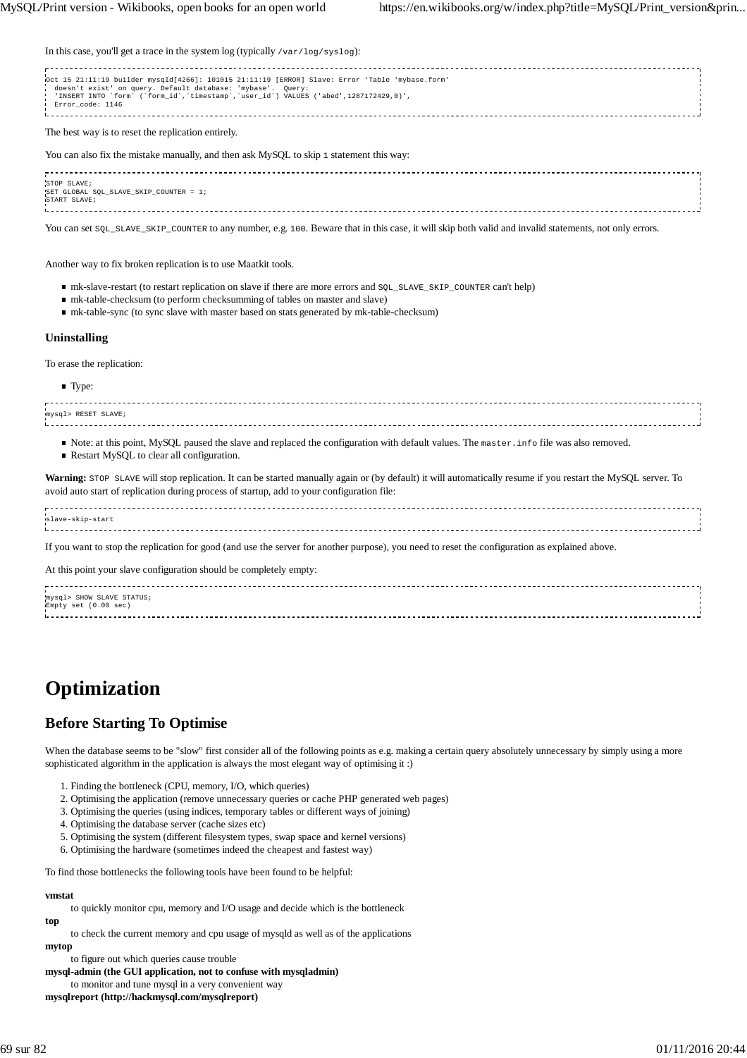In this case, you'll get a trace in the system log (typically `/var/log/syslog`):

```
Oct 15 21:11:19 builder mysqld[4266]: 101015 21:11:19 [ERROR] Slave: Error 'Table 'mybase.form'
  doesn't exist' on query. Default database: 'mybase'.  Query:
  'INSERT INTO `form` (`form_id`,`timestamp`,`user_id`) VALUES ('abed',1287172429,0)',
  Error_code: 1146
```

The best way is to reset the replication entirely.

You can also fix the mistake manually, and then ask MySQL to skip `1` statement this way:

```
STOP SLAVE;
SET GLOBAL SQL_SLAVE_SKIP_COUNTER = 1;
START SLAVE;
```

You can set `SQL_SLAVE_SKIP_COUNTER` to any number, e.g. `100`. Beware that in this case, it will skip both valid and invalid statements, not only errors.

Another way to fix broken replication is to use Maatkit tools.

- mk-slave-restart (to restart replication on slave if there are more errors and `SQL_SLAVE_SKIP_COUNTER` can't help)
- mk-table-checksum (to perform checksumming of tables on master and slave)
- mk-table-sync (to sync slave with master based on stats generated by mk-table-checksum)

### Uninstalling

To erase the replication:

- Type:

```
mysql> RESET SLAVE;
```

- Note: at this point, MySQL paused the slave and replaced the configuration with default values. The `master.info` file was also removed.
- Restart MySQL to clear all configuration.

**Warning:** `STOP SLAVE` will stop replication. It can be started manually again or (by default) it will automatically resume if you restart the MySQL server. To avoid auto start of replication during process of startup, add to your configuration file:

```
slave-skip-start
```

If you want to stop the replication for good (and use the server for another purpose), you need to reset the configuration as explained above.

At this point your slave configuration should be completely empty:

```
mysql> SHOW SLAVE STATUS;
Empty set (0.00 sec)
```

# Optimization

## Before Starting To Optimise

When the database seems to be "slow" first consider all of the following points as e.g. making a certain query absolutely unnecessary by simply using a more sophisticated algorithm in the application is always the most elegant way of optimising it :)

1. Finding the bottleneck (CPU, memory, I/O, which queries)
2. Optimising the application (remove unnecessary queries or cache PHP generated web pages)
3. Optimising the queries (using indices, temporary tables or different ways of joining)
4. Optimising the database server (cache sizes etc)
5. Optimising the system (different filesystem types, swap space and kernel versions)
6. Optimising the hardware (sometimes indeed the cheapest and fastest way)

To find those bottlenecks the following tools have been found to be helpful:

**vmstat**
: to quickly monitor cpu, memory and I/O usage and decide which is the bottleneck

**top**
: to check the current memory and cpu usage of mysqld as well as of the applications

**mytop**
: to figure out which queries cause trouble

**mysql-admin (the GUI application, not to confuse with mysqladmin)**
: to monitor and tune mysql in a very convenient way

**mysqlreport (http://hackmysql.com/mysqlreport)**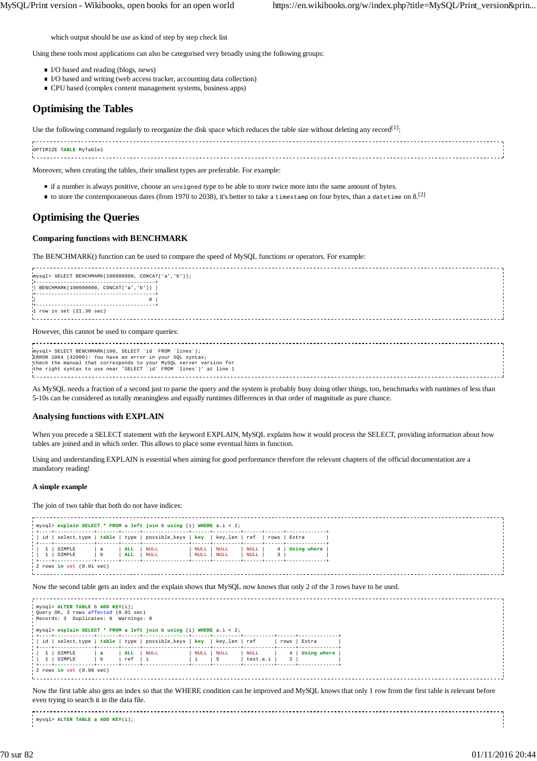which output should be use as kind of step by step check list

Using these tools most applications can also be categorised very broadly using the following groups:

- I/O based and reading (blogs, news)
- I/O based and writing (web access tracker, accounting data collection)
- CPU based (complex content management systems, business apps)

## Optimising the Tables

Use the following command regularly to reorganize the disk space which reduces the table size without deleting any record[1]:

```
OPTIMIZE TABLE MyTable1
```

Moreover, when creating the tables, their smallest types are preferable. For example:

- if a number is always positive, choose an `unsigned` type to be able to store twice more into the same amount of bytes.
- to store the contemporaneous dates (from 1970 to 2038), it's better to take a `timestamp` on four bytes, than a `datetime` on 8.[2]

## Optimising the Queries

### Comparing functions with BENCHMARK

The BENCHMARK() function can be used to compare the speed of MySQL functions or operators. For example:

```
mysql> SELECT BENCHMARK(100000000, CONCAT('a','b'));
+---------------------------------------+
| BENCHMARK(100000000, CONCAT('a','b')) |
+---------------------------------------+
|                                     0 |
+---------------------------------------+
1 row in set (21.30 sec)
```

However, this cannot be used to compare queries:

```
mysql> SELECT BENCHMARK(100, SELECT `id` FROM `lines`);
ERROR 1064 (42000): You have an error in your SQL syntax;
check the manual that corresponds to your MySQL server version for
the right syntax to use near 'SELECT `id` FROM `lines`)' at line 1
```

As MySQL needs a fraction of a second just to parse the query and the system is probably busy doing other things, too, benchmarks with runtimes of less than 5-10s can be considered as totally meaningless and equally runtimes differences in that order of magnitude as pure chance.

### Analysing functions with EXPLAIN

When you precede a SELECT statement with the keyword EXPLAIN, MySQL explains how it would process the SELECT, providing information about how tables are joined and in which order. This allows to place some eventual hints in function.

Using and understanding EXPLAIN is essential when aiming for good performance therefore the relevant chapters of the official documentation are a mandatory reading!

#### A simple example

The join of two table that both do not have indices:

```
mysql> explain SELECT * FROM a left join b using (i) WHERE a.i < 2;
+----+-------------+-------+------+---------------+------+---------+------+------+-------------+
| id | select_type | table | type | possible_keys | key  | key_len | ref  | rows | Extra       |
+----+-------------+-------+------+---------------+------+---------+------+------+-------------+
|  1 | SIMPLE      | a     | ALL  | NULL          | NULL | NULL    | NULL |    4 | Using where |
|  1 | SIMPLE      | b     | ALL  | NULL          | NULL | NULL    | NULL |    3 |             |
+----+-------------+-------+------+---------------+------+---------+------+------+-------------+
2 rows in set (0.01 sec)
```

Now the second table gets an index and the explain shows that MySQL now knows that only 2 of the 3 rows have to be used.

```
mysql> ALTER TABLE b ADD KEY(i);
Query OK, 3 rows affected (0.01 sec)
Records: 3  Duplicates: 0  Warnings: 0

mysql> explain SELECT * FROM a left join b using (i) WHERE a.i < 2;
+----+-------------+-------+------+---------------+------+---------+----------+------+-------------+
| id | select_type | table | type | possible_keys | key  | key_len | ref      | rows | Extra       |
+----+-------------+-------+------+---------------+------+---------+----------+------+-------------+
|  1 | SIMPLE      | a     | ALL  | NULL          | NULL | NULL    | NULL     |    4 | Using where |
|  1 | SIMPLE      | b     | ref  | i             | i    | 5       | test.a.i |    2 |             |
+----+-------------+-------+------+---------------+------+---------+----------+------+-------------+
2 rows in set (0.00 sec)
```

Now the first table also gets an index so that the WHERE condition can be improved and MySQL knows that only 1 row from the first table is relevant before even trying to search it in the data file.

```
mysql> ALTER TABLE a ADD KEY(i);
```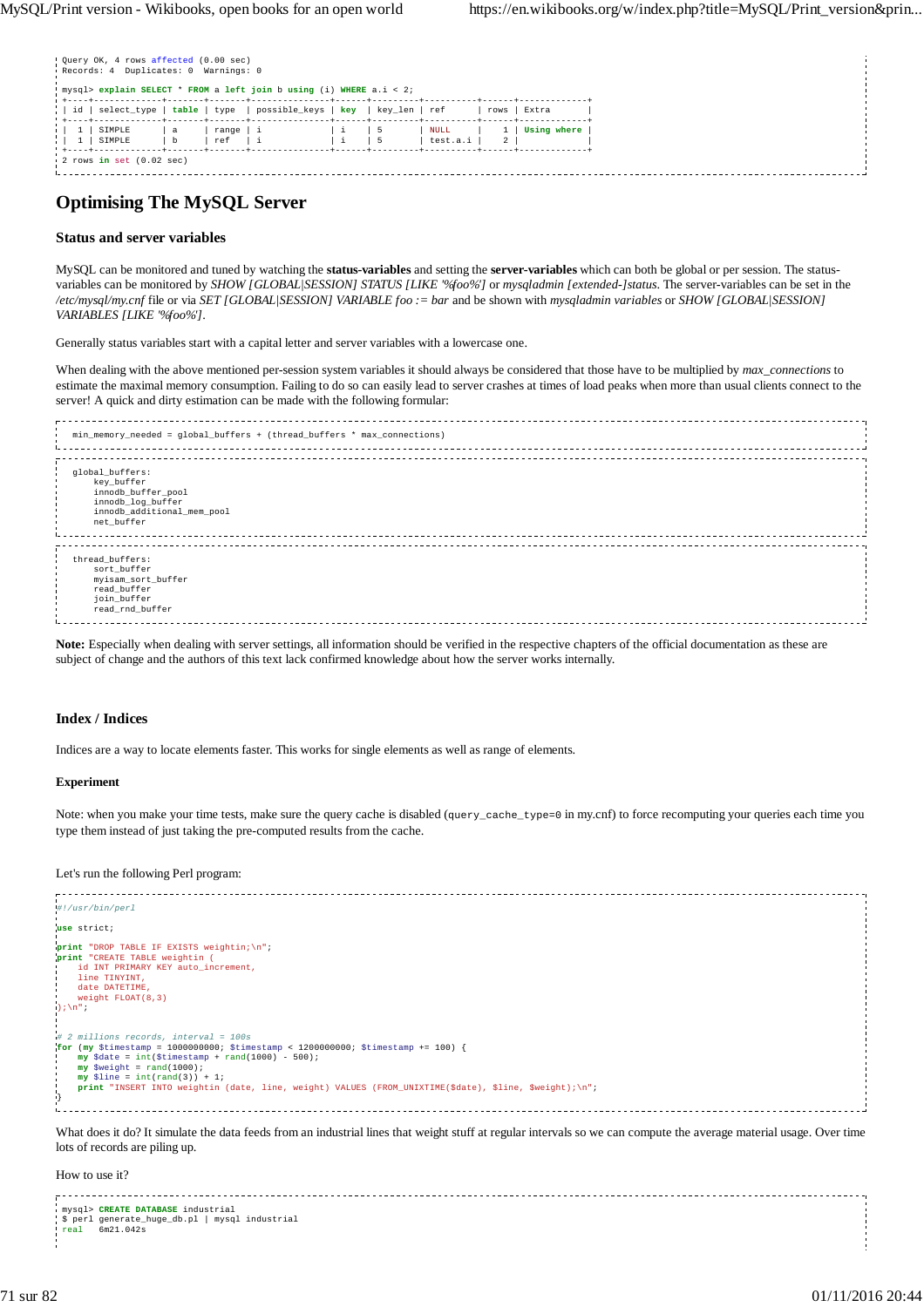```
Query OK, 4 rows affected (0.00 sec)
Records: 4  Duplicates: 0  Warnings: 0

mysql> explain SELECT * FROM a left join b using (i) WHERE a.i < 2;
+----+-------------+-------+-------+---------------+------+---------+----------+------+-------------+
| id | select_type | table | type  | possible_keys | key  | key_len | ref      | rows | Extra       |
+----+-------------+-------+-------+---------------+------+---------+----------+------+-------------+
|  1 | SIMPLE      | a     | range | i             | i    | 5       | NULL     |    1 | Using where |
|  1 | SIMPLE      | b     | ref   | i             | i    | 5       | test.a.i |    2 |             |
+----+-------------+-------+-------+---------------+------+---------+----------+------+-------------+
2 rows in set (0.02 sec)
```

## Optimising The MySQL Server

### Status and server variables

MySQL can be monitored and tuned by watching the **status-variables** and setting the **server-variables** which can both be global or per session. The status-variables can be monitored by *SHOW [GLOBAL|SESSION] STATUS [LIKE '%foo%']* or *mysqladmin [extended-]status*. The server-variables can be set in the */etc/mysql/my.cnf* file or via *SET [GLOBAL|SESSION] VARIABLE foo := bar* and be shown with *mysqladmin variables* or *SHOW [GLOBAL|SESSION] VARIABLES [LIKE '%foo%']*.

Generally status variables start with a capital letter and server variables with a lowercase one.

When dealing with the above mentioned per-session system variables it should always be considered that those have to be multiplied by *max_connections* to estimate the maximal memory consumption. Failing to do so can easily lead to server crashes at times of load peaks when more than usual clients connect to the server! A quick and dirty estimation can be made with the following formular:

```
min_memory_needed = global_buffers + (thread_buffers * max_connections)
```

```
global_buffers:
    key_buffer
    innodb_buffer_pool
    innodb_log_buffer
    innodb_additional_mem_pool
    net_buffer
```

```
thread_buffers:
    sort_buffer
    myisam_sort_buffer
    read_buffer
    join_buffer
    read_rnd_buffer
```

**Note:** Especially when dealing with server settings, all information should be verified in the respective chapters of the official documentation as these are subject of change and the authors of this text lack confirmed knowledge about how the server works internally.

### Index / Indices

Indices are a way to locate elements faster. This works for single elements as well as range of elements.

#### Experiment

Note: when you make your time tests, make sure the query cache is disabled (`query_cache_type=0` in my.cnf) to force recomputing your queries each time you type them instead of just taking the pre-computed results from the cache.

Let's run the following Perl program:

```perl
#!/usr/bin/perl

use strict;

print "DROP TABLE IF EXISTS weightin;\n";
print "CREATE TABLE weightin (
    id INT PRIMARY KEY auto_increment,
    line TINYINT,
    date DATETIME,
    weight FLOAT(8,3)
);\n";


# 2 millions records, interval = 100s
for (my $timestamp = 1000000000; $timestamp < 1200000000; $timestamp += 100) {
    my $date = int($timestamp + rand(1000) - 500);
    my $weight = rand(1000);
    my $line = int(rand(3)) + 1;
    print "INSERT INTO weightin (date, line, weight) VALUES (FROM_UNIXTIME($date), $line, $weight);\n";
}
```

What does it do? It simulate the data feeds from an industrial lines that weight stuff at regular intervals so we can compute the average material usage. Over time lots of records are piling up.

How to use it?

```
mysql> CREATE DATABASE industrial
$ perl generate_huge_db.pl | mysql industrial
real    6m21.042s
```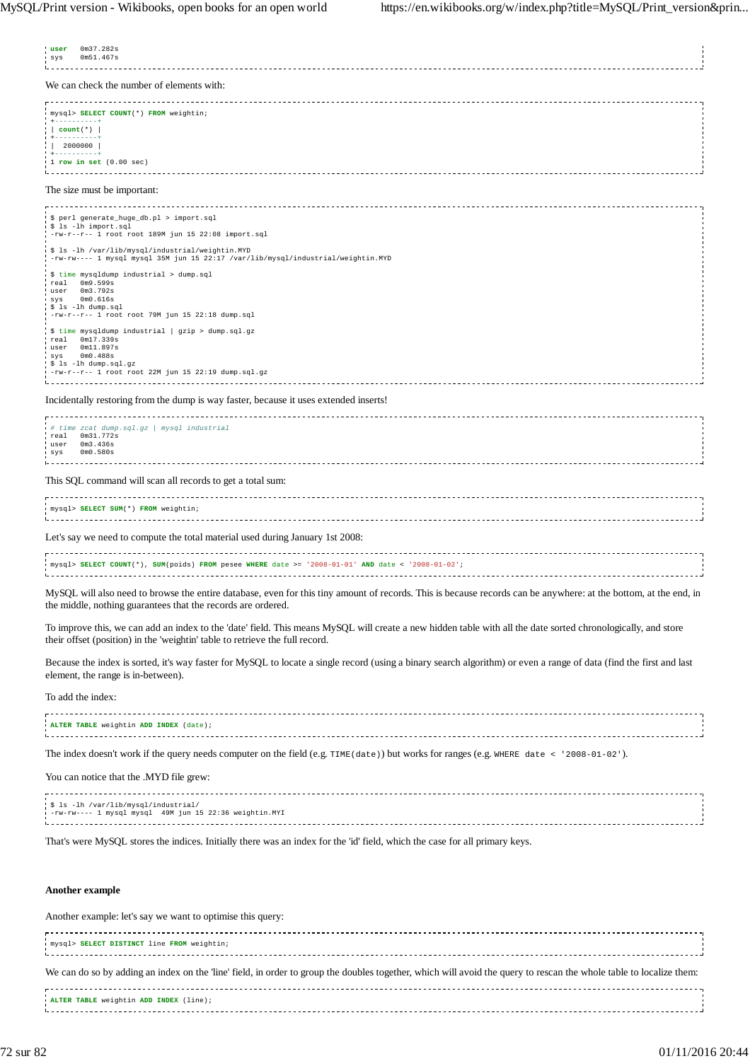```
user    0m37.282s
sys     0m51.467s
```

We can check the number of elements with:

```
mysql> SELECT COUNT(*) FROM weightin;
+----------+
| count(*) |
+----------+
|  2000000 |
+----------+
1 row in set (0.00 sec)
```

The size must be important:

```
$ perl generate_huge_db.pl > import.sql
$ ls -lh import.sql
-rw-r--r-- 1 root root 189M jun 15 22:08 import.sql

$ ls -lh /var/lib/mysql/industrial/weightin.MYD
-rw-rw---- 1 mysql mysql 35M jun 15 22:17 /var/lib/mysql/industrial/weightin.MYD

$ time mysqldump industrial > dump.sql
real    0m9.599s
user    0m3.792s
sys     0m0.616s
$ ls -lh dump.sql
-rw-r--r-- 1 root root 79M jun 15 22:18 dump.sql

$ time mysqldump industrial | gzip > dump.sql.gz
real    0m17.339s
user    0m11.897s
sys     0m0.488s
$ ls -lh dump.sql.gz
-rw-r--r-- 1 root root 22M jun 15 22:19 dump.sql.gz
```

Incidentally restoring from the dump is way faster, because it uses extended inserts!

```
# time zcat dump.sql.gz | mysql industrial
real    0m31.772s
user    0m3.436s
sys     0m0.580s
```

This SQL command will scan all records to get a total sum:

```
mysql> SELECT SUM(*) FROM weightin;
```

Let's say we need to compute the total material used during January 1st 2008:

```
mysql> SELECT COUNT(*), SUM(poids) FROM pesee WHERE date >= '2008-01-01' AND date < '2008-01-02';
```

MySQL will also need to browse the entire database, even for this tiny amount of records. This is because records can be anywhere: at the bottom, at the end, in the middle, nothing guarantees that the records are ordered.

To improve this, we can add an index to the 'date' field. This means MySQL will create a new hidden table with all the date sorted chronologically, and store their offset (position) in the 'weightin' table to retrieve the full record.

Because the index is sorted, it's way faster for MySQL to locate a single record (using a binary search algorithm) or even a range of data (find the first and last element, the range is in-between).

To add the index:

```
ALTER TABLE weightin ADD INDEX (date);
```

The index doesn't work if the query needs computer on the field (e.g. `TIME(date)`) but works for ranges (e.g. `WHERE date < '2008-01-02'`).

You can notice that the .MYD file grew:

```
$ ls -lh /var/lib/mysql/industrial/
-rw-rw---- 1 mysql mysql  49M jun 15 22:36 weightin.MYI
```

That's were MySQL stores the indices. Initially there was an index for the 'id' field, which the case for all primary keys.

**Another example**

Another example: let's say we want to optimise this query:

```
mysql> SELECT DISTINCT line FROM weightin;
```

We can do so by adding an index on the 'line' field, in order to group the doubles together, which will avoid the query to rescan the whole table to localize them:

```
ALTER TABLE weightin ADD INDEX (line);
```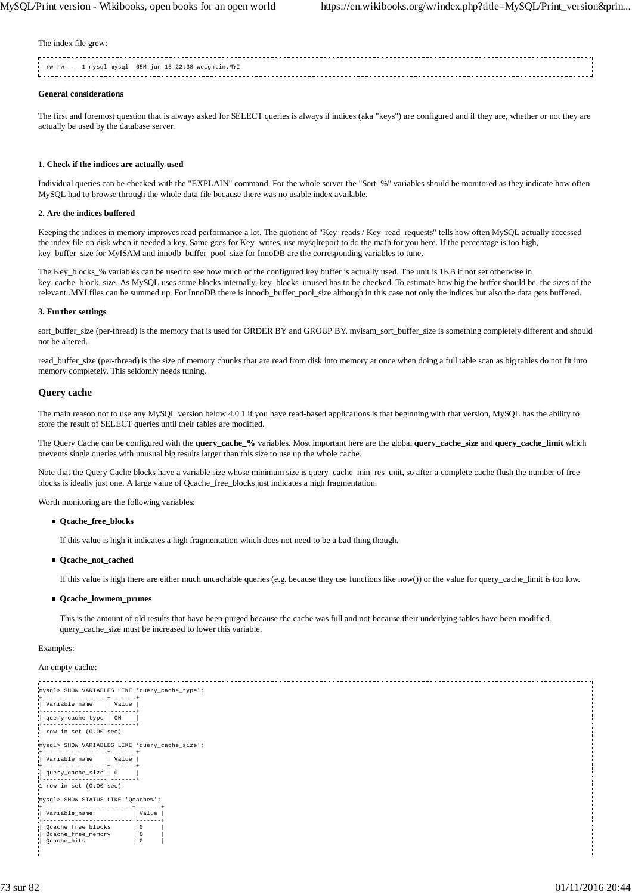The index file grew:

```
-rw-rw---- 1 mysql mysql  65M jun 15 22:38 weightin.MYI
```

**General considerations**

The first and foremost question that is always asked for SELECT queries is always if indices (aka "keys") are configured and if they are, whether or not they are actually be used by the database server.

**1. Check if the indices are actually used**

Individual queries can be checked with the "EXPLAIN" command. For the whole server the "Sort_%" variables should be monitored as they indicate how often MySQL had to browse through the whole data file because there was no usable index available.

**2. Are the indices buffered**

Keeping the indices in memory improves read performance a lot. The quotient of "Key_reads / Key_read_requests" tells how often MySQL actually accessed the index file on disk when it needed a key. Same goes for Key_writes, use mysqlreport to do the math for you here. If the percentage is too high, key_buffer_size for MyISAM and innodb_buffer_pool_size for InnoDB are the corresponding variables to tune.

The Key_blocks_% variables can be used to see how much of the configured key buffer is actually used. The unit is 1KB if not set otherwise in key_cache_block_size. As MySQL uses some blocks internally, key_blocks_unused has to be checked. To estimate how big the buffer should be, the sizes of the relevant .MYI files can be summed up. For InnoDB there is innodb_buffer_pool_size although in this case not only the indices but also the data gets buffered.

**3. Further settings**

sort_buffer_size (per-thread) is the memory that is used for ORDER BY and GROUP BY. myisam_sort_buffer_size is something completely different and should not be altered.

read_buffer_size (per-thread) is the size of memory chunks that are read from disk into memory at once when doing a full table scan as big tables do not fit into memory completely. This seldomly needs tuning.

## Query cache

The main reason not to use any MySQL version below 4.0.1 if you have read-based applications is that beginning with that version, MySQL has the ability to store the result of SELECT queries until their tables are modified.

The Query Cache can be configured with the **query_cache_%** variables. Most important here are the global **query_cache_size** and **query_cache_limit** which prevents single queries with unusual big results larger than this size to use up the whole cache.

Note that the Query Cache blocks have a variable size whose minimum size is query_cache_min_res_unit, so after a complete cache flush the number of free blocks is ideally just one. A large value of Qcache_free_blocks just indicates a high fragmentation.

Worth monitoring are the following variables:

- **Qcache_free_blocks**

  If this value is high it indicates a high fragmentation which does not need to be a bad thing though.

- **Qcache_not_cached**

  If this value is high there are either much uncachable queries (e.g. because they use functions like now()) or the value for query_cache_limit is too low.

- **Qcache_lowmem_prunes**

  This is the amount of old results that have been purged because the cache was full and not because their underlying tables have been modified. query_cache_size must be increased to lower this variable.

Examples:

An empty cache:

```
mysql> SHOW VARIABLES LIKE 'query_cache_type';
+------------------+-------+
| Variable_name    | Value |
+------------------+-------+
| query_cache_type | ON    |
+------------------+-------+
1 row in set (0.00 sec)

mysql> SHOW VARIABLES LIKE 'query_cache_size';
+------------------+-------+
| Variable_name    | Value |
+------------------+-------+
| query_cache_size | 0     |
+------------------+-------+
1 row in set (0.00 sec)

mysql> SHOW STATUS LIKE 'Qcache%';
+-------------------------+-------+
| Variable_name           | Value |
+-------------------------+-------+
| Qcache_free_blocks      | 0     |
| Qcache_free_memory      | 0     |
| Qcache_hits             | 0     |
```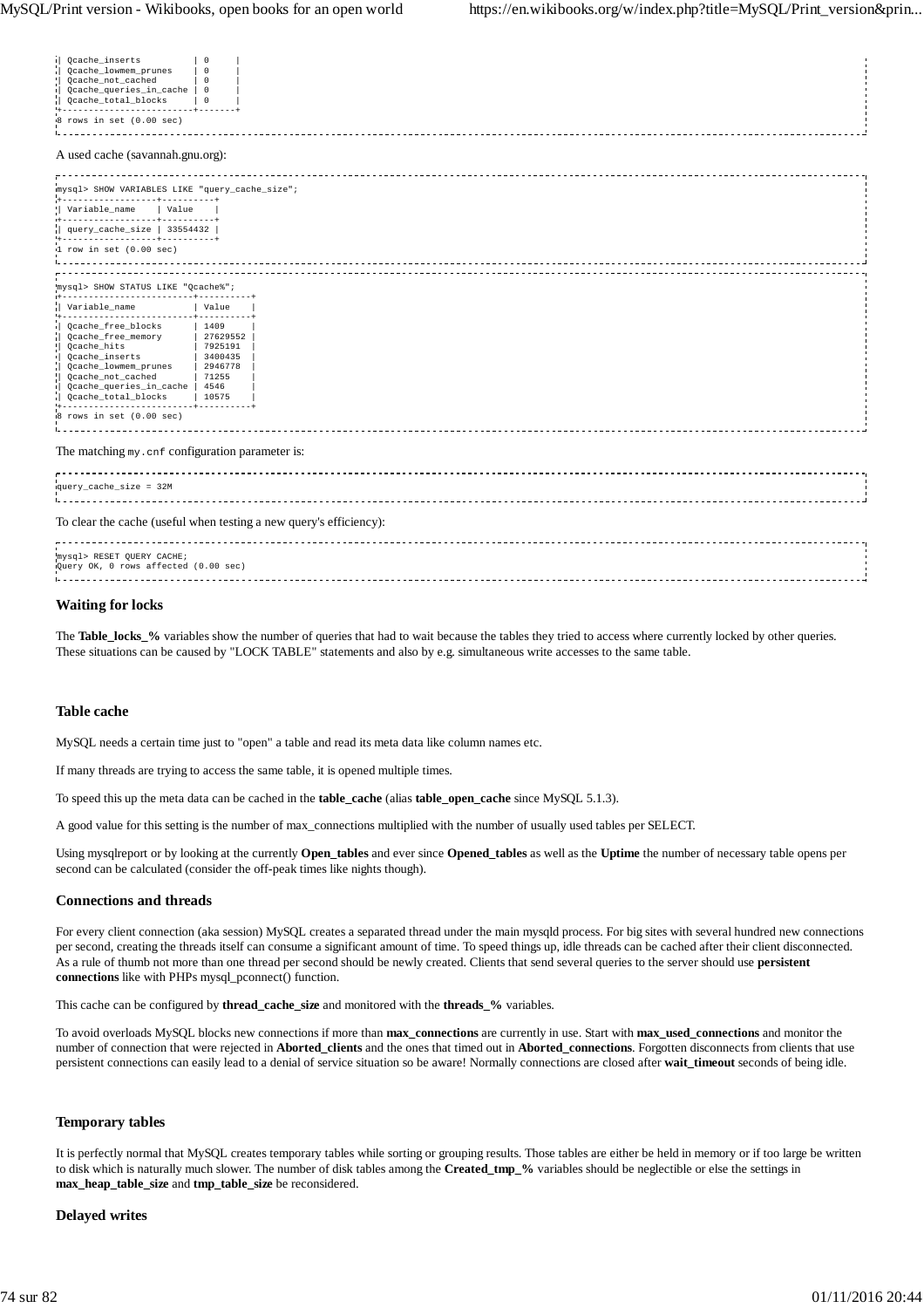```
| Qcache_inserts          | 0     |
| Qcache_lowmem_prunes    | 0     |
| Qcache_not_cached       | 0     |
| Qcache_queries_in_cache | 0     |
| Qcache_total_blocks     | 0     |
+-------------------------+-------+
8 rows in set (0.00 sec)
```

A used cache (savannah.gnu.org):

```
mysql> SHOW VARIABLES LIKE "query_cache_size";
+------------------+----------+
| Variable_name    | Value    |
+------------------+----------+
| query_cache_size | 33554432 |
+------------------+----------+
1 row in set (0.00 sec)
```

```
mysql> SHOW STATUS LIKE "Qcache%";
+-------------------------+----------+
| Variable_name           | Value    |
+-------------------------+----------+
| Qcache_free_blocks      | 1409     |
| Qcache_free_memory      | 27629552 |
| Qcache_hits             | 7925191  |
| Qcache_inserts          | 3400435  |
| Qcache_lowmem_prunes    | 2946778  |
| Qcache_not_cached       | 71255    |
| Qcache_queries_in_cache | 4546     |
| Qcache_total_blocks     | 10575    |
+-------------------------+----------+
8 rows in set (0.00 sec)
```

The matching `my.cnf` configuration parameter is:

```
query_cache_size = 32M
```

To clear the cache (useful when testing a new query's efficiency):

```
mysql> RESET QUERY CACHE;
Query OK, 0 rows affected (0.00 sec)
```

### Waiting for locks

The **Table_locks_%** variables show the number of queries that had to wait because the tables they tried to access where currently locked by other queries. These situations can be caused by "LOCK TABLE" statements and also by e.g. simultaneous write accesses to the same table.

### Table cache

MySQL needs a certain time just to "open" a table and read its meta data like column names etc.

If many threads are trying to access the same table, it is opened multiple times.

To speed this up the meta data can be cached in the **table_cache** (alias **table_open_cache** since MySQL 5.1.3).

A good value for this setting is the number of max_connections multiplied with the number of usually used tables per SELECT.

Using mysqlreport or by looking at the currently **Open_tables** and ever since **Opened_tables** as well as the **Uptime** the number of necessary table opens per second can be calculated (consider the off-peak times like nights though).

### Connections and threads

For every client connection (aka session) MySQL creates a separated thread under the main mysqld process. For big sites with several hundred new connections per second, creating the threads itself can consume a significant amount of time. To speed things up, idle threads can be cached after their client disconnected. As a rule of thumb not more than one thread per second should be newly created. Clients that send several queries to the server should use **persistent connections** like with PHPs mysql_pconnect() function.

This cache can be configured by **thread_cache_size** and monitored with the **threads_%** variables.

To avoid overloads MySQL blocks new connections if more than **max_connections** are currently in use. Start with **max_used_connections** and monitor the number of connection that were rejected in **Aborted_clients** and the ones that timed out in **Aborted_connections**. Forgotten disconnects from clients that use persistent connections can easily lead to a denial of service situation so be aware! Normally connections are closed after **wait_timeout** seconds of being idle.

### Temporary tables

It is perfectly normal that MySQL creates temporary tables while sorting or grouping results. Those tables are either be held in memory or if too large be written to disk which is naturally much slower. The number of disk tables among the **Created_tmp_%** variables should be neglectible or else the settings in **max_heap_table_size** and **tmp_table_size** be reconsidered.

### Delayed writes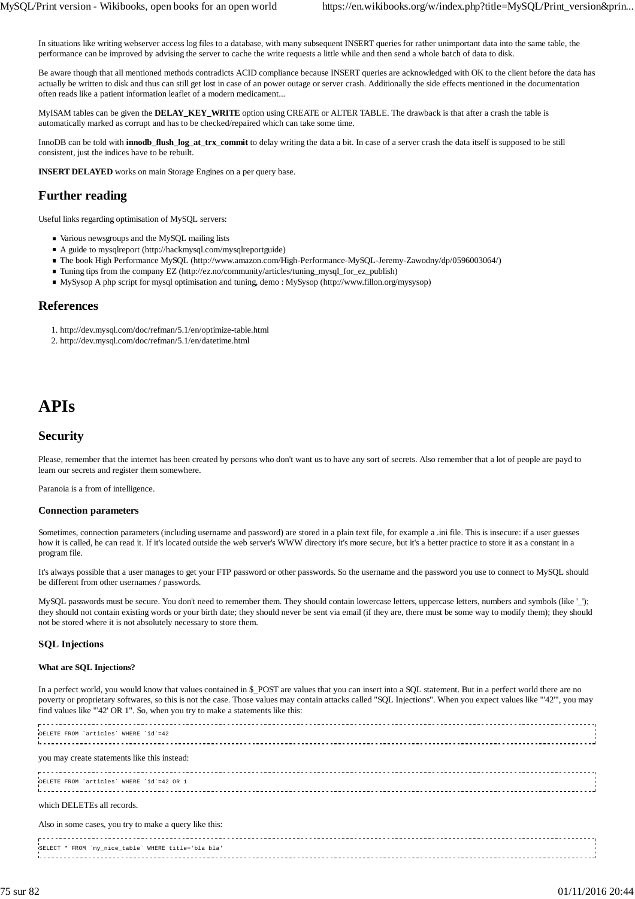In situations like writing webserver access log files to a database, with many subsequent INSERT queries for rather unimportant data into the same table, the performance can be improved by advising the server to cache the write requests a little while and then send a whole batch of data to disk.

Be aware though that all mentioned methods contradicts ACID compliance because INSERT queries are acknowledged with OK to the client before the data has actually be written to disk and thus can still get lost in case of an power outage or server crash. Additionally the side effects mentioned in the documentation often reads like a patient information leaflet of a modern medicament...

MyISAM tables can be given the **DELAY_KEY_WRITE** option using CREATE or ALTER TABLE. The drawback is that after a crash the table is automatically marked as corrupt and has to be checked/repaired which can take some time.

InnoDB can be told with **innodb_flush_log_at_trx_commit** to delay writing the data a bit. In case of a server crash the data itself is supposed to be still consistent, just the indices have to be rebuilt.

**INSERT DELAYED** works on main Storage Engines on a per query base.

## Further reading

Useful links regarding optimisation of MySQL servers:

- Various newsgroups and the MySQL mailing lists
- A guide to mysqlreport (http://hackmysql.com/mysqlreportguide)
- The book High Performance MySQL (http://www.amazon.com/High-Performance-MySQL-Jeremy-Zawodny/dp/0596003064/)
- Tuning tips from the company EZ (http://ez.no/community/articles/tuning_mysql_for_ez_publish)
- MySysop A php script for mysql optimisation and tuning, demo : MySysop (http://www.fillon.org/mysysop)

## References

1. http://dev.mysql.com/doc/refman/5.1/en/optimize-table.html
2. http://dev.mysql.com/doc/refman/5.1/en/datetime.html

# APIs

## Security

Please, remember that the internet has been created by persons who don't want us to have any sort of secrets. Also remember that a lot of people are payd to learn our secrets and register them somewhere.

Paranoia is a from of intelligence.

### Connection parameters

Sometimes, connection parameters (including username and password) are stored in a plain text file, for example a .ini file. This is insecure: if a user guesses how it is called, he can read it. If it's located outside the web server's WWW directory it's more secure, but it's a better practice to store it as a constant in a program file.

It's always possible that a user manages to get your FTP password or other passwords. So the username and the password you use to connect to MySQL should be different from other usernames / passwords.

MySQL passwords must be secure. You don't need to remember them. They should contain lowercase letters, uppercase letters, numbers and symbols (like '_'); they should not contain existing words or your birth date; they should never be sent via email (if they are, there must be some way to modify them); they should not be stored where it is not absolutely necessary to store them.

### SQL Injections

#### What are SQL Injections?

In a perfect world, you would know that values contained in $_POST are values that you can insert into a SQL statement. But in a perfect world there are no poverty or proprietary softwares, so this is not the case. Those values may contain attacks called "SQL Injections". When you expect values like "'42'", you may find values like "'42' OR 1". So, when you try to make a statements like this:

```
DELETE FROM `articles` WHERE `id`=42
```

you may create statements like this instead:

```
DELETE FROM `articles` WHERE `id`=42 OR 1
```

which DELETEs all records.

Also in some cases, you try to make a query like this:

```
SELECT * FROM `my_nice_table` WHERE title='bla bla'
```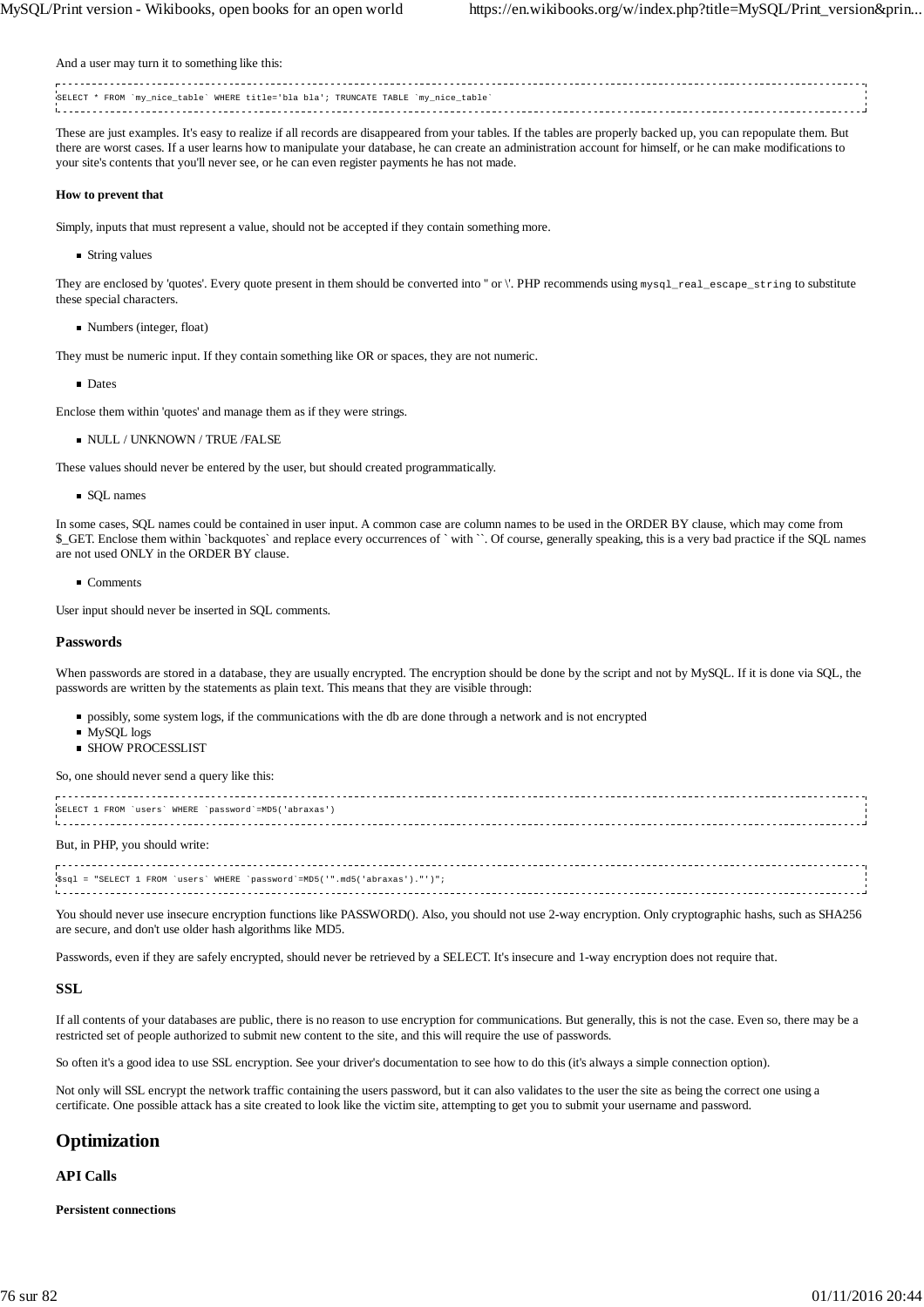And a user may turn it to something like this:

```
SELECT * FROM `my_nice_table` WHERE title='bla bla'; TRUNCATE TABLE `my_nice_table`
```

These are just examples. It's easy to realize if all records are disappeared from your tables. If the tables are properly backed up, you can repopulate them. But there are worst cases. If a user learns how to manipulate your database, he can create an administration account for himself, or he can make modifications to your site's contents that you'll never see, or he can even register payments he has not made.

#### How to prevent that

Simply, inputs that must represent a value, should not be accepted if they contain something more.

- String values

They are enclosed by 'quotes'. Every quote present in them should be converted into '' or \'. PHP recommends using `mysql_real_escape_string` to substitute these special characters.

- Numbers (integer, float)

They must be numeric input. If they contain something like OR or spaces, they are not numeric.

- Dates

Enclose them within 'quotes' and manage them as if they were strings.

- NULL / UNKNOWN / TRUE /FALSE

These values should never be entered by the user, but should created programmatically.

- SQL names

In some cases, SQL names could be contained in user input. A common case are column names to be used in the ORDER BY clause, which may come from $_GET. Enclose them within `backquotes` and replace every occurrences of ` with ``. Of course, generally speaking, this is a very bad practice if the SQL names are not used ONLY in the ORDER BY clause.

- Comments

User input should never be inserted in SQL comments.

### Passwords

When passwords are stored in a database, they are usually encrypted. The encryption should be done by the script and not by MySQL. If it is done via SQL, the passwords are written by the statements as plain text. This means that they are visible through:

- possibly, some system logs, if the communications with the db are done through a network and is not encrypted
- MySQL logs
- SHOW PROCESSLIST

So, one should never send a query like this:

```
SELECT 1 FROM `users` WHERE `password`=MD5('abraxas')
```

But, in PHP, you should write:

```
$sql = "SELECT 1 FROM `users` WHERE `password`=MD5('".md5('abraxas')."')";
```

You should never use insecure encryption functions like PASSWORD(). Also, you should not use 2-way encryption. Only cryptographic hashs, such as SHA256 are secure, and don't use older hash algorithms like MD5.

Passwords, even if they are safely encrypted, should never be retrieved by a SELECT. It's insecure and 1-way encryption does not require that.

### SSL

If all contents of your databases are public, there is no reason to use encryption for communications. But generally, this is not the case. Even so, there may be a restricted set of people authorized to submit new content to the site, and this will require the use of passwords.

So often it's a good idea to use SSL encryption. See your driver's documentation to see how to do this (it's always a simple connection option).

Not only will SSL encrypt the network traffic containing the users password, but it can also validates to the user the site as being the correct one using a certificate. One possible attack has a site created to look like the victim site, attempting to get you to submit your username and password.

## Optimization

### API Calls

#### Persistent connections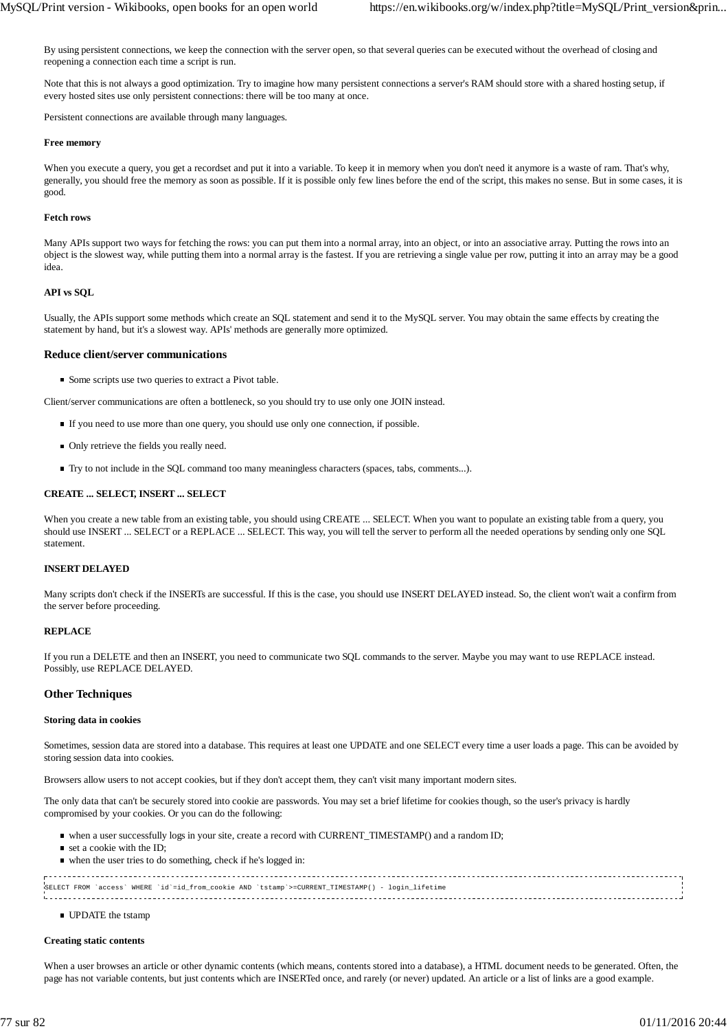By using persistent connections, we keep the connection with the server open, so that several queries can be executed without the overhead of closing and reopening a connection each time a script is run.

Note that this is not always a good optimization. Try to imagine how many persistent connections a server's RAM should store with a shared hosting setup, if every hosted sites use only persistent connections: there will be too many at once.

Persistent connections are available through many languages.

#### Free memory

When you execute a query, you get a recordset and put it into a variable. To keep it in memory when you don't need it anymore is a waste of ram. That's why, generally, you should free the memory as soon as possible. If it is possible only few lines before the end of the script, this makes no sense. But in some cases, it is good.

#### Fetch rows

Many APIs support two ways for fetching the rows: you can put them into a normal array, into an object, or into an associative array. Putting the rows into an object is the slowest way, while putting them into a normal array is the fastest. If you are retrieving a single value per row, putting it into an array may be a good idea.

#### API vs SQL

Usually, the APIs support some methods which create an SQL statement and send it to the MySQL server. You may obtain the same effects by creating the statement by hand, but it's a slowest way. APIs' methods are generally more optimized.

### Reduce client/server communications

- Some scripts use two queries to extract a Pivot table.

Client/server communications are often a bottleneck, so you should try to use only one JOIN instead.

- If you need to use more than one query, you should use only one connection, if possible.

- Only retrieve the fields you really need.

- Try to not include in the SQL command too many meaningless characters (spaces, tabs, comments...).

#### CREATE ... SELECT, INSERT ... SELECT

When you create a new table from an existing table, you should using CREATE ... SELECT. When you want to populate an existing table from a query, you should use INSERT ... SELECT or a REPLACE ... SELECT. This way, you will tell the server to perform all the needed operations by sending only one SQL statement.

#### INSERT DELAYED

Many scripts don't check if the INSERTs are successful. If this is the case, you should use INSERT DELAYED instead. So, the client won't wait a confirm from the server before proceeding.

#### REPLACE

If you run a DELETE and then an INSERT, you need to communicate two SQL commands to the server. Maybe you may want to use REPLACE instead. Possibly, use REPLACE DELAYED.

### Other Techniques

#### Storing data in cookies

Sometimes, session data are stored into a database. This requires at least one UPDATE and one SELECT every time a user loads a page. This can be avoided by storing session data into cookies.

Browsers allow users to not accept cookies, but if they don't accept them, they can't visit many important modern sites.

The only data that can't be securely stored into cookie are passwords. You may set a brief lifetime for cookies though, so the user's privacy is hardly compromised by your cookies. Or you can do the following:

- when a user successfully logs in your site, create a record with CURRENT_TIMESTAMP() and a random ID;
- set a cookie with the ID;
- when the user tries to do something, check if he's logged in:

```
SELECT FROM `access` WHERE `id`=id_from_cookie AND `tstamp`>=CURRENT_TIMESTAMP() - login_lifetime
```

- UPDATE the tstamp

#### Creating static contents

When a user browses an article or other dynamic contents (which means, contents stored into a database), a HTML document needs to be generated. Often, the page has not variable contents, but just contents which are INSERTed once, and rarely (or never) updated. An article or a list of links are a good example.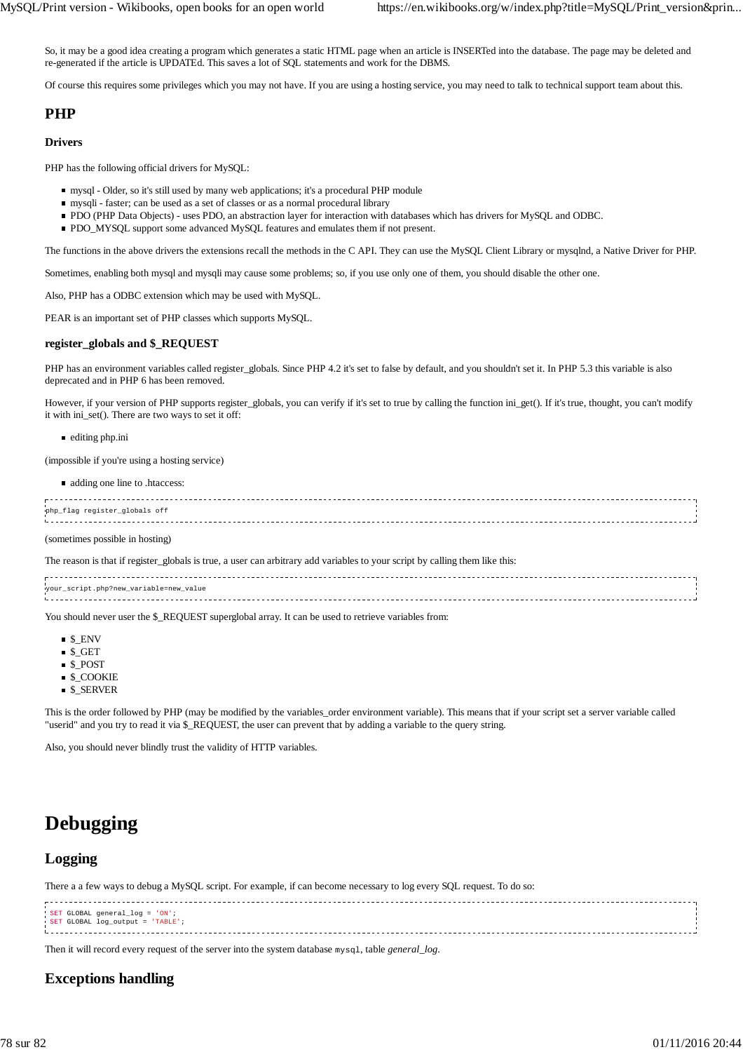So, it may be a good idea creating a program which generates a static HTML page when an article is INSERTed into the database. The page may be deleted and re-generated if the article is UPDATEd. This saves a lot of SQL statements and work for the DBMS.

Of course this requires some privileges which you may not have. If you are using a hosting service, you may need to talk to technical support team about this.

## PHP

### Drivers

PHP has the following official drivers for MySQL:

- mysql - Older, so it's still used by many web applications; it's a procedural PHP module
- mysqli - faster; can be used as a set of classes or as a normal procedural library
- PDO (PHP Data Objects) - uses PDO, an abstraction layer for interaction with databases which has drivers for MySQL and ODBC.
- PDO_MYSQL support some advanced MySQL features and emulates them if not present.

The functions in the above drivers the extensions recall the methods in the C API. They can use the MySQL Client Library or mysqlnd, a Native Driver for PHP.

Sometimes, enabling both mysql and mysqli may cause some problems; so, if you use only one of them, you should disable the other one.

Also, PHP has a ODBC extension which may be used with MySQL.

PEAR is an important set of PHP classes which supports MySQL.

### register_globals and $_REQUEST

PHP has an environment variables called register_globals. Since PHP 4.2 it's set to false by default, and you shouldn't set it. In PHP 5.3 this variable is also deprecated and in PHP 6 has been removed.

However, if your version of PHP supports register_globals, you can verify if it's set to true by calling the function ini_get(). If it's true, thought, you can't modify it with ini_set(). There are two ways to set it off:

- editing php.ini

(impossible if you're using a hosting service)

- adding one line to .htaccess:

```
php_flag register_globals off
```

(sometimes possible in hosting)

The reason is that if register_globals is true, a user can arbitrary add variables to your script by calling them like this:

```
your_script.php?new_variable=new_value
```

You should never user the $_REQUEST superglobal array. It can be used to retrieve variables from:

- $_ENV
- $_GET
- $_POST
- $_COOKIE
- $_SERVER

This is the order followed by PHP (may be modified by the variables_order environment variable). This means that if your script set a server variable called "userid" and you try to read it via $_REQUEST, the user can prevent that by adding a variable to the query string.

Also, you should never blindly trust the validity of HTTP variables.

# Debugging

## Logging

There a a few ways to debug a MySQL script. For example, if can become necessary to log every SQL request. To do so:

```sql
SET GLOBAL general_log = 'ON';
SET GLOBAL log_output = 'TABLE';
```

Then it will record every request of the server into the system database `mysql`, table *general_log*.

## Exceptions handling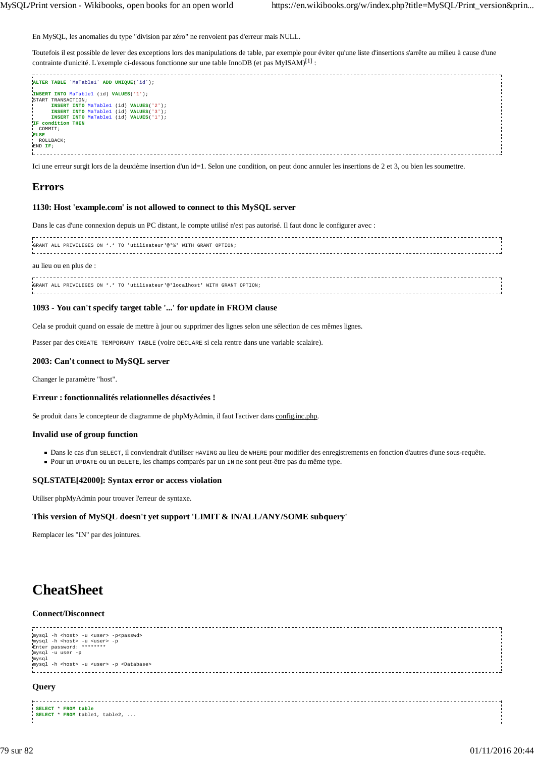En MySQL, les anomalies du type "division par zéro" ne renvoient pas d'erreur mais NULL.

Toutefois il est possible de lever des exceptions lors des manipulations de table, par exemple pour éviter qu'une liste d'insertions s'arrête au milieu à cause d'une contrainte d'unicité. L'exemple ci-dessous fonctionne sur une table InnoDB (et pas MyISAM)[1] :

```
ALTER TABLE `MaTable1` ADD UNIQUE(`id`);

INSERT INTO MaTable1 (id) VALUES('1');
START TRANSACTION;
      INSERT INTO MaTable1 (id) VALUES('2');
      INSERT INTO MaTable1 (id) VALUES('3');
      INSERT INTO MaTable1 (id) VALUES('1');
IF condition THEN
  COMMIT;
ELSE
  ROLLBACK;
END IF;
```

Ici une erreur surgit lors de la deuxième insertion d'un id=1. Selon une condition, on peut donc annuler les insertions de 2 et 3, ou bien les soumettre.

## Errors

### 1130: Host 'example.com' is not allowed to connect to this MySQL server

Dans le cas d'une connexion depuis un PC distant, le compte utilisé n'est pas autorisé. Il faut donc le configurer avec :

```
GRANT ALL PRIVILEGES ON *.* TO 'utilisateur'@'%' WITH GRANT OPTION;
```

au lieu ou en plus de :

```
GRANT ALL PRIVILEGES ON *.* TO 'utilisateur'@'localhost' WITH GRANT OPTION;
```

### 1093 - You can't specify target table '...' for update in FROM clause

Cela se produit quand on essaie de mettre à jour ou supprimer des lignes selon une sélection de ces mêmes lignes.

Passer par des `CREATE TEMPORARY TABLE` (voire `DECLARE` si cela rentre dans une variable scalaire).

### 2003: Can't connect to MySQL server

Changer le paramètre "host".

### Erreur : fonctionnalités relationnelles désactivées !

Se produit dans le concepteur de diagramme de phpMyAdmin, il faut l'activer dans config.inc.php.

### Invalid use of group function

- Dans le cas d'un `SELECT`, il conviendrait d'utiliser `HAVING` au lieu de `WHERE` pour modifier des enregistrements en fonction d'autres d'une sous-requête.
- Pour un `UPDATE` ou un `DELETE`, les champs comparés par un `IN` ne sont peut-être pas du même type.

### SQLSTATE[42000]: Syntax error or access violation

Utiliser phpMyAdmin pour trouver l'erreur de syntaxe.

### This version of MySQL doesn't yet support 'LIMIT & IN/ALL/ANY/SOME subquery'

Remplacer les "IN" par des jointures.

# CheatSheet

### Connect/Disconnect

```
mysql -h <host> -u <user> -p<passwd>
mysql -h <host> -u <user> -p
Enter password: ********
mysql -u user -p
mysql
mysql -h <host> -u <user> -p <Database>
```

### Query

```
 SELECT * FROM table
 SELECT * FROM table1, table2, ...
```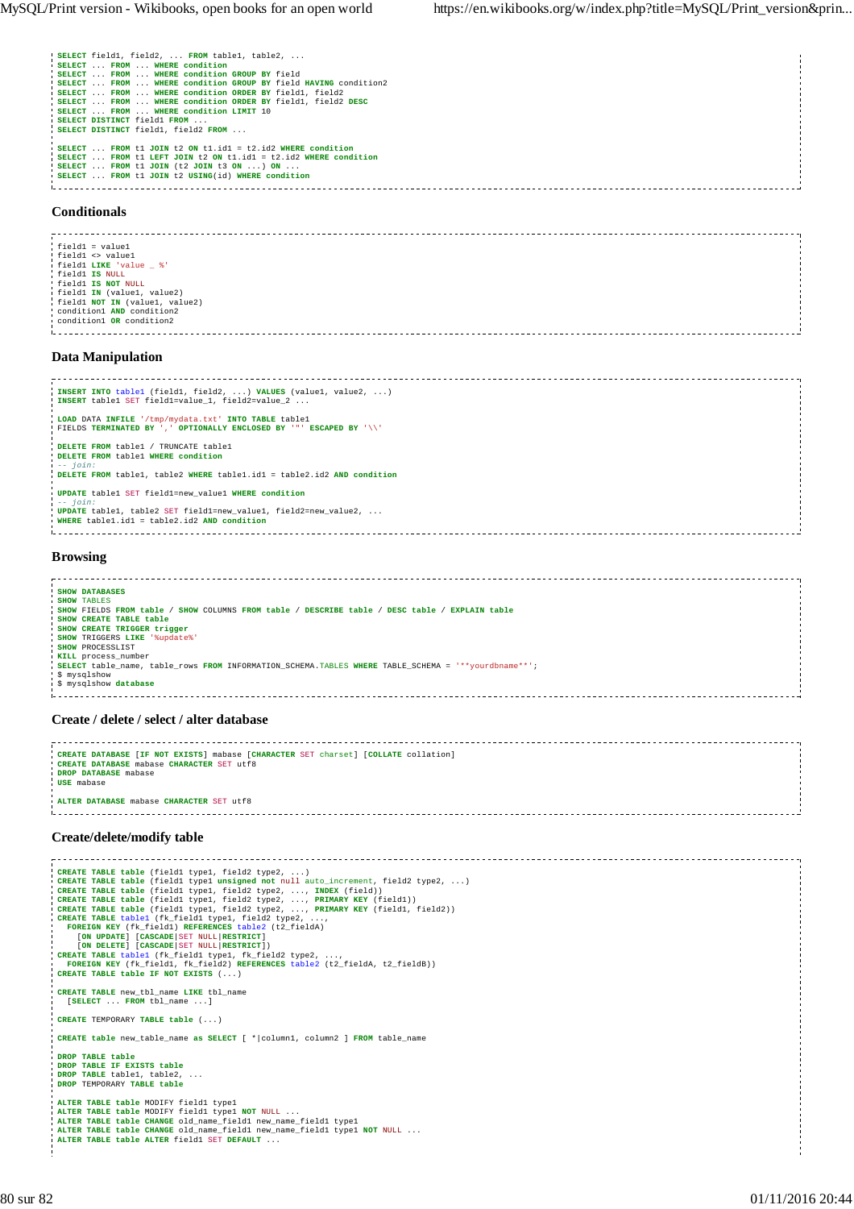```
SELECT field1, field2, ... FROM table1, table2, ...
SELECT ... FROM ... WHERE condition
SELECT ... FROM ... WHERE condition GROUP BY field
SELECT ... FROM ... WHERE condition GROUP BY field HAVING condition2
SELECT ... FROM ... WHERE condition ORDER BY field1, field2
SELECT ... FROM ... WHERE condition ORDER BY field1, field2 DESC
SELECT ... FROM ... WHERE condition LIMIT 10
SELECT DISTINCT field1 FROM ...
SELECT DISTINCT field1, field2 FROM ...

SELECT ... FROM t1 JOIN t2 ON t1.id1 = t2.id2 WHERE condition
SELECT ... FROM t1 LEFT JOIN t2 ON t1.id1 = t2.id2 WHERE condition
SELECT ... FROM t1 JOIN (t2 JOIN t3 ON ...) ON ...
SELECT ... FROM t1 JOIN t2 USING(id) WHERE condition
```

### Conditionals

```
field1 = value1
field1 <> value1
field1 LIKE 'value _ %'
field1 IS NULL
field1 IS NOT NULL
field1 IN (value1, value2)
field1 NOT IN (value1, value2)
condition1 AND condition2
condition1 OR condition2
```

### Data Manipulation

```
INSERT INTO table1 (field1, field2, ...) VALUES (value1, value2, ...)
INSERT table1 SET field1=value_1, field2=value_2 ...

LOAD DATA INFILE '/tmp/mydata.txt' INTO TABLE table1
FIELDS TERMINATED BY ',' OPTIONALLY ENCLOSED BY '"' ESCAPED BY '\\'

DELETE FROM table1 / TRUNCATE table1
DELETE FROM table1 WHERE condition
-- join:
DELETE FROM table1, table2 WHERE table1.id1 = table2.id2 AND condition

UPDATE table1 SET field1=new_value1 WHERE condition
-- join:
UPDATE table1, table2 SET field1=new_value1, field2=new_value2, ...
WHERE table1.id1 = table2.id2 AND condition
```

### Browsing

```
SHOW DATABASES
SHOW TABLES
SHOW FIELDS FROM table / SHOW COLUMNS FROM table / DESCRIBE table / DESC table / EXPLAIN table
SHOW CREATE TABLE table
SHOW CREATE TRIGGER trigger
SHOW TRIGGERS LIKE '%update%'
SHOW PROCESSLIST
KILL process_number
SELECT table_name, table_rows FROM INFORMATION_SCHEMA.TABLES WHERE TABLE_SCHEMA = '**yourdbname**';
$ mysqlshow
$ mysqlshow database
```

### Create / delete / select / alter database

```
CREATE DATABASE [IF NOT EXISTS] mabase [CHARACTER SET charset] [COLLATE collation]
CREATE DATABASE mabase CHARACTER SET utf8
DROP DATABASE mabase
USE mabase

ALTER DATABASE mabase CHARACTER SET utf8
```

### Create/delete/modify table

```
CREATE TABLE table (field1 type1, field2 type2, ...)
CREATE TABLE table (field1 type1 unsigned not null auto_increment, field2 type2, ...)
CREATE TABLE table (field1 type1, field2 type2, ..., INDEX (field))
CREATE TABLE table (field1 type1, field2 type2, ..., PRIMARY KEY (field1))
CREATE TABLE table (field1 type1, field2 type2, ..., PRIMARY KEY (field1, field2))
CREATE TABLE table1 (fk_field1 type1, field2 type2, ...,
  FOREIGN KEY (fk_field1) REFERENCES table2 (t2_fieldA)
    [ON UPDATE] [CASCADE|SET NULL|RESTRICT]
    [ON DELETE] [CASCADE|SET NULL|RESTRICT])
CREATE TABLE table1 (fk_field1 type1, fk_field2 type2, ...,
  FOREIGN KEY (fk_field1, fk_field2) REFERENCES table2 (t2_fieldA, t2_fieldB))
CREATE TABLE table IF NOT EXISTS (...)

CREATE TABLE new_tbl_name LIKE tbl_name
  [SELECT ... FROM tbl_name ...]

CREATE TEMPORARY TABLE table (...)

CREATE table new_table_name as SELECT [ *|column1, column2 ] FROM table_name

DROP TABLE table
DROP TABLE IF EXISTS table
DROP TABLE table1, table2, ...
DROP TEMPORARY TABLE table

ALTER TABLE table MODIFY field1 type1
ALTER TABLE table MODIFY field1 type1 NOT NULL ...
ALTER TABLE table CHANGE old_name_field1 new_name_field1 type1
ALTER TABLE table CHANGE old_name_field1 new_name_field1 type1 NOT NULL ...
ALTER TABLE table ALTER field1 SET DEFAULT ...
```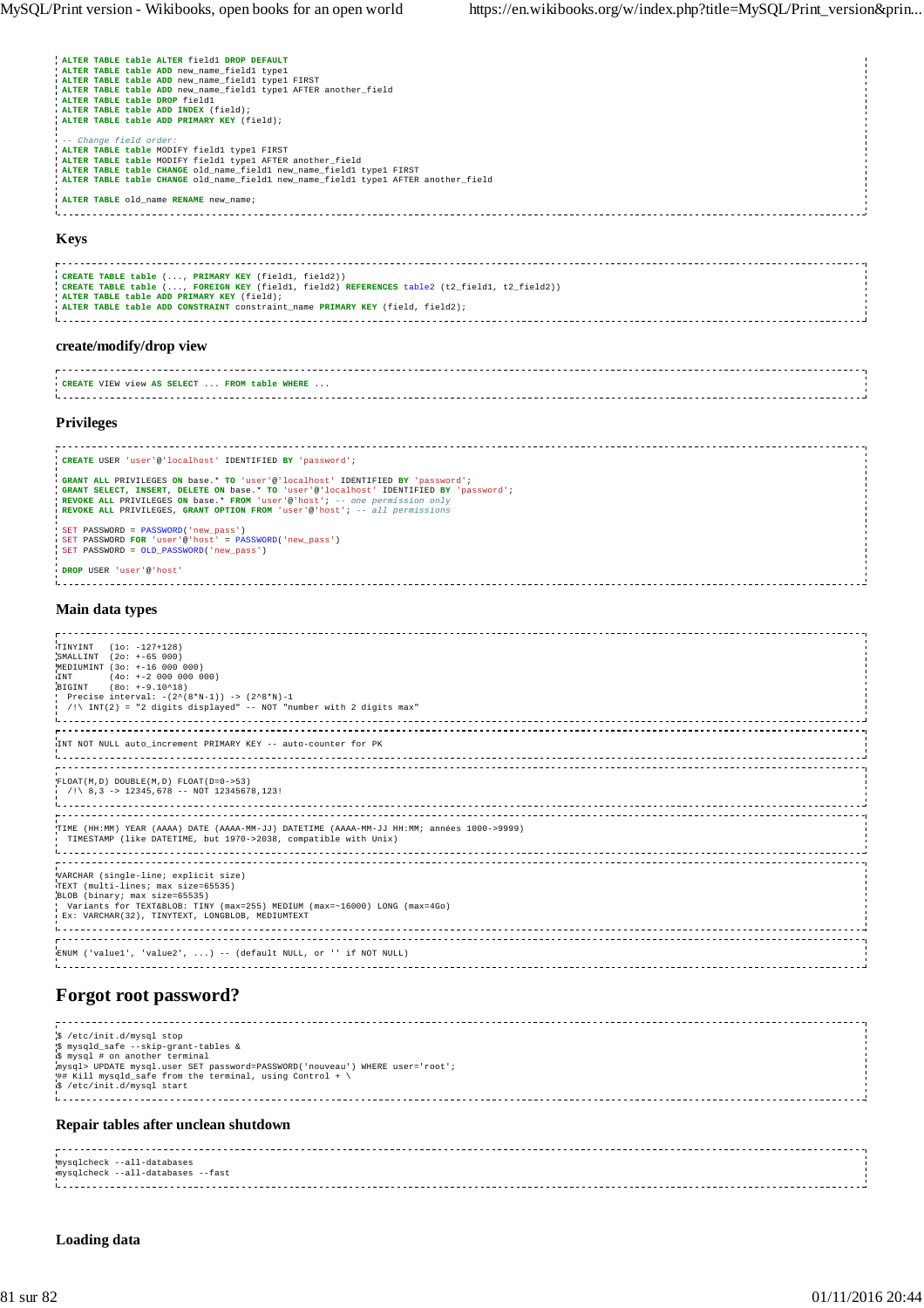```
ALTER TABLE table ALTER field1 DROP DEFAULT
ALTER TABLE table ADD new_name_field1 type1
ALTER TABLE table ADD new_name_field1 type1 FIRST
ALTER TABLE table ADD new_name_field1 type1 AFTER another_field
ALTER TABLE table DROP field1
ALTER TABLE table ADD INDEX (field);
ALTER TABLE table ADD PRIMARY KEY (field);

-- Change field order:
ALTER TABLE table MODIFY field1 type1 FIRST
ALTER TABLE table MODIFY field1 type1 AFTER another_field
ALTER TABLE table CHANGE old_name_field1 new_name_field1 type1 FIRST
ALTER TABLE table CHANGE old_name_field1 new_name_field1 type1 AFTER another_field

ALTER TABLE old_name RENAME new_name;
```

### Keys

```
CREATE TABLE table (..., PRIMARY KEY (field1, field2))
CREATE TABLE table (..., FOREIGN KEY (field1, field2) REFERENCES table2 (t2_field1, t2_field2))
ALTER TABLE table ADD PRIMARY KEY (field);
ALTER TABLE table ADD CONSTRAINT constraint_name PRIMARY KEY (field, field2);
```

### create/modify/drop view

```
CREATE VIEW view AS SELECT ... FROM table WHERE ...
```

### Privileges

```
CREATE USER 'user'@'localhost' IDENTIFIED BY 'password';

GRANT ALL PRIVILEGES ON base.* TO 'user'@'localhost' IDENTIFIED BY 'password';
GRANT SELECT, INSERT, DELETE ON base.* TO 'user'@'localhost' IDENTIFIED BY 'password';
REVOKE ALL PRIVILEGES ON base.* FROM 'user'@'host'; -- one permission only
REVOKE ALL PRIVILEGES, GRANT OPTION FROM 'user'@'host'; -- all permissions

SET PASSWORD = PASSWORD('new_pass')
SET PASSWORD FOR 'user'@'host' = PASSWORD('new_pass')
SET PASSWORD = OLD_PASSWORD('new_pass')

DROP USER 'user'@'host'
```

### Main data types

```
TINYINT   (1o: -127+128)
SMALLINT  (2o: +-65 000)
MEDIUMINT (3o: +-16 000 000)
INT       (4o: +-2 000 000 000)
BIGINT    (8o: +-9.10^18)
  Precise interval: -(2^(8*N-1)) -> (2^8*N)-1
  /!\ INT(2) = "2 digits displayed" -- NOT "number with 2 digits max"
```

```
INT NOT NULL auto_increment PRIMARY KEY -- auto-counter for PK
```

```
FLOAT(M,D) DOUBLE(M,D) FLOAT(D=0->53)
  /!\ 8,3 -> 12345,678 -- NOT 12345678,123!
```

```
TIME (HH:MM) YEAR (AAAA) DATE (AAAA-MM-JJ) DATETIME (AAAA-MM-JJ HH:MM; années 1000->9999)
  TIMESTAMP (like DATETIME, but 1970->2038, compatible with Unix)
```

```
VARCHAR (single-line; explicit size)
TEXT (multi-lines; max size=65535)
BLOB (binary; max size=65535)
  Variants for TEXT&BLOB: TINY (max=255) MEDIUM (max=~16000) LONG (max=4Go)
  Ex: VARCHAR(32), TINYTEXT, LONGBLOB, MEDIUMTEXT
```

```
ENUM ('value1', 'value2', ...) -- (default NULL, or '' if NOT NULL)
```

## Forgot root password?

```
$ /etc/init.d/mysql stop
$ mysqld_safe --skip-grant-tables &
$ mysql # on another terminal
mysql> UPDATE mysql.user SET password=PASSWORD('nouveau') WHERE user='root';
## Kill mysqld_safe from the terminal, using Control + \
$ /etc/init.d/mysql start
```

### Repair tables after unclean shutdown

```
mysqlcheck --all-databases
mysqlcheck --all-databases --fast
```

### Loading data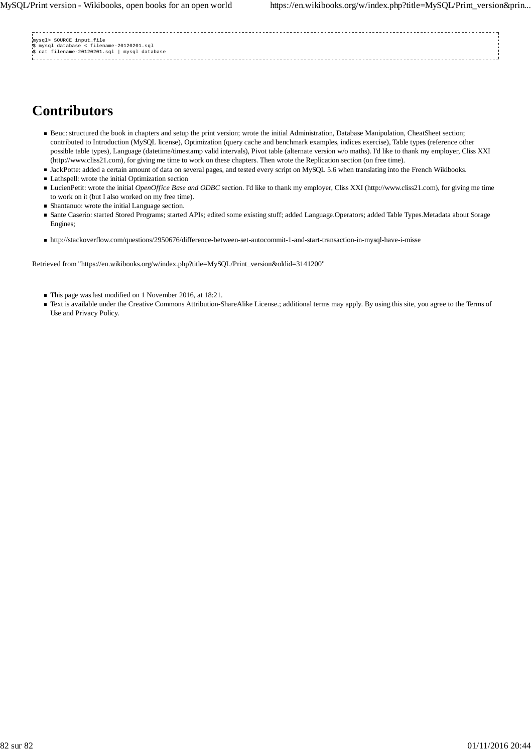```
mysql> SOURCE input_file
$ mysql database < filename-20120201.sql
$ cat filename-20120201.sql | mysql database
```

# Contributors

- Beuc: structured the book in chapters and setup the print version; wrote the initial Administration, Database Manipulation, CheatSheet section; contributed to Introduction (MySQL license), Optimization (query cache and benchmark examples, indices exercise), Table types (reference other possible table types), Language (datetime/timestamp valid intervals), Pivot table (alternate version w/o maths). I'd like to thank my employer, Cliss XXI (http://www.cliss21.com), for giving me time to work on these chapters. Then wrote the Replication section (on free time).
- JackPotte: added a certain amount of data on several pages, and tested every script on MySQL 5.6 when translating into the French Wikibooks.
- Lathspell: wrote the initial Optimization section
- LucienPetit: wrote the initial *OpenOffice Base and ODBC* section. I'd like to thank my employer, Cliss XXI (http://www.cliss21.com), for giving me time to work on it (but I also worked on my free time).
- Shantanuo: wrote the initial Language section.
- Sante Caserio: started Stored Programs; started APIs; edited some existing stuff; added Language.Operators; added Table Types.Metadata about Sorage Engines;

- http://stackoverflow.com/questions/2950676/difference-between-set-autocommit-1-and-start-transaction-in-mysql-have-i-misse

Retrieved from "https://en.wikibooks.org/w/index.php?title=MySQL/Print_version&oldid=3141200"

---

- This page was last modified on 1 November 2016, at 18:21.
- Text is available under the Creative Commons Attribution-ShareAlike License.; additional terms may apply. By using this site, you agree to the Terms of Use and Privacy Policy.